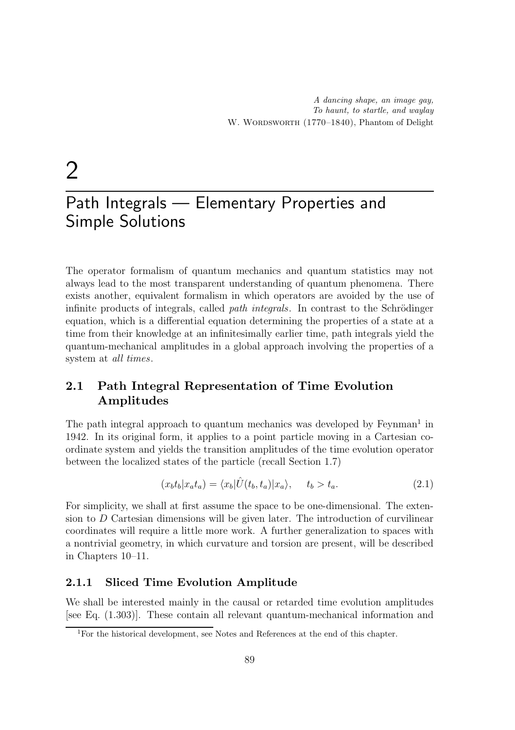*A dancing shape, an image gay,*
*To haunt, to startle, and waylay*
W. Wordsworth (1770–1840), Phantom of Delight

# 2 Path Integrals — Elementary Properties and Simple Solutions

The operator formalism of quantum mechanics and quantum statistics may not always lead to the most transparent understanding of quantum phenomena. There exists another, equivalent formalism in which operators are avoided by the use of infinite products of integrals, called *path integrals*. In contrast to the Schrödinger equation, which is a differential equation determining the properties of a state at a time from their knowledge at an infinitesimally earlier time, path integrals yield the quantum-mechanical amplitudes in a global approach involving the properties of a system at *all times*.

## 2.1 Path Integral Representation of Time Evolution Amplitudes

The path integral approach to quantum mechanics was developed by Feynman[1] in 1942. In its original form, it applies to a point particle moving in a Cartesian coordinate system and yields the transition amplitudes of the time evolution operator between the localized states of the particle (recall Section 1.7)

$$(x_b t_b | x_a t_a) = \langle x_b | \hat{U}(t_b, t_a) | x_a \rangle, \quad t_b > t_a. \tag{2.1}$$

For simplicity, we shall at first assume the space to be one-dimensional. The extension to $D$ Cartesian dimensions will be given later. The introduction of curvilinear coordinates will require a little more work. A further generalization to spaces with a nontrivial geometry, in which curvature and torsion are present, will be described in Chapters 10–11.

### 2.1.1 Sliced Time Evolution Amplitude

We shall be interested mainly in the causal or retarded time evolution amplitudes [see Eq. (1.303)]. These contain all relevant quantum-mechanical information and

[1] For the historical development, see Notes and References at the end of this chapter.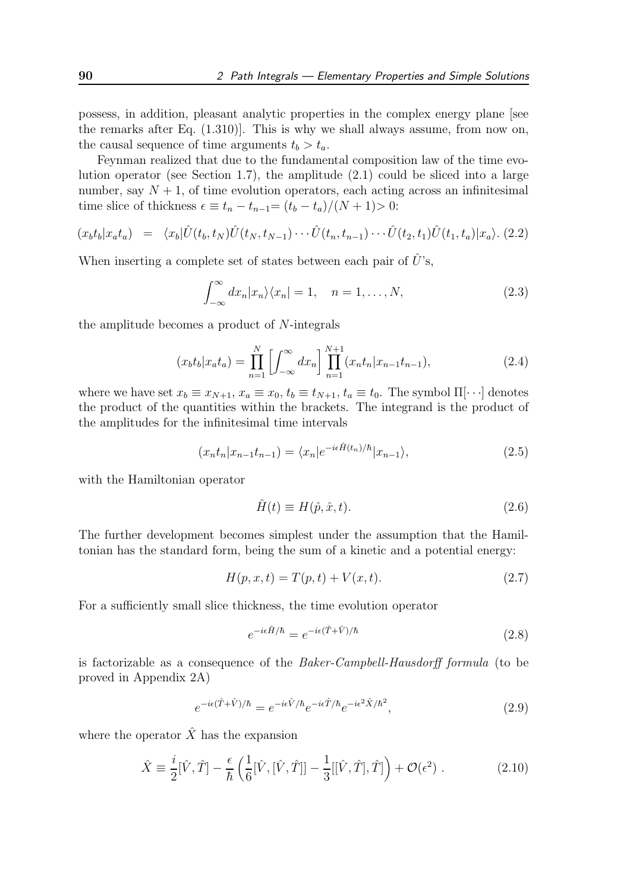possess, in addition, pleasant analytic properties in the complex energy plane [see the remarks after Eq. (1.310)]. This is why we shall always assume, from now on, the causal sequence of time arguments $t_b > t_a$.

Feynman realized that due to the fundamental composition law of the time evolution operator (see Section 1.7), the amplitude (2.1) could be sliced into a large number, say $N+1$, of time evolution operators, each acting across an infinitesimal time slice of thickness $\epsilon \equiv t_n - t_{n-1} = (t_b - t_a)/(N+1) > 0$:

$$(x_b t_b | x_a t_a) = \langle x_b | \hat{U}(t_b, t_N) \hat{U}(t_N, t_{N-1}) \cdots \hat{U}(t_n, t_{n-1}) \cdots \hat{U}(t_2, t_1) \hat{U}(t_1, t_a) | x_a \rangle. \quad (2.2)$$

When inserting a complete set of states between each pair of $\hat{U}$'s,

$$\int_{-\infty}^{\infty} dx_n |x_n\rangle\langle x_n| = 1, \quad n = 1, \ldots, N, \quad (2.3)$$

the amplitude becomes a product of $N$-integrals

$$(x_b t_b | x_a t_a) = \prod_{n=1}^{N} \left[ \int_{-\infty}^{\infty} dx_n \right] \prod_{n=1}^{N+1} (x_n t_n | x_{n-1} t_{n-1}), \quad (2.4)$$

where we have set $x_b \equiv x_{N+1}$, $x_a \equiv x_0$, $t_b \equiv t_{N+1}$, $t_a \equiv t_0$. The symbol $\Pi[\cdots]$ denotes the product of the quantities within the brackets. The integrand is the product of the amplitudes for the infinitesimal time intervals

$$(x_n t_n | x_{n-1} t_{n-1}) = \langle x_n | e^{-i\epsilon \hat{H}(t_n)/\hbar} | x_{n-1} \rangle, \quad (2.5)$$

with the Hamiltonian operator

$$\hat{H}(t) \equiv H(\hat{p}, \hat{x}, t). \quad (2.6)$$

The further development becomes simplest under the assumption that the Hamiltonian has the standard form, being the sum of a kinetic and a potential energy:

$$H(p, x, t) = T(p, t) + V(x, t). \quad (2.7)$$

For a sufficiently small slice thickness, the time evolution operator

$$e^{-i\epsilon \hat{H}/\hbar} = e^{-i\epsilon(\hat{T}+\hat{V})/\hbar} \quad (2.8)$$

is factorizable as a consequence of the *Baker-Campbell-Hausdorff formula* (to be proved in Appendix 2A)

$$e^{-i\epsilon(\hat{T}+\hat{V})/\hbar} = e^{-i\epsilon\hat{V}/\hbar} e^{-i\epsilon\hat{T}/\hbar} e^{-i\epsilon^2 \hat{X}/\hbar^2}, \quad (2.9)$$

where the operator $\hat{X}$ has the expansion

$$\hat{X} \equiv \frac{i}{2}[\hat{V}, \hat{T}] - \frac{\epsilon}{\hbar}\left( \frac{1}{6}[\hat{V}, [\hat{V}, \hat{T}]] - \frac{1}{3}[[\hat{V}, \hat{T}], \hat{T}] \right) + \mathcal{O}(\epsilon^2) \ . \quad (2.10)$$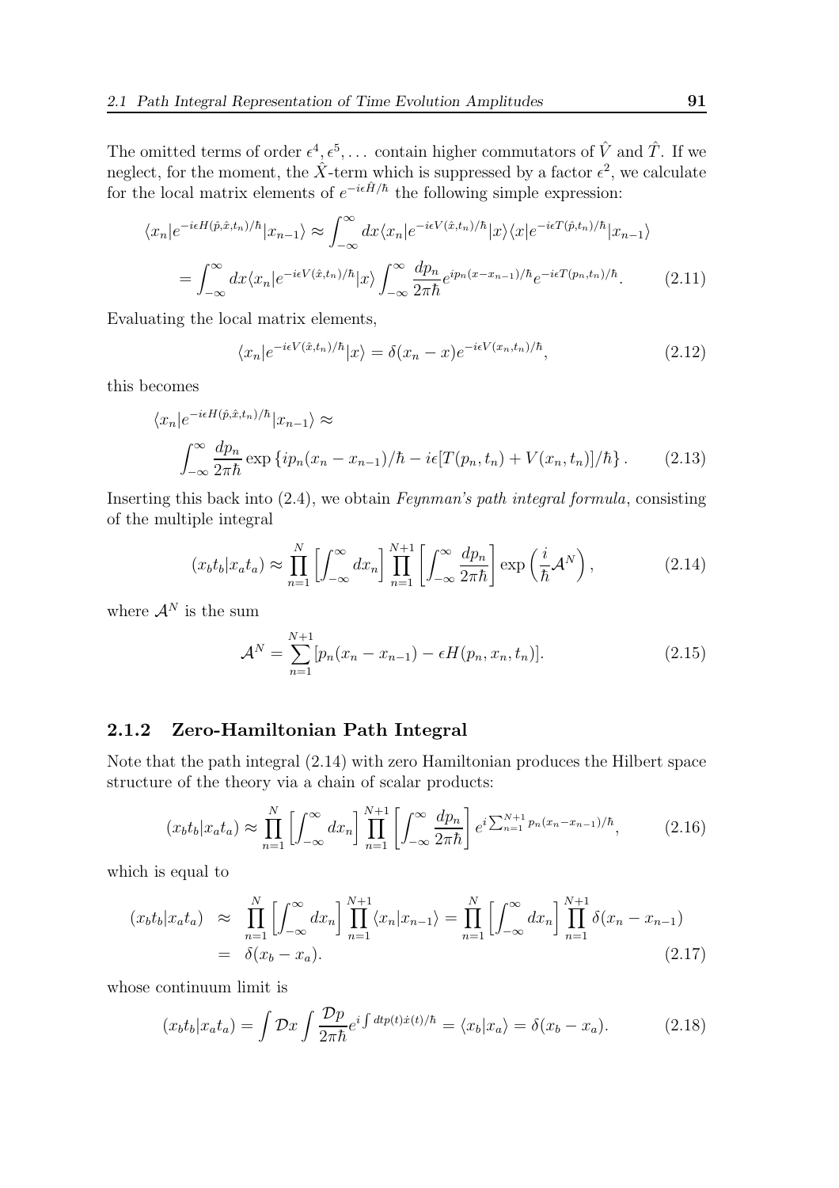The omitted terms of order $\epsilon^4, \epsilon^5, \dots$ contain higher commutators of $\hat{V}$ and $\hat{T}$. If we neglect, for the moment, the $\hat{X}$-term which is suppressed by a factor $\epsilon^2$, we calculate for the local matrix elements of $e^{-i\epsilon\hat{H}/\hbar}$ the following simple expression:

$$
\begin{aligned}
\langle x_n|e^{-i\epsilon H(\hat{p},\hat{x},t_n)/\hbar}|x_{n-1}\rangle &\approx \int_{-\infty}^{\infty} dx \langle x_n|e^{-i\epsilon V(\hat{x},t_n)/\hbar}|x\rangle\langle x|e^{-i\epsilon T(\hat{p},t_n)/\hbar}|x_{n-1}\rangle \\
&= \int_{-\infty}^{\infty} dx \langle x_n|e^{-i\epsilon V(\hat{x},t_n)/\hbar}|x\rangle \int_{-\infty}^{\infty} \frac{dp_n}{2\pi\hbar} e^{ip_n(x-x_{n-1})/\hbar} e^{-i\epsilon T(p_n,t_n)/\hbar}. \qquad (2.11)
\end{aligned}
$$

Evaluating the local matrix elements,

$$
\langle x_n|e^{-i\epsilon V(\hat{x},t_n)/\hbar}|x\rangle = \delta(x_n - x) e^{-i\epsilon V(x_n,t_n)/\hbar}, \qquad (2.12)
$$

this becomes

$$
\begin{aligned}
&\langle x_n|e^{-i\epsilon H(\hat{p},\hat{x},t_n)/\hbar}|x_{n-1}\rangle \approx \\
&\qquad \int_{-\infty}^{\infty} \frac{dp_n}{2\pi\hbar} \exp\left\{ip_n(x_n - x_{n-1})/\hbar - i\epsilon[T(p_n,t_n) + V(x_n,t_n)]/\hbar\right\}. \qquad (2.13)
\end{aligned}
$$

Inserting this back into (2.4), we obtain *Feynman's path integral formula*, consisting of the multiple integral

$$
(x_b t_b|x_a t_a) \approx \prod_{n=1}^{N} \left[\int_{-\infty}^{\infty} dx_n\right] \prod_{n=1}^{N+1} \left[\int_{-\infty}^{\infty} \frac{dp_n}{2\pi\hbar}\right] \exp\left(\frac{i}{\hbar}\mathcal{A}^N\right), \qquad (2.14)
$$

where $\mathcal{A}^N$ is the sum

$$
\mathcal{A}^N = \sum_{n=1}^{N+1} [p_n(x_n - x_{n-1}) - \epsilon H(p_n, x_n, t_n)]. \qquad (2.15)
$$

### 2.1.2 Zero-Hamiltonian Path Integral

Note that the path integral (2.14) with zero Hamiltonian produces the Hilbert space structure of the theory via a chain of scalar products:

$$
(x_b t_b|x_a t_a) \approx \prod_{n=1}^{N} \left[\int_{-\infty}^{\infty} dx_n\right] \prod_{n=1}^{N+1} \left[\int_{-\infty}^{\infty} \frac{dp_n}{2\pi\hbar}\right] e^{i\sum_{n=1}^{N+1} p_n(x_n - x_{n-1})/\hbar}, \qquad (2.16)
$$

which is equal to

$$
\begin{aligned}
(x_b t_b|x_a t_a) &\approx \prod_{n=1}^{N} \left[\int_{-\infty}^{\infty} dx_n\right] \prod_{n=1}^{N+1} \langle x_n|x_{n-1}\rangle = \prod_{n=1}^{N} \left[\int_{-\infty}^{\infty} dx_n\right] \prod_{n=1}^{N+1} \delta(x_n - x_{n-1}) \\
&= \delta(x_b - x_a). \qquad (2.17)
\end{aligned}
$$

whose continuum limit is

$$
(x_b t_b|x_a t_a) = \int \mathcal{D}x \int \frac{\mathcal{D}p}{2\pi\hbar} e^{i\int dt p(t)\dot{x}(t)/\hbar} = \langle x_b|x_a\rangle = \delta(x_b - x_a). \qquad (2.18)
$$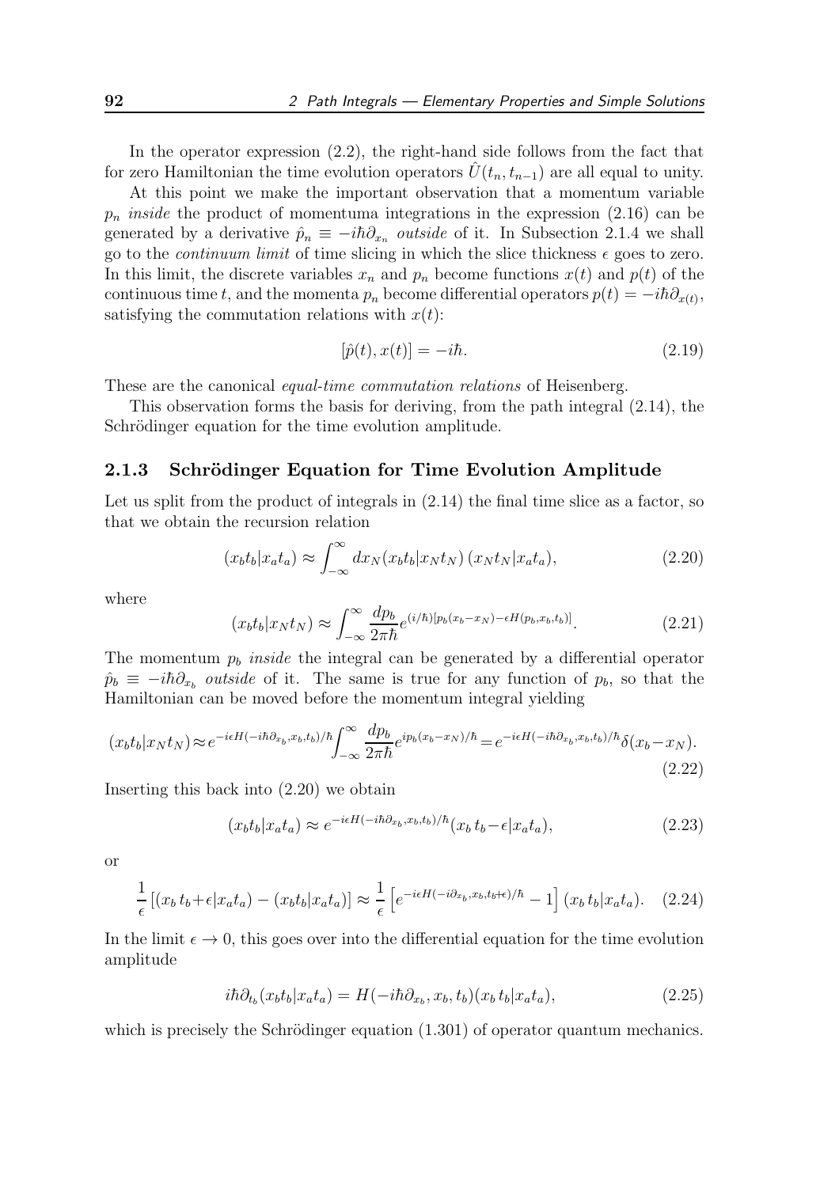In the operator expression (2.2), the right-hand side follows from the fact that for zero Hamiltonian the time evolution operators $\hat{U}(t_n, t_{n-1})$ are all equal to unity.

At this point we make the important observation that a momentum variable $p_n$ *inside* the product of momentuma integrations in the expression (2.16) can be generated by a derivative $\hat{p}_n \equiv -i\hbar\partial_{x_n}$ *outside* of it. In Subsection 2.1.4 we shall go to the *continuum limit* of time slicing in which the slice thickness $\epsilon$ goes to zero. In this limit, the discrete variables $x_n$ and $p_n$ become functions $x(t)$ and $p(t)$ of the continuous time $t$, and the momenta $p_n$ become differential operators $p(t) = -i\hbar\partial_{x(t)}$, satisfying the commutation relations with $x(t)$:

$$[\hat{p}(t), x(t)] = -i\hbar. \tag{2.19}$$

These are the canonical *equal-time commutation relations* of Heisenberg.

This observation forms the basis for deriving, from the path integral (2.14), the Schrödinger equation for the time evolution amplitude.

### 2.1.3 Schrödinger Equation for Time Evolution Amplitude

Let us split from the product of integrals in (2.14) the final time slice as a factor, so that we obtain the recursion relation

$$(x_b t_b | x_a t_a) \approx \int_{-\infty}^{\infty} dx_N (x_b t_b | x_N t_N) \, (x_N t_N | x_a t_a), \tag{2.20}$$

where

$$(x_b t_b | x_N t_N) \approx \int_{-\infty}^{\infty} \frac{dp_b}{2\pi\hbar} e^{(i/\hbar)[p_b(x_b - x_N) - \epsilon H(p_b, x_b, t_b)]}. \tag{2.21}$$

The momentum $p_b$ *inside* the integral can be generated by a differential operator $\hat{p}_b \equiv -i\hbar\partial_{x_b}$ *outside* of it. The same is true for any function of $p_b$, so that the Hamiltonian can be moved before the momentum integral yielding

$$(x_b t_b | x_N t_N) \approx e^{-i\epsilon H(-i\hbar\partial_{x_b}, x_b, t_b)/\hbar} \int_{-\infty}^{\infty} \frac{dp_b}{2\pi\hbar} e^{ip_b(x_b - x_N)/\hbar} = e^{-i\epsilon H(-i\hbar\partial_{x_b}, x_b, t_b)/\hbar} \delta(x_b - x_N). \tag{2.22}$$

Inserting this back into (2.20) we obtain

$$(x_b t_b | x_a t_a) \approx e^{-i\epsilon H(-i\hbar\partial_{x_b}, x_b, t_b)/\hbar} (x_b \, t_b - \epsilon | x_a t_a), \tag{2.23}$$

or

$$\frac{1}{\epsilon}\left[(x_b \, t_b + \epsilon | x_a t_a) - (x_b t_b | x_a t_a)\right] \approx \frac{1}{\epsilon}\left[e^{-i\epsilon H(-i\partial_{x_b}, x_b, t_b + \epsilon)/\hbar} - 1\right] (x_b \, t_b | x_a t_a). \tag{2.24}$$

In the limit $\epsilon \to 0$, this goes over into the differential equation for the time evolution amplitude

$$i\hbar\partial_{t_b}(x_b t_b | x_a t_a) = H(-i\hbar\partial_{x_b}, x_b, t_b)(x_b \, t_b | x_a t_a), \tag{2.25}$$

which is precisely the Schrödinger equation (1.301) of operator quantum mechanics.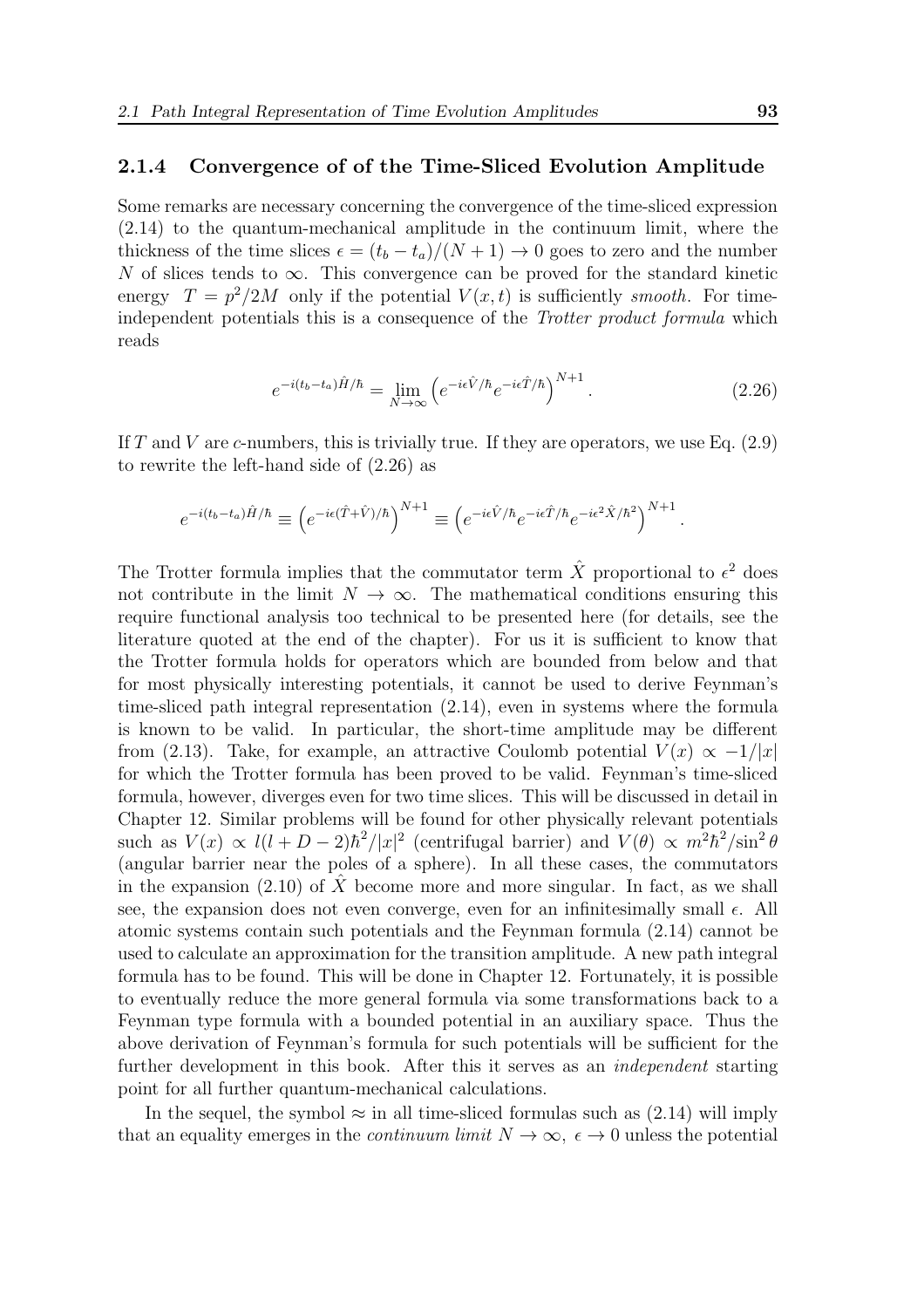### 2.1.4 Convergence of of the Time-Sliced Evolution Amplitude

Some remarks are necessary concerning the convergence of the time-sliced expression (2.14) to the quantum-mechanical amplitude in the continuum limit, where the thickness of the time slices $\epsilon = (t_b - t_a)/(N+1) \to 0$ goes to zero and the number $N$ of slices tends to $\infty$. This convergence can be proved for the standard kinetic energy $T = p^2/2M$ only if the potential $V(x,t)$ is sufficiently *smooth*. For time-independent potentials this is a consequence of the *Trotter product formula* which reads

$$e^{-i(t_b-t_a)\hat{H}/\hbar} = \lim_{N\to\infty} \left( e^{-i\epsilon\hat{V}/\hbar} e^{-i\epsilon\hat{T}/\hbar} \right)^{N+1}. \tag{2.26}$$

If $T$ and $V$ are $c$-numbers, this is trivially true. If they are operators, we use Eq. (2.9) to rewrite the left-hand side of (2.26) as

$$e^{-i(t_b-t_a)\hat{H}/\hbar} \equiv \left( e^{-i\epsilon(\hat{T}+\hat{V})/\hbar} \right)^{N+1} \equiv \left( e^{-i\epsilon\hat{V}/\hbar} e^{-i\epsilon\hat{T}/\hbar} e^{-i\epsilon^2\hat{X}/\hbar^2} \right)^{N+1}.$$

The Trotter formula implies that the commutator term $\hat{X}$ proportional to $\epsilon^2$ does not contribute in the limit $N \to \infty$. The mathematical conditions ensuring this require functional analysis too technical to be presented here (for details, see the literature quoted at the end of the chapter). For us it is sufficient to know that the Trotter formula holds for operators which are bounded from below and that for most physically interesting potentials, it cannot be used to derive Feynman's time-sliced path integral representation (2.14), even in systems where the formula is known to be valid. In particular, the short-time amplitude may be different from (2.13). Take, for example, an attractive Coulomb potential $V(x) \propto -1/|x|$ for which the Trotter formula has been proved to be valid. Feynman's time-sliced formula, however, diverges even for two time slices. This will be discussed in detail in Chapter 12. Similar problems will be found for other physically relevant potentials such as $V(x) \propto l(l+D-2)\hbar^2/|x|^2$ (centrifugal barrier) and $V(\theta) \propto m^2\hbar^2/\sin^2\theta$ (angular barrier near the poles of a sphere). In all these cases, the commutators in the expansion (2.10) of $\hat{X}$ become more and more singular. In fact, as we shall see, the expansion does not even converge, even for an infinitesimally small $\epsilon$. All atomic systems contain such potentials and the Feynman formula (2.14) cannot be used to calculate an approximation for the transition amplitude. A new path integral formula has to be found. This will be done in Chapter 12. Fortunately, it is possible to eventually reduce the more general formula via some transformations back to a Feynman type formula with a bounded potential in an auxiliary space. Thus the above derivation of Feynman's formula for such potentials will be sufficient for the further development in this book. After this it serves as an *independent* starting point for all further quantum-mechanical calculations.

In the sequel, the symbol $\approx$ in all time-sliced formulas such as (2.14) will imply that an equality emerges in the *continuum limit* $N \to \infty$, $\epsilon \to 0$ unless the potential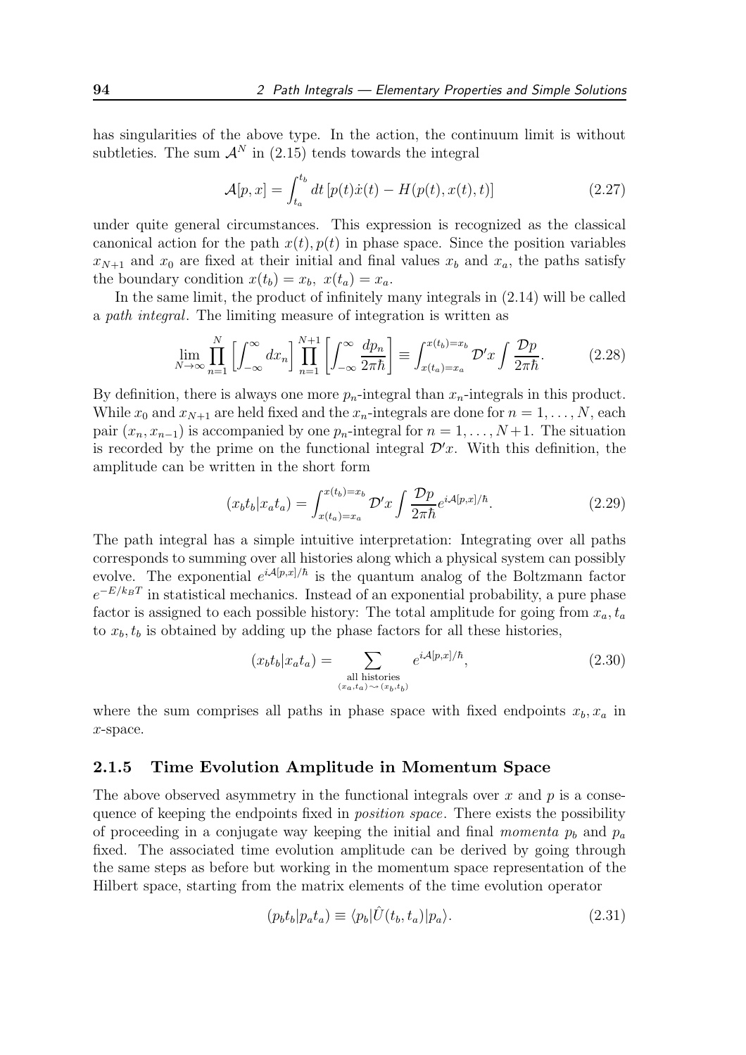has singularities of the above type. In the action, the continuum limit is without subtleties. The sum $\mathcal{A}^N$ in (2.15) tends towards the integral

$$\mathcal{A}[p, x] = \int_{t_a}^{t_b} dt \, [p(t)\dot{x}(t) - H(p(t), x(t), t)] \tag{2.27}$$

under quite general circumstances. This expression is recognized as the classical canonical action for the path $x(t), p(t)$ in phase space. Since the position variables $x_{N+1}$ and $x_0$ are fixed at their initial and final values $x_b$ and $x_a$, the paths satisfy the boundary condition $x(t_b) = x_b,\ x(t_a) = x_a$.

In the same limit, the product of infinitely many integrals in (2.14) will be called a *path integral*. The limiting measure of integration is written as

$$\lim_{N\to\infty} \prod_{n=1}^{N} \left[ \int_{-\infty}^{\infty} dx_n \right] \prod_{n=1}^{N+1} \left[ \int_{-\infty}^{\infty} \frac{dp_n}{2\pi\hbar} \right] \equiv \int_{x(t_a)=x_a}^{x(t_b)=x_b} \mathcal{D}'x \int \frac{\mathcal{D}p}{2\pi\hbar}. \tag{2.28}$$

By definition, there is always one more $p_n$-integral than $x_n$-integrals in this product. While $x_0$ and $x_{N+1}$ are held fixed and the $x_n$-integrals are done for $n = 1, \ldots, N$, each pair $(x_n, x_{n-1})$ is accompanied by one $p_n$-integral for $n = 1, \ldots, N+1$. The situation is recorded by the prime on the functional integral $\mathcal{D}'x$. With this definition, the amplitude can be written in the short form

$$(x_b t_b | x_a t_a) = \int_{x(t_a)=x_a}^{x(t_b)=x_b} \mathcal{D}'x \int \frac{\mathcal{D}p}{2\pi\hbar} e^{i\mathcal{A}[p,x]/\hbar}. \tag{2.29}$$

The path integral has a simple intuitive interpretation: Integrating over all paths corresponds to summing over all histories along which a physical system can possibly evolve. The exponential $e^{i\mathcal{A}[p,x]/\hbar}$ is the quantum analog of the Boltzmann factor $e^{-E/k_BT}$ in statistical mechanics. Instead of an exponential probability, a pure phase factor is assigned to each possible history: The total amplitude for going from $x_a, t_a$ to $x_b, t_b$ is obtained by adding up the phase factors for all these histories,

$$(x_b t_b | x_a t_a) = \sum_{\substack{\text{all histories} \\ (x_a,t_a) \rightsquigarrow (x_b,t_b)}} e^{i\mathcal{A}[p,x]/\hbar}, \tag{2.30}$$

where the sum comprises all paths in phase space with fixed endpoints $x_b, x_a$ in $x$-space.

### 2.1.5 Time Evolution Amplitude in Momentum Space

The above observed asymmetry in the functional integrals over $x$ and $p$ is a consequence of keeping the endpoints fixed in *position space*. There exists the possibility of proceeding in a conjugate way keeping the initial and final *momenta* $p_b$ and $p_a$ fixed. The associated time evolution amplitude can be derived by going through the same steps as before but working in the momentum space representation of the Hilbert space, starting from the matrix elements of the time evolution operator

$$(p_b t_b | p_a t_a) \equiv \langle p_b | \hat{U}(t_b, t_a) | p_a \rangle. \tag{2.31}$$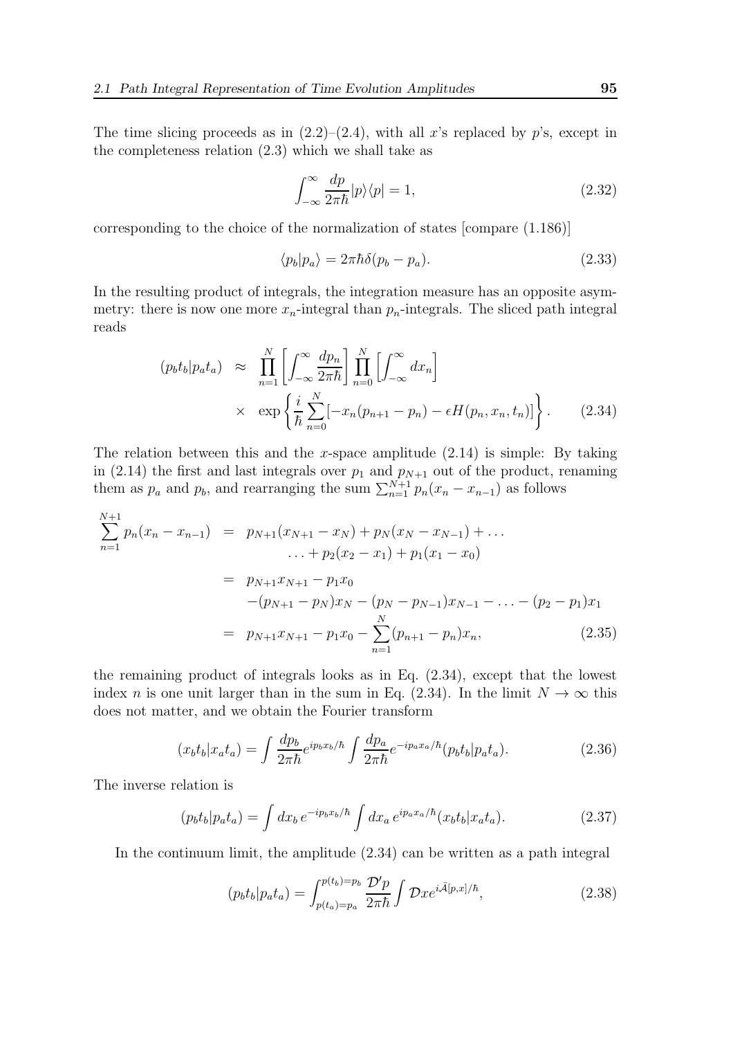The time slicing proceeds as in (2.2)–(2.4), with all $x$'s replaced by $p$'s, except in the completeness relation (2.3) which we shall take as

$$\int_{-\infty}^{\infty} \frac{dp}{2\pi\hbar} |p\rangle\langle p| = 1, \tag{2.32}$$

corresponding to the choice of the normalization of states [compare (1.186)]

$$\langle p_b | p_a \rangle = 2\pi\hbar\delta(p_b - p_a). \tag{2.33}$$

In the resulting product of integrals, the integration measure has an opposite asymmetry: there is now one more $x_n$-integral than $p_n$-integrals. The sliced path integral reads

$$\begin{aligned}
(p_b t_b | p_a t_a) \;\; &\approx \;\; \prod_{n=1}^{N} \left[ \int_{-\infty}^{\infty} \frac{dp_n}{2\pi\hbar} \right] \prod_{n=0}^{N} \left[ \int_{-\infty}^{\infty} dx_n \right] \\
&\times \;\; \exp\left\{ \frac{i}{\hbar} \sum_{n=0}^{N} [-x_n(p_{n+1} - p_n) - \epsilon H(p_n, x_n, t_n)] \right\}.
\end{aligned} \tag{2.34}$$

The relation between this and the $x$-space amplitude (2.14) is simple: By taking in (2.14) the first and last integrals over $p_1$ and $p_{N+1}$ out of the product, renaming them as $p_a$ and $p_b$, and rearranging the sum $\sum_{n=1}^{N+1} p_n(x_n - x_{n-1})$ as follows

$$\begin{aligned}
\sum_{n=1}^{N+1} p_n(x_n - x_{n-1}) \;\; &= \;\; p_{N+1}(x_{N+1} - x_N) + p_N(x_N - x_{N-1}) + \ldots \\
&\qquad \ldots + p_2(x_2 - x_1) + p_1(x_1 - x_0) \\
&= \;\; p_{N+1}x_{N+1} - p_1 x_0 \\
&\qquad -(p_{N+1} - p_N)x_N - (p_N - p_{N-1})x_{N-1} - \ldots - (p_2 - p_1)x_1 \\
&= \;\; p_{N+1}x_{N+1} - p_1 x_0 - \sum_{n=1}^{N} (p_{n+1} - p_n)x_n,
\end{aligned} \tag{2.35}$$

the remaining product of integrals looks as in Eq. (2.34), except that the lowest index $n$ is one unit larger than in the sum in Eq. (2.34). In the limit $N \to \infty$ this does not matter, and we obtain the Fourier transform

$$(x_b t_b | x_a t_a) = \int \frac{dp_b}{2\pi\hbar} e^{ip_b x_b/\hbar} \int \frac{dp_a}{2\pi\hbar} e^{-ip_a x_a/\hbar} (p_b t_b | p_a t_a). \tag{2.36}$$

The inverse relation is

$$(p_b t_b | p_a t_a) = \int dx_b \, e^{-ip_b x_b/\hbar} \int dx_a \, e^{ip_a x_a/\hbar} (x_b t_b | x_a t_a). \tag{2.37}$$

In the continuum limit, the amplitude (2.34) can be written as a path integral

$$(p_b t_b | p_a t_a) = \int_{p(t_a)=p_a}^{p(t_b)=p_b} \frac{\mathcal{D}'p}{2\pi\hbar} \int \mathcal{D}x e^{i\bar{\mathcal{A}}[p,x]/\hbar}, \tag{2.38}$$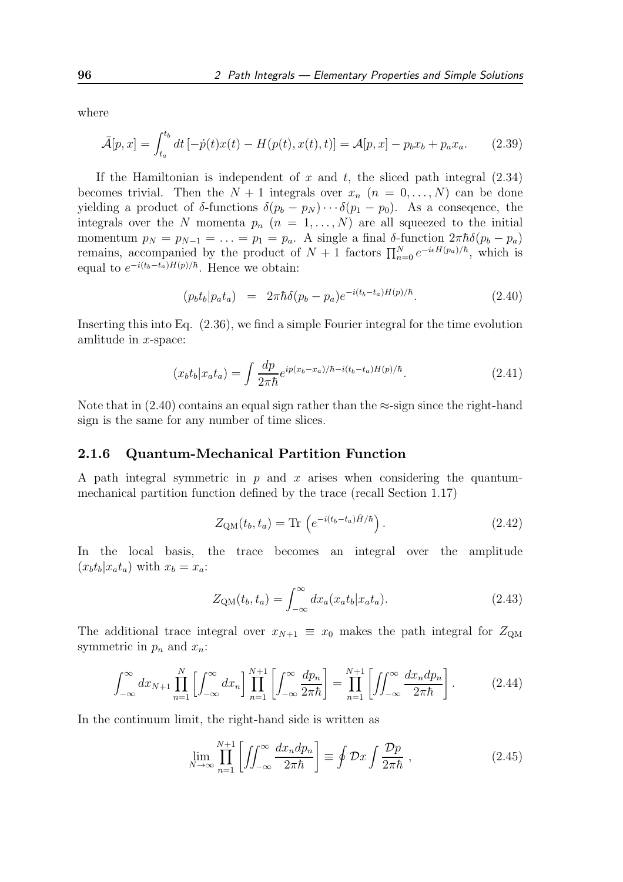where

$$\bar{\mathcal{A}}[p,x] = \int_{t_a}^{t_b} dt \left[-\dot{p}(t)x(t) - H(p(t),x(t),t)\right] = \mathcal{A}[p,x] - p_b x_b + p_a x_a. \tag{2.39}$$

If the Hamiltonian is independent of $x$ and $t$, the sliced path integral (2.34) becomes trivial. Then the $N+1$ integrals over $x_n$ $(n = 0, \ldots, N)$ can be done yielding a product of $\delta$-functions $\delta(p_b - p_N) \cdots \delta(p_1 - p_0)$. As a conseqence, the integrals over the $N$ momenta $p_n$ $(n = 1, \ldots, N)$ are all squeezed to the initial momentum $p_N = p_{N-1} = \ldots = p_1 = p_a$. A single a final $\delta$-function $2\pi\hbar\delta(p_b - p_a)$ remains, accompanied by the product of $N+1$ factors $\prod_{n=0}^{N} e^{-i\epsilon H(p_a)/\hbar}$, which is equal to $e^{-i(t_b-t_a)H(p)/\hbar}$. Hence we obtain:

$$(p_b t_b | p_a t_a) \;\; = \;\; 2\pi\hbar\delta(p_b - p_a) e^{-i(t_b-t_a)H(p)/\hbar}. \tag{2.40}$$

Inserting this into Eq. (2.36), we find a simple Fourier integral for the time evolution amlitude in $x$-space:

$$(x_b t_b | x_a t_a) = \int \frac{dp}{2\pi\hbar} e^{ip(x_b - x_a)/\hbar - i(t_b - t_a)H(p)/\hbar}. \tag{2.41}$$

Note that in (2.40) contains an equal sign rather than the $\approx$-sign since the right-hand sign is the same for any number of time slices.

### 2.1.6 Quantum-Mechanical Partition Function

A path integral symmetric in $p$ and $x$ arises when considering the quantum-mechanical partition function defined by the trace (recall Section 1.17)

$$Z_{\rm QM}(t_b, t_a) = {\rm Tr}\left(e^{-i(t_b - t_a)\hat{H}/\hbar}\right). \tag{2.42}$$

In the local basis, the trace becomes an integral over the amplitude $(x_b t_b | x_a t_a)$ with $x_b = x_a$:

$$Z_{\rm QM}(t_b, t_a) = \int_{-\infty}^{\infty} dx_a (x_a t_b | x_a t_a). \tag{2.43}$$

The additional trace integral over $x_{N+1} \equiv x_0$ makes the path integral for $Z_{\rm QM}$ symmetric in $p_n$ and $x_n$:

$$\int_{-\infty}^{\infty} dx_{N+1} \prod_{n=1}^{N} \left[\int_{-\infty}^{\infty} dx_n\right] \prod_{n=1}^{N+1} \left[\int_{-\infty}^{\infty} \frac{dp_n}{2\pi\hbar}\right] = \prod_{n=1}^{N+1} \left[\iint_{-\infty}^{\infty} \frac{dx_n dp_n}{2\pi\hbar}\right]. \tag{2.44}$$

In the continuum limit, the right-hand side is written as

$$\lim_{N\to\infty} \prod_{n=1}^{N+1} \left[\iint_{-\infty}^{\infty} \frac{dx_n dp_n}{2\pi\hbar}\right] \equiv \oint \mathcal{D}x \int \frac{\mathcal{D}p}{2\pi\hbar}\ , \tag{2.45}$$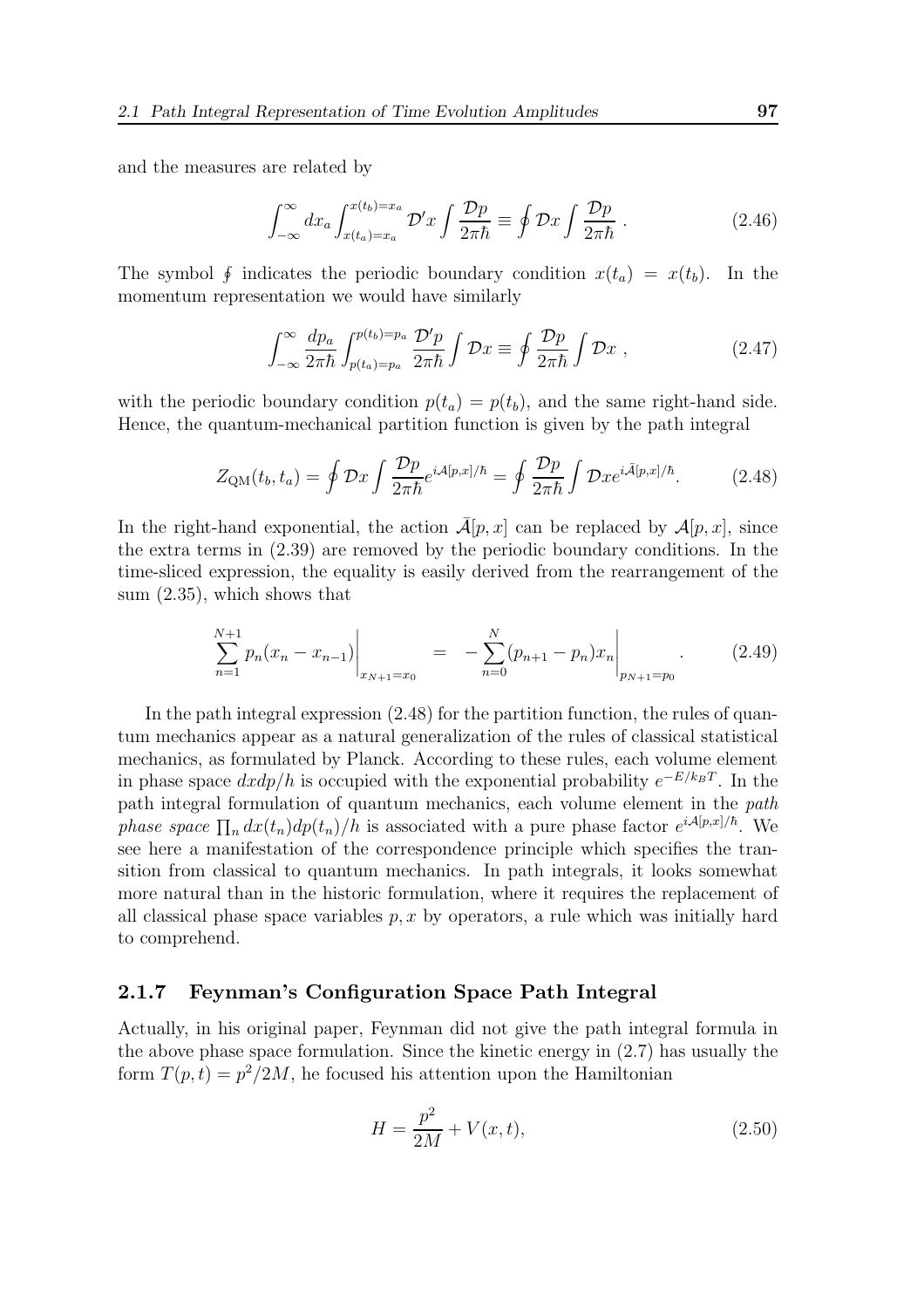and the measures are related by

$$\int_{-\infty}^{\infty} dx_a \int_{x(t_a)=x_a}^{x(t_b)=x_a} \mathcal{D}'x \int \frac{\mathcal{D}p}{2\pi\hbar} \equiv \oint \mathcal{D}x \int \frac{\mathcal{D}p}{2\pi\hbar} \, . \tag{2.46}$$

The symbol $\oint$ indicates the periodic boundary condition $x(t_a) = x(t_b)$. In the momentum representation we would have similarly

$$\int_{-\infty}^{\infty} \frac{dp_a}{2\pi\hbar} \int_{p(t_a)=p_a}^{p(t_b)=p_a} \frac{\mathcal{D}'p}{2\pi\hbar} \int \mathcal{D}x \equiv \oint \frac{\mathcal{D}p}{2\pi\hbar} \int \mathcal{D}x \, , \tag{2.47}$$

with the periodic boundary condition $p(t_a) = p(t_b)$, and the same right-hand side. Hence, the quantum-mechanical partition function is given by the path integral

$$Z_{\rm QM}(t_b, t_a) = \oint \mathcal{D}x \int \frac{\mathcal{D}p}{2\pi\hbar} e^{i\mathcal{A}[p,x]/\hbar} = \oint \frac{\mathcal{D}p}{2\pi\hbar} \int \mathcal{D}x e^{i\bar{\mathcal{A}}[p,x]/\hbar}. \tag{2.48}$$

In the right-hand exponential, the action $\bar{\mathcal{A}}[p,x]$ can be replaced by $\mathcal{A}[p,x]$, since the extra terms in (2.39) are removed by the periodic boundary conditions. In the time-sliced expression, the equality is easily derived from the rearrangement of the sum (2.35), which shows that

$$\left. \sum_{n=1}^{N+1} p_n(x_n - x_{n-1}) \right|_{x_{N+1}=x_0} = \left. -\sum_{n=0}^{N} (p_{n+1} - p_n) x_n \right|_{p_{N+1}=p_0} . \tag{2.49}$$

In the path integral expression (2.48) for the partition function, the rules of quantum mechanics appear as a natural generalization of the rules of classical statistical mechanics, as formulated by Planck. According to these rules, each volume element in phase space $dxdp/h$ is occupied with the exponential probability $e^{-E/k_BT}$. In the path integral formulation of quantum mechanics, each volume element in the *path phase space* $\prod_n dx(t_n)dp(t_n)/h$ is associated with a pure phase factor $e^{i\mathcal{A}[p,x]/\hbar}$. We see here a manifestation of the correspondence principle which specifies the transition from classical to quantum mechanics. In path integrals, it looks somewhat more natural than in the historic formulation, where it requires the replacement of all classical phase space variables $p, x$ by operators, a rule which was initially hard to comprehend.

### 2.1.7 Feynman's Configuration Space Path Integral

Actually, in his original paper, Feynman did not give the path integral formula in the above phase space formulation. Since the kinetic energy in (2.7) has usually the form $T(p,t) = p^2/2M$, he focused his attention upon the Hamiltonian

$$H = \frac{p^2}{2M} + V(x,t), \tag{2.50}$$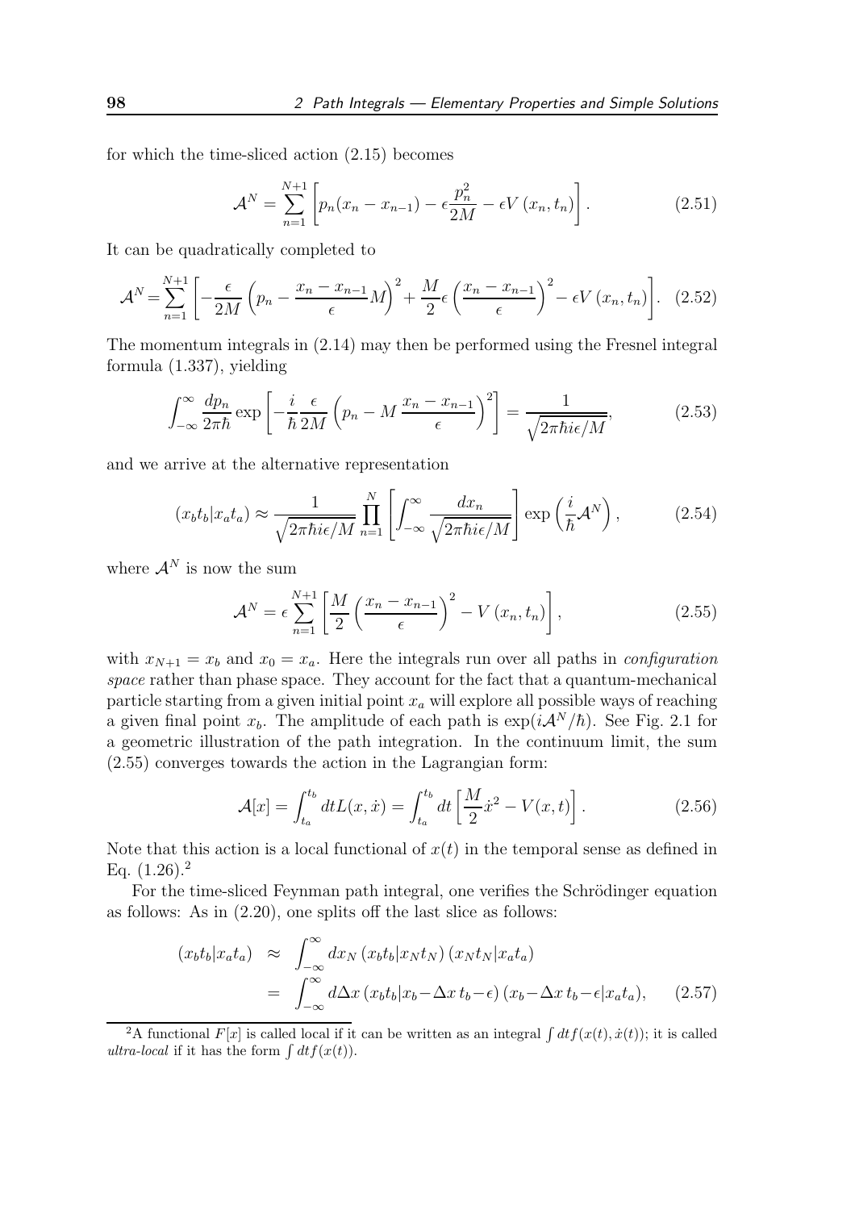for which the time-sliced action (2.15) becomes

$$\mathcal{A}^N = \sum_{n=1}^{N+1} \left[ p_n(x_n - x_{n-1}) - \epsilon \frac{p_n^2}{2M} - \epsilon V(x_n, t_n) \right]. \tag{2.51}$$

It can be quadratically completed to

$$\mathcal{A}^N = \sum_{n=1}^{N+1} \left[ -\frac{\epsilon}{2M} \left( p_n - \frac{x_n - x_{n-1}}{\epsilon} M \right)^2 + \frac{M}{2} \epsilon \left( \frac{x_n - x_{n-1}}{\epsilon} \right)^2 - \epsilon V(x_n, t_n) \right]. \tag{2.52}$$

The momentum integrals in (2.14) may then be performed using the Fresnel integral formula (1.337), yielding

$$\int_{-\infty}^{\infty} \frac{dp_n}{2\pi\hbar} \exp\left[ -\frac{i}{\hbar} \frac{\epsilon}{2M} \left( p_n - M \frac{x_n - x_{n-1}}{\epsilon} \right)^2 \right] = \frac{1}{\sqrt{2\pi\hbar i\epsilon/M}}, \tag{2.53}$$

and we arrive at the alternative representation

$$(x_b t_b | x_a t_a) \approx \frac{1}{\sqrt{2\pi\hbar i\epsilon/M}} \prod_{n=1}^{N} \left[ \int_{-\infty}^{\infty} \frac{dx_n}{\sqrt{2\pi\hbar i\epsilon/M}} \right] \exp\left( \frac{i}{\hbar} \mathcal{A}^N \right), \tag{2.54}$$

where $\mathcal{A}^N$ is now the sum

$$\mathcal{A}^N = \epsilon \sum_{n=1}^{N+1} \left[ \frac{M}{2} \left( \frac{x_n - x_{n-1}}{\epsilon} \right)^2 - V(x_n, t_n) \right], \tag{2.55}$$

with $x_{N+1} = x_b$ and $x_0 = x_a$. Here the integrals run over all paths in *configuration space* rather than phase space. They account for the fact that a quantum-mechanical particle starting from a given initial point $x_a$ will explore all possible ways of reaching a given final point $x_b$. The amplitude of each path is $\exp(i\mathcal{A}^N/\hbar)$. See Fig. 2.1 for a geometric illustration of the path integration. In the continuum limit, the sum (2.55) converges towards the action in the Lagrangian form:

$$\mathcal{A}[x] = \int_{t_a}^{t_b} dt L(x, \dot{x}) = \int_{t_a}^{t_b} dt \left[ \frac{M}{2} \dot{x}^2 - V(x, t) \right]. \tag{2.56}$$

Note that this action is a local functional of $x(t)$ in the temporal sense as defined in Eq. (1.26).[2]

For the time-sliced Feynman path integral, one verifies the Schrödinger equation as follows: As in (2.20), one splits off the last slice as follows:

$$\begin{aligned} (x_b t_b | x_a t_a) &\approx \int_{-\infty}^{\infty} dx_N \, (x_b t_b | x_N t_N) \, (x_N t_N | x_a t_a) \\ &= \int_{-\infty}^{\infty} d\Delta x \, (x_b t_b | x_b - \Delta x \, t_b - \epsilon) \, (x_b - \Delta x \, t_b - \epsilon | x_a t_a), \end{aligned} \tag{2.57}$$

[2] A functional $F[x]$ is called local if it can be written as an integral $\int dt f(x(t), \dot{x}(t))$; it is called *ultra-local* if it has the form $\int dt f(x(t))$.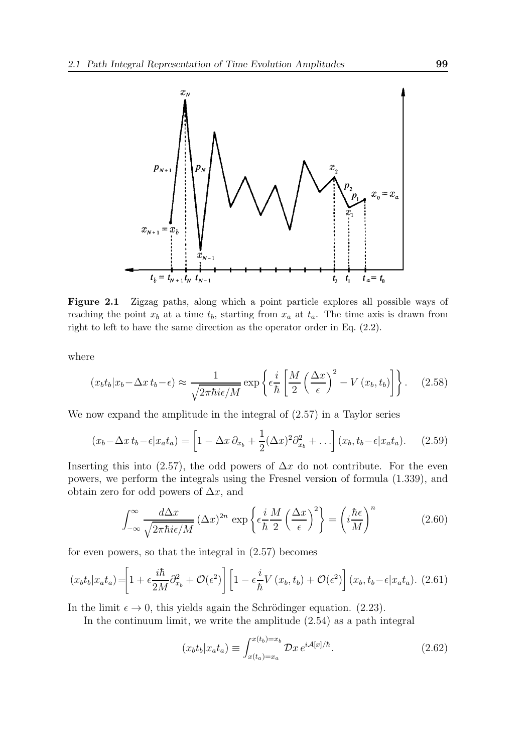**Figure 2.1** Zigzag paths, along which a point particle explores all possible ways of reaching the point $x_b$ at a time $t_b$, starting from $x_a$ at $t_a$. The time axis is drawn from right to left to have the same direction as the operator order in Eq. (2.2).

where

$$(x_b t_b | x_b - \Delta x \, t_b - \epsilon) \approx \frac{1}{\sqrt{2\pi\hbar i\epsilon/M}} \exp\left\{ \epsilon \frac{i}{\hbar} \left[ \frac{M}{2} \left( \frac{\Delta x}{\epsilon} \right)^2 - V(x_b, t_b) \right] \right\}. \tag{2.58}$$

We now expand the amplitude in the integral of (2.57) in a Taylor series

$$(x_b - \Delta x \, t_b - \epsilon | x_a t_a) = \left[ 1 - \Delta x \, \partial_{x_b} + \frac{1}{2} (\Delta x)^2 \partial_{x_b}^2 + \dots \right] (x_b, t_b - \epsilon | x_a t_a). \tag{2.59}$$

Inserting this into (2.57), the odd powers of $\Delta x$ do not contribute. For the even powers, we perform the integrals using the Fresnel version of formula (1.339), and obtain zero for odd powers of $\Delta x$, and

$$\int_{-\infty}^{\infty} \frac{d\Delta x}{\sqrt{2\pi\hbar i\epsilon/M}} (\Delta x)^{2n} \exp\left\{ \epsilon \frac{i}{\hbar} \frac{M}{2} \left( \frac{\Delta x}{\epsilon} \right)^2 \right\} = \left( i \frac{\hbar\epsilon}{M} \right)^n \tag{2.60}$$

for even powers, so that the integral in (2.57) becomes

$$(x_b t_b | x_a t_a) = \left[ 1 + \epsilon \frac{i\hbar}{2M} \partial_{x_b}^2 + \mathcal{O}(\epsilon^2) \right] \left[ 1 - \epsilon \frac{i}{\hbar} V(x_b, t_b) + \mathcal{O}(\epsilon^2) \right] (x_b, t_b - \epsilon | x_a t_a). \tag{2.61}$$

In the limit $\epsilon \to 0$, this yields again the Schrödinger equation. (2.23).

In the continuum limit, we write the amplitude (2.54) as a path integral

$$(x_b t_b | x_a t_a) \equiv \int_{x(t_a) = x_a}^{x(t_b) = x_b} \mathcal{D}x \, e^{i\mathcal{A}[x]/\hbar}. \tag{2.62}$$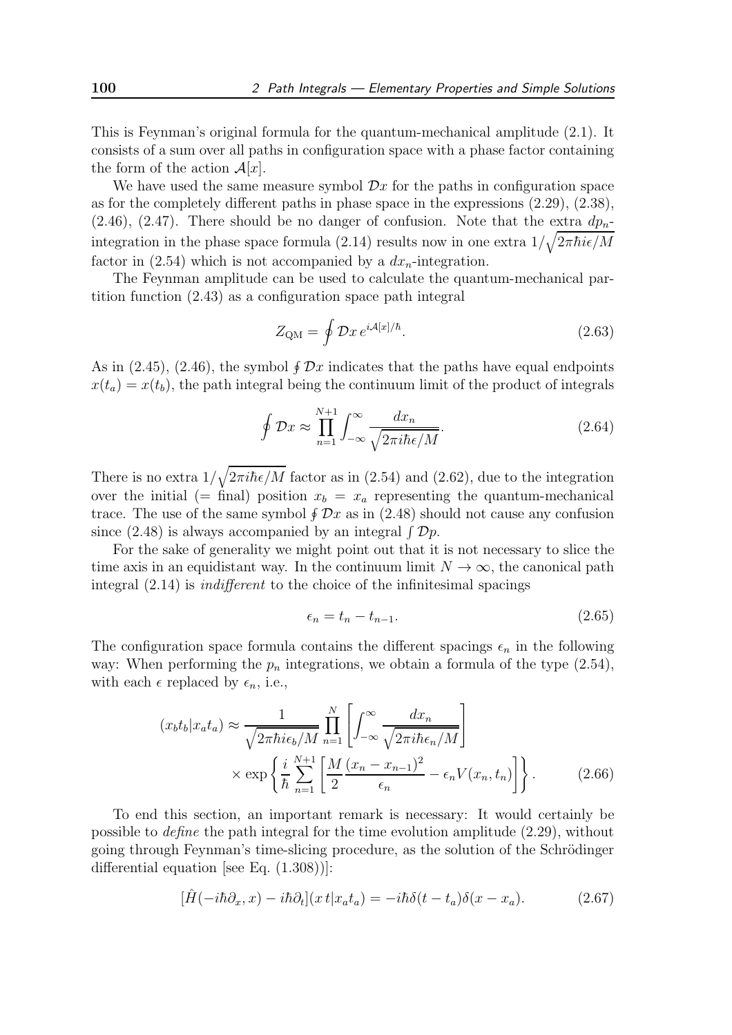This is Feynman's original formula for the quantum-mechanical amplitude (2.1). It consists of a sum over all paths in configuration space with a phase factor containing the form of the action $\mathcal{A}[x]$.

We have used the same measure symbol $\mathcal{D}x$ for the paths in configuration space as for the completely different paths in phase space in the expressions (2.29), (2.38), (2.46), (2.47). There should be no danger of confusion. Note that the extra $dp_n$-integration in the phase space formula (2.14) results now in one extra $1/\sqrt{2\pi\hbar i\epsilon/M}$ factor in (2.54) which is not accompanied by a $dx_n$-integration.

The Feynman amplitude can be used to calculate the quantum-mechanical partition function (2.43) as a configuration space path integral

$$Z_{\rm QM} = \oint \mathcal{D}x \, e^{i\mathcal{A}[x]/\hbar}. \tag{2.63}$$

As in (2.45), (2.46), the symbol $\oint \mathcal{D}x$ indicates that the paths have equal endpoints $x(t_a) = x(t_b)$, the path integral being the continuum limit of the product of integrals

$$\oint \mathcal{D}x \approx \prod_{n=1}^{N+1} \int_{-\infty}^{\infty} \frac{dx_n}{\sqrt{2\pi i\hbar\epsilon/M}}. \tag{2.64}$$

There is no extra $1/\sqrt{2\pi i\hbar\epsilon/M}$ factor as in (2.54) and (2.62), due to the integration over the initial (= final) position $x_b = x_a$ representing the quantum-mechanical trace. The use of the same symbol $\oint \mathcal{D}x$ as in (2.48) should not cause any confusion since (2.48) is always accompanied by an integral $\int \mathcal{D}p$.

For the sake of generality we might point out that it is not necessary to slice the time axis in an equidistant way. In the continuum limit $N \to \infty$, the canonical path integral (2.14) is *indifferent* to the choice of the infinitesimal spacings

$$\epsilon_n = t_n - t_{n-1}. \tag{2.65}$$

The configuration space formula contains the different spacings $\epsilon_n$ in the following way: When performing the $p_n$ integrations, we obtain a formula of the type (2.54), with each $\epsilon$ replaced by $\epsilon_n$, i.e.,

$$(x_b t_b | x_a t_a) \approx \frac{1}{\sqrt{2\pi\hbar i\epsilon_b/M}} \prod_{n=1}^{N} \left[ \int_{-\infty}^{\infty} \frac{dx_n}{\sqrt{2\pi i\hbar\epsilon_n/M}} \right] \times \exp\left\{ \frac{i}{\hbar} \sum_{n=1}^{N+1} \left[ \frac{M}{2} \frac{(x_n - x_{n-1})^2}{\epsilon_n} - \epsilon_n V(x_n, t_n) \right] \right\}. \tag{2.66}$$

To end this section, an important remark is necessary: It would certainly be possible to *define* the path integral for the time evolution amplitude (2.29), without going through Feynman's time-slicing procedure, as the solution of the Schrödinger differential equation [see Eq. (1.308))]:

$$[\hat{H}(-i\hbar\partial_x, x) - i\hbar\partial_t](x\, t | x_a t_a) = -i\hbar\delta(t - t_a)\delta(x - x_a). \tag{2.67}$$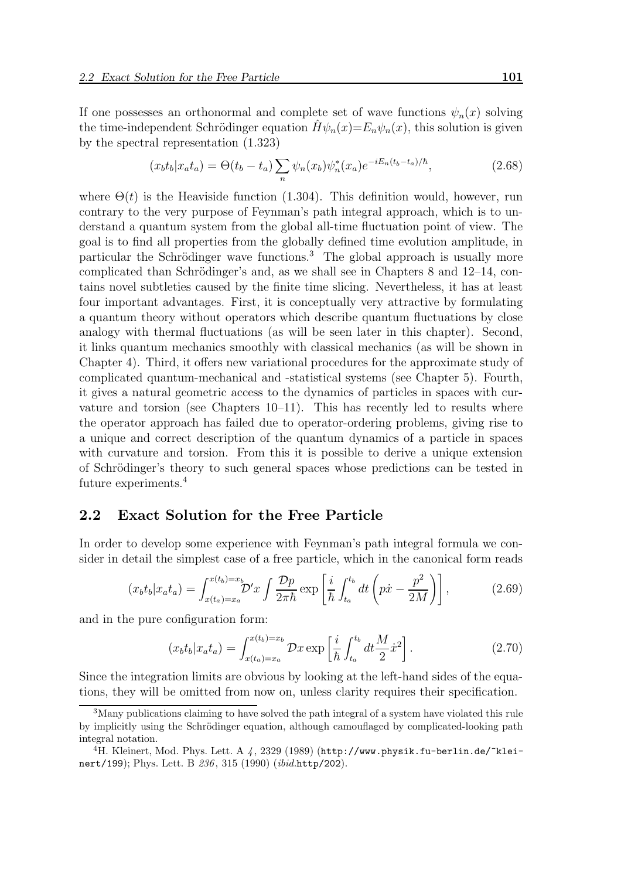If one possesses an orthonormal and complete set of wave functions $\psi_n(x)$ solving the time-independent Schrödinger equation $\hat{H}\psi_n(x)=E_n\psi_n(x)$, this solution is given by the spectral representation (1.323)

$$(x_b t_b|x_a t_a) = \Theta(t_b - t_a) \sum_n \psi_n(x_b)\psi_n^*(x_a) e^{-iE_n(t_b-t_a)/\hbar}, \tag{2.68}$$

where $\Theta(t)$ is the Heaviside function (1.304). This definition would, however, run contrary to the very purpose of Feynman's path integral approach, which is to understand a quantum system from the global all-time fluctuation point of view. The goal is to find all properties from the globally defined time evolution amplitude, in particular the Schrödinger wave functions.[3] The global approach is usually more complicated than Schrödinger's and, as we shall see in Chapters 8 and 12–14, contains novel subtleties caused by the finite time slicing. Nevertheless, it has at least four important advantages. First, it is conceptually very attractive by formulating a quantum theory without operators which describe quantum fluctuations by close analogy with thermal fluctuations (as will be seen later in this chapter). Second, it links quantum mechanics smoothly with classical mechanics (as will be shown in Chapter 4). Third, it offers new variational procedures for the approximate study of complicated quantum-mechanical and -statistical systems (see Chapter 5). Fourth, it gives a natural geometric access to the dynamics of particles in spaces with curvature and torsion (see Chapters 10–11). This has recently led to results where the operator approach has failed due to operator-ordering problems, giving rise to a unique and correct description of the quantum dynamics of a particle in spaces with curvature and torsion. From this it is possible to derive a unique extension of Schrödinger's theory to such general spaces whose predictions can be tested in future experiments.[4]

## 2.2 Exact Solution for the Free Particle

In order to develop some experience with Feynman's path integral formula we consider in detail the simplest case of a free particle, which in the canonical form reads

$$(x_b t_b|x_a t_a) = \int_{x(t_a)=x_a}^{x(t_b)=x_b} \mathcal{D}'x \int \frac{\mathcal{D}p}{2\pi\hbar} \exp\left[\frac{i}{\hbar}\int_{t_a}^{t_b} dt \left(p\dot{x} - \frac{p^2}{2M}\right)\right], \tag{2.69}$$

and in the pure configuration form:

$$(x_b t_b|x_a t_a) = \int_{x(t_a)=x_a}^{x(t_b)=x_b} \mathcal{D}x \exp\left[\frac{i}{\hbar}\int_{t_a}^{t_b} dt \frac{M}{2}\dot{x}^2\right]. \tag{2.70}$$

Since the integration limits are obvious by looking at the left-hand sides of the equations, they will be omitted from now on, unless clarity requires their specification.

---

[3] Many publications claiming to have solved the path integral of a system have violated this rule by implicitly using the Schrödinger equation, although camouflaged by complicated-looking path integral notation.

[4] H. Kleinert, Mod. Phys. Lett. A *4*, 2329 (1989) (http://www.physik.fu-berlin.de/~kleinert/199); Phys. Lett. B *236*, 315 (1990) (*ibid.*http/202).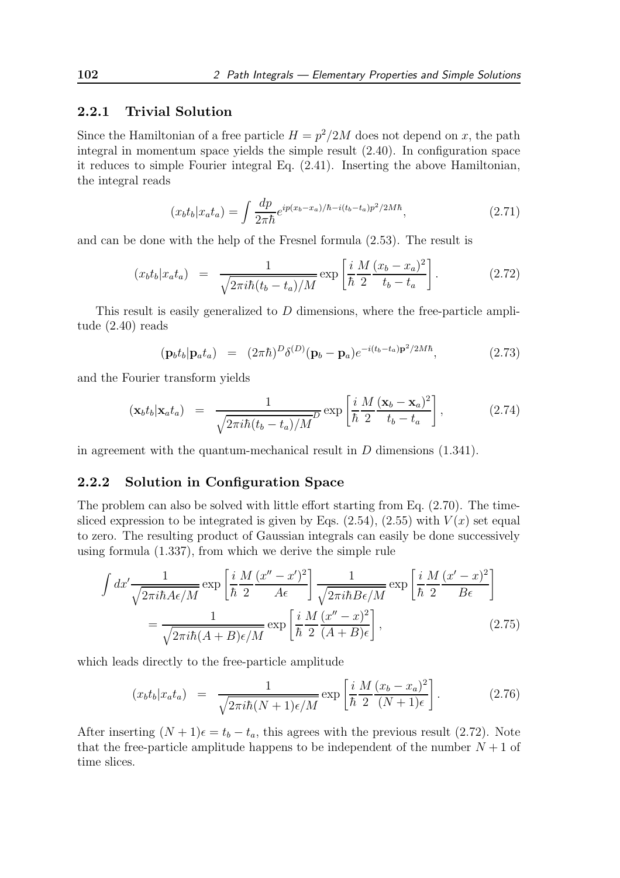### 2.2.1 Trivial Solution

Since the Hamiltonian of a free particle $H = p^2/2M$ does not depend on $x$, the path integral in momentum space yields the simple result (2.40). In configuration space it reduces to simple Fourier integral Eq. (2.41). Inserting the above Hamiltonian, the integral reads

$$(x_b t_b | x_a t_a) = \int \frac{dp}{2\pi\hbar} e^{ip(x_b - x_a)/\hbar - i(t_b - t_a)p^2/2M\hbar}, \tag{2.71}$$

and can be done with the help of the Fresnel formula (2.53). The result is

$$(x_b t_b | x_a t_a) \;=\; \frac{1}{\sqrt{2\pi i\hbar(t_b - t_a)/M}} \exp\left[\frac{i}{\hbar}\frac{M}{2}\frac{(x_b - x_a)^2}{t_b - t_a}\right]. \tag{2.72}$$

This result is easily generalized to $D$ dimensions, where the free-particle amplitude (2.40) reads

$$(\mathbf{p}_b t_b | \mathbf{p}_a t_a) \;=\; (2\pi\hbar)^D \delta^{(D)}(\mathbf{p}_b - \mathbf{p}_a) e^{-i(t_b - t_a)\mathbf{p}^2/2M\hbar}, \tag{2.73}$$

and the Fourier transform yields

$$(\mathbf{x}_b t_b | \mathbf{x}_a t_a) \;=\; \frac{1}{\sqrt{2\pi i\hbar(t_b - t_a)/M}^D} \exp\left[\frac{i}{\hbar}\frac{M}{2}\frac{(\mathbf{x}_b - \mathbf{x}_a)^2}{t_b - t_a}\right], \tag{2.74}$$

in agreement with the quantum-mechanical result in $D$ dimensions (1.341).

### 2.2.2 Solution in Configuration Space

The problem can also be solved with little effort starting from Eq. (2.70). The time-sliced expression to be integrated is given by Eqs. (2.54), (2.55) with $V(x)$ set equal to zero. The resulting product of Gaussian integrals can easily be done successively using formula (1.337), from which we derive the simple rule

$$\begin{aligned}\int dx' \frac{1}{\sqrt{2\pi i\hbar A\epsilon/M}} \exp\left[\frac{i}{\hbar}\frac{M}{2}\frac{(x'' - x')^2}{A\epsilon}\right] \frac{1}{\sqrt{2\pi i\hbar B\epsilon/M}} \exp\left[\frac{i}{\hbar}\frac{M}{2}\frac{(x' - x)^2}{B\epsilon}\right] \\ = \frac{1}{\sqrt{2\pi i\hbar(A+B)\epsilon/M}} \exp\left[\frac{i}{\hbar}\frac{M}{2}\frac{(x'' - x)^2}{(A+B)\epsilon}\right],\end{aligned} \tag{2.75}$$

which leads directly to the free-particle amplitude

$$(x_b t_b | x_a t_a) \;=\; \frac{1}{\sqrt{2\pi i\hbar(N+1)\epsilon/M}} \exp\left[\frac{i}{\hbar}\frac{M}{2}\frac{(x_b - x_a)^2}{(N+1)\epsilon}\right]. \tag{2.76}$$

After inserting $(N+1)\epsilon = t_b - t_a$, this agrees with the previous result (2.72). Note that the free-particle amplitude happens to be independent of the number $N+1$ of time slices.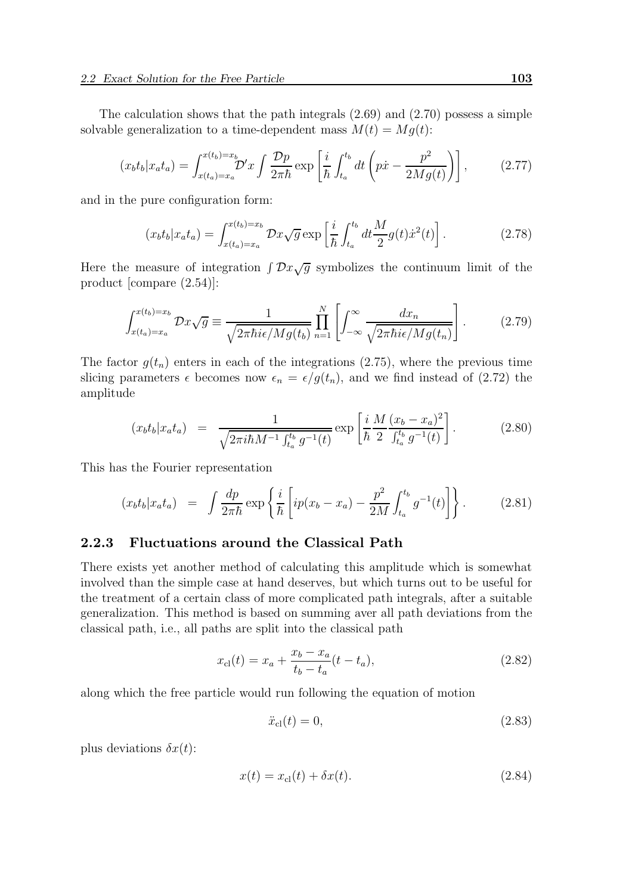The calculation shows that the path integrals (2.69) and (2.70) possess a simple solvable generalization to a time-dependent mass $M(t) = Mg(t)$:

$$
(x_b t_b | x_a t_a) = \int_{x(t_a)=x_a}^{x(t_b)=x_b} \mathcal{D}'x \int \frac{\mathcal{D}p}{2\pi\hbar} \exp\left[\frac{i}{\hbar}\int_{t_a}^{t_b} dt \left(p\dot{x} - \frac{p^2}{2Mg(t)}\right)\right], \tag{2.77}
$$

and in the pure configuration form:

$$
(x_b t_b | x_a t_a) = \int_{x(t_a)=x_a}^{x(t_b)=x_b} \mathcal{D}x\sqrt{g}\exp\left[\frac{i}{\hbar}\int_{t_a}^{t_b} dt \frac{M}{2} g(t)\dot{x}^2(t)\right]. \tag{2.78}
$$

Here the measure of integration $\int \mathcal{D}x\sqrt{g}$ symbolizes the continuum limit of the product [compare (2.54)]:

$$
\int_{x(t_a)=x_a}^{x(t_b)=x_b} \mathcal{D}x\sqrt{g} \equiv \frac{1}{\sqrt{2\pi\hbar i\epsilon/Mg(t_b)}} \prod_{n=1}^{N}\left[\int_{-\infty}^{\infty} \frac{dx_n}{\sqrt{2\pi\hbar i\epsilon/Mg(t_n)}}\right]. \tag{2.79}
$$

The factor $g(t_n)$ enters in each of the integrations (2.75), where the previous time slicing parameters $\epsilon$ becomes now $\epsilon_n = \epsilon/g(t_n)$, and we find instead of (2.72) the amplitude

$$
(x_b t_b | x_a t_a) = \frac{1}{\sqrt{2\pi i\hbar M^{-1}\int_{t_a}^{t_b} g^{-1}(t)}} \exp\left[\frac{i}{\hbar}\frac{M}{2}\frac{(x_b - x_a)^2}{\int_{t_a}^{t_b} g^{-1}(t)}\right]. \tag{2.80}
$$

This has the Fourier representation

$$
(x_b t_b | x_a t_a) = \int \frac{dp}{2\pi\hbar} \exp\left\{\frac{i}{\hbar}\left[ip(x_b - x_a) - \frac{p^2}{2M}\int_{t_a}^{t_b} g^{-1}(t)\right]\right\}. \tag{2.81}
$$

### 2.2.3 Fluctuations around the Classical Path

There exists yet another method of calculating this amplitude which is somewhat involved than the simple case at hand deserves, but which turns out to be useful for the treatment of a certain class of more complicated path integrals, after a suitable generalization. This method is based on summing aver all path deviations from the classical path, i.e., all paths are split into the classical path

$$
x_{\rm cl}(t) = x_a + \frac{x_b - x_a}{t_b - t_a}(t - t_a), \tag{2.82}
$$

along which the free particle would run following the equation of motion

$$
\ddot{x}_{\rm cl}(t) = 0, \tag{2.83}
$$

plus deviations $\delta x(t)$:

$$
x(t) = x_{\rm cl}(t) + \delta x(t). \tag{2.84}
$$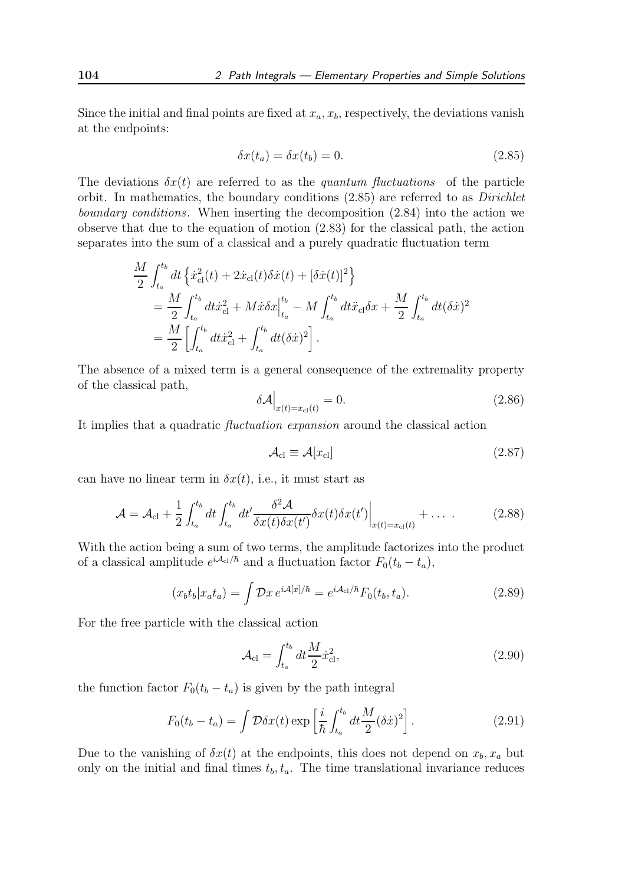Since the initial and final points are fixed at $x_a, x_b$, respectively, the deviations vanish at the endpoints:

$$\delta x(t_a) = \delta x(t_b) = 0. \tag{2.85}$$

The deviations $\delta x(t)$ are referred to as the *quantum fluctuations* of the particle orbit. In mathematics, the boundary conditions (2.85) are referred to as *Dirichlet boundary conditions*. When inserting the decomposition (2.84) into the action we observe that due to the equation of motion (2.83) for the classical path, the action separates into the sum of a classical and a purely quadratic fluctuation term

$$\begin{aligned}
&\frac{M}{2}\int_{t_a}^{t_b} dt \left\{\dot{x}_{\rm cl}^2(t) + 2\dot{x}_{\rm cl}(t)\delta\dot{x}(t) + [\delta\dot{x}(t)]^2\right\} \\
&\quad = \frac{M}{2}\int_{t_a}^{t_b} dt \dot{x}_{\rm cl}^2 + M\dot{x}\delta x\Big|_{t_a}^{t_b} - M\int_{t_a}^{t_b} dt \ddot{x}_{\rm cl}\delta x + \frac{M}{2}\int_{t_a}^{t_b} dt (\delta\dot{x})^2 \\
&\quad = \frac{M}{2}\left[\int_{t_a}^{t_b} dt \dot{x}_{\rm cl}^2 + \int_{t_a}^{t_b} dt (\delta\dot{x})^2\right].
\end{aligned}$$

The absence of a mixed term is a general consequence of the extremality property of the classical path,

$$\delta\mathcal{A}\Big|_{x(t)=x_{\rm cl}(t)} = 0. \tag{2.86}$$

It implies that a quadratic *fluctuation expansion* around the classical action

$$\mathcal{A}_{\rm cl} \equiv \mathcal{A}[x_{\rm cl}] \tag{2.87}$$

can have no linear term in $\delta x(t)$, i.e., it must start as

$$\mathcal{A} = \mathcal{A}_{\rm cl} + \frac{1}{2}\int_{t_a}^{t_b} dt \int_{t_a}^{t_b} dt' \frac{\delta^2\mathcal{A}}{\delta x(t)\delta x(t')}\delta x(t)\delta x(t')\Big|_{x(t)=x_{\rm cl}(t)} + \dots\ . \tag{2.88}$$

With the action being a sum of two terms, the amplitude factorizes into the product of a classical amplitude $e^{i\mathcal{A}_{\rm cl}/\hbar}$ and a fluctuation factor $F_0(t_b - t_a)$,

$$(x_b t_b|x_a t_a) = \int \mathcal{D}x\, e^{i\mathcal{A}[x]/\hbar} = e^{i\mathcal{A}_{\rm cl}/\hbar} F_0(t_b, t_a). \tag{2.89}$$

For the free particle with the classical action

$$\mathcal{A}_{\rm cl} = \int_{t_a}^{t_b} dt \frac{M}{2}\dot{x}_{\rm cl}^2, \tag{2.90}$$

the function factor $F_0(t_b - t_a)$ is given by the path integral

$$F_0(t_b - t_a) = \int \mathcal{D}\delta x(t) \exp\left[\frac{i}{\hbar}\int_{t_a}^{t_b} dt \frac{M}{2}(\delta\dot{x})^2\right]. \tag{2.91}$$

Due to the vanishing of $\delta x(t)$ at the endpoints, this does not depend on $x_b, x_a$ but only on the initial and final times $t_b, t_a$. The time translational invariance reduces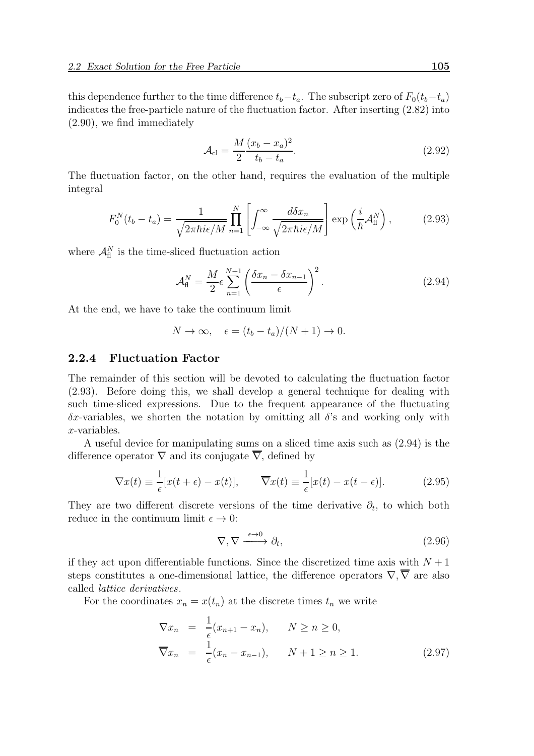this dependence further to the time difference $t_b - t_a$. The subscript zero of $F_0(t_b - t_a)$ indicates the free-particle nature of the fluctuation factor. After inserting (2.82) into (2.90), we find immediately

$$\mathcal{A}_{\rm cl} = \frac{M}{2}\frac{(x_b - x_a)^2}{t_b - t_a}. \tag{2.92}$$

The fluctuation factor, on the other hand, requires the evaluation of the multiple integral

$$F_0^N(t_b - t_a) = \frac{1}{\sqrt{2\pi\hbar i\epsilon/M}} \prod_{n=1}^{N} \left[ \int_{-\infty}^{\infty} \frac{d\delta x_n}{\sqrt{2\pi\hbar i\epsilon/M}} \right] \exp\left( \frac{i}{\hbar} \mathcal{A}_{\rm fl}^N \right), \tag{2.93}$$

where $\mathcal{A}_{\rm fl}^N$ is the time-sliced fluctuation action

$$\mathcal{A}_{\rm fl}^N = \frac{M}{2}\epsilon \sum_{n=1}^{N+1} \left( \frac{\delta x_n - \delta x_{n-1}}{\epsilon} \right)^2. \tag{2.94}$$

At the end, we have to take the continuum limit

$$N \to \infty, \quad \epsilon = (t_b - t_a)/(N+1) \to 0.$$

### 2.2.4 Fluctuation Factor

The remainder of this section will be devoted to calculating the fluctuation factor (2.93). Before doing this, we shall develop a general technique for dealing with such time-sliced expressions. Due to the frequent appearance of the fluctuating $\delta x$-variables, we shorten the notation by omitting all $\delta$'s and working only with $x$-variables.

A useful device for manipulating sums on a sliced time axis such as (2.94) is the difference operator $\nabla$ and its conjugate $\overline{\nabla}$, defined by

$$\nabla x(t) \equiv \frac{1}{\epsilon}[x(t+\epsilon) - x(t)], \qquad \overline{\nabla} x(t) \equiv \frac{1}{\epsilon}[x(t) - x(t-\epsilon)]. \tag{2.95}$$

They are two different discrete versions of the time derivative $\partial_t$, to which both reduce in the continuum limit $\epsilon \to 0$:

$$\nabla, \overline{\nabla} \xrightarrow{\epsilon \to 0} \partial_t, \tag{2.96}$$

if they act upon differentiable functions. Since the discretized time axis with $N+1$ steps constitutes a one-dimensional lattice, the difference operators $\nabla, \overline{\nabla}$ are also called *lattice derivatives*.

For the coordinates $x_n = x(t_n)$ at the discrete times $t_n$ we write

$$\begin{aligned} \nabla x_n &= \frac{1}{\epsilon}(x_{n+1} - x_n), \qquad N \geq n \geq 0, \\ \overline{\nabla} x_n &= \frac{1}{\epsilon}(x_n - x_{n-1}), \qquad N+1 \geq n \geq 1. \end{aligned} \tag{2.97}$$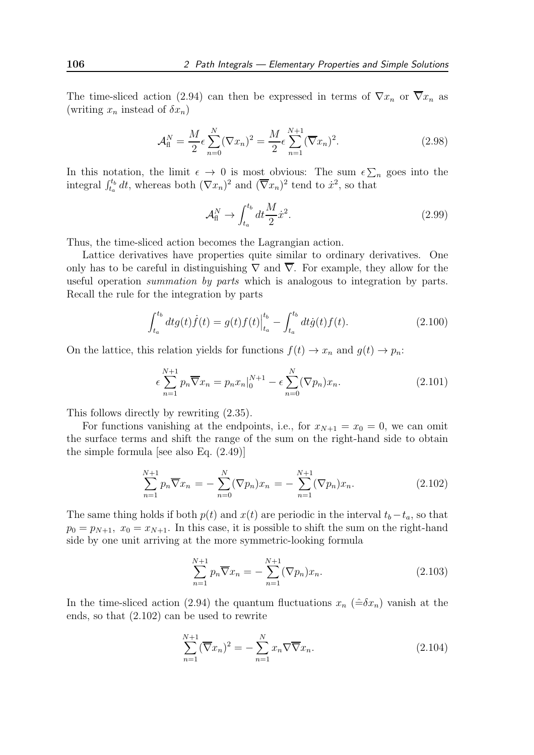The time-sliced action (2.94) can then be expressed in terms of $\nabla x_n$ or $\overline{\nabla} x_n$ as (writing $x_n$ instead of $\delta x_n$)

$$\mathcal{A}_{\rm fl}^N = \frac{M}{2}\epsilon \sum_{n=0}^{N} (\nabla x_n)^2 = \frac{M}{2}\epsilon \sum_{n=1}^{N+1} (\overline{\nabla} x_n)^2. \tag{2.98}$$

In this notation, the limit $\epsilon \to 0$ is most obvious: The sum $\epsilon \sum_n$ goes into the integral $\int_{t_a}^{t_b} dt$, whereas both $(\nabla x_n)^2$ and $(\overline{\nabla} x_n)^2$ tend to $\dot{x}^2$, so that

$$\mathcal{A}_{\rm fl}^N \to \int_{t_a}^{t_b} dt \frac{M}{2} \dot{x}^2. \tag{2.99}$$

Thus, the time-sliced action becomes the Lagrangian action.

Lattice derivatives have properties quite similar to ordinary derivatives. One only has to be careful in distinguishing $\nabla$ and $\overline{\nabla}$. For example, they allow for the useful operation *summation by parts* which is analogous to integration by parts. Recall the rule for the integration by parts

$$\int_{t_a}^{t_b} dt g(t) \dot{f}(t) = g(t) f(t)\Big|_{t_a}^{t_b} - \int_{t_a}^{t_b} dt \dot{g}(t) f(t). \tag{2.100}$$

On the lattice, this relation yields for functions $f(t) \to x_n$ and $g(t) \to p_n$:

$$\epsilon \sum_{n=1}^{N+1} p_n \overline{\nabla} x_n = p_n x_n\big|_0^{N+1} - \epsilon \sum_{n=0}^{N} (\nabla p_n) x_n. \tag{2.101}$$

This follows directly by rewriting (2.35).

For functions vanishing at the endpoints, i.e., for $x_{N+1} = x_0 = 0$, we can omit the surface terms and shift the range of the sum on the right-hand side to obtain the simple formula [see also Eq. (2.49)]

$$\sum_{n=1}^{N+1} p_n \overline{\nabla} x_n = -\sum_{n=0}^{N} (\nabla p_n) x_n = -\sum_{n=1}^{N+1} (\nabla p_n) x_n. \tag{2.102}$$

The same thing holds if both $p(t)$ and $x(t)$ are periodic in the interval $t_b - t_a$, so that $p_0 = p_{N+1},\ x_0 = x_{N+1}$. In this case, it is possible to shift the sum on the right-hand side by one unit arriving at the more symmetric-looking formula

$$\sum_{n=1}^{N+1} p_n \overline{\nabla} x_n = -\sum_{n=1}^{N+1} (\nabla p_n) x_n. \tag{2.103}$$

In the time-sliced action (2.94) the quantum fluctuations $x_n$ ($\hat{=}\delta x_n$) vanish at the ends, so that (2.102) can be used to rewrite

$$\sum_{n=1}^{N+1} (\overline{\nabla} x_n)^2 = -\sum_{n=1}^{N} x_n \nabla \overline{\nabla} x_n. \tag{2.104}$$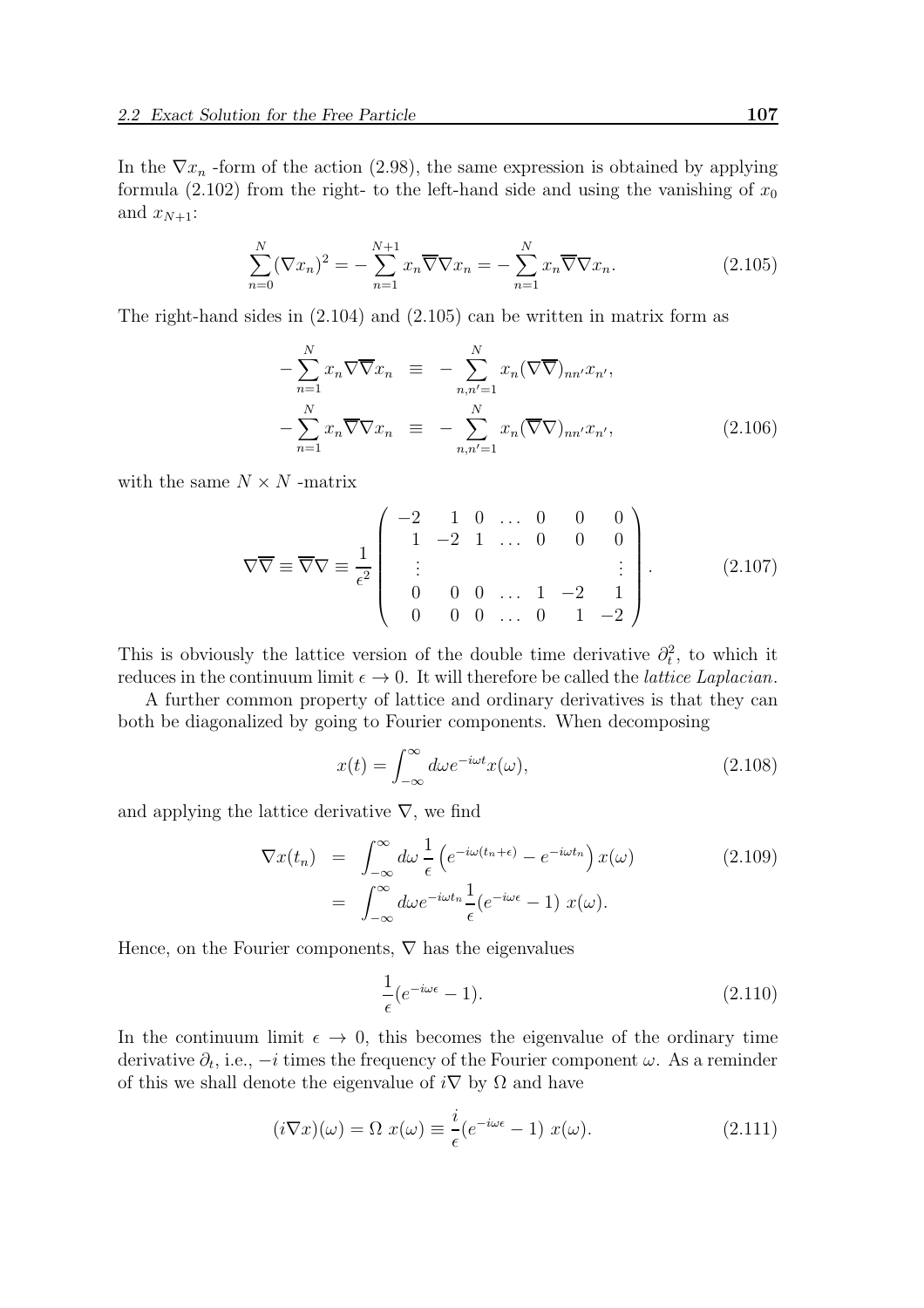In the $\nabla x_n$ -form of the action (2.98), the same expression is obtained by applying formula (2.102) from the right- to the left-hand side and using the vanishing of $x_0$ and $x_{N+1}$:

$$\sum_{n=0}^{N}(\nabla x_n)^2 = -\sum_{n=1}^{N+1} x_n \overline{\nabla}\nabla x_n = -\sum_{n=1}^{N} x_n \overline{\nabla}\nabla x_n. \tag{2.105}$$

The right-hand sides in (2.104) and (2.105) can be written in matrix form as

$$\begin{aligned}
-\sum_{n=1}^{N} x_n \nabla\overline{\nabla} x_n &\equiv -\sum_{n,n'=1}^{N} x_n (\nabla\overline{\nabla})_{nn'} x_{n'}, \\
-\sum_{n=1}^{N} x_n \overline{\nabla}\nabla x_n &\equiv -\sum_{n,n'=1}^{N} x_n (\overline{\nabla}\nabla)_{nn'} x_{n'},
\end{aligned} \tag{2.106}$$

with the same $N \times N$ -matrix

$$\nabla\overline{\nabla} \equiv \overline{\nabla}\nabla \equiv \frac{1}{\epsilon^2}\begin{pmatrix} -2 & 1 & 0 & \dots & 0 & 0 & 0 \\ 1 & -2 & 1 & \dots & 0 & 0 & 0 \\ \vdots & & & & & & \vdots \\ 0 & 0 & 0 & \dots & 1 & -2 & 1 \\ 0 & 0 & 0 & \dots & 0 & 1 & -2 \end{pmatrix}. \tag{2.107}$$

This is obviously the lattice version of the double time derivative $\partial_t^2$, to which it reduces in the continuum limit $\epsilon \to 0$. It will therefore be called the *lattice Laplacian*.

A further common property of lattice and ordinary derivatives is that they can both be diagonalized by going to Fourier components. When decomposing

$$x(t) = \int_{-\infty}^{\infty} d\omega e^{-i\omega t} x(\omega), \tag{2.108}$$

and applying the lattice derivative $\nabla$, we find

$$\begin{aligned}
\nabla x(t_n) &= \int_{-\infty}^{\infty} d\omega \, \frac{1}{\epsilon}\left(e^{-i\omega(t_n+\epsilon)} - e^{-i\omega t_n}\right) x(\omega) \\
&= \int_{-\infty}^{\infty} d\omega e^{-i\omega t_n} \frac{1}{\epsilon}(e^{-i\omega\epsilon} - 1) \; x(\omega).
\end{aligned} \tag{2.109}$$

Hence, on the Fourier components, $\nabla$ has the eigenvalues

$$\frac{1}{\epsilon}(e^{-i\omega\epsilon} - 1). \tag{2.110}$$

In the continuum limit $\epsilon \to 0$, this becomes the eigenvalue of the ordinary time derivative $\partial_t$, i.e., $-i$ times the frequency of the Fourier component $\omega$. As a reminder of this we shall denote the eigenvalue of $i\nabla$ by $\Omega$ and have

$$(i\nabla x)(\omega) = \Omega \; x(\omega) \equiv \frac{i}{\epsilon}(e^{-i\omega\epsilon} - 1) \; x(\omega). \tag{2.111}$$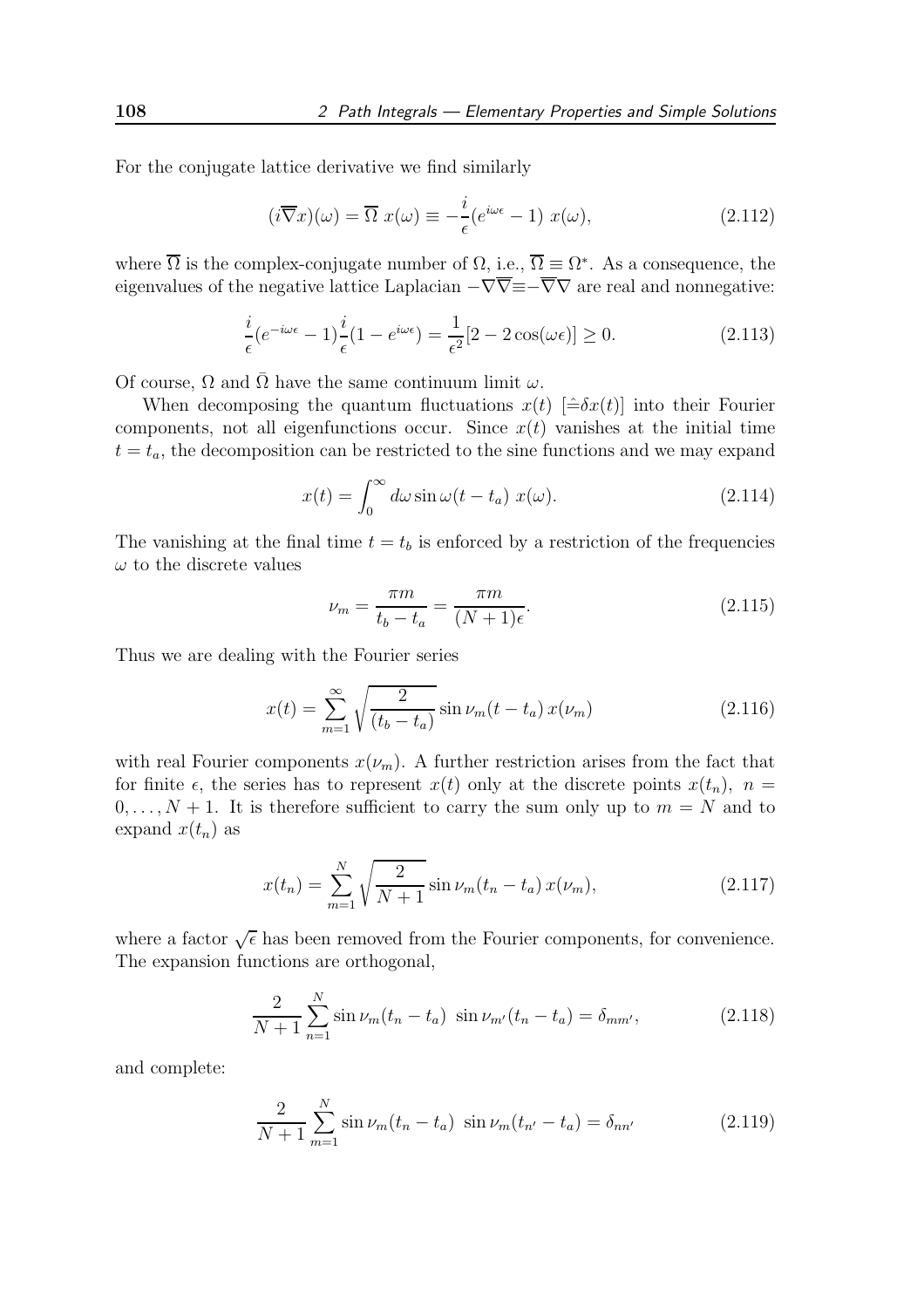For the conjugate lattice derivative we find similarly

$$(i\overline{\nabla}x)(\omega) = \overline{\Omega}\; x(\omega) \equiv -\frac{i}{\epsilon}(e^{i\omega\epsilon}-1)\; x(\omega), \tag{2.112}$$

where $\overline{\Omega}$ is the complex-conjugate number of $\Omega$, i.e., $\overline{\Omega} \equiv \Omega^*$. As a consequence, the eigenvalues of the negative lattice Laplacian $-\nabla\overline{\nabla}\equiv-\overline{\nabla}\nabla$ are real and nonnegative:

$$\frac{i}{\epsilon}(e^{-i\omega\epsilon}-1)\frac{i}{\epsilon}(1-e^{i\omega\epsilon}) = \frac{1}{\epsilon^2}[2-2\cos(\omega\epsilon)] \geq 0. \tag{2.113}$$

Of course, $\Omega$ and $\bar{\Omega}$ have the same continuum limit $\omega$.

When decomposing the quantum fluctuations $x(t)$ $[\hat{=}\delta x(t)]$ into their Fourier components, not all eigenfunctions occur. Since $x(t)$ vanishes at the initial time $t = t_a$, the decomposition can be restricted to the sine functions and we may expand

$$x(t) = \int_0^\infty d\omega \sin\omega(t-t_a)\; x(\omega). \tag{2.114}$$

The vanishing at the final time $t = t_b$ is enforced by a restriction of the frequencies $\omega$ to the discrete values

$$\nu_m = \frac{\pi m}{t_b - t_a} = \frac{\pi m}{(N+1)\epsilon}. \tag{2.115}$$

Thus we are dealing with the Fourier series

$$x(t) = \sum_{m=1}^{\infty} \sqrt{\frac{2}{(t_b-t_a)}} \sin\nu_m(t-t_a)\, x(\nu_m) \tag{2.116}$$

with real Fourier components $x(\nu_m)$. A further restriction arises from the fact that for finite $\epsilon$, the series has to represent $x(t)$ only at the discrete points $x(t_n)$, $n = 0,\ldots,N+1$. It is therefore sufficient to carry the sum only up to $m = N$ and to expand $x(t_n)$ as

$$x(t_n) = \sum_{m=1}^{N} \sqrt{\frac{2}{N+1}} \sin\nu_m(t_n-t_a)\, x(\nu_m), \tag{2.117}$$

where a factor $\sqrt{\epsilon}$ has been removed from the Fourier components, for convenience. The expansion functions are orthogonal,

$$\frac{2}{N+1}\sum_{n=1}^{N} \sin\nu_m(t_n-t_a)\;\sin\nu_{m'}(t_n-t_a) = \delta_{mm'}, \tag{2.118}$$

and complete:

$$\frac{2}{N+1}\sum_{m=1}^{N} \sin\nu_m(t_n-t_a)\;\sin\nu_m(t_{n'}-t_a) = \delta_{nn'} \tag{2.119}$$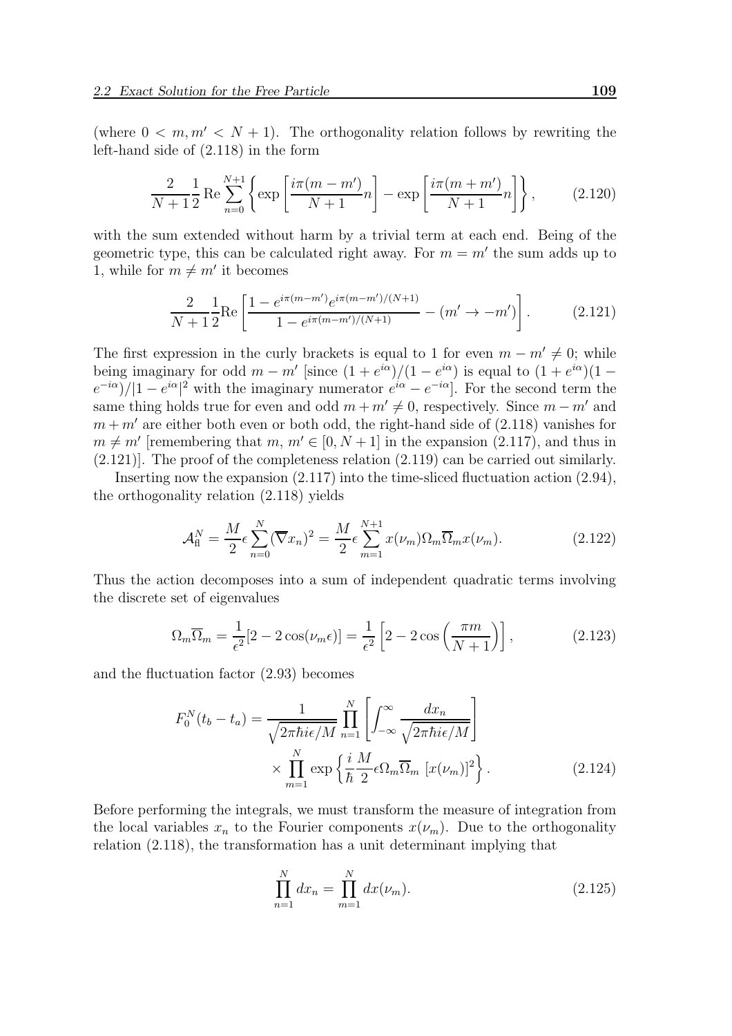(where $0 < m, m' < N + 1$). The orthogonality relation follows by rewriting the left-hand side of (2.118) in the form

$$\frac{2}{N+1}\frac{1}{2}\,\mathrm{Re}\sum_{n=0}^{N+1}\left\{\exp\left[\frac{i\pi(m-m')}{N+1}n\right]-\exp\left[\frac{i\pi(m+m')}{N+1}n\right]\right\}, \tag{2.120}$$

with the sum extended without harm by a trivial term at each end. Being of the geometric type, this can be calculated right away. For $m = m'$ the sum adds up to 1, while for $m \neq m'$ it becomes

$$\frac{2}{N+1}\frac{1}{2}\mathrm{Re}\left[\frac{1-e^{i\pi(m-m')}e^{i\pi(m-m')/(N+1)}}{1-e^{i\pi(m-m')/(N+1)}}-(m'\to -m')\right]. \tag{2.121}$$

The first expression in the curly brackets is equal to 1 for even $m - m' \neq 0$; while being imaginary for odd $m - m'$ [since $(1 + e^{i\alpha})/(1 - e^{i\alpha})$ is equal to $(1 + e^{i\alpha})(1 - e^{-i\alpha})/|1 - e^{i\alpha}|^2$ with the imaginary numerator $e^{i\alpha} - e^{-i\alpha}$]. For the second term the same thing holds true for even and odd $m + m' \neq 0$, respectively. Since $m - m'$ and $m + m'$ are either both even or both odd, the right-hand side of (2.118) vanishes for $m \neq m'$ [remembering that $m, m' \in [0, N + 1]$ in the expansion (2.117), and thus in (2.121)]. The proof of the completeness relation (2.119) can be carried out similarly.

Inserting now the expansion (2.117) into the time-sliced fluctuation action (2.94), the orthogonality relation (2.118) yields

$$\mathcal{A}_{\mathrm{fl}}^N = \frac{M}{2}\epsilon\sum_{n=0}^{N}(\overline{\nabla}x_n)^2 = \frac{M}{2}\epsilon\sum_{m=1}^{N+1}x(\nu_m)\Omega_m\overline{\Omega}_m x(\nu_m). \tag{2.122}$$

Thus the action decomposes into a sum of independent quadratic terms involving the discrete set of eigenvalues

$$\Omega_m\overline{\Omega}_m = \frac{1}{\epsilon^2}[2-2\cos(\nu_m\epsilon)] = \frac{1}{\epsilon^2}\left[2-2\cos\left(\frac{\pi m}{N+1}\right)\right], \tag{2.123}$$

and the fluctuation factor (2.93) becomes

$$F_0^N(t_b-t_a) = \frac{1}{\sqrt{2\pi\hbar i\epsilon/M}}\prod_{n=1}^{N}\left[\int_{-\infty}^{\infty}\frac{dx_n}{\sqrt{2\pi\hbar i\epsilon/M}}\right] \times\prod_{m=1}^{N}\exp\left\{\frac{i}{\hbar}\frac{M}{2}\epsilon\Omega_m\overline{\Omega}_m\,[x(\nu_m)]^2\right\}. \tag{2.124}$$

Before performing the integrals, we must transform the measure of integration from the local variables $x_n$ to the Fourier components $x(\nu_m)$. Due to the orthogonality relation (2.118), the transformation has a unit determinant implying that

$$\prod_{n=1}^{N}dx_n = \prod_{m=1}^{N}dx(\nu_m). \tag{2.125}$$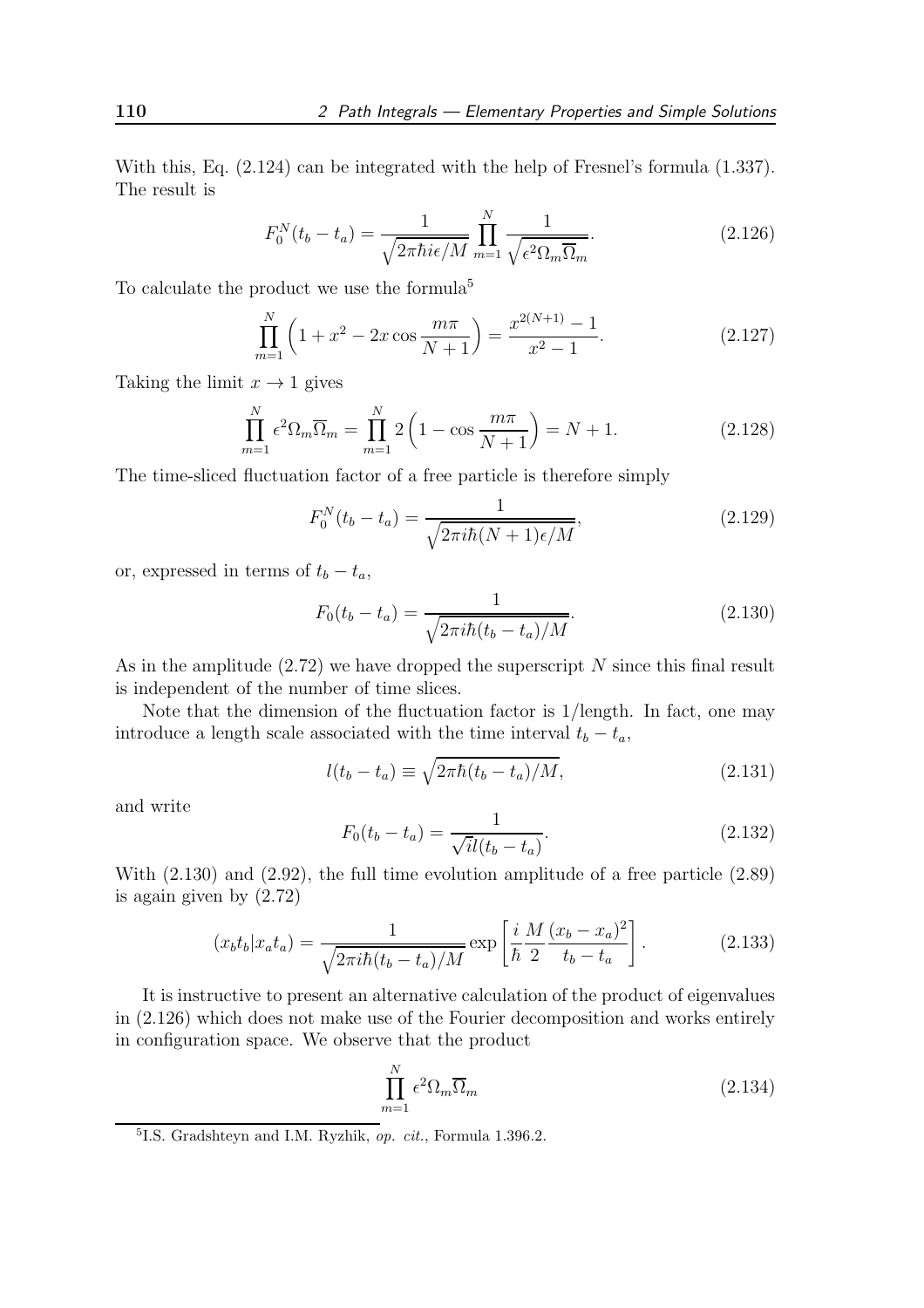With this, Eq. (2.124) can be integrated with the help of Fresnel's formula (1.337). The result is

$$F_0^N(t_b - t_a) = \frac{1}{\sqrt{2\pi\hbar i\epsilon/M}} \prod_{m=1}^{N} \frac{1}{\sqrt{\epsilon^2 \Omega_m \overline{\Omega}_m}}. \tag{2.126}$$

To calculate the product we use the formula[5]

$$\prod_{m=1}^{N} \left(1 + x^2 - 2x \cos\frac{m\pi}{N+1}\right) = \frac{x^{2(N+1)} - 1}{x^2 - 1}. \tag{2.127}$$

Taking the limit $x \to 1$ gives

$$\prod_{m=1}^{N} \epsilon^2 \Omega_m \overline{\Omega}_m = \prod_{m=1}^{N} 2\left(1 - \cos\frac{m\pi}{N+1}\right) = N + 1. \tag{2.128}$$

The time-sliced fluctuation factor of a free particle is therefore simply

$$F_0^N(t_b - t_a) = \frac{1}{\sqrt{2\pi i\hbar(N+1)\epsilon/M}}, \tag{2.129}$$

or, expressed in terms of $t_b - t_a$,

$$F_0(t_b - t_a) = \frac{1}{\sqrt{2\pi i\hbar(t_b - t_a)/M}}. \tag{2.130}$$

As in the amplitude (2.72) we have dropped the superscript $N$ since this final result is independent of the number of time slices.

Note that the dimension of the fluctuation factor is 1/length. In fact, one may introduce a length scale associated with the time interval $t_b - t_a$,

$$l(t_b - t_a) \equiv \sqrt{2\pi\hbar(t_b - t_a)/M}, \tag{2.131}$$

and write

$$F_0(t_b - t_a) = \frac{1}{\sqrt{i}\, l(t_b - t_a)}. \tag{2.132}$$

With (2.130) and (2.92), the full time evolution amplitude of a free particle (2.89) is again given by (2.72)

$$(x_b t_b | x_a t_a) = \frac{1}{\sqrt{2\pi i\hbar(t_b - t_a)/M}} \exp\left[\frac{i}{\hbar}\frac{M}{2}\frac{(x_b - x_a)^2}{t_b - t_a}\right]. \tag{2.133}$$

It is instructive to present an alternative calculation of the product of eigenvalues in (2.126) which does not make use of the Fourier decomposition and works entirely in configuration space. We observe that the product

$$\prod_{m=1}^{N} \epsilon^2 \Omega_m \overline{\Omega}_m \tag{2.134}$$

---

[5] I.S. Gradshteyn and I.M. Ryzhik, *op. cit.*, Formula 1.396.2.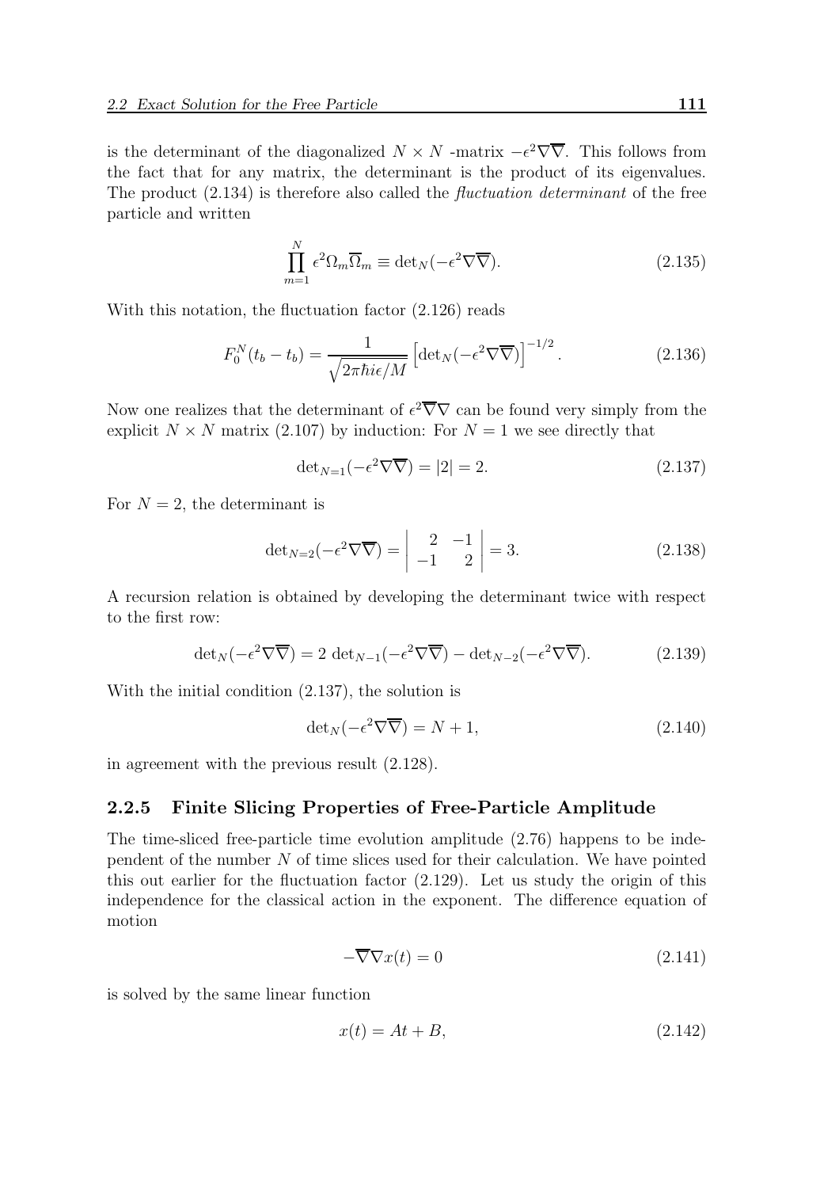is the determinant of the diagonalized $N \times N$ -matrix $-\epsilon^2\nabla\overline{\nabla}$. This follows from the fact that for any matrix, the determinant is the product of its eigenvalues. The product (2.134) is therefore also called the *fluctuation determinant* of the free particle and written

$$\prod_{m=1}^{N} \epsilon^2 \Omega_m \overline{\Omega}_m \equiv \det{}_N(-\epsilon^2 \nabla\overline{\nabla}). \tag{2.135}$$

With this notation, the fluctuation factor (2.126) reads

$$F_0^N(t_b - t_b) = \frac{1}{\sqrt{2\pi\hbar i\epsilon/M}} \left[\det{}_N(-\epsilon^2\nabla\overline{\nabla})\right]^{-1/2}. \tag{2.136}$$

Now one realizes that the determinant of $\epsilon^2\overline{\nabla}\nabla$ can be found very simply from the explicit $N \times N$ matrix (2.107) by induction: For $N = 1$ we see directly that

$$\det{}_{N=1}(-\epsilon^2\nabla\overline{\nabla}) = |2| = 2. \tag{2.137}$$

For $N = 2$, the determinant is

$$\det{}_{N=2}(-\epsilon^2\nabla\overline{\nabla}) = \begin{vmatrix} 2 & -1 \\ -1 & 2 \end{vmatrix} = 3. \tag{2.138}$$

A recursion relation is obtained by developing the determinant twice with respect to the first row:

$$\det{}_N(-\epsilon^2\nabla\overline{\nabla}) = 2 \det{}_{N-1}(-\epsilon^2\nabla\overline{\nabla}) - \det{}_{N-2}(-\epsilon^2\nabla\overline{\nabla}). \tag{2.139}$$

With the initial condition (2.137), the solution is

$$\det{}_N(-\epsilon^2\nabla\overline{\nabla}) = N + 1, \tag{2.140}$$

in agreement with the previous result (2.128).

### 2.2.5 Finite Slicing Properties of Free-Particle Amplitude

The time-sliced free-particle time evolution amplitude (2.76) happens to be independent of the number $N$ of time slices used for their calculation. We have pointed this out earlier for the fluctuation factor (2.129). Let us study the origin of this independence for the classical action in the exponent. The difference equation of motion

$$-\overline{\nabla}\nabla x(t) = 0 \tag{2.141}$$

is solved by the same linear function

$$x(t) = At + B, \tag{2.142}$$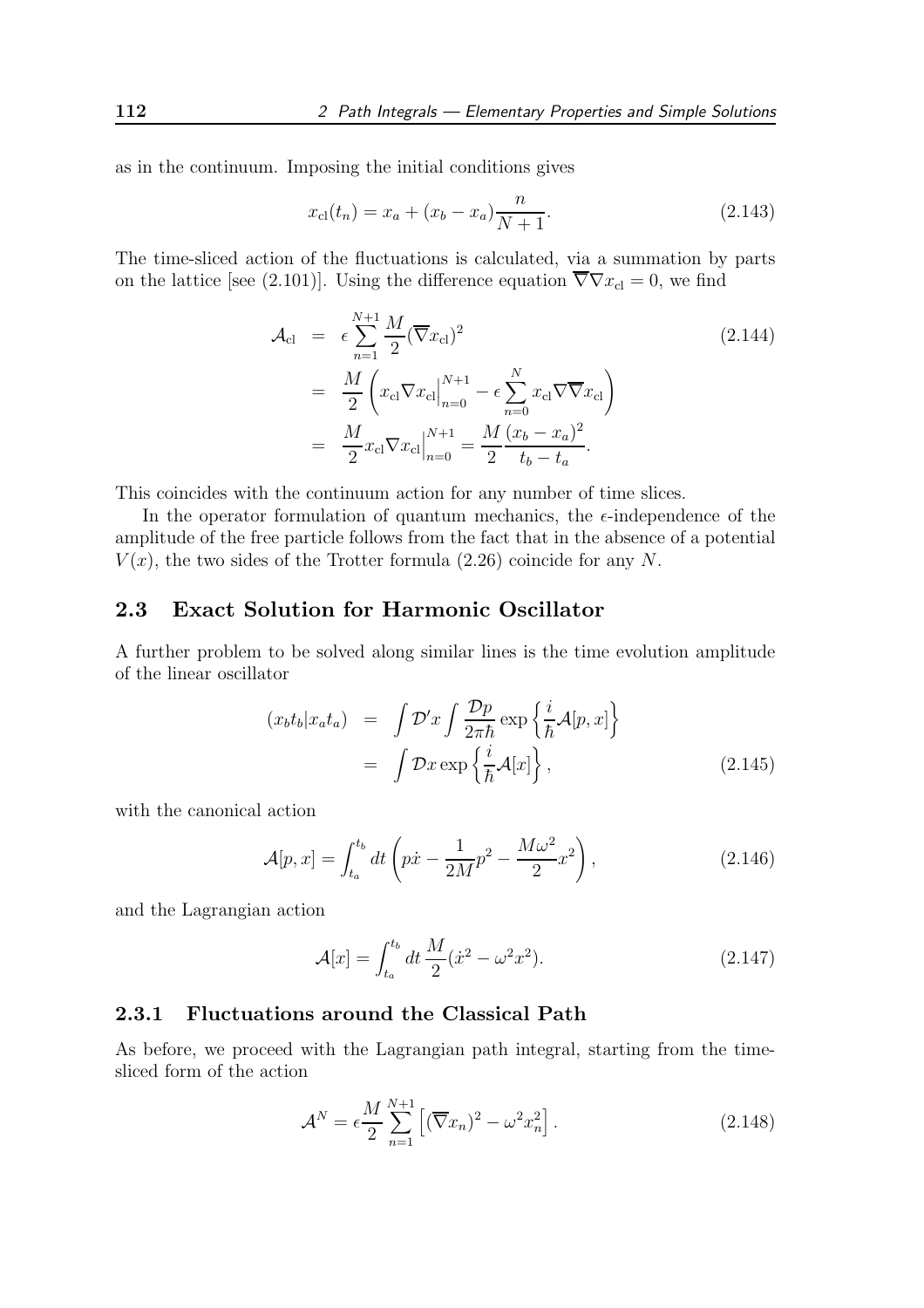as in the continuum. Imposing the initial conditions gives

$$x_{\rm cl}(t_n) = x_a + (x_b - x_a)\frac{n}{N+1}. \tag{2.143}$$

The time-sliced action of the fluctuations is calculated, via a summation by parts on the lattice [see (2.101)]. Using the difference equation $\overline{\nabla}\nabla x_{\rm cl} = 0$, we find

$$\begin{aligned}
\mathcal{A}_{\rm cl} &= \epsilon \sum_{n=1}^{N+1} \frac{M}{2}(\overline{\nabla} x_{\rm cl})^2 \\
&= \frac{M}{2}\left( x_{\rm cl}\nabla x_{\rm cl}\Big|_{n=0}^{N+1} - \epsilon \sum_{n=0}^{N} x_{\rm cl}\nabla\overline{\nabla} x_{\rm cl}\right) \\
&= \frac{M}{2} x_{\rm cl}\nabla x_{\rm cl}\Big|_{n=0}^{N+1} = \frac{M}{2}\frac{(x_b - x_a)^2}{t_b - t_a}.
\end{aligned} \tag{2.144}$$

This coincides with the continuum action for any number of time slices.

In the operator formulation of quantum mechanics, the $\epsilon$-independence of the amplitude of the free particle follows from the fact that in the absence of a potential $V(x)$, the two sides of the Trotter formula (2.26) coincide for any $N$.

## 2.3 Exact Solution for Harmonic Oscillator

A further problem to be solved along similar lines is the time evolution amplitude of the linear oscillator

$$\begin{aligned}
(x_b t_b | x_a t_a) &= \int \mathcal{D}'x \int \frac{\mathcal{D}p}{2\pi\hbar} \exp\left\{\frac{i}{\hbar}\mathcal{A}[p,x]\right\} \\
&= \int \mathcal{D}x \exp\left\{\frac{i}{\hbar}\mathcal{A}[x]\right\},
\end{aligned} \tag{2.145}$$

with the canonical action

$$\mathcal{A}[p,x] = \int_{t_a}^{t_b} dt \left( p\dot{x} - \frac{1}{2M}p^2 - \frac{M\omega^2}{2}x^2 \right), \tag{2.146}$$

and the Lagrangian action

$$\mathcal{A}[x] = \int_{t_a}^{t_b} dt\, \frac{M}{2}(\dot{x}^2 - \omega^2 x^2). \tag{2.147}$$

### 2.3.1 Fluctuations around the Classical Path

As before, we proceed with the Lagrangian path integral, starting from the time-sliced form of the action

$$\mathcal{A}^N = \epsilon \frac{M}{2} \sum_{n=1}^{N+1} \left[ (\overline{\nabla} x_n)^2 - \omega^2 x_n^2 \right]. \tag{2.148}$$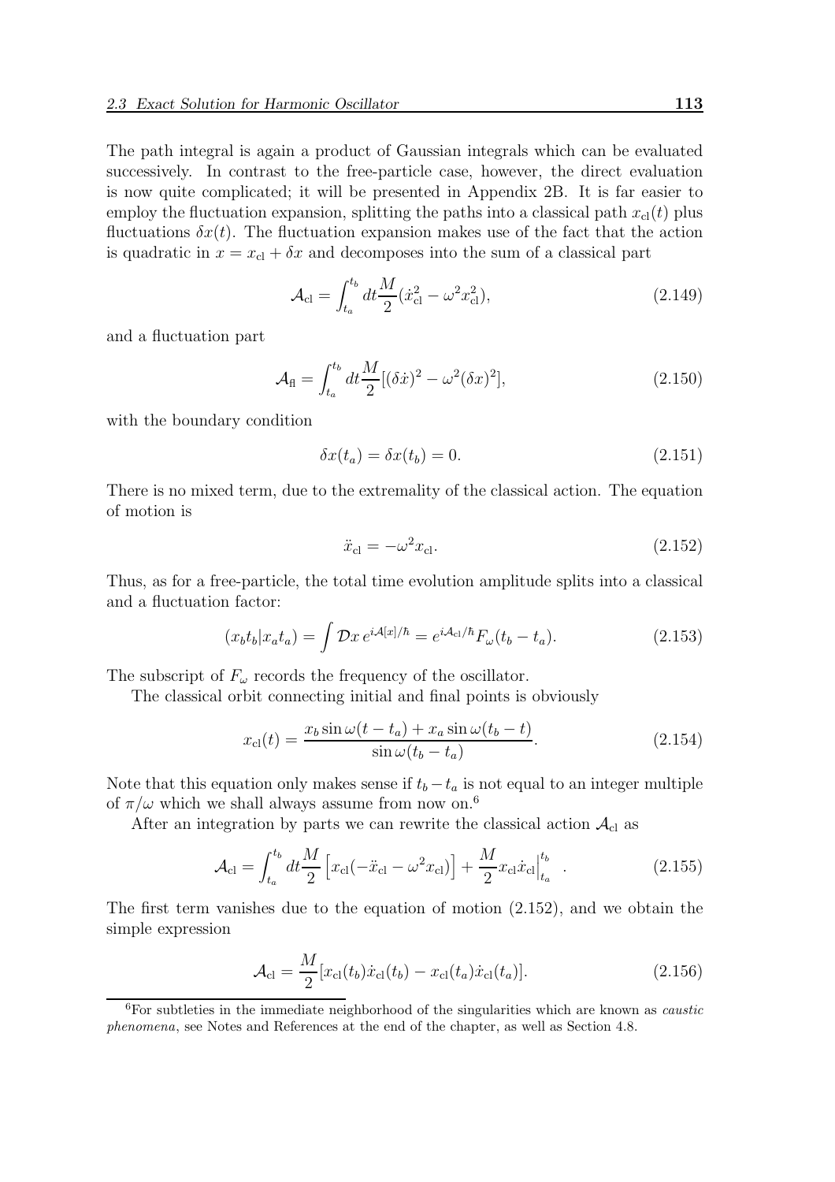The path integral is again a product of Gaussian integrals which can be evaluated successively. In contrast to the free-particle case, however, the direct evaluation is now quite complicated; it will be presented in Appendix 2B. It is far easier to employ the fluctuation expansion, splitting the paths into a classical path $x_{\rm cl}(t)$ plus fluctuations $\delta x(t)$. The fluctuation expansion makes use of the fact that the action is quadratic in $x = x_{\rm cl} + \delta x$ and decomposes into the sum of a classical part

$$\mathcal{A}_{\rm cl} = \int_{t_a}^{t_b} dt \frac{M}{2}(\dot{x}_{\rm cl}^2 - \omega^2 x_{\rm cl}^2), \tag{2.149}$$

and a fluctuation part

$$\mathcal{A}_{\rm fl} = \int_{t_a}^{t_b} dt \frac{M}{2}[(\delta\dot{x})^2 - \omega^2(\delta x)^2], \tag{2.150}$$

with the boundary condition

$$\delta x(t_a) = \delta x(t_b) = 0. \tag{2.151}$$

There is no mixed term, due to the extremality of the classical action. The equation of motion is

$$\ddot{x}_{\rm cl} = -\omega^2 x_{\rm cl}. \tag{2.152}$$

Thus, as for a free-particle, the total time evolution amplitude splits into a classical and a fluctuation factor:

$$(x_b t_b|x_a t_a) = \int \mathcal{D}x\, e^{i\mathcal{A}[x]/\hbar} = e^{i\mathcal{A}_{\rm cl}/\hbar} F_\omega(t_b - t_a). \tag{2.153}$$

The subscript of $F_\omega$ records the frequency of the oscillator.

The classical orbit connecting initial and final points is obviously

$$x_{\rm cl}(t) = \frac{x_b \sin\omega(t - t_a) + x_a \sin\omega(t_b - t)}{\sin\omega(t_b - t_a)}. \tag{2.154}$$

Note that this equation only makes sense if $t_b - t_a$ is not equal to an integer multiple of $\pi/\omega$ which we shall always assume from now on.[6]

After an integration by parts we can rewrite the classical action $\mathcal{A}_{\rm cl}$ as

$$\mathcal{A}_{\rm cl} = \int_{t_a}^{t_b} dt \frac{M}{2}\left[x_{\rm cl}(-\ddot{x}_{\rm cl} - \omega^2 x_{\rm cl})\right] + \frac{M}{2} x_{\rm cl}\dot{x}_{\rm cl}\Big|_{t_a}^{t_b} \ . \tag{2.155}$$

The first term vanishes due to the equation of motion (2.152), and we obtain the simple expression

$$\mathcal{A}_{\rm cl} = \frac{M}{2}[x_{\rm cl}(t_b)\dot{x}_{\rm cl}(t_b) - x_{\rm cl}(t_a)\dot{x}_{\rm cl}(t_a)]. \tag{2.156}$$

[6] For subtleties in the immediate neighborhood of the singularities which are known as *caustic phenomena*, see Notes and References at the end of the chapter, as well as Section 4.8.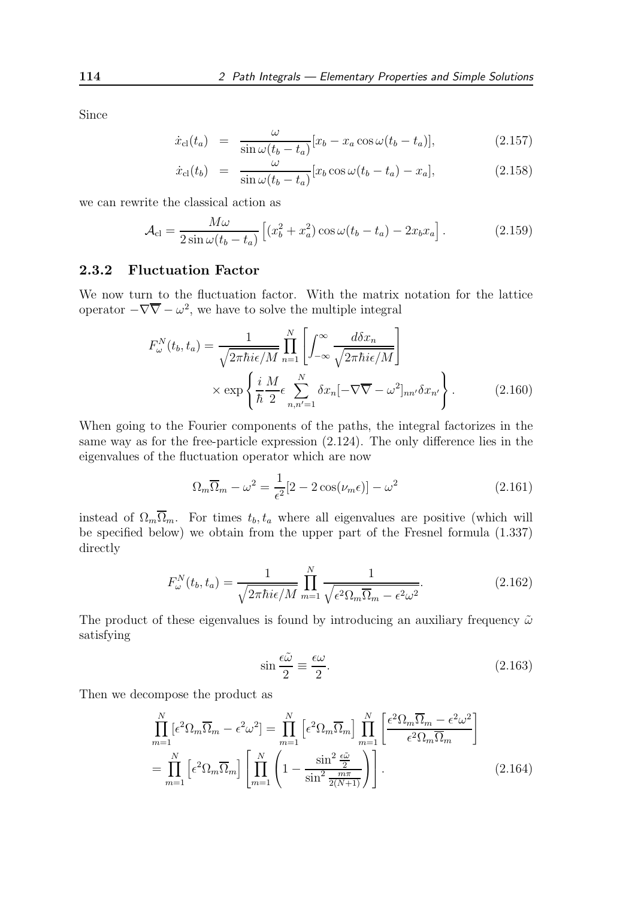Since

$$
\begin{aligned}
\dot{x}_{\rm cl}(t_a) &= \frac{\omega}{\sin\omega(t_b-t_a)}[x_b - x_a\cos\omega(t_b-t_a)], \qquad (2.157)\\
\dot{x}_{\rm cl}(t_b) &= \frac{\omega}{\sin\omega(t_b-t_a)}[x_b\cos\omega(t_b-t_a) - x_a], \qquad (2.158)
\end{aligned}
$$

we can rewrite the classical action as

$$
\mathcal{A}_{\rm cl} = \frac{M\omega}{2\sin\omega(t_b-t_a)}\left[(x_b^2+x_a^2)\cos\omega(t_b-t_a) - 2x_bx_a\right]. \tag{2.159}
$$

### 2.3.2 Fluctuation Factor

We now turn to the fluctuation factor. With the matrix notation for the lattice operator $-\nabla\overline{\nabla}-\omega^2$, we have to solve the multiple integral

$$
\begin{aligned}
F_\omega^N(t_b,t_a) = \frac{1}{\sqrt{2\pi\hbar i\epsilon/M}}\prod_{n=1}^{N}\left[\int_{-\infty}^{\infty}\frac{d\delta x_n}{\sqrt{2\pi\hbar i\epsilon/M}}\right]&\\
\times\exp\left\{\frac{i}{\hbar}\frac{M}{2}\epsilon\sum_{n,n'=1}^{N}\delta x_n[-\nabla\overline{\nabla}-\omega^2]_{nn'}\delta x_{n'}\right\}&. \qquad (2.160)
\end{aligned}
$$

When going to the Fourier components of the paths, the integral factorizes in the same way as for the free-particle expression (2.124). The only difference lies in the eigenvalues of the fluctuation operator which are now

$$
\Omega_m\overline{\Omega}_m - \omega^2 = \frac{1}{\epsilon^2}[2-2\cos(\nu_m\epsilon)] - \omega^2 \tag{2.161}
$$

instead of $\Omega_m\overline{\Omega}_m$. For times $t_b, t_a$ where all eigenvalues are positive (which will be specified below) we obtain from the upper part of the Fresnel formula (1.337) directly

$$
F_\omega^N(t_b,t_a) = \frac{1}{\sqrt{2\pi\hbar i\epsilon/M}}\prod_{m=1}^{N}\frac{1}{\sqrt{\epsilon^2\Omega_m\overline{\Omega}_m - \epsilon^2\omega^2}}. \tag{2.162}
$$

The product of these eigenvalues is found by introducing an auxiliary frequency $\tilde{\omega}$ satisfying

$$
\sin\frac{\epsilon\tilde{\omega}}{2} \equiv \frac{\epsilon\omega}{2}. \tag{2.163}
$$

Then we decompose the product as

$$
\begin{aligned}
\prod_{m=1}^{N}[\epsilon^2\Omega_m\overline{\Omega}_m - \epsilon^2\omega^2] &= \prod_{m=1}^{N}\left[\epsilon^2\Omega_m\overline{\Omega}_m\right]\prod_{m=1}^{N}\left[\frac{\epsilon^2\Omega_m\overline{\Omega}_m - \epsilon^2\omega^2}{\epsilon^2\Omega_m\overline{\Omega}_m}\right]\\
&= \prod_{m=1}^{N}\left[\epsilon^2\Omega_m\overline{\Omega}_m\right]\left[\prod_{m=1}^{N}\left(1 - \frac{\sin^2\frac{\epsilon\tilde{\omega}}{2}}{\sin^2\frac{m\pi}{2(N+1)}}\right)\right]. \qquad (2.164)
\end{aligned}
$$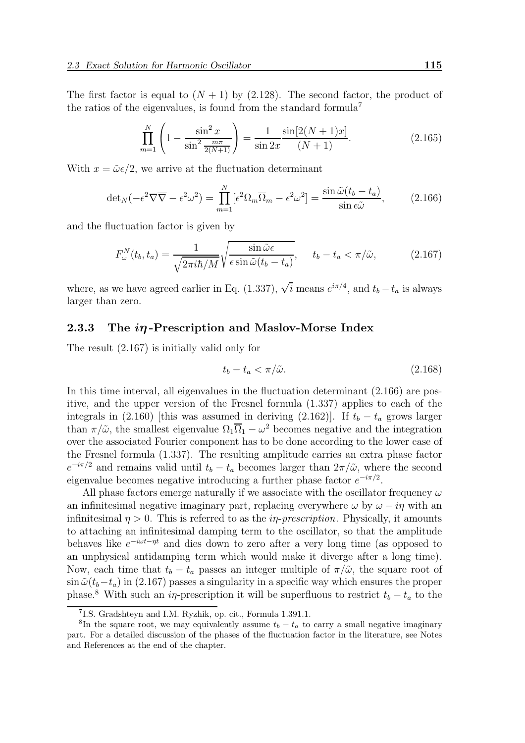The first factor is equal to $(N+1)$ by (2.128). The second factor, the product of the ratios of the eigenvalues, is found from the standard formula[7]

$$\prod_{m=1}^{N}\left(1-\frac{\sin^2 x}{\sin^2\frac{m\pi}{2(N+1)}}\right)=\frac{1}{\sin 2x}\frac{\sin[2(N+1)x]}{(N+1)}. \tag{2.165}$$

With $x=\tilde{\omega}\epsilon/2$, we arrive at the fluctuation determinant

$$\det{}_N(-\epsilon^2\nabla\overline{\nabla}-\epsilon^2\omega^2)=\prod_{m=1}^{N}\left[\epsilon^2\Omega_m\overline{\Omega}_m-\epsilon^2\omega^2\right]=\frac{\sin\tilde{\omega}(t_b-t_a)}{\sin\epsilon\tilde{\omega}}, \tag{2.166}$$

and the fluctuation factor is given by

$$F_\omega^N(t_b,t_a)=\frac{1}{\sqrt{2\pi i\hbar/M}}\sqrt{\frac{\sin\tilde{\omega}\epsilon}{\epsilon\sin\tilde{\omega}(t_b-t_a)}},\qquad t_b-t_a<\pi/\tilde{\omega}, \tag{2.167}$$

where, as we have agreed earlier in Eq. (1.337), $\sqrt{i}$ means $e^{i\pi/4}$, and $t_b-t_a$ is always larger than zero.

### 2.3.3 The $i\eta$-Prescription and Maslov-Morse Index

The result (2.167) is initially valid only for

$$t_b-t_a<\pi/\tilde{\omega}. \tag{2.168}$$

In this time interval, all eigenvalues in the fluctuation determinant (2.166) are positive, and the upper version of the Fresnel formula (1.337) applies to each of the integrals in (2.160) [this was assumed in deriving (2.162)]. If $t_b-t_a$ grows larger than $\pi/\tilde{\omega}$, the smallest eigenvalue $\Omega_1\overline{\Omega}_1-\omega^2$ becomes negative and the integration over the associated Fourier component has to be done according to the lower case of the Fresnel formula (1.337). The resulting amplitude carries an extra phase factor $e^{-i\pi/2}$ and remains valid until $t_b-t_a$ becomes larger than $2\pi/\tilde{\omega}$, where the second eigenvalue becomes negative introducing a further phase factor $e^{-i\pi/2}$.

All phase factors emerge naturally if we associate with the oscillator frequency $\omega$ an infinitesimal negative imaginary part, replacing everywhere $\omega$ by $\omega-i\eta$ with an infinitesimal $\eta>0$. This is referred to as the *$i\eta$-prescription*. Physically, it amounts to attaching an infinitesimal damping term to the oscillator, so that the amplitude behaves like $e^{-i\omega t-\eta t}$ and dies down to zero after a very long time (as opposed to an unphysical antidamping term which would make it diverge after a long time). Now, each time that $t_b-t_a$ passes an integer multiple of $\pi/\tilde{\omega}$, the square root of $\sin\tilde{\omega}(t_b-t_a)$ in (2.167) passes a singularity in a specific way which ensures the proper phase.[8] With such an $i\eta$-prescription it will be superfluous to restrict $t_b-t_a$ to the

---

[7] I.S. Gradshteyn and I.M. Ryzhik, op. cit., Formula 1.391.1.

[8] In the square root, we may equivalently assume $t_b-t_a$ to carry a small negative imaginary part. For a detailed discussion of the phases of the fluctuation factor in the literature, see Notes and References at the end of the chapter.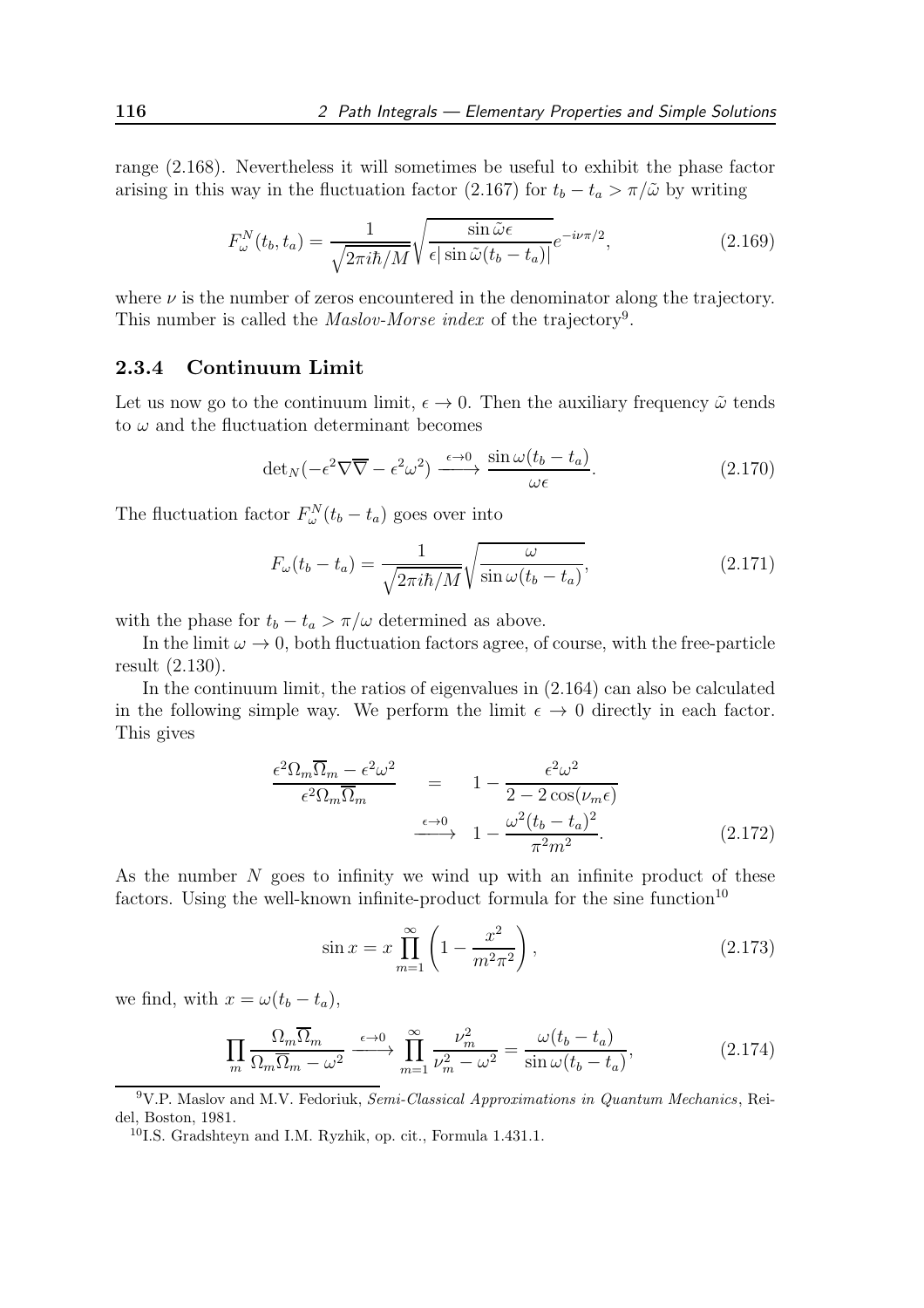range (2.168). Nevertheless it will sometimes be useful to exhibit the phase factor arising in this way in the fluctuation factor (2.167) for $t_b - t_a > \pi/\tilde{\omega}$ by writing

$$F_\omega^N(t_b, t_a) = \frac{1}{\sqrt{2\pi i\hbar/M}} \sqrt{\frac{\sin\tilde{\omega}\epsilon}{\epsilon|\sin\tilde{\omega}(t_b - t_a)|}} e^{-i\nu\pi/2}, \tag{2.169}$$

where $\nu$ is the number of zeros encountered in the denominator along the trajectory. This number is called the *Maslov-Morse index* of the trajectory[9].

### 2.3.4 Continuum Limit

Let us now go to the continuum limit, $\epsilon \to 0$. Then the auxiliary frequency $\tilde{\omega}$ tends to $\omega$ and the fluctuation determinant becomes

$$\det{}_N(-\epsilon^2\nabla\overline{\nabla} - \epsilon^2\omega^2) \xrightarrow{\epsilon\to 0} \frac{\sin\omega(t_b - t_a)}{\omega\epsilon}. \tag{2.170}$$

The fluctuation factor $F_\omega^N(t_b - t_a)$ goes over into

$$F_\omega(t_b - t_a) = \frac{1}{\sqrt{2\pi i\hbar/M}} \sqrt{\frac{\omega}{\sin\omega(t_b - t_a)}}, \tag{2.171}$$

with the phase for $t_b - t_a > \pi/\omega$ determined as above.

In the limit $\omega \to 0$, both fluctuation factors agree, of course, with the free-particle result (2.130).

In the continuum limit, the ratios of eigenvalues in (2.164) can also be calculated in the following simple way. We perform the limit $\epsilon \to 0$ directly in each factor. This gives

$$\begin{aligned} \frac{\epsilon^2\Omega_m\overline{\Omega}_m - \epsilon^2\omega^2}{\epsilon^2\Omega_m\overline{\Omega}_m} &= 1 - \frac{\epsilon^2\omega^2}{2 - 2\cos(\nu_m\epsilon)} \\ &\xrightarrow{\epsilon\to 0} 1 - \frac{\omega^2(t_b - t_a)^2}{\pi^2 m^2}. \end{aligned} \tag{2.172}$$

As the number $N$ goes to infinity we wind up with an infinite product of these factors. Using the well-known infinite-product formula for the sine function[10]

$$\sin x = x\prod_{m=1}^{\infty}\left(1 - \frac{x^2}{m^2\pi^2}\right), \tag{2.173}$$

we find, with $x = \omega(t_b - t_a)$,

$$\prod_m \frac{\Omega_m\overline{\Omega}_m}{\Omega_m\overline{\Omega}_m - \omega^2} \xrightarrow{\epsilon\to 0} \prod_{m=1}^{\infty}\frac{\nu_m^2}{\nu_m^2 - \omega^2} = \frac{\omega(t_b - t_a)}{\sin\omega(t_b - t_a)}, \tag{2.174}$$

---

[9] V.P. Maslov and M.V. Fedoriuk, *Semi-Classical Approximations in Quantum Mechanics*, Reidel, Boston, 1981.

[10] I.S. Gradshteyn and I.M. Ryzhik, op. cit., Formula 1.431.1.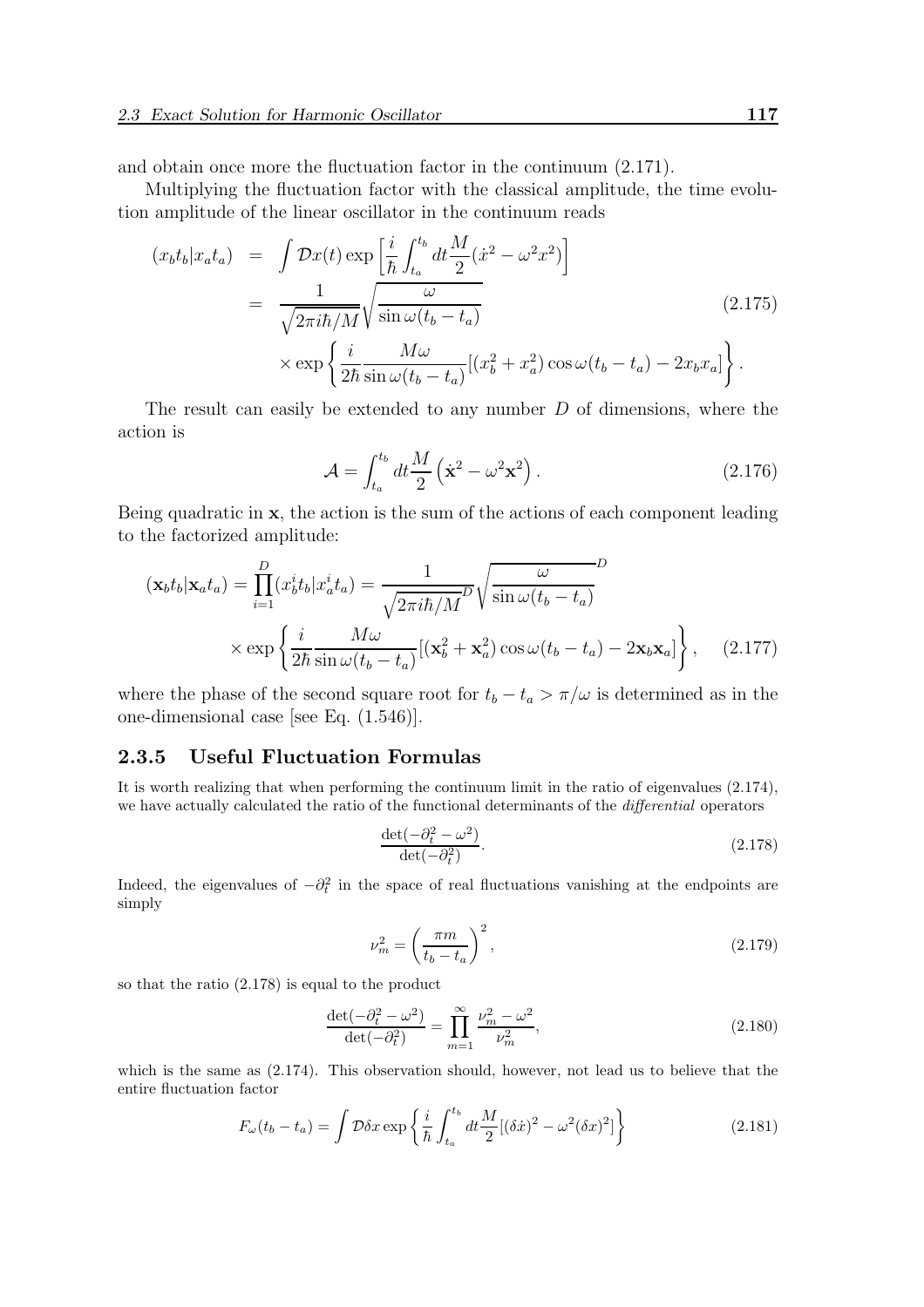and obtain once more the fluctuation factor in the continuum (2.171).

Multiplying the fluctuation factor with the classical amplitude, the time evolution amplitude of the linear oscillator in the continuum reads

$$
\begin{aligned}
(x_b t_b | x_a t_a) &= \int \mathcal{D}x(t) \exp\left[\frac{i}{\hbar}\int_{t_a}^{t_b} dt \frac{M}{2}(\dot{x}^2 - \omega^2 x^2)\right] \\
&= \frac{1}{\sqrt{2\pi i\hbar/M}} \sqrt{\frac{\omega}{\sin\omega(t_b - t_a)}} \\
&\quad \times \exp\left\{\frac{i}{2\hbar}\frac{M\omega}{\sin\omega(t_b - t_a)}[(x_b^2 + x_a^2)\cos\omega(t_b - t_a) - 2x_b x_a]\right\}.
\end{aligned}
\tag{2.175}
$$

The result can easily be extended to any number $D$ of dimensions, where the action is

$$
\mathcal{A} = \int_{t_a}^{t_b} dt \frac{M}{2}\left(\dot{\mathbf{x}}^2 - \omega^2 \mathbf{x}^2\right). \tag{2.176}
$$

Being quadratic in $\mathbf{x}$, the action is the sum of the actions of each component leading to the factorized amplitude:

$$
\begin{aligned}
(\mathbf{x}_b t_b | \mathbf{x}_a t_a) = \prod_{i=1}^{D} (x_b^i t_b | x_a^i t_a) &= \frac{1}{\sqrt{2\pi i\hbar/M}^D} \sqrt{\frac{\omega}{\sin\omega(t_b - t_a)}}^D \\
&\times \exp\left\{\frac{i}{2\hbar}\frac{M\omega}{\sin\omega(t_b - t_a)}[(\mathbf{x}_b^2 + \mathbf{x}_a^2)\cos\omega(t_b - t_a) - 2\mathbf{x}_b \mathbf{x}_a]\right\},
\end{aligned}
\tag{2.177}
$$

where the phase of the second square root for $t_b - t_a > \pi/\omega$ is determined as in the one-dimensional case [see Eq. (1.546)].

### 2.3.5 Useful Fluctuation Formulas

It is worth realizing that when performing the continuum limit in the ratio of eigenvalues (2.174), we have actually calculated the ratio of the functional determinants of the *differential* operators

$$
\frac{\det(-\partial_t^2 - \omega^2)}{\det(-\partial_t^2)}. \tag{2.178}
$$

Indeed, the eigenvalues of $-\partial_t^2$ in the space of real fluctuations vanishing at the endpoints are simply

$$
\nu_m^2 = \left(\frac{\pi m}{t_b - t_a}\right)^2, \tag{2.179}
$$

so that the ratio (2.178) is equal to the product

$$
\frac{\det(-\partial_t^2 - \omega^2)}{\det(-\partial_t^2)} = \prod_{m=1}^{\infty} \frac{\nu_m^2 - \omega^2}{\nu_m^2}, \tag{2.180}
$$

which is the same as (2.174). This observation should, however, not lead us to believe that the entire fluctuation factor

$$
F_\omega(t_b - t_a) = \int \mathcal{D}\delta x \exp\left\{\frac{i}{\hbar}\int_{t_a}^{t_b} dt \frac{M}{2}[(\delta\dot{x})^2 - \omega^2(\delta x)^2]\right\} \tag{2.181}
$$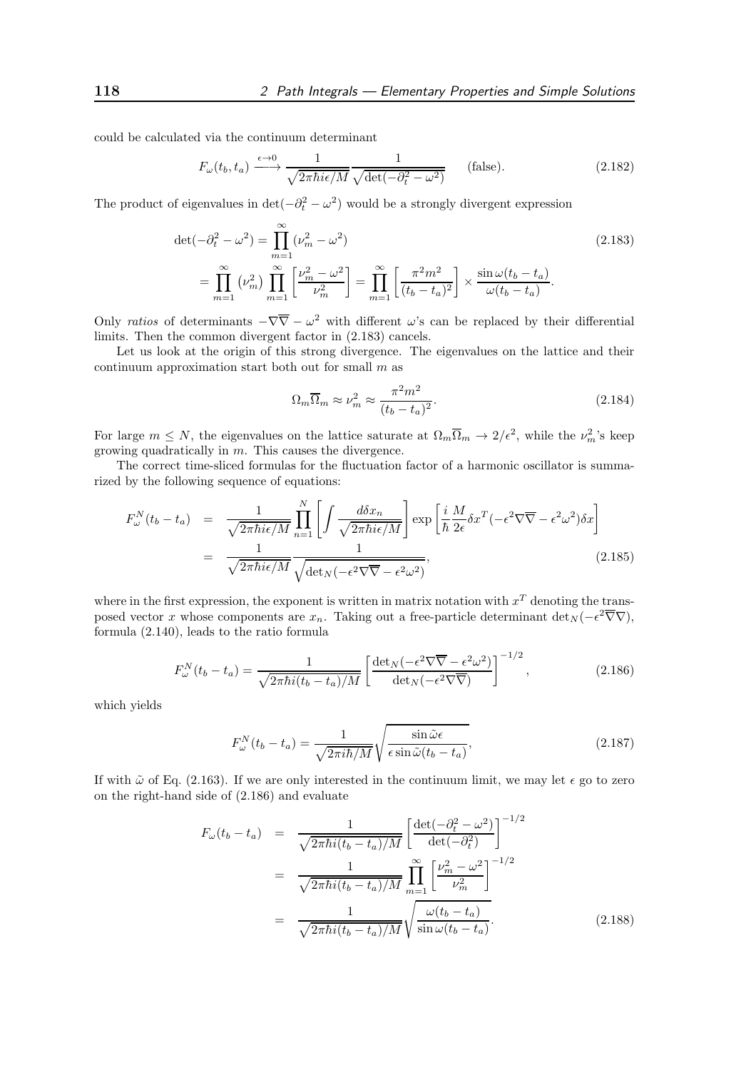could be calculated via the continuum determinant

$$F_\omega(t_b, t_a) \xrightarrow{\epsilon\to 0} \frac{1}{\sqrt{2\pi\hbar i\epsilon/M}} \frac{1}{\sqrt{\det(-\partial_t^2 - \omega^2)}} \qquad \text{(false)}. \tag{2.182}$$

The product of eigenvalues in $\det(-\partial_t^2 - \omega^2)$ would be a strongly divergent expression

$$\begin{aligned}
\det(-\partial_t^2 - \omega^2) &= \prod_{m=1}^{\infty} (\nu_m^2 - \omega^2) \\
&= \prod_{m=1}^{\infty} \left(\nu_m^2\right) \prod_{m=1}^{\infty} \left[\frac{\nu_m^2 - \omega^2}{\nu_m^2}\right] = \prod_{m=1}^{\infty} \left[\frac{\pi^2 m^2}{(t_b - t_a)^2}\right] \times \frac{\sin\omega(t_b - t_a)}{\omega(t_b - t_a)}.
\end{aligned} \tag{2.183}$$

Only *ratios* of determinants $-\nabla\overline{\nabla} - \omega^2$ with different $\omega$'s can be replaced by their differential limits. Then the common divergent factor in (2.183) cancels.

Let us look at the origin of this strong divergence. The eigenvalues on the lattice and their continuum approximation start both out for small $m$ as

$$\Omega_m \overline{\Omega}_m \approx \nu_m^2 \approx \frac{\pi^2 m^2}{(t_b - t_a)^2}. \tag{2.184}$$

For large $m \le N$, the eigenvalues on the lattice saturate at $\Omega_m \overline{\Omega}_m \to 2/\epsilon^2$, while the $\nu_m^2$'s keep growing quadratically in $m$. This causes the divergence.

The correct time-sliced formulas for the fluctuation factor of a harmonic oscillator is summarized by the following sequence of equations:

$$\begin{aligned}
F_\omega^N(t_b - t_a) &= \frac{1}{\sqrt{2\pi\hbar i\epsilon/M}} \prod_{n=1}^{N} \left[\int \frac{d\delta x_n}{\sqrt{2\pi\hbar i\epsilon/M}}\right] \exp\left[\frac{i}{\hbar}\frac{M}{2\epsilon}\delta x^T(-\epsilon^2\nabla\overline{\nabla} - \epsilon^2\omega^2)\delta x\right] \\
&= \frac{1}{\sqrt{2\pi\hbar i\epsilon/M}} \frac{1}{\sqrt{\det_N(-\epsilon^2\nabla\overline{\nabla} - \epsilon^2\omega^2)}},
\end{aligned} \tag{2.185}$$

where in the first expression, the exponent is written in matrix notation with $x^T$ denoting the transposed vector $x$ whose components are $x_n$. Taking out a free-particle determinant $\det_N(-\epsilon^2\overline{\nabla}\nabla)$, formula (2.140), leads to the ratio formula

$$F_\omega^N(t_b - t_a) = \frac{1}{\sqrt{2\pi\hbar i(t_b - t_a)/M}} \left[\frac{\det_N(-\epsilon^2\nabla\overline{\nabla} - \epsilon^2\omega^2)}{\det_N(-\epsilon^2\nabla\overline{\nabla})}\right]^{-1/2}, \tag{2.186}$$

which yields

$$F_\omega^N(t_b - t_a) = \frac{1}{\sqrt{2\pi i\hbar/M}} \sqrt{\frac{\sin\tilde{\omega}\epsilon}{\epsilon\sin\tilde{\omega}(t_b - t_a)}}, \tag{2.187}$$

If with $\tilde{\omega}$ of Eq. (2.163). If we are only interested in the continuum limit, we may let $\epsilon$ go to zero on the right-hand side of (2.186) and evaluate

$$\begin{aligned}
F_\omega(t_b - t_a) &= \frac{1}{\sqrt{2\pi\hbar i(t_b - t_a)/M}} \left[\frac{\det(-\partial_t^2 - \omega^2)}{\det(-\partial_t^2)}\right]^{-1/2} \\
&= \frac{1}{\sqrt{2\pi\hbar i(t_b - t_a)/M}} \prod_{m=1}^{\infty} \left[\frac{\nu_m^2 - \omega^2}{\nu_m^2}\right]^{-1/2} \\
&= \frac{1}{\sqrt{2\pi\hbar i(t_b - t_a)/M}} \sqrt{\frac{\omega(t_b - t_a)}{\sin\omega(t_b - t_a)}}.
\end{aligned} \tag{2.188}$$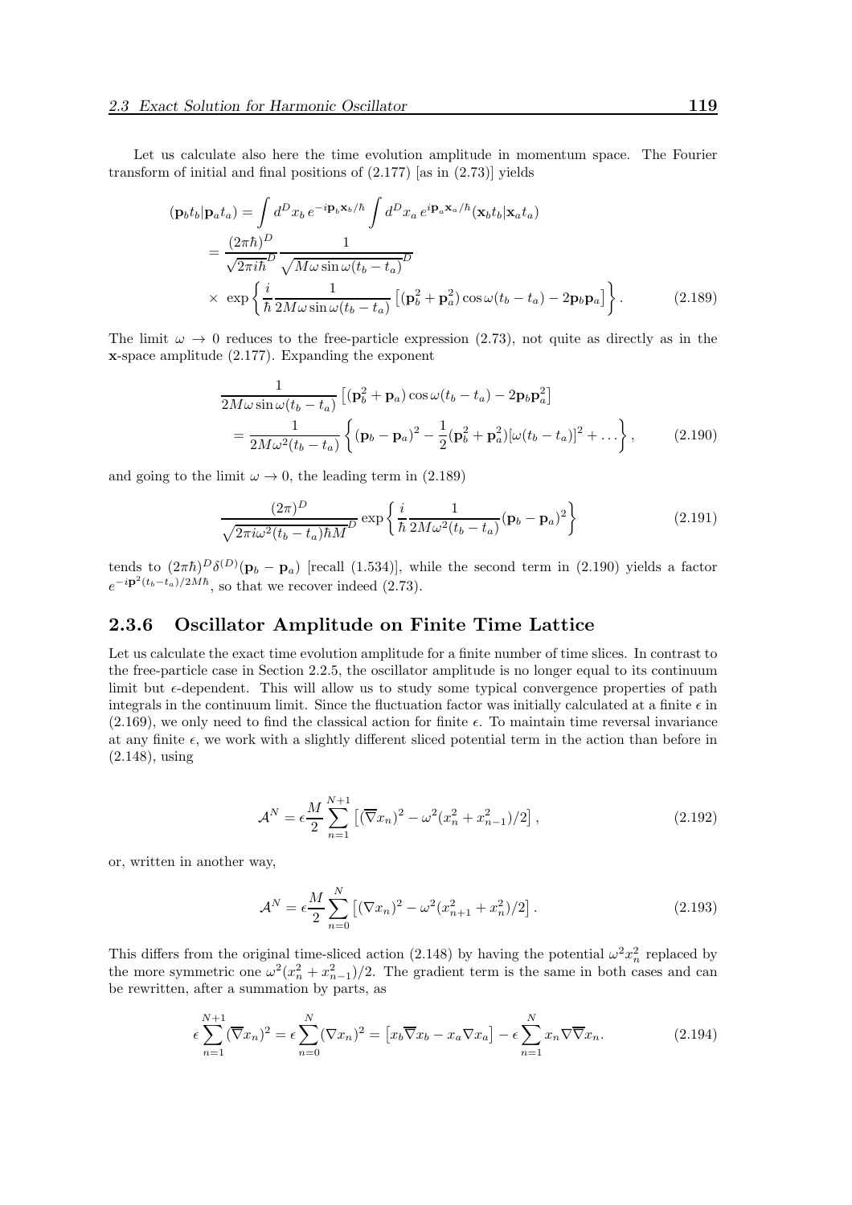Let us calculate also here the time evolution amplitude in momentum space. The Fourier transform of initial and final positions of (2.177) [as in (2.73)] yields

$$
\begin{aligned}
(\mathbf{p}_b t_b|\mathbf{p}_a t_a) &= \int d^D x_b \, e^{-i\mathbf{p}_b \mathbf{x}_b/\hbar} \int d^D x_a \, e^{i\mathbf{p}_a \mathbf{x}_a/\hbar} (\mathbf{x}_b t_b|\mathbf{x}_a t_a) \\
&= \frac{(2\pi\hbar)^D}{\sqrt{2\pi i \hbar}^D} \frac{1}{\sqrt{M\omega \sin\omega(t_b - t_a)}^D} \\
&\times \exp\left\{ \frac{i}{\hbar} \frac{1}{2M\omega \sin\omega(t_b - t_a)} \left[ (\mathbf{p}_b^2 + \mathbf{p}_a^2)\cos\omega(t_b - t_a) - 2\mathbf{p}_b \mathbf{p}_a \right] \right\}.
\end{aligned} \tag{2.189}
$$

The limit $\omega \to 0$ reduces to the free-particle expression (2.73), not quite as directly as in the $\mathbf{x}$-space amplitude (2.177). Expanding the exponent

$$
\begin{aligned}
&\frac{1}{2M\omega \sin\omega(t_b - t_a)} \left[ (\mathbf{p}_b^2 + \mathbf{p}_a)\cos\omega(t_b - t_a) - 2\mathbf{p}_b \mathbf{p}_a^2 \right] \\
&\quad = \frac{1}{2M\omega^2(t_b - t_a)} \left\{ (\mathbf{p}_b - \mathbf{p}_a)^2 - \frac{1}{2}(\mathbf{p}_b^2 + \mathbf{p}_a^2)[\omega(t_b - t_a)]^2 + \ldots \right\},
\end{aligned} \tag{2.190}
$$

and going to the limit $\omega \to 0$, the leading term in (2.189)

$$
\frac{(2\pi)^D}{\sqrt{2\pi i \omega^2 (t_b - t_a)\hbar M}^D} \exp\left\{ \frac{i}{\hbar} \frac{1}{2M\omega^2(t_b - t_a)} (\mathbf{p}_b - \mathbf{p}_a)^2 \right\} \tag{2.191}
$$

tends to $(2\pi\hbar)^D \delta^{(D)}(\mathbf{p}_b - \mathbf{p}_a)$ [recall (1.534)], while the second term in (2.190) yields a factor $e^{-i\mathbf{p}^2(t_b - t_a)/2M\hbar}$, so that we recover indeed (2.73).

## 2.3.6 Oscillator Amplitude on Finite Time Lattice

Let us calculate the exact time evolution amplitude for a finite number of time slices. In contrast to the free-particle case in Section 2.2.5, the oscillator amplitude is no longer equal to its continuum limit but $\epsilon$-dependent. This will allow us to study some typical convergence properties of path integrals in the continuum limit. Since the fluctuation factor was initially calculated at a finite $\epsilon$ in (2.169), we only need to find the classical action for finite $\epsilon$. To maintain time reversal invariance at any finite $\epsilon$, we work with a slightly different sliced potential term in the action than before in (2.148), using

$$
\mathcal{A}^N = \epsilon \frac{M}{2} \sum_{n=1}^{N+1} \left[ (\overline{\nabla} x_n)^2 - \omega^2 (x_n^2 + x_{n-1}^2)/2 \right], \tag{2.192}
$$

or, written in another way,

$$
\mathcal{A}^N = \epsilon \frac{M}{2} \sum_{n=0}^{N} \left[ (\nabla x_n)^2 - \omega^2 (x_{n+1}^2 + x_n^2)/2 \right]. \tag{2.193}
$$

This differs from the original time-sliced action (2.148) by having the potential $\omega^2 x_n^2$ replaced by the more symmetric one $\omega^2(x_n^2 + x_{n-1}^2)/2$. The gradient term is the same in both cases and can be rewritten, after a summation by parts, as

$$
\epsilon \sum_{n=1}^{N+1} (\overline{\nabla} x_n)^2 = \epsilon \sum_{n=0}^{N} (\nabla x_n)^2 = \left[ x_b \overline{\nabla} x_b - x_a \nabla x_a \right] - \epsilon \sum_{n=1}^{N} x_n \nabla \overline{\nabla} x_n. \tag{2.194}
$$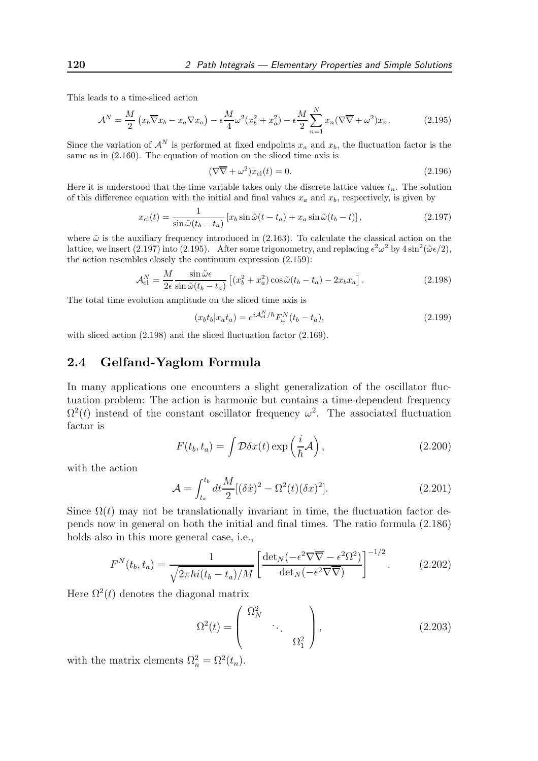This leads to a time-sliced action

$$\mathcal{A}^N = \frac{M}{2}\left(x_b\overline{\nabla}x_b - x_a\nabla x_a\right) - \epsilon\frac{M}{4}\omega^2(x_b^2+x_a^2) - \epsilon\frac{M}{2}\sum_{n=1}^{N} x_n(\nabla\overline{\nabla}+\omega^2)x_n. \tag{2.195}$$

Since the variation of $\mathcal{A}^N$ is performed at fixed endpoints $x_a$ and $x_b$, the fluctuation factor is the same as in (2.160). The equation of motion on the sliced time axis is

$$(\nabla\overline{\nabla}+\omega^2)x_{\rm cl}(t) = 0. \tag{2.196}$$

Here it is understood that the time variable takes only the discrete lattice values $t_n$. The solution of this difference equation with the initial and final values $x_a$ and $x_b$, respectively, is given by

$$x_{\rm cl}(t) = \frac{1}{\sin\tilde{\omega}(t_b-t_a)}\left[x_b\sin\tilde{\omega}(t-t_a) + x_a\sin\tilde{\omega}(t_b-t)\right], \tag{2.197}$$

where $\tilde{\omega}$ is the auxiliary frequency introduced in (2.163). To calculate the classical action on the lattice, we insert (2.197) into (2.195). After some trigonometry, and replacing $\epsilon^2\omega^2$ by $4\sin^2(\tilde{\omega}\epsilon/2)$, the action resembles closely the continuum expression (2.159):

$$\mathcal{A}_{\rm cl}^N = \frac{M}{2\epsilon}\frac{\sin\tilde{\omega}\epsilon}{\sin\tilde{\omega}(t_b-t_a)}\left[(x_b^2+x_a^2)\cos\tilde{\omega}(t_b-t_a) - 2x_bx_a\right]. \tag{2.198}$$

The total time evolution amplitude on the sliced time axis is

$$(x_bt_b|x_at_a) = e^{i\mathcal{A}_{\rm cl}^N/\hbar}F_\omega^N(t_b-t_a), \tag{2.199}$$

with sliced action (2.198) and the sliced fluctuation factor (2.169).

## 2.4 Gelfand-Yaglom Formula

In many applications one encounters a slight generalization of the oscillator fluctuation problem: The action is harmonic but contains a time-dependent frequency $\Omega^2(t)$ instead of the constant oscillator frequency $\omega^2$. The associated fluctuation factor is

$$F(t_b,t_a) = \int\mathcal{D}\delta x(t)\exp\left(\frac{i}{\hbar}\mathcal{A}\right), \tag{2.200}$$

with the action

$$\mathcal{A} = \int_{t_a}^{t_b}dt\frac{M}{2}[(\delta\dot{x})^2 - \Omega^2(t)(\delta x)^2]. \tag{2.201}$$

Since $\Omega(t)$ may not be translationally invariant in time, the fluctuation factor depends now in general on both the initial and final times. The ratio formula (2.186) holds also in this more general case, i.e.,

$$F^N(t_b,t_a) = \frac{1}{\sqrt{2\pi\hbar i(t_b-t_a)/M}}\left[\frac{\det_N(-\epsilon^2\nabla\overline{\nabla}-\epsilon^2\Omega^2)}{\det_N(-\epsilon^2\nabla\overline{\nabla})}\right]^{-1/2}. \tag{2.202}$$

Here $\Omega^2(t)$ denotes the diagonal matrix

$$\Omega^2(t) = \begin{pmatrix} \Omega_N^2 & & \\ & \ddots & \\ & & \Omega_1^2 \end{pmatrix}, \tag{2.203}$$

with the matrix elements $\Omega_n^2 = \Omega^2(t_n)$.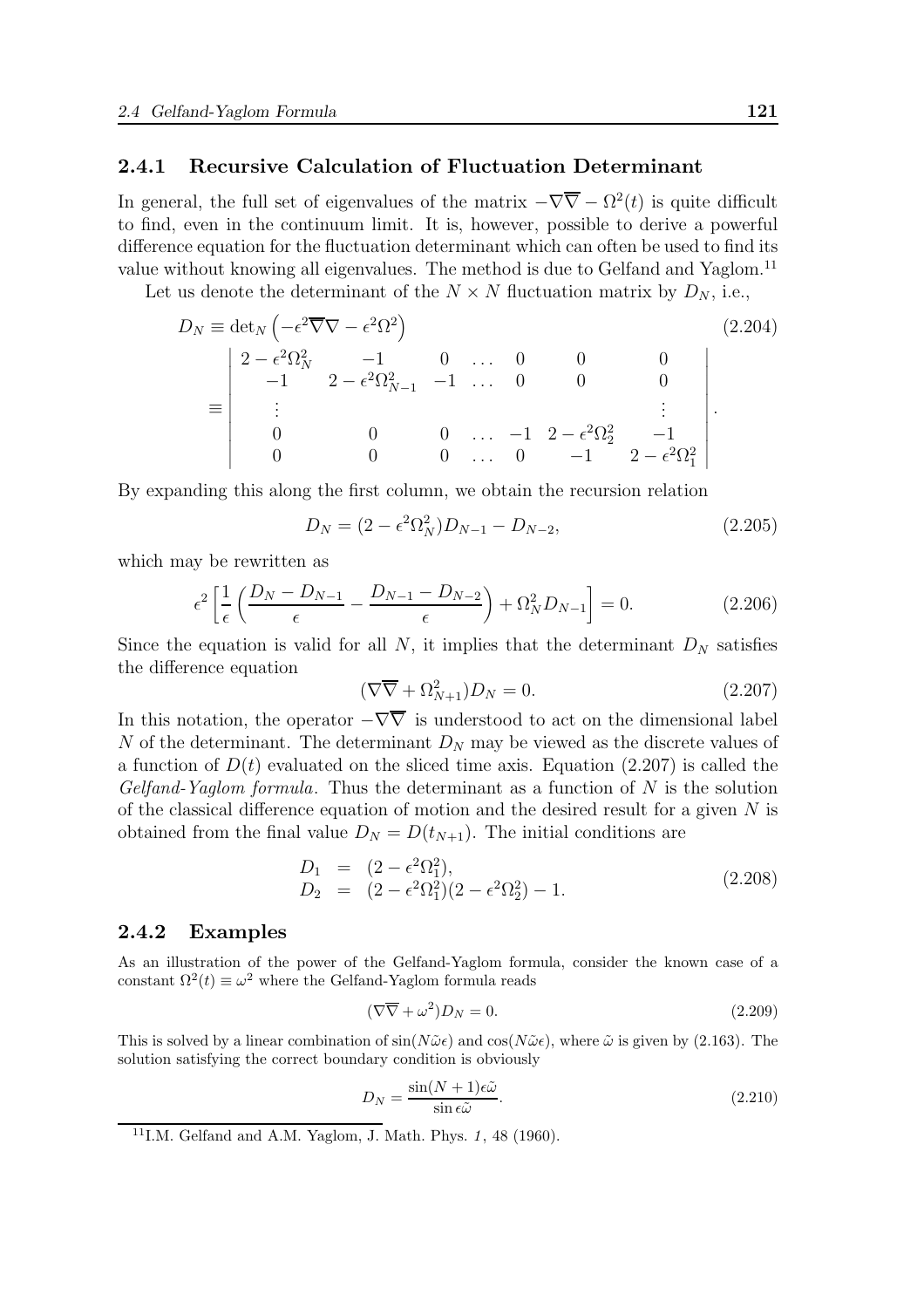### 2.4.1 Recursive Calculation of Fluctuation Determinant

In general, the full set of eigenvalues of the matrix $-\nabla\overline{\nabla} - \Omega^2(t)$ is quite difficult to find, even in the continuum limit. It is, however, possible to derive a powerful difference equation for the fluctuation determinant which can often be used to find its value without knowing all eigenvalues. The method is due to Gelfand and Yaglom.[11]

Let us denote the determinant of the $N \times N$ fluctuation matrix by $D_N$, i.e.,

$$D_N \equiv \det{}_N \left( -\epsilon^2 \overline{\nabla}\nabla - \epsilon^2 \Omega^2 \right) \tag{2.204}$$

$$\equiv \begin{vmatrix} 2-\epsilon^2\Omega_N^2 & -1 & 0 & \dots & 0 & 0 & 0 \\ -1 & 2-\epsilon^2\Omega_{N-1}^2 & -1 & \dots & 0 & 0 & 0 \\ \vdots & & & & & & \vdots \\ 0 & 0 & 0 & \dots & -1 & 2-\epsilon^2\Omega_2^2 & -1 \\ 0 & 0 & 0 & \dots & 0 & -1 & 2-\epsilon^2\Omega_1^2 \end{vmatrix}.$$

By expanding this along the first column, we obtain the recursion relation

$$D_N = (2 - \epsilon^2\Omega_N^2)D_{N-1} - D_{N-2}, \tag{2.205}$$

which may be rewritten as

$$\epsilon^2 \left[ \frac{1}{\epsilon} \left( \frac{D_N - D_{N-1}}{\epsilon} - \frac{D_{N-1} - D_{N-2}}{\epsilon} \right) + \Omega_N^2 D_{N-1} \right] = 0. \tag{2.206}$$

Since the equation is valid for all $N$, it implies that the determinant $D_N$ satisfies the difference equation

$$(\nabla\overline{\nabla} + \Omega_{N+1}^2)D_N = 0. \tag{2.207}$$

In this notation, the operator $-\nabla\overline{\nabla}$ is understood to act on the dimensional label $N$ of the determinant. The determinant $D_N$ may be viewed as the discrete values of a function of $D(t)$ evaluated on the sliced time axis. Equation (2.207) is called the *Gelfand-Yaglom formula*. Thus the determinant as a function of $N$ is the solution of the classical difference equation of motion and the desired result for a given $N$ is obtained from the final value $D_N = D(t_{N+1})$. The initial conditions are

$$\begin{aligned} D_1 &= (2 - \epsilon^2\Omega_1^2), \\ D_2 &= (2 - \epsilon^2\Omega_1^2)(2 - \epsilon^2\Omega_2^2) - 1. \end{aligned} \tag{2.208}$$

### 2.4.2 Examples

As an illustration of the power of the Gelfand-Yaglom formula, consider the known case of a constant $\Omega^2(t) \equiv \omega^2$ where the Gelfand-Yaglom formula reads

$$(\nabla\overline{\nabla} + \omega^2)D_N = 0. \tag{2.209}$$

This is solved by a linear combination of $\sin(N\tilde{\omega}\epsilon)$ and $\cos(N\tilde{\omega}\epsilon)$, where $\tilde{\omega}$ is given by (2.163). The solution satisfying the correct boundary condition is obviously

$$D_N = \frac{\sin(N+1)\epsilon\tilde{\omega}}{\sin\epsilon\tilde{\omega}}. \tag{2.210}$$

[11] I.M. Gelfand and A.M. Yaglom, J. Math. Phys. *1*, 48 (1960).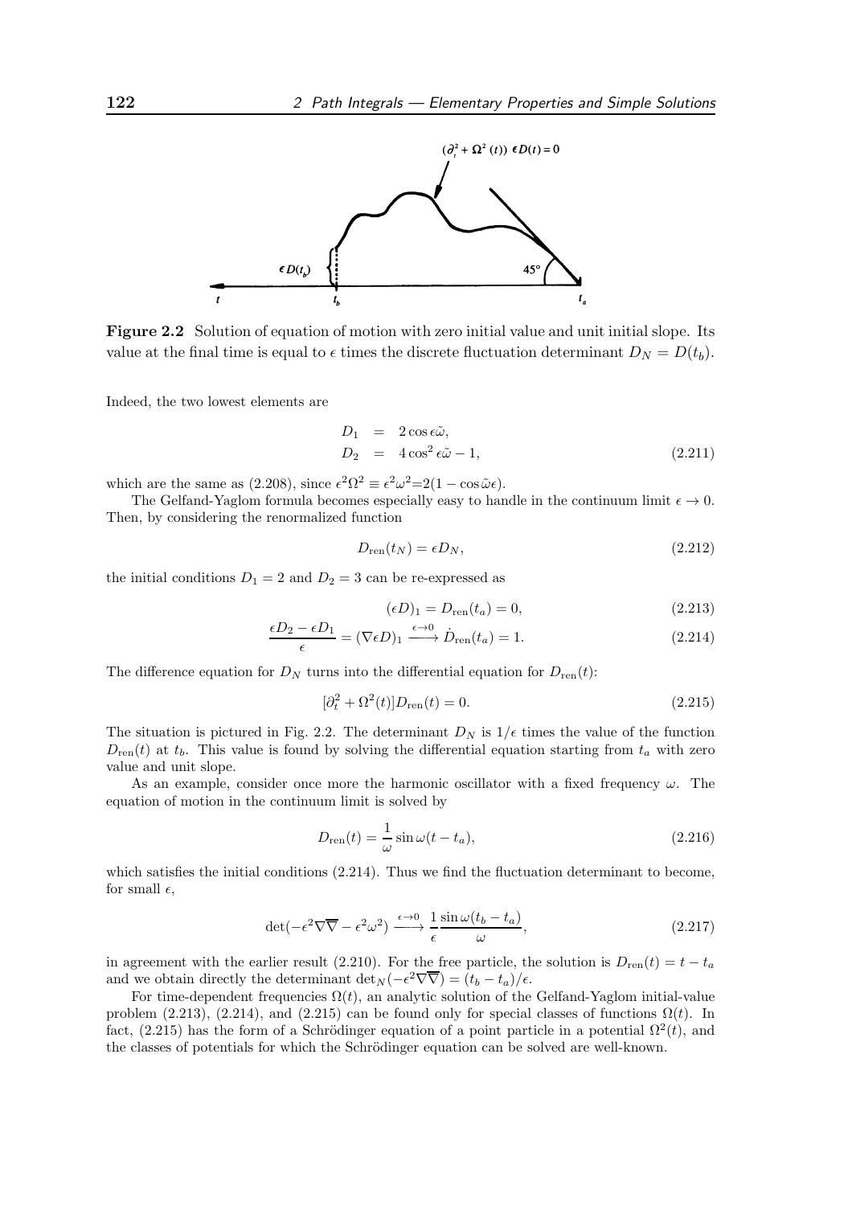**Figure 2.2** Solution of equation of motion with zero initial value and unit initial slope. Its value at the final time is equal to $\epsilon$ times the discrete fluctuation determinant $D_N = D(t_b)$.

Indeed, the two lowest elements are

$$
\begin{aligned}
D_1 &= 2\cos\epsilon\tilde{\omega}, \\
D_2 &= 4\cos^2\epsilon\tilde{\omega} - 1,
\end{aligned}
\tag{2.211}
$$

which are the same as (2.208), since $\epsilon^2\Omega^2 \equiv \epsilon^2\omega^2 = 2(1-\cos\tilde{\omega}\epsilon)$.

The Gelfand-Yaglom formula becomes especially easy to handle in the continuum limit $\epsilon \to 0$. Then, by considering the renormalized function

$$
D_{\rm ren}(t_N) = \epsilon D_N,
\tag{2.212}
$$

the initial conditions $D_1 = 2$ and $D_2 = 3$ can be re-expressed as

$$
(\epsilon D)_1 = D_{\rm ren}(t_a) = 0,
\tag{2.213}
$$

$$
\frac{\epsilon D_2 - \epsilon D_1}{\epsilon} = (\nabla \epsilon D)_1 \xrightarrow{\epsilon\to 0} \dot{D}_{\rm ren}(t_a) = 1.
\tag{2.214}
$$

The difference equation for $D_N$ turns into the differential equation for $D_{\rm ren}(t)$:

$$
[\partial_t^2 + \Omega^2(t)] D_{\rm ren}(t) = 0.
\tag{2.215}
$$

The situation is pictured in Fig. 2.2. The determinant $D_N$ is $1/\epsilon$ times the value of the function $D_{\rm ren}(t)$ at $t_b$. This value is found by solving the differential equation starting from $t_a$ with zero value and unit slope.

As an example, consider once more the harmonic oscillator with a fixed frequency $\omega$. The equation of motion in the continuum limit is solved by

$$
D_{\rm ren}(t) = \frac{1}{\omega}\sin\omega(t - t_a),
\tag{2.216}
$$

which satisfies the initial conditions (2.214). Thus we find the fluctuation determinant to become, for small $\epsilon$,

$$
\det(-\epsilon^2\nabla\overline{\nabla} - \epsilon^2\omega^2) \xrightarrow{\epsilon\to 0} \frac{1}{\epsilon}\frac{\sin\omega(t_b - t_a)}{\omega},
\tag{2.217}
$$

in agreement with the earlier result (2.210). For the free particle, the solution is $D_{\rm ren}(t) = t - t_a$ and we obtain directly the determinant $\det_N(-\epsilon^2\nabla\overline{\nabla}) = (t_b - t_a)/\epsilon$.

For time-dependent frequencies $\Omega(t)$, an analytic solution of the Gelfand-Yaglom initial-value problem (2.213), (2.214), and (2.215) can be found only for special classes of functions $\Omega(t)$. In fact, (2.215) has the form of a Schrödinger equation of a point particle in a potential $\Omega^2(t)$, and the classes of potentials for which the Schrödinger equation can be solved are well-known.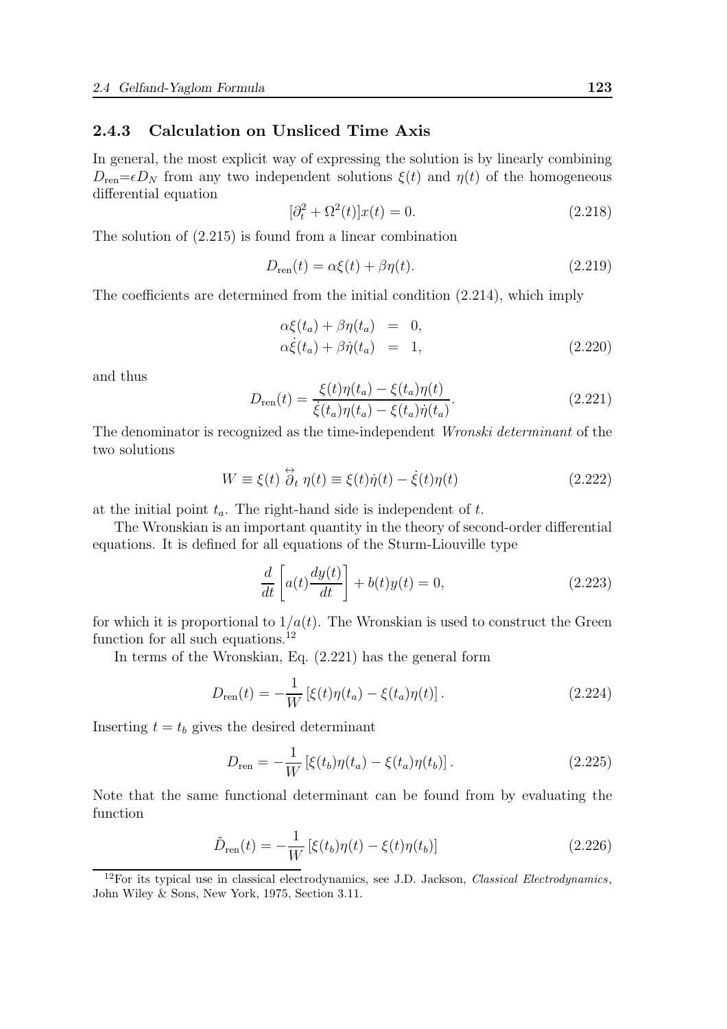### 2.4.3 Calculation on Unsliced Time Axis

In general, the most explicit way of expressing the solution is by linearly combining $D_{\rm ren}=\epsilon D_N$ from any two independent solutions $\xi(t)$ and $\eta(t)$ of the homogeneous differential equation

$$[\partial_t^2 + \Omega^2(t)]x(t) = 0. \tag{2.218}$$

The solution of (2.215) is found from a linear combination

$$D_{\rm ren}(t) = \alpha\xi(t) + \beta\eta(t). \tag{2.219}$$

The coefficients are determined from the initial condition (2.214), which imply

$$\begin{aligned} \alpha\xi(t_a) + \beta\eta(t_a) &= 0, \\ \alpha\dot{\xi}(t_a) + \beta\dot{\eta}(t_a) &= 1, \end{aligned} \tag{2.220}$$

and thus

$$D_{\rm ren}(t) = \frac{\xi(t)\eta(t_a) - \xi(t_a)\eta(t)}{\dot{\xi}(t_a)\eta(t_a) - \xi(t_a)\dot{\eta}(t_a)}. \tag{2.221}$$

The denominator is recognized as the time-independent *Wronski determinant* of the two solutions

$$W \equiv \xi(t) \overset{\leftrightarrow}{\partial}_t \eta(t) \equiv \xi(t)\dot{\eta}(t) - \dot{\xi}(t)\eta(t) \tag{2.222}$$

at the initial point $t_a$. The right-hand side is independent of $t$.

The Wronskian is an important quantity in the theory of second-order differential equations. It is defined for all equations of the Sturm-Liouville type

$$\frac{d}{dt}\left[a(t)\frac{dy(t)}{dt}\right] + b(t)y(t) = 0, \tag{2.223}$$

for which it is proportional to $1/a(t)$. The Wronskian is used to construct the Green function for all such equations.[12]

In terms of the Wronskian, Eq. (2.221) has the general form

$$D_{\rm ren}(t) = -\frac{1}{W}\left[\xi(t)\eta(t_a) - \xi(t_a)\eta(t)\right]. \tag{2.224}$$

Inserting $t = t_b$ gives the desired determinant

$$D_{\rm ren} = -\frac{1}{W}\left[\xi(t_b)\eta(t_a) - \xi(t_a)\eta(t_b)\right]. \tag{2.225}$$

Note that the same functional determinant can be found from by evaluating the function

$$\tilde{D}_{\rm ren}(t) = -\frac{1}{W}\left[\xi(t_b)\eta(t) - \xi(t)\eta(t_b)\right] \tag{2.226}$$

[12] For its typical use in classical electrodynamics, see J.D. Jackson, *Classical Electrodynamics*, John Wiley & Sons, New York, 1975, Section 3.11.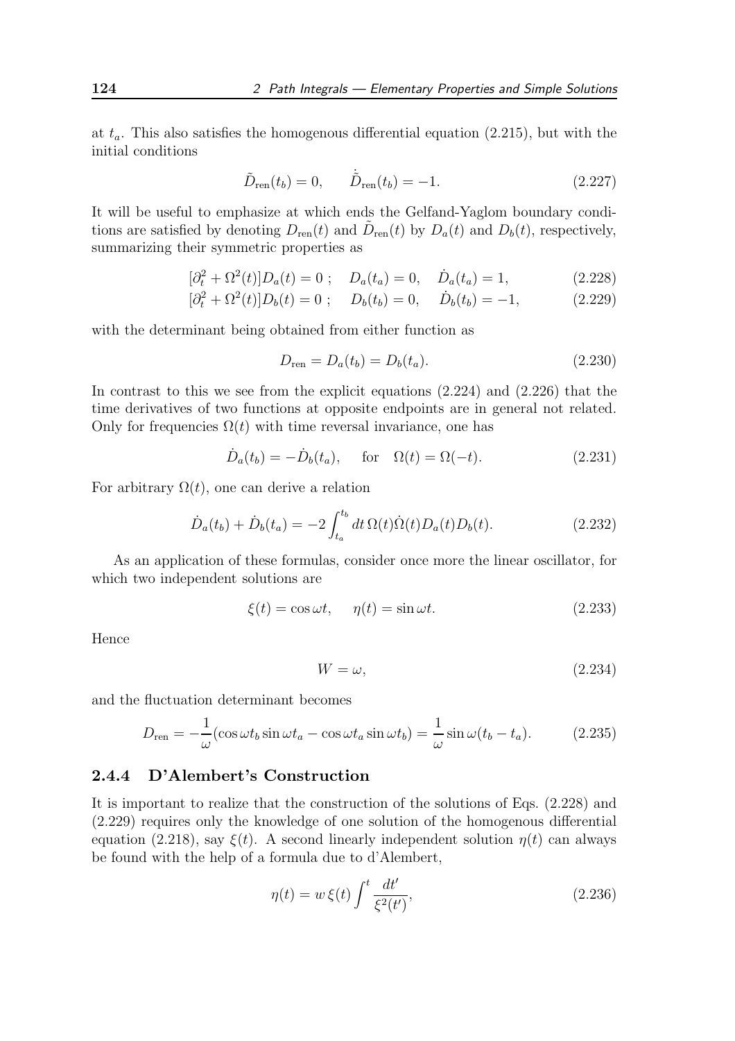at $t_a$. This also satisfies the homogenous differential equation (2.215), but with the initial conditions

$$\tilde{D}_{\rm ren}(t_b) = 0, \qquad \dot{\tilde{D}}_{\rm ren}(t_b) = -1. \tag{2.227}$$

It will be useful to emphasize at which ends the Gelfand-Yaglom boundary conditions are satisfied by denoting $D_{\rm ren}(t)$ and $\tilde{D}_{\rm ren}(t)$ by $D_a(t)$ and $D_b(t)$, respectively, summarizing their symmetric properties as

$$[\partial_t^2 + \Omega^2(t)]D_a(t) = 0\ ; \quad D_a(t_a) = 0, \quad \dot{D}_a(t_a) = 1, \tag{2.228}$$

$$[\partial_t^2 + \Omega^2(t)]D_b(t) = 0\ ; \quad D_b(t_b) = 0, \quad \dot{D}_b(t_b) = -1, \tag{2.229}$$

with the determinant being obtained from either function as

$$D_{\rm ren} = D_a(t_b) = D_b(t_a). \tag{2.230}$$

In contrast to this we see from the explicit equations (2.224) and (2.226) that the time derivatives of two functions at opposite endpoints are in general not related. Only for frequencies $\Omega(t)$ with time reversal invariance, one has

$$\dot{D}_a(t_b) = -\dot{D}_b(t_a), \qquad \text{for} \quad \Omega(t) = \Omega(-t). \tag{2.231}$$

For arbitrary $\Omega(t)$, one can derive a relation

$$\dot{D}_a(t_b) + \dot{D}_b(t_a) = -2\int_{t_a}^{t_b} dt\, \Omega(t)\dot{\Omega}(t) D_a(t) D_b(t). \tag{2.232}$$

As an application of these formulas, consider once more the linear oscillator, for which two independent solutions are

$$\xi(t) = \cos\omega t, \qquad \eta(t) = \sin\omega t. \tag{2.233}$$

Hence

$$W = \omega, \tag{2.234}$$

and the fluctuation determinant becomes

$$D_{\rm ren} = -\frac{1}{\omega}(\cos\omega t_b \sin\omega t_a - \cos\omega t_a \sin\omega t_b) = \frac{1}{\omega}\sin\omega(t_b - t_a). \tag{2.235}$$

### 2.4.4 D'Alembert's Construction

It is important to realize that the construction of the solutions of Eqs. (2.228) and (2.229) requires only the knowledge of one solution of the homogenous differential equation (2.218), say $\xi(t)$. A second linearly independent solution $\eta(t)$ can always be found with the help of a formula due to d'Alembert,

$$\eta(t) = w\,\xi(t)\int^t \frac{dt'}{\xi^2(t')}, \tag{2.236}$$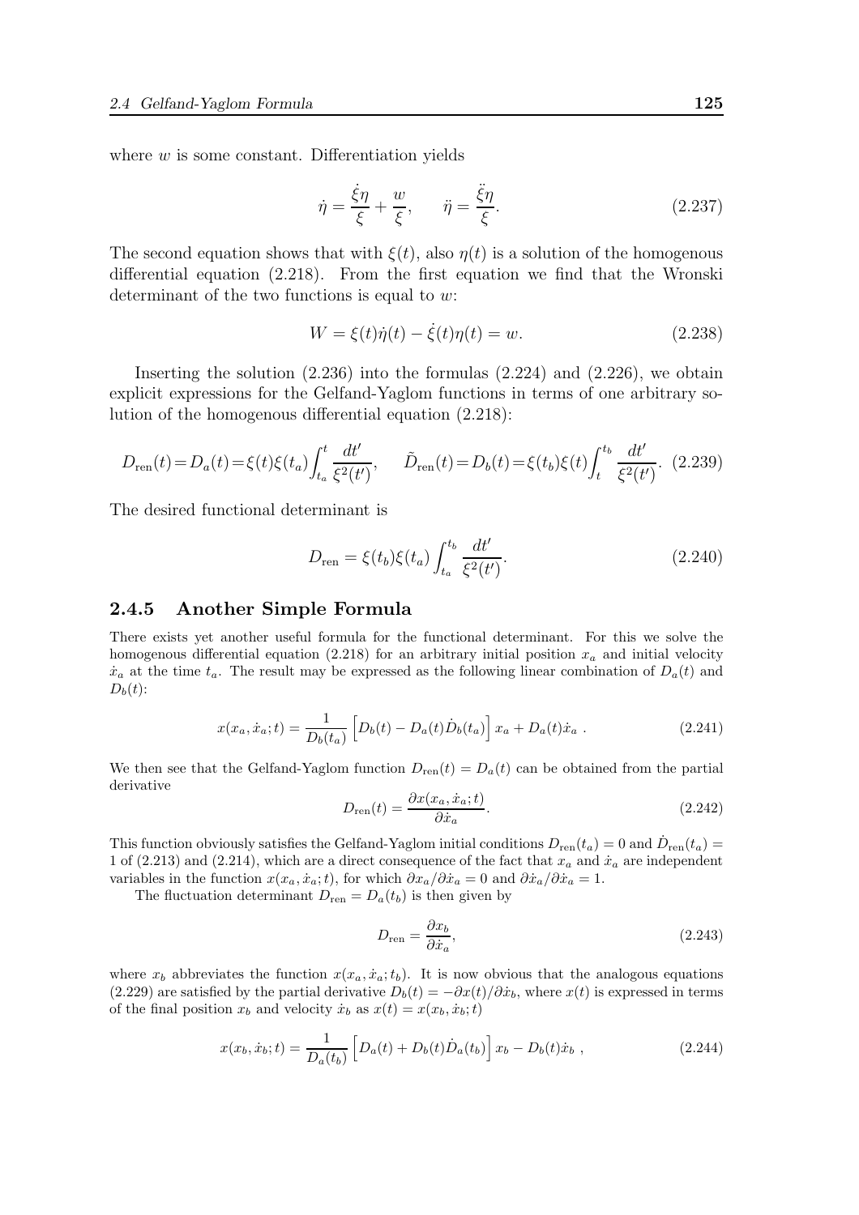where $w$ is some constant. Differentiation yields

$$\dot{\eta} = \frac{\dot{\xi}\eta}{\xi} + \frac{w}{\xi}, \qquad \ddot{\eta} = \frac{\ddot{\xi}\eta}{\xi}. \tag{2.237}$$

The second equation shows that with $\xi(t)$, also $\eta(t)$ is a solution of the homogenous differential equation (2.218). From the first equation we find that the Wronski determinant of the two functions is equal to $w$:

$$W = \xi(t)\dot{\eta}(t) - \dot{\xi}(t)\eta(t) = w. \tag{2.238}$$

Inserting the solution (2.236) into the formulas (2.224) and (2.226), we obtain explicit expressions for the Gelfand-Yaglom functions in terms of one arbitrary solution of the homogenous differential equation (2.218):

$$D_{\text{ren}}(t) = D_a(t) = \xi(t)\xi(t_a)\int_{t_a}^{t} \frac{dt'}{\xi^2(t')}, \qquad \tilde{D}_{\text{ren}}(t) = D_b(t) = \xi(t_b)\xi(t)\int_{t}^{t_b} \frac{dt'}{\xi^2(t')}. \tag{2.239}$$

The desired functional determinant is

$$D_{\text{ren}} = \xi(t_b)\xi(t_a)\int_{t_a}^{t_b} \frac{dt'}{\xi^2(t')}. \tag{2.240}$$

### 2.4.5 Another Simple Formula

There exists yet another useful formula for the functional determinant. For this we solve the homogenous differential equation (2.218) for an arbitrary initial position $x_a$ and initial velocity $\dot{x}_a$ at the time $t_a$. The result may be expressed as the following linear combination of $D_a(t)$ and $D_b(t)$:

$$x(x_a, \dot{x}_a; t) = \frac{1}{D_b(t_a)}\left[D_b(t) - D_a(t)\dot{D}_b(t_a)\right]x_a + D_a(t)\dot{x}_a \ . \tag{2.241}$$

We then see that the Gelfand-Yaglom function $D_{\text{ren}}(t) = D_a(t)$ can be obtained from the partial derivative

$$D_{\text{ren}}(t) = \frac{\partial x(x_a, \dot{x}_a; t)}{\partial \dot{x}_a}. \tag{2.242}$$

This function obviously satisfies the Gelfand-Yaglom initial conditions $D_{\text{ren}}(t_a) = 0$ and $\dot{D}_{\text{ren}}(t_a) = 1$ of (2.213) and (2.214), which are a direct consequence of the fact that $x_a$ and $\dot{x}_a$ are independent variables in the function $x(x_a, \dot{x}_a; t)$, for which $\partial x_a/\partial \dot{x}_a = 0$ and $\partial \dot{x}_a/\partial \dot{x}_a = 1$.

The fluctuation determinant $D_{\text{ren}} = D_a(t_b)$ is then given by

$$D_{\text{ren}} = \frac{\partial x_b}{\partial \dot{x}_a}, \tag{2.243}$$

where $x_b$ abbreviates the function $x(x_a, \dot{x}_a; t_b)$. It is now obvious that the analogous equations (2.229) are satisfied by the partial derivative $D_b(t) = -\partial x(t)/\partial \dot{x}_b$, where $x(t)$ is expressed in terms of the final position $x_b$ and velocity $\dot{x}_b$ as $x(t) = x(x_b, \dot{x}_b; t)$

$$x(x_b, \dot{x}_b; t) = \frac{1}{D_a(t_b)}\left[D_a(t) + D_b(t)\dot{D}_a(t_b)\right]x_b - D_b(t)\dot{x}_b \ , \tag{2.244}$$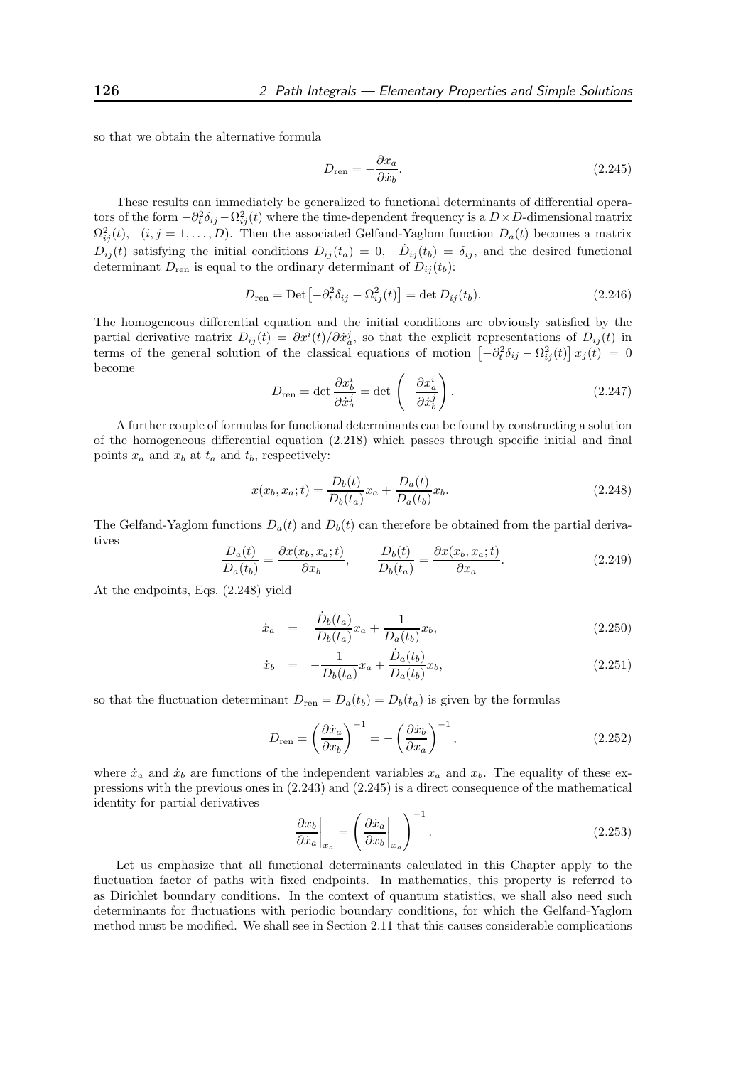so that we obtain the alternative formula

$$D_{\rm ren} = -\frac{\partial x_a}{\partial \dot{x}_b}. \tag{2.245}$$

These results can immediately be generalized to functional determinants of differential operators of the form $-\partial_t^2\delta_{ij} - \Omega_{ij}^2(t)$ where the time-dependent frequency is a $D\times D$-dimensional matrix $\Omega_{ij}^2(t)$, $(i,j=1,\dots,D)$. Then the associated Gelfand-Yaglom function $D_a(t)$ becomes a matrix $D_{ij}(t)$ satisfying the initial conditions $D_{ij}(t_a) = 0$, $\dot{D}_{ij}(t_b) = \delta_{ij}$, and the desired functional determinant $D_{\rm ren}$ is equal to the ordinary determinant of $D_{ij}(t_b)$:

$$D_{\rm ren} = {\rm Det}\left[-\partial_t^2\delta_{ij} - \Omega_{ij}^2(t)\right] = \det D_{ij}(t_b). \tag{2.246}$$

The homogeneous differential equation and the initial conditions are obviously satisfied by the partial derivative matrix $D_{ij}(t) = \partial x^i(t)/\partial \dot{x}_a^j$, so that the explicit representations of $D_{ij}(t)$ in terms of the general solution of the classical equations of motion $\left[-\partial_t^2\delta_{ij} - \Omega_{ij}^2(t)\right]x_j(t) = 0$ become

$$D_{\rm ren} = \det\frac{\partial x_b^i}{\partial \dot{x}_a^j} = \det\left(-\frac{\partial x_a^i}{\partial \dot{x}_b^j}\right). \tag{2.247}$$

A further couple of formulas for functional determinants can be found by constructing a solution of the homogeneous differential equation (2.218) which passes through specific initial and final points $x_a$ and $x_b$ at $t_a$ and $t_b$, respectively:

$$x(x_b, x_a; t) = \frac{D_b(t)}{D_b(t_a)}x_a + \frac{D_a(t)}{D_a(t_b)}x_b. \tag{2.248}$$

The Gelfand-Yaglom functions $D_a(t)$ and $D_b(t)$ can therefore be obtained from the partial derivatives

$$\frac{D_a(t)}{D_a(t_b)} = \frac{\partial x(x_b,x_a;t)}{\partial x_b}, \qquad \frac{D_b(t)}{D_b(t_a)} = \frac{\partial x(x_b,x_a;t)}{\partial x_a}. \tag{2.249}$$

At the endpoints, Eqs. (2.248) yield

$$\dot{x}_a = \frac{\dot{D}_b(t_a)}{D_b(t_a)}x_a + \frac{1}{D_a(t_b)}x_b, \tag{2.250}$$

$$\dot{x}_b = -\frac{1}{D_b(t_a)}x_a + \frac{\dot{D}_a(t_b)}{D_a(t_b)}x_b, \tag{2.251}$$

so that the fluctuation determinant $D_{\rm ren} = D_a(t_b) = D_b(t_a)$ is given by the formulas

$$D_{\rm ren} = \left(\frac{\partial \dot{x}_a}{\partial x_b}\right)^{-1} = -\left(\frac{\partial \dot{x}_b}{\partial x_a}\right)^{-1}, \tag{2.252}$$

where $\dot{x}_a$ and $\dot{x}_b$ are functions of the independent variables $x_a$ and $x_b$. The equality of these expressions with the previous ones in (2.243) and (2.245) is a direct consequence of the mathematical identity for partial derivatives

$$\left.\frac{\partial x_b}{\partial \dot{x}_a}\right|_{x_a} = \left(\left.\frac{\partial \dot{x}_a}{\partial x_b}\right|_{x_a}\right)^{-1}. \tag{2.253}$$

Let us emphasize that all functional determinants calculated in this Chapter apply to the fluctuation factor of paths with fixed endpoints. In mathematics, this property is referred to as Dirichlet boundary conditions. In the context of quantum statistics, we shall also need such determinants for fluctuations with periodic boundary conditions, for which the Gelfand-Yaglom method must be modified. We shall see in Section 2.11 that this causes considerable complications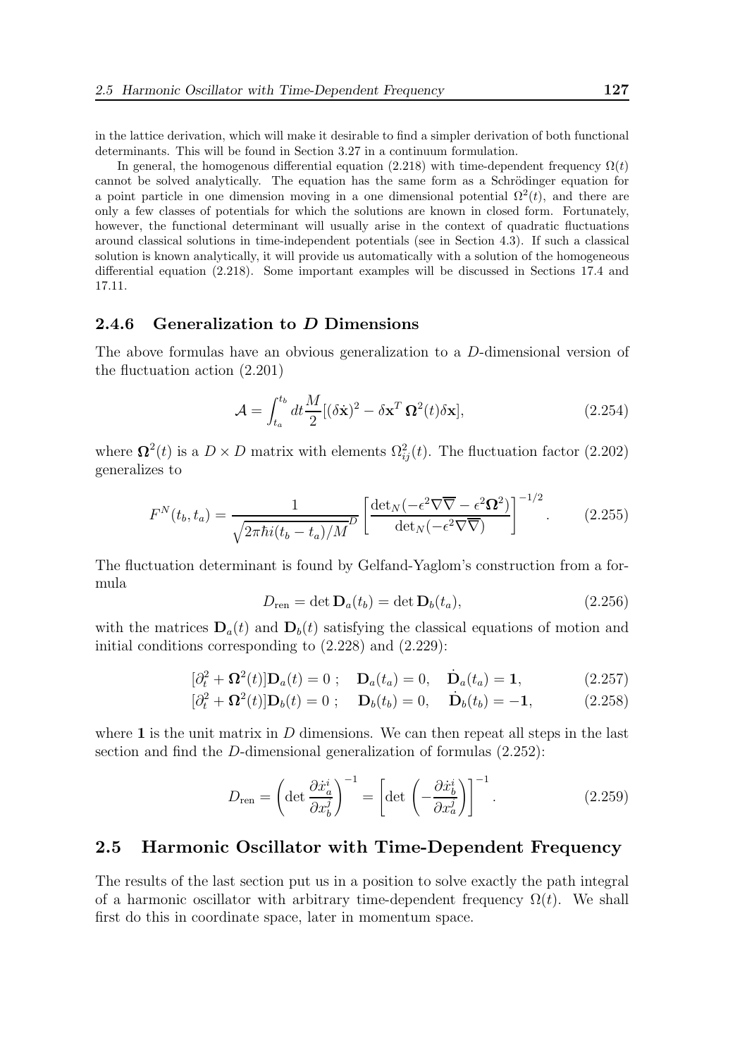in the lattice derivation, which will make it desirable to find a simpler derivation of both functional determinants. This will be found in Section 3.27 in a continuum formulation.

In general, the homogenous differential equation (2.218) with time-dependent frequency $\Omega(t)$ cannot be solved analytically. The equation has the same form as a Schrödinger equation for a point particle in one dimension moving in a one dimensional potential $\Omega^2(t)$, and there are only a few classes of potentials for which the solutions are known in closed form. Fortunately, however, the functional determinant will usually arise in the context of quadratic fluctuations around classical solutions in time-independent potentials (see in Section 4.3). If such a classical solution is known analytically, it will provide us automatically with a solution of the homogeneous differential equation (2.218). Some important examples will be discussed in Sections 17.4 and 17.11.

### 2.4.6 Generalization to *D* Dimensions

The above formulas have an obvious generalization to a $D$-dimensional version of the fluctuation action (2.201)

$$\mathcal{A} = \int_{t_a}^{t_b} dt \frac{M}{2}[(\delta\dot{\mathbf{x}})^2 - \delta\mathbf{x}^T\,\mathbf{\Omega}^2(t)\delta\mathbf{x}], \tag{2.254}$$

where $\mathbf{\Omega}^2(t)$ is a $D \times D$ matrix with elements $\Omega^2_{ij}(t)$. The fluctuation factor (2.202) generalizes to

$$F^N(t_b, t_a) = \frac{1}{\sqrt{2\pi\hbar i(t_b - t_a)/M}^D}\left[\frac{\det_N(-\epsilon^2\nabla\overline{\nabla} - \epsilon^2\mathbf{\Omega}^2)}{\det_N(-\epsilon^2\nabla\overline{\nabla})}\right]^{-1/2}. \tag{2.255}$$

The fluctuation determinant is found by Gelfand-Yaglom's construction from a formula

$$D_{\rm ren} = \det \mathbf{D}_a(t_b) = \det \mathbf{D}_b(t_a), \tag{2.256}$$

with the matrices $\mathbf{D}_a(t)$ and $\mathbf{D}_b(t)$ satisfying the classical equations of motion and initial conditions corresponding to (2.228) and (2.229):

$$[\partial_t^2 + \mathbf{\Omega}^2(t)]\mathbf{D}_a(t) = 0\ ; \quad \mathbf{D}_a(t_a) = 0, \quad \dot{\mathbf{D}}_a(t_a) = \mathbf{1}, \tag{2.257}$$

$$[\partial_t^2 + \mathbf{\Omega}^2(t)]\mathbf{D}_b(t) = 0\ ; \quad \mathbf{D}_b(t_b) = 0, \quad \dot{\mathbf{D}}_b(t_b) = -\mathbf{1}, \tag{2.258}$$

where $\mathbf{1}$ is the unit matrix in $D$ dimensions. We can then repeat all steps in the last section and find the $D$-dimensional generalization of formulas (2.252):

$$D_{\rm ren} = \left(\det \frac{\partial \dot{x}_a^i}{\partial x_b^j}\right)^{-1} = \left[\det\left(-\frac{\partial \dot{x}_b^i}{\partial x_a^j}\right)\right]^{-1}. \tag{2.259}$$

## 2.5 Harmonic Oscillator with Time-Dependent Frequency

The results of the last section put us in a position to solve exactly the path integral of a harmonic oscillator with arbitrary time-dependent frequency $\Omega(t)$. We shall first do this in coordinate space, later in momentum space.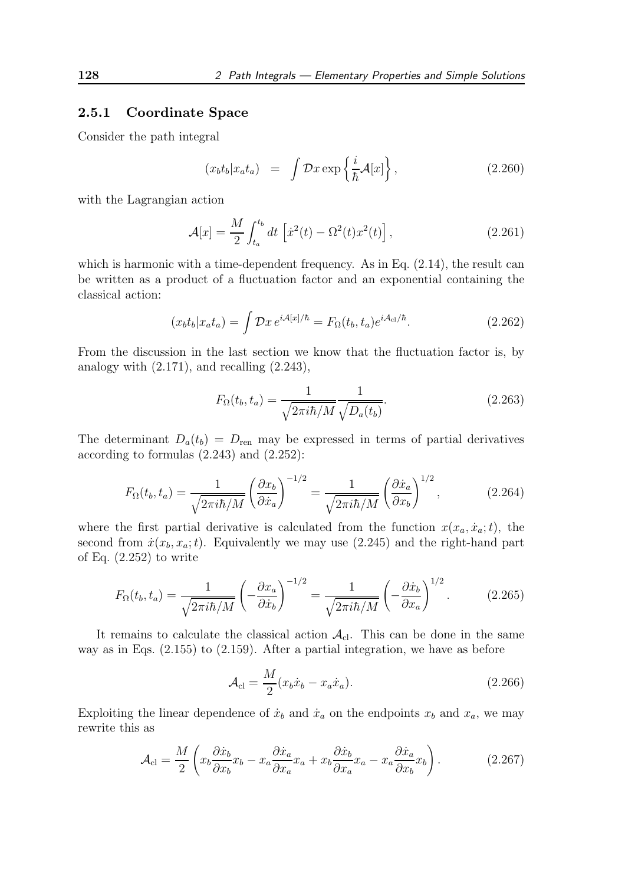### 2.5.1 Coordinate Space

Consider the path integral

$$(x_bt_b|x_at_a) \;\; = \;\; \int \mathcal{D}x \exp\left\{\frac{i}{\hbar}\mathcal{A}[x]\right\}, \tag{2.260}$$

with the Lagrangian action

$$\mathcal{A}[x] = \frac{M}{2}\int_{t_a}^{t_b} dt \,\left[\dot{x}^2(t) - \Omega^2(t)x^2(t)\right], \tag{2.261}$$

which is harmonic with a time-dependent frequency. As in Eq. (2.14), the result can be written as a product of a fluctuation factor and an exponential containing the classical action:

$$(x_bt_b|x_at_a) = \int \mathcal{D}x\, e^{i\mathcal{A}[x]/\hbar} = F_\Omega(t_b,t_a)e^{i\mathcal{A}_{\rm cl}/\hbar}. \tag{2.262}$$

From the discussion in the last section we know that the fluctuation factor is, by analogy with (2.171), and recalling (2.243),

$$F_\Omega(t_b,t_a) = \frac{1}{\sqrt{2\pi i\hbar/M}}\frac{1}{\sqrt{D_a(t_b)}}. \tag{2.263}$$

The determinant $D_a(t_b) = D_{\rm ren}$ may be expressed in terms of partial derivatives according to formulas (2.243) and (2.252):

$$F_\Omega(t_b,t_a) = \frac{1}{\sqrt{2\pi i\hbar/M}}\left(\frac{\partial x_b}{\partial \dot{x}_a}\right)^{-1/2} = \frac{1}{\sqrt{2\pi i\hbar/M}}\left(\frac{\partial \dot{x}_a}{\partial x_b}\right)^{1/2}, \tag{2.264}$$

where the first partial derivative is calculated from the function $x(x_a,\dot{x}_a;t)$, the second from $\dot{x}(x_b,x_a;t)$. Equivalently we may use (2.245) and the right-hand part of Eq. (2.252) to write

$$F_\Omega(t_b,t_a) = \frac{1}{\sqrt{2\pi i\hbar/M}}\left(-\frac{\partial x_a}{\partial \dot{x}_b}\right)^{-1/2} = \frac{1}{\sqrt{2\pi i\hbar/M}}\left(-\frac{\partial \dot{x}_b}{\partial x_a}\right)^{1/2}. \tag{2.265}$$

It remains to calculate the classical action $\mathcal{A}_{\rm cl}$. This can be done in the same way as in Eqs. (2.155) to (2.159). After a partial integration, we have as before

$$\mathcal{A}_{\rm cl} = \frac{M}{2}(x_b\dot{x}_b - x_a\dot{x}_a). \tag{2.266}$$

Exploiting the linear dependence of $\dot{x}_b$ and $\dot{x}_a$ on the endpoints $x_b$ and $x_a$, we may rewrite this as

$$\mathcal{A}_{\rm cl} = \frac{M}{2}\left(x_b\frac{\partial \dot{x}_b}{\partial x_b}x_b - x_a\frac{\partial \dot{x}_a}{\partial x_a}x_a + x_b\frac{\partial \dot{x}_b}{\partial x_a}x_a - x_a\frac{\partial \dot{x}_a}{\partial x_b}x_b\right). \tag{2.267}$$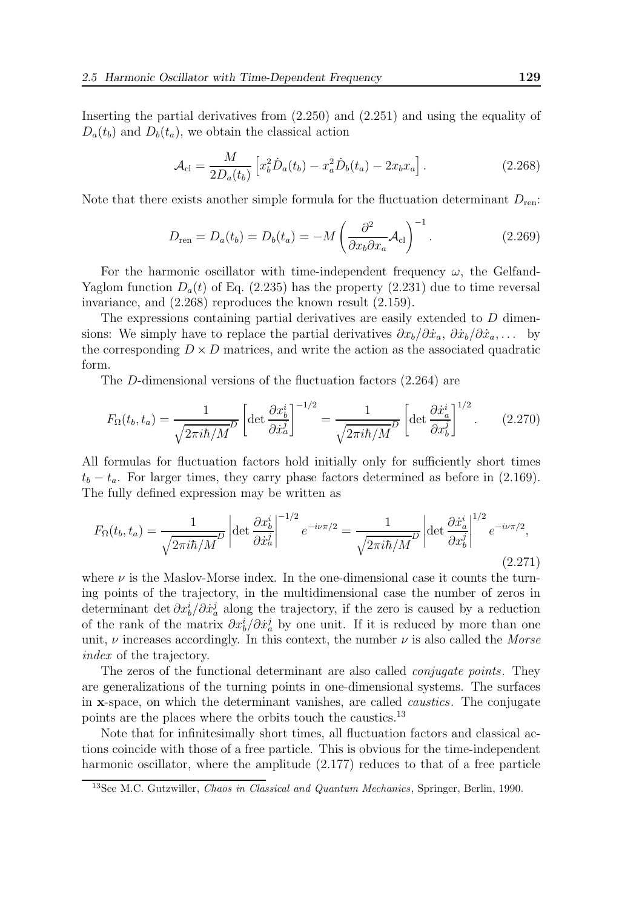Inserting the partial derivatives from (2.250) and (2.251) and using the equality of $D_a(t_b)$ and $D_b(t_a)$, we obtain the classical action

$$\mathcal{A}_{\rm cl} = \frac{M}{2D_a(t_b)} \left[ x_b^2 \dot{D}_a(t_b) - x_a^2 \dot{D}_b(t_a) - 2x_b x_a \right]. \tag{2.268}$$

Note that there exists another simple formula for the fluctuation determinant $D_{\rm ren}$:

$$D_{\rm ren} = D_a(t_b) = D_b(t_a) = -M \left( \frac{\partial^2}{\partial x_b \partial x_a} \mathcal{A}_{\rm cl} \right)^{-1}. \tag{2.269}$$

For the harmonic oscillator with time-independent frequency $\omega$, the Gelfand-Yaglom function $D_a(t)$ of Eq. (2.235) has the property (2.231) due to time reversal invariance, and (2.268) reproduces the known result (2.159).

The expressions containing partial derivatives are easily extended to $D$ dimensions: We simply have to replace the partial derivatives $\partial x_b/\partial \dot{x}_a$, $\partial \dot{x}_b/\partial \dot{x}_a, \ldots$ by the corresponding $D \times D$ matrices, and write the action as the associated quadratic form.

The $D$-dimensional versions of the fluctuation factors (2.264) are

$$F_\Omega(t_b, t_a) = \frac{1}{\sqrt{2\pi i\hbar/M}^D} \left[ \det \frac{\partial x_b^i}{\partial \dot{x}_a^j} \right]^{-1/2} = \frac{1}{\sqrt{2\pi i\hbar/M}^D} \left[ \det \frac{\partial \dot{x}_a^i}{\partial x_b^j} \right]^{1/2}. \tag{2.270}$$

All formulas for fluctuation factors hold initially only for sufficiently short times $t_b - t_a$. For larger times, they carry phase factors determined as before in (2.169). The fully defined expression may be written as

$$F_\Omega(t_b, t_a) = \frac{1}{\sqrt{2\pi i\hbar/M}^D} \left| \det \frac{\partial x_b^i}{\partial \dot{x}_a^j} \right|^{-1/2} e^{-i\nu\pi/2} = \frac{1}{\sqrt{2\pi i\hbar/M}^D} \left| \det \frac{\partial \dot{x}_a^i}{\partial x_b^j} \right|^{1/2} e^{-i\nu\pi/2}, \tag{2.271}$$

where $\nu$ is the Maslov-Morse index. In the one-dimensional case it counts the turning points of the trajectory, in the multidimensional case the number of zeros in determinant $\det \partial x_b^i/\partial \dot{x}_a^j$ along the trajectory, if the zero is caused by a reduction of the rank of the matrix $\partial x_b^i/\partial \dot{x}_a^j$ by one unit. If it is reduced by more than one unit, $\nu$ increases accordingly. In this context, the number $\nu$ is also called the *Morse index* of the trajectory.

The zeros of the functional determinant are also called *conjugate points*. They are generalizations of the turning points in one-dimensional systems. The surfaces in **x**-space, on which the determinant vanishes, are called *caustics*. The conjugate points are the places where the orbits touch the caustics.[13]

Note that for infinitesimally short times, all fluctuation factors and classical actions coincide with those of a free particle. This is obvious for the time-independent harmonic oscillator, where the amplitude (2.177) reduces to that of a free particle

[13] See M.C. Gutzwiller, *Chaos in Classical and Quantum Mechanics*, Springer, Berlin, 1990.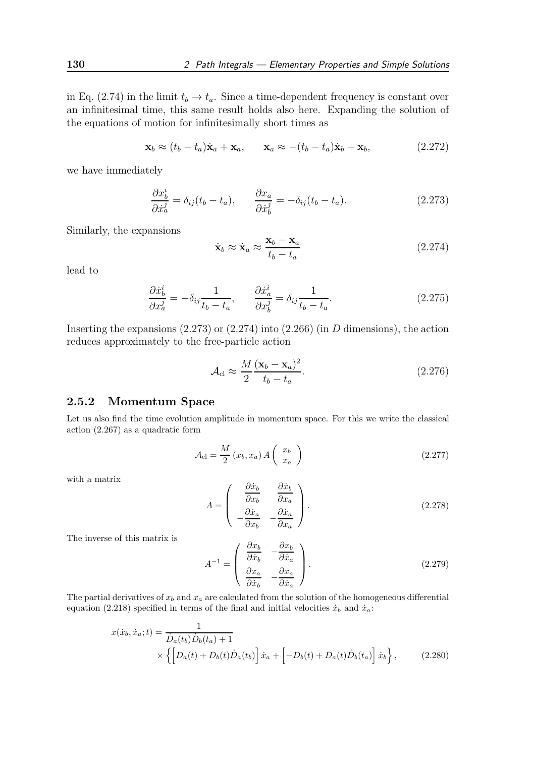in Eq. (2.74) in the limit $t_b \to t_a$. Since a time-dependent frequency is constant over an infinitesimal time, this same result holds also here. Expanding the solution of the equations of motion for infinitesimally short times as

$$\mathbf{x}_b \approx (t_b - t_a)\dot{\mathbf{x}}_a + \mathbf{x}_a, \qquad \mathbf{x}_a \approx -(t_b - t_a)\dot{\mathbf{x}}_b + \mathbf{x}_b, \tag{2.272}$$

we have immediately

$$\frac{\partial x_b^i}{\partial \dot{x}_a^j} = \delta_{ij}(t_b - t_a), \qquad \frac{\partial x_a}{\partial \dot{x}_b^j} = -\delta_{ij}(t_b - t_a). \tag{2.273}$$

Similarly, the expansions

$$\dot{\mathbf{x}}_b \approx \dot{\mathbf{x}}_a \approx \frac{\mathbf{x}_b - \mathbf{x}_a}{t_b - t_a} \tag{2.274}$$

lead to

$$\frac{\partial \dot{x}_b^i}{\partial x_a^j} = -\delta_{ij}\frac{1}{t_b - t_a}, \qquad \frac{\partial \dot{x}_a^i}{\partial x_b^j} = \delta_{ij}\frac{1}{t_b - t_a}. \tag{2.275}$$

Inserting the expansions (2.273) or (2.274) into (2.266) (in $D$ dimensions), the action reduces approximately to the free-particle action

$$\mathcal{A}_{\rm cl} \approx \frac{M}{2}\frac{(\mathbf{x}_b - \mathbf{x}_a)^2}{t_b - t_a}. \tag{2.276}$$

## 2.5.2 Momentum Space

Let us also find the time evolution amplitude in momentum space. For this we write the classical action (2.267) as a quadratic form

$$\mathcal{A}_{\rm cl} = \frac{M}{2}(x_b, x_a)\, A \begin{pmatrix} x_b \\ x_a \end{pmatrix} \tag{2.277}$$

with a matrix

$$A = \begin{pmatrix} \dfrac{\partial \dot{x}_b}{\partial x_b} & \dfrac{\partial \dot{x}_b}{\partial x_a} \\[2mm] -\dfrac{\partial \dot{x}_a}{\partial x_b} & -\dfrac{\partial \dot{x}_a}{\partial x_a} \end{pmatrix}. \tag{2.278}$$

The inverse of this matrix is

$$A^{-1} = \begin{pmatrix} \dfrac{\partial x_b}{\partial \dot{x}_b} & -\dfrac{\partial x_b}{\partial \dot{x}_a} \\[2mm] \dfrac{\partial x_a}{\partial \dot{x}_b} & -\dfrac{\partial x_a}{\partial \dot{x}_a} \end{pmatrix}. \tag{2.279}$$

The partial derivatives of $x_b$ and $x_a$ are calculated from the solution of the homogeneous differential equation (2.218) specified in terms of the final and initial velocities $\dot{x}_b$ and $\dot{x}_a$:

$$\begin{aligned} x(\dot{x}_b, \dot{x}_a; t) = {} & \frac{1}{\dot{D}_a(t_b)\dot{D}_b(t_a) + 1} \\ & \times \left\{ \left[ D_a(t) + D_b(t)\dot{D}_a(t_b) \right] \dot{x}_a + \left[ -D_b(t) + D_a(t)\dot{D}_b(t_a) \right] \dot{x}_b \right\}, \end{aligned} \tag{2.280}$$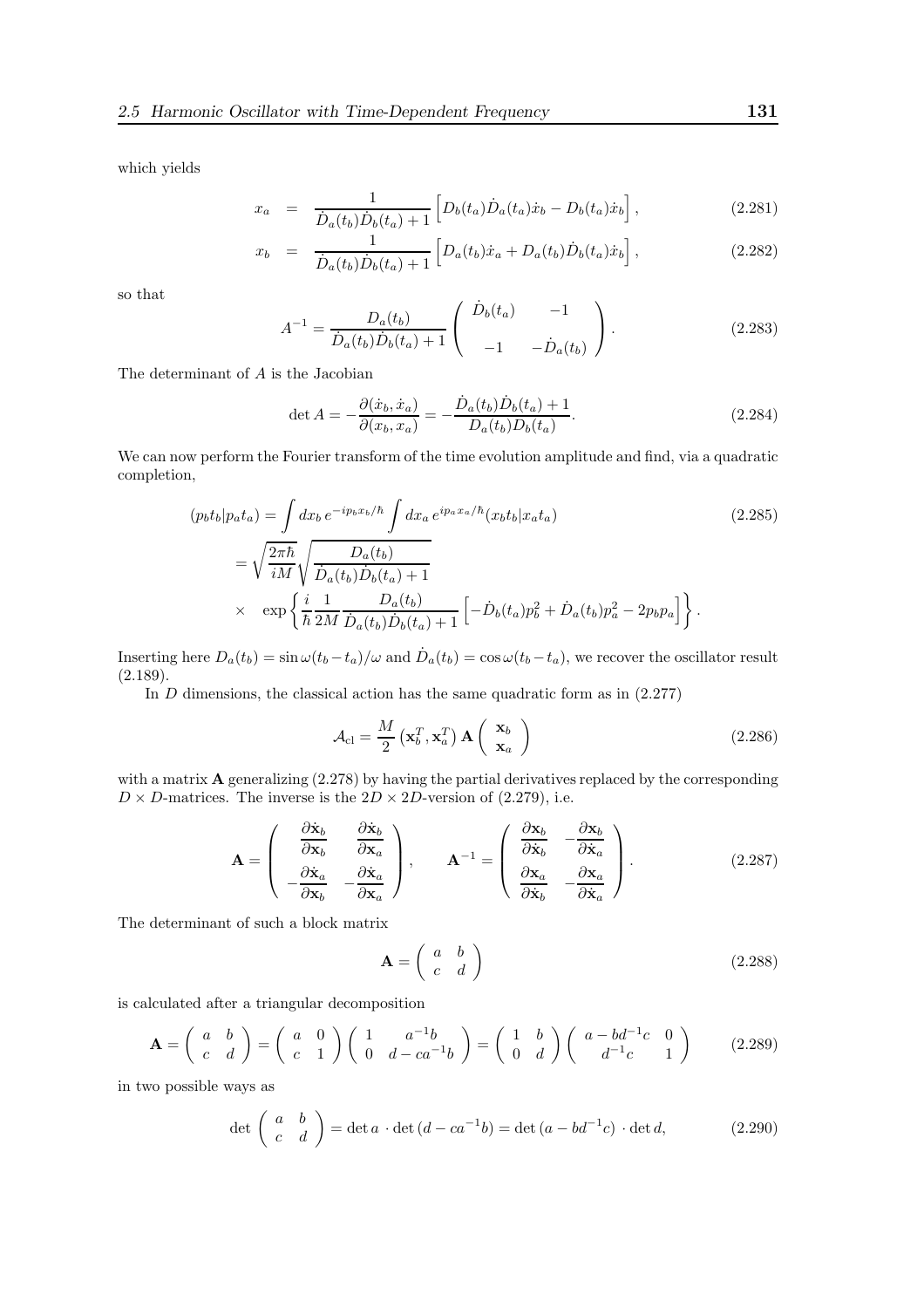which yields

$$x_a = \frac{1}{\dot{D}_a(t_b)\dot{D}_b(t_a)+1}\left[D_b(t_a)\dot{D}_a(t_a)\dot{x}_b - D_b(t_a)\dot{x}_b\right], \tag{2.281}$$

$$x_b = \frac{1}{\dot{D}_a(t_b)\dot{D}_b(t_a)+1}\left[D_a(t_b)\dot{x}_a + D_a(t_b)\dot{D}_b(t_a)\dot{x}_b\right], \tag{2.282}$$

so that

$$A^{-1} = \frac{D_a(t_b)}{\dot{D}_a(t_b)\dot{D}_b(t_a)+1}\begin{pmatrix} \dot{D}_b(t_a) & -1 \\ -1 & -\dot{D}_a(t_b) \end{pmatrix}. \tag{2.283}$$

The determinant of $A$ is the Jacobian

$$\det A = -\frac{\partial(\dot{x}_b, \dot{x}_a)}{\partial(x_b, x_a)} = -\frac{\dot{D}_a(t_b)\dot{D}_b(t_a)+1}{D_a(t_b)D_b(t_a)}. \tag{2.284}$$

We can now perform the Fourier transform of the time evolution amplitude and find, via a quadratic completion,

$$\begin{aligned}(p_b t_b|p_a t_a) &= \int dx_b\, e^{-ip_b x_b/\hbar}\int dx_a\, e^{ip_a x_a/\hbar}(x_b t_b|x_a t_a) \\ &= \sqrt{\frac{2\pi\hbar}{iM}}\sqrt{\frac{D_a(t_b)}{\dot{D}_a(t_b)\dot{D}_b(t_a)+1}} \\ &\times \quad \exp\left\{\frac{i}{\hbar}\frac{1}{2M}\frac{D_a(t_b)}{\dot{D}_a(t_b)\dot{D}_b(t_a)+1}\left[-\dot{D}_b(t_a)p_b^2 + \dot{D}_a(t_b)p_a^2 - 2p_b p_a\right]\right\}.\end{aligned} \tag{2.285}$$

Inserting here $D_a(t_b) = \sin\omega(t_b - t_a)/\omega$ and $\dot{D}_a(t_b) = \cos\omega(t_b - t_a)$, we recover the oscillator result (2.189).

In $D$ dimensions, the classical action has the same quadratic form as in (2.277)

$$\mathcal{A}_{\rm cl} = \frac{M}{2}\left(\mathbf{x}_b^T, \mathbf{x}_a^T\right)\mathbf{A}\begin{pmatrix}\mathbf{x}_b \\ \mathbf{x}_a\end{pmatrix} \tag{2.286}$$

with a matrix $\mathbf{A}$ generalizing (2.278) by having the partial derivatives replaced by the corresponding $D\times D$-matrices. The inverse is the $2D\times 2D$-version of (2.279), i.e.

$$\mathbf{A} = \begin{pmatrix} \dfrac{\partial \dot{\mathbf{x}}_b}{\partial \mathbf{x}_b} & \dfrac{\partial \dot{\mathbf{x}}_b}{\partial \mathbf{x}_a} \\ -\dfrac{\partial \dot{\mathbf{x}}_a}{\partial \mathbf{x}_b} & -\dfrac{\partial \dot{\mathbf{x}}_a}{\partial \mathbf{x}_a}\end{pmatrix}, \qquad \mathbf{A}^{-1} = \begin{pmatrix} \dfrac{\partial \mathbf{x}_b}{\partial \dot{\mathbf{x}}_b} & -\dfrac{\partial \mathbf{x}_b}{\partial \dot{\mathbf{x}}_a} \\ \dfrac{\partial \mathbf{x}_a}{\partial \dot{\mathbf{x}}_b} & -\dfrac{\partial \mathbf{x}_a}{\partial \dot{\mathbf{x}}_a}\end{pmatrix}. \tag{2.287}$$

The determinant of such a block matrix

$$\mathbf{A} = \begin{pmatrix} a & b \\ c & d \end{pmatrix} \tag{2.288}$$

is calculated after a triangular decomposition

$$\mathbf{A} = \begin{pmatrix} a & b \\ c & d \end{pmatrix} = \begin{pmatrix} a & 0 \\ c & 1 \end{pmatrix}\begin{pmatrix} 1 & a^{-1}b \\ 0 & d - ca^{-1}b \end{pmatrix} = \begin{pmatrix} 1 & b \\ 0 & d \end{pmatrix}\begin{pmatrix} a - bd^{-1}c & 0 \\ d^{-1}c & 1 \end{pmatrix} \tag{2.289}$$

in two possible ways as

$$\det\begin{pmatrix} a & b \\ c & d \end{pmatrix} = \det a \cdot \det(d - ca^{-1}b) = \det(a - bd^{-1}c)\cdot \det d, \tag{2.290}$$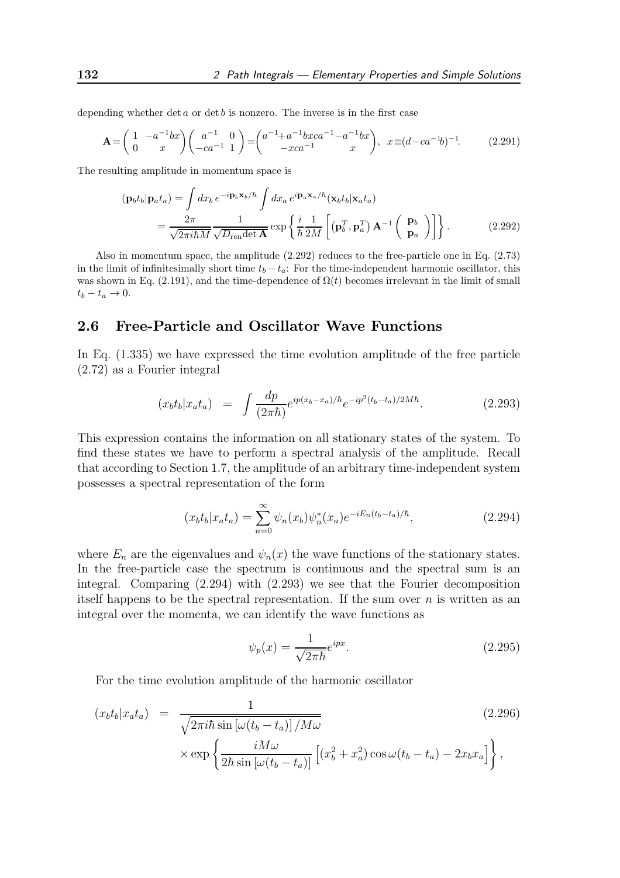depending whether $\det a$ or $\det b$ is nonzero. The inverse is in the first case

$$\mathbf{A}=\begin{pmatrix} 1 & -a^{-1}bx \\ 0 & x \end{pmatrix}\begin{pmatrix} a^{-1} & 0 \\ -ca^{-1} & 1 \end{pmatrix}=\begin{pmatrix} a^{-1}+a^{-1}bxca^{-1} & -a^{-1}bx \\ -xca^{-1} & x \end{pmatrix},\quad x\equiv(d-ca^{-1}b)^{-1}. \tag{2.291}$$

The resulting amplitude in momentum space is

$$\begin{aligned}(\mathbf{p}_b t_b|\mathbf{p}_a t_a) &= \int dx_b\, e^{-i\mathbf{p}_b\mathbf{x}_b/\hbar}\int dx_a\, e^{i\mathbf{p}_a\mathbf{x}_a/\hbar}(\mathbf{x}_b t_b|\mathbf{x}_a t_a) \\ &= \frac{2\pi}{\sqrt{2\pi i\hbar M}}\frac{1}{\sqrt{D_{\rm ren}\det\mathbf{A}}}\exp\left\{\frac{i}{\hbar}\frac{1}{2M}\left[\left(\mathbf{p}_b^T,\mathbf{p}_a^T\right)\mathbf{A}^{-1}\begin{pmatrix}\mathbf{p}_b\\ \mathbf{p}_a\end{pmatrix}\right]\right\}.\end{aligned} \tag{2.292}$$

Also in momentum space, the amplitude (2.292) reduces to the free-particle one in Eq. (2.73) in the limit of infinitesimally short time $t_b-t_a$: For the time-independent harmonic oscillator, this was shown in Eq. (2.191), and the time-dependence of $\Omega(t)$ becomes irrelevant in the limit of small $t_b-t_a\to 0$.

## 2.6 Free-Particle and Oscillator Wave Functions

In Eq. (1.335) we have expressed the time evolution amplitude of the free particle (2.72) as a Fourier integral

$$(x_bt_b|x_at_a) \;=\; \int\frac{dp}{(2\pi\hbar)}e^{ip(x_b-x_a)/\hbar}e^{-ip^2(t_b-t_a)/2M\hbar}. \tag{2.293}$$

This expression contains the information on all stationary states of the system. To find these states we have to perform a spectral analysis of the amplitude. Recall that according to Section 1.7, the amplitude of an arbitrary time-independent system possesses a spectral representation of the form

$$(x_bt_b|x_at_a)=\sum_{n=0}^{\infty}\psi_n(x_b)\psi_n^*(x_a)e^{-iE_n(t_b-t_a)/\hbar}, \tag{2.294}$$

where $E_n$ are the eigenvalues and $\psi_n(x)$ the wave functions of the stationary states. In the free-particle case the spectrum is continuous and the spectral sum is an integral. Comparing (2.294) with (2.293) we see that the Fourier decomposition itself happens to be the spectral representation. If the sum over $n$ is written as an integral over the momenta, we can identify the wave functions as

$$\psi_p(x)=\frac{1}{\sqrt{2\pi\hbar}}e^{ipx}. \tag{2.295}$$

For the time evolution amplitude of the harmonic oscillator

$$\begin{aligned}(x_bt_b|x_at_a) \;&=\; \frac{1}{\sqrt{2\pi i\hbar\sin\left[\omega(t_b-t_a)\right]/M\omega}} \\ &\quad\times\exp\left\{\frac{iM\omega}{2\hbar\sin\left[\omega(t_b-t_a)\right]}\left[(x_b^2+x_a^2)\cos\omega(t_b-t_a)-2x_bx_a\right]\right\},\end{aligned} \tag{2.296}$$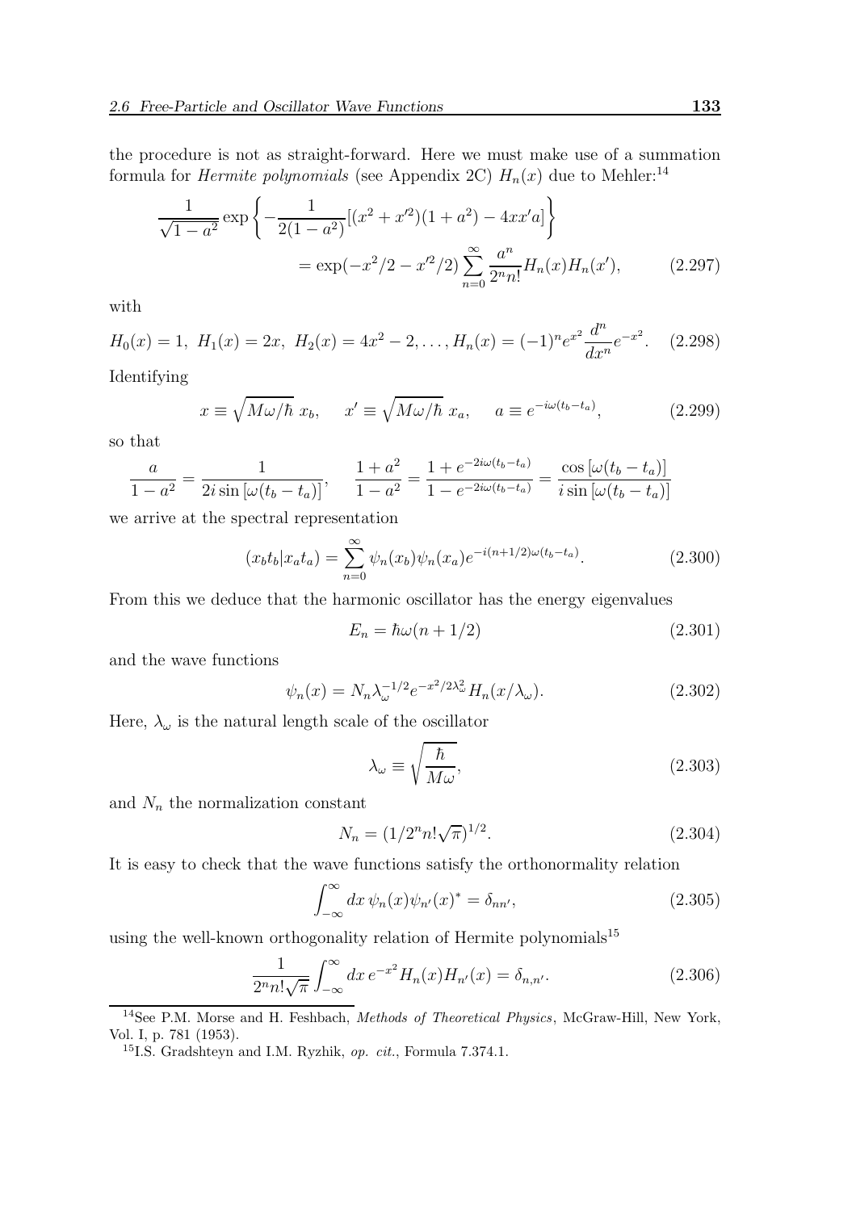the procedure is not as straight-forward. Here we must make use of a summation formula for *Hermite polynomials* (see Appendix 2C) $H_n(x)$ due to Mehler:[14]

$$\frac{1}{\sqrt{1-a^2}} \exp\left\{-\frac{1}{2(1-a^2)}[(x^2+x'^2)(1+a^2)-4xx'a]\right\}$$
$$= \exp(-x^2/2 - x'^2/2) \sum_{n=0}^{\infty} \frac{a^n}{2^n n!} H_n(x) H_n(x'), \tag{2.297}$$

with

$$H_0(x) = 1,\ H_1(x) = 2x,\ H_2(x) = 4x^2 - 2, \dots, H_n(x) = (-1)^n e^{x^2} \frac{d^n}{dx^n} e^{-x^2}. \tag{2.298}$$

Identifying

$$x \equiv \sqrt{M\omega/\hbar}\ x_b, \quad x' \equiv \sqrt{M\omega/\hbar}\ x_a, \quad a \equiv e^{-i\omega(t_b-t_a)}, \tag{2.299}$$

so that

$$\frac{a}{1-a^2} = \frac{1}{2i\sin[\omega(t_b-t_a)]}, \quad \frac{1+a^2}{1-a^2} = \frac{1+e^{-2i\omega(t_b-t_a)}}{1-e^{-2i\omega(t_b-t_a)}} = \frac{\cos[\omega(t_b-t_a)]}{i\sin[\omega(t_b-t_a)]}$$

we arrive at the spectral representation

$$(x_b t_b | x_a t_a) = \sum_{n=0}^{\infty} \psi_n(x_b)\psi_n(x_a) e^{-i(n+1/2)\omega(t_b-t_a)}. \tag{2.300}$$

From this we deduce that the harmonic oscillator has the energy eigenvalues

$$E_n = \hbar\omega(n+1/2) \tag{2.301}$$

and the wave functions

$$\psi_n(x) = N_n \lambda_\omega^{-1/2} e^{-x^2/2\lambda_\omega^2} H_n(x/\lambda_\omega). \tag{2.302}$$

Here, $\lambda_\omega$ is the natural length scale of the oscillator

$$\lambda_\omega \equiv \sqrt{\frac{\hbar}{M\omega}}, \tag{2.303}$$

and $N_n$ the normalization constant

$$N_n = (1/2^n n! \sqrt{\pi})^{1/2}. \tag{2.304}$$

It is easy to check that the wave functions satisfy the orthonormality relation

$$\int_{-\infty}^{\infty} dx\, \psi_n(x)\psi_{n'}(x)^* = \delta_{nn'}, \tag{2.305}$$

using the well-known orthogonality relation of Hermite polynomials[15]

$$\frac{1}{2^n n! \sqrt{\pi}} \int_{-\infty}^{\infty} dx\, e^{-x^2} H_n(x) H_{n'}(x) = \delta_{n,n'}. \tag{2.306}$$

---

[14] See P.M. Morse and H. Feshbach, *Methods of Theoretical Physics*, McGraw-Hill, New York, Vol. I, p. 781 (1953).

[15] I.S. Gradshteyn and I.M. Ryzhik, *op. cit.*, Formula 7.374.1.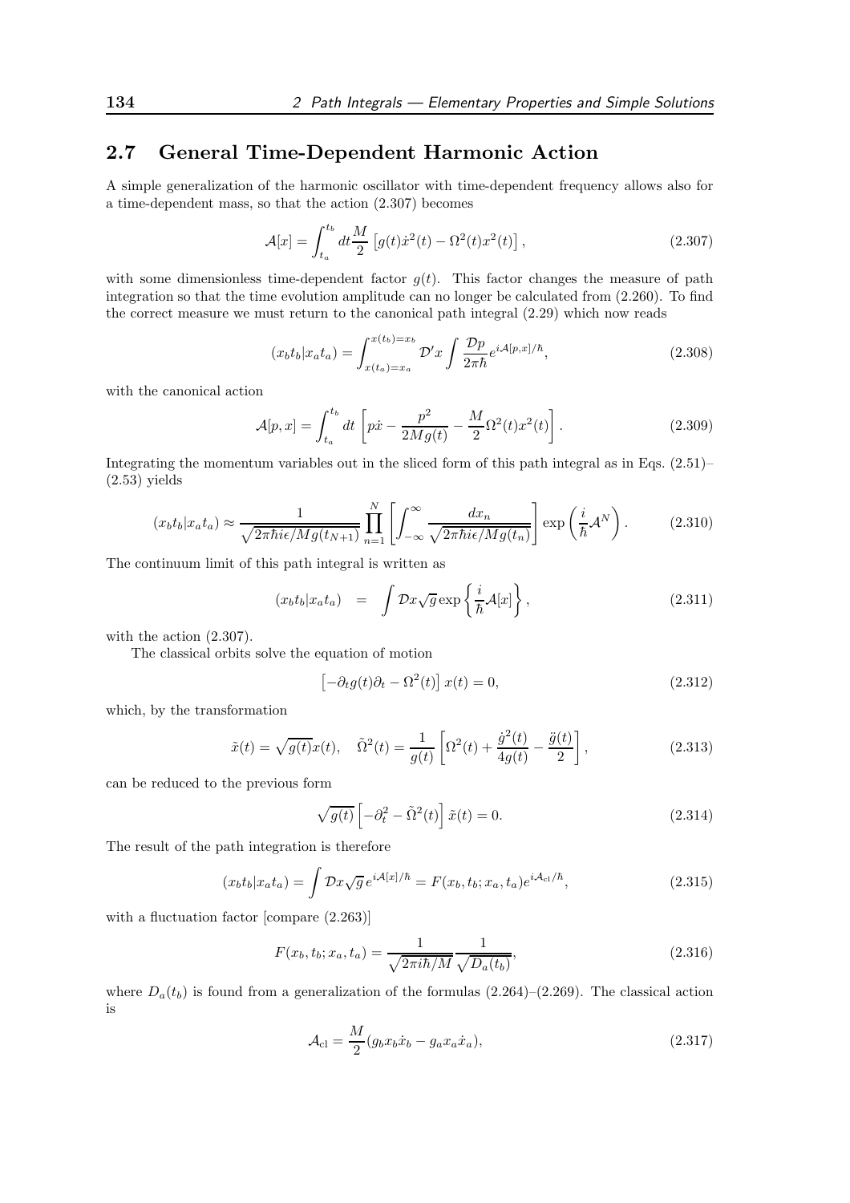## 2.7 General Time-Dependent Harmonic Action

A simple generalization of the harmonic oscillator with time-dependent frequency allows also for a time-dependent mass, so that the action (2.307) becomes

$$\mathcal{A}[x] = \int_{t_a}^{t_b} dt \frac{M}{2} \left[ g(t)\dot{x}^2(t) - \Omega^2(t)x^2(t) \right], \tag{2.307}$$

with some dimensionless time-dependent factor $g(t)$. This factor changes the measure of path integration so that the time evolution amplitude can no longer be calculated from (2.260). To find the correct measure we must return to the canonical path integral (2.29) which now reads

$$(x_b t_b | x_a t_a) = \int_{x(t_a)=x_a}^{x(t_b)=x_b} \mathcal{D}'x \int \frac{\mathcal{D}p}{2\pi\hbar} e^{i\mathcal{A}[p,x]/\hbar}, \tag{2.308}$$

with the canonical action

$$\mathcal{A}[p,x] = \int_{t_a}^{t_b} dt \left[ p\dot{x} - \frac{p^2}{2Mg(t)} - \frac{M}{2}\Omega^2(t)x^2(t) \right]. \tag{2.309}$$

Integrating the momentum variables out in the sliced form of this path integral as in Eqs. (2.51)–(2.53) yields

$$(x_b t_b | x_a t_a) \approx \frac{1}{\sqrt{2\pi\hbar i\epsilon/Mg(t_{N+1})}} \prod_{n=1}^{N} \left[ \int_{-\infty}^{\infty} \frac{dx_n}{\sqrt{2\pi\hbar i\epsilon/Mg(t_n)}} \right] \exp\left( \frac{i}{\hbar}\mathcal{A}^N \right). \tag{2.310}$$

The continuum limit of this path integral is written as

$$(x_b t_b | x_a t_a) \;\; = \;\; \int \mathcal{D}x \sqrt{g} \exp\left\{ \frac{i}{\hbar}\mathcal{A}[x] \right\}, \tag{2.311}$$

with the action (2.307).

The classical orbits solve the equation of motion

$$\left[ -\partial_t g(t) \partial_t - \Omega^2(t) \right] x(t) = 0, \tag{2.312}$$

which, by the transformation

$$\tilde{x}(t) = \sqrt{g(t)}x(t), \quad \tilde{\Omega}^2(t) = \frac{1}{g(t)} \left[ \Omega^2(t) + \frac{\dot{g}^2(t)}{4g(t)} - \frac{\ddot{g}(t)}{2} \right], \tag{2.313}$$

can be reduced to the previous form

$$\sqrt{g(t)} \left[ -\partial_t^2 - \tilde{\Omega}^2(t) \right] \tilde{x}(t) = 0. \tag{2.314}$$

The result of the path integration is therefore

$$(x_b t_b | x_a t_a) = \int \mathcal{D}x \sqrt{g}\, e^{i\mathcal{A}[x]/\hbar} = F(x_b, t_b; x_a, t_a) e^{i\mathcal{A}_{\rm cl}/\hbar}, \tag{2.315}$$

with a fluctuation factor [compare (2.263)]

$$F(x_b, t_b; x_a, t_a) = \frac{1}{\sqrt{2\pi i\hbar/M}} \frac{1}{\sqrt{D_a(t_b)}}, \tag{2.316}$$

where $D_a(t_b)$ is found from a generalization of the formulas (2.264)–(2.269). The classical action is

$$\mathcal{A}_{\rm cl} = \frac{M}{2}(g_b x_b \dot{x}_b - g_a x_a \dot{x}_a), \tag{2.317}$$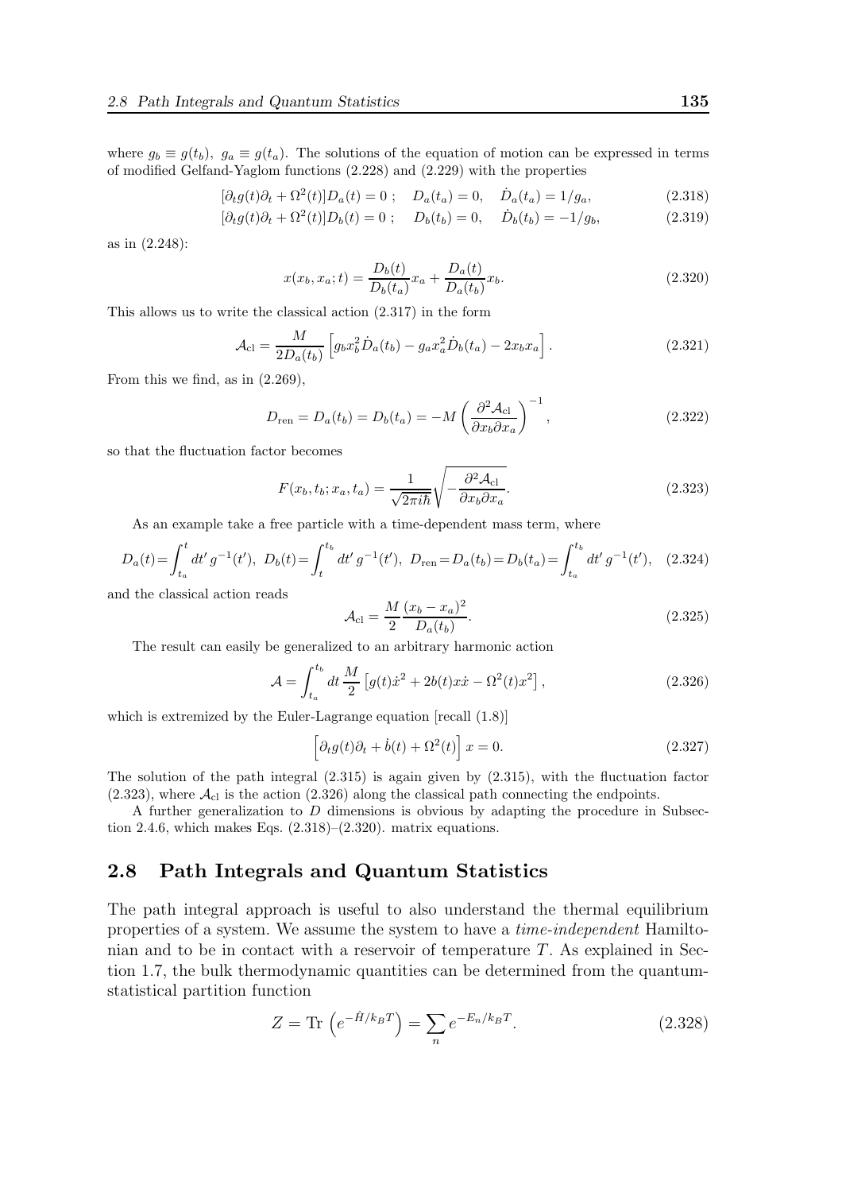where $g_b \equiv g(t_b),\ g_a \equiv g(t_a)$. The solutions of the equation of motion can be expressed in terms of modified Gelfand-Yaglom functions (2.228) and (2.229) with the properties

$$[\partial_t g(t)\partial_t + \Omega^2(t)]D_a(t) = 0\ ;\quad D_a(t_a) = 0,\quad \dot{D}_a(t_a) = 1/g_a, \tag{2.318}$$

$$[\partial_t g(t)\partial_t + \Omega^2(t)]D_b(t) = 0\ ;\quad D_b(t_b) = 0,\quad \dot{D}_b(t_b) = -1/g_b, \tag{2.319}$$

as in (2.248):

$$x(x_b, x_a; t) = \frac{D_b(t)}{D_b(t_a)}x_a + \frac{D_a(t)}{D_a(t_b)}x_b. \tag{2.320}$$

This allows us to write the classical action (2.317) in the form

$$\mathcal{A}_{\rm cl} = \frac{M}{2D_a(t_b)}\left[g_b x_b^2 \dot{D}_a(t_b) - g_a x_a^2 \dot{D}_b(t_a) - 2x_b x_a\right]. \tag{2.321}$$

From this we find, as in (2.269),

$$D_{\rm ren} = D_a(t_b) = D_b(t_a) = -M\left(\frac{\partial^2 \mathcal{A}_{\rm cl}}{\partial x_b \partial x_a}\right)^{-1}, \tag{2.322}$$

so that the fluctuation factor becomes

$$F(x_b, t_b; x_a, t_a) = \frac{1}{\sqrt{2\pi i\hbar}}\sqrt{-\frac{\partial^2 \mathcal{A}_{\rm cl}}{\partial x_b \partial x_a}}. \tag{2.323}$$

As an example take a free particle with a time-dependent mass term, where

$$D_a(t) = \int_{t_a}^{t} dt'\, g^{-1}(t'),\ D_b(t) = \int_{t}^{t_b} dt'\, g^{-1}(t'),\ D_{\rm ren} = D_a(t_b) = D_b(t_a) = \int_{t_a}^{t_b} dt'\, g^{-1}(t'), \tag{2.324}$$

and the classical action reads

$$\mathcal{A}_{\rm cl} = \frac{M}{2}\frac{(x_b - x_a)^2}{D_a(t_b)}. \tag{2.325}$$

The result can easily be generalized to an arbitrary harmonic action

$$\mathcal{A} = \int_{t_a}^{t_b} dt\, \frac{M}{2}\left[g(t)\dot{x}^2 + 2b(t)x\dot{x} - \Omega^2(t)x^2\right], \tag{2.326}$$

which is extremized by the Euler-Lagrange equation [recall (1.8)]

$$\left[\partial_t g(t)\partial_t + \dot{b}(t) + \Omega^2(t)\right]x = 0. \tag{2.327}$$

The solution of the path integral (2.315) is again given by (2.315), with the fluctuation factor (2.323), where $\mathcal{A}_{\rm cl}$ is the action (2.326) along the classical path connecting the endpoints.

A further generalization to $D$ dimensions is obvious by adapting the procedure in Subsection 2.4.6, which makes Eqs. (2.318)–(2.320). matrix equations.

## 2.8 Path Integrals and Quantum Statistics

The path integral approach is useful to also understand the thermal equilibrium properties of a system. We assume the system to have a *time-independent* Hamiltonian and to be in contact with a reservoir of temperature $T$. As explained in Section 1.7, the bulk thermodynamic quantities can be determined from the quantum-statistical partition function

$$Z = {\rm Tr}\left(e^{-\hat{H}/k_BT}\right) = \sum_n e^{-E_n/k_BT}. \tag{2.328}$$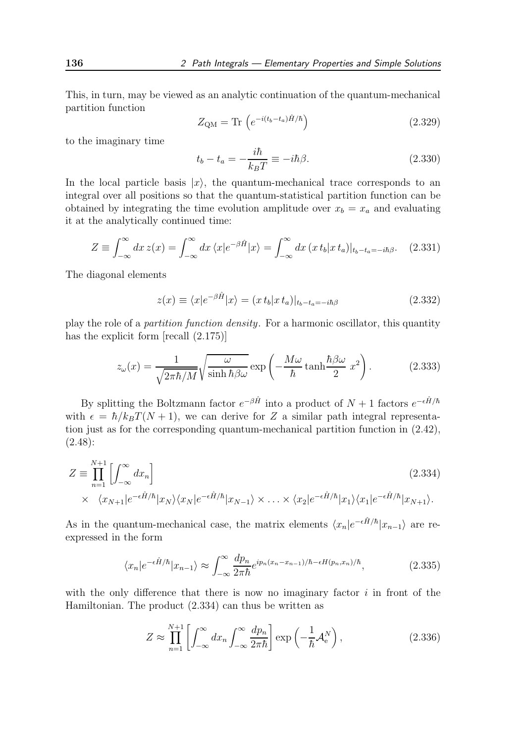This, in turn, may be viewed as an analytic continuation of the quantum-mechanical partition function

$$Z_{\rm QM} = {\rm Tr}\left(e^{-i(t_b-t_a)\hat{H}/\hbar}\right) \tag{2.329}$$

to the imaginary time

$$t_b - t_a = -\frac{i\hbar}{k_B T} \equiv -i\hbar\beta. \tag{2.330}$$

In the local particle basis $|x\rangle$, the quantum-mechanical trace corresponds to an integral over all positions so that the quantum-statistical partition function can be obtained by integrating the time evolution amplitude over $x_b = x_a$ and evaluating it at the analytically continued time:

$$Z \equiv \int_{-\infty}^{\infty} dx\, z(x) = \int_{-\infty}^{\infty} dx\, \langle x|e^{-\beta\hat{H}}|x\rangle = \int_{-\infty}^{\infty} dx\, (x\, t_b|x\, t_a)|_{t_b-t_a=-i\hbar\beta}. \tag{2.331}$$

The diagonal elements

$$z(x) \equiv \langle x|e^{-\beta\hat{H}}|x\rangle = (x\, t_b|x\, t_a)|_{t_b-t_a=-i\hbar\beta} \tag{2.332}$$

play the role of a *partition function density*. For a harmonic oscillator, this quantity has the explicit form [recall (2.175)]

$$z_\omega(x) = \frac{1}{\sqrt{2\pi\hbar/M}}\sqrt{\frac{\omega}{\sinh\hbar\beta\omega}}\exp\left(-\frac{M\omega}{\hbar}\tanh\frac{\hbar\beta\omega}{2}\; x^2\right). \tag{2.333}$$

By splitting the Boltzmann factor $e^{-\beta\hat{H}}$ into a product of $N+1$ factors $e^{-\epsilon\hat{H}/\hbar}$ with $\epsilon = \hbar/k_B T(N+1)$, we can derive for $Z$ a similar path integral representation just as for the corresponding quantum-mechanical partition function in (2.42), (2.48):

$$\begin{aligned} Z \equiv & \prod_{n=1}^{N+1}\left[\int_{-\infty}^{\infty} dx_n\right] \\ & \times \;\; \langle x_{N+1}|e^{-\epsilon\hat{H}/\hbar}|x_N\rangle\langle x_N|e^{-\epsilon\hat{H}/\hbar}|x_{N-1}\rangle \times \ldots \times \langle x_2|e^{-\epsilon\hat{H}/\hbar}|x_1\rangle\langle x_1|e^{-\epsilon\hat{H}/\hbar}|x_{N+1}\rangle. \end{aligned} \tag{2.334}$$

As in the quantum-mechanical case, the matrix elements $\langle x_n|e^{-\epsilon\hat{H}/\hbar}|x_{n-1}\rangle$ are re-expressed in the form

$$\langle x_n|e^{-\epsilon\hat{H}/\hbar}|x_{n-1}\rangle \approx \int_{-\infty}^{\infty}\frac{dp_n}{2\pi\hbar}e^{ip_n(x_n-x_{n-1})/\hbar-\epsilon H(p_n,x_n)/\hbar}, \tag{2.335}$$

with the only difference that there is now no imaginary factor $i$ in front of the Hamiltonian. The product (2.334) can thus be written as

$$Z \approx \prod_{n=1}^{N+1}\left[\int_{-\infty}^{\infty} dx_n \int_{-\infty}^{\infty}\frac{dp_n}{2\pi\hbar}\right]\exp\left(-\frac{1}{\hbar}\mathcal{A}_{\rm e}^N\right), \tag{2.336}$$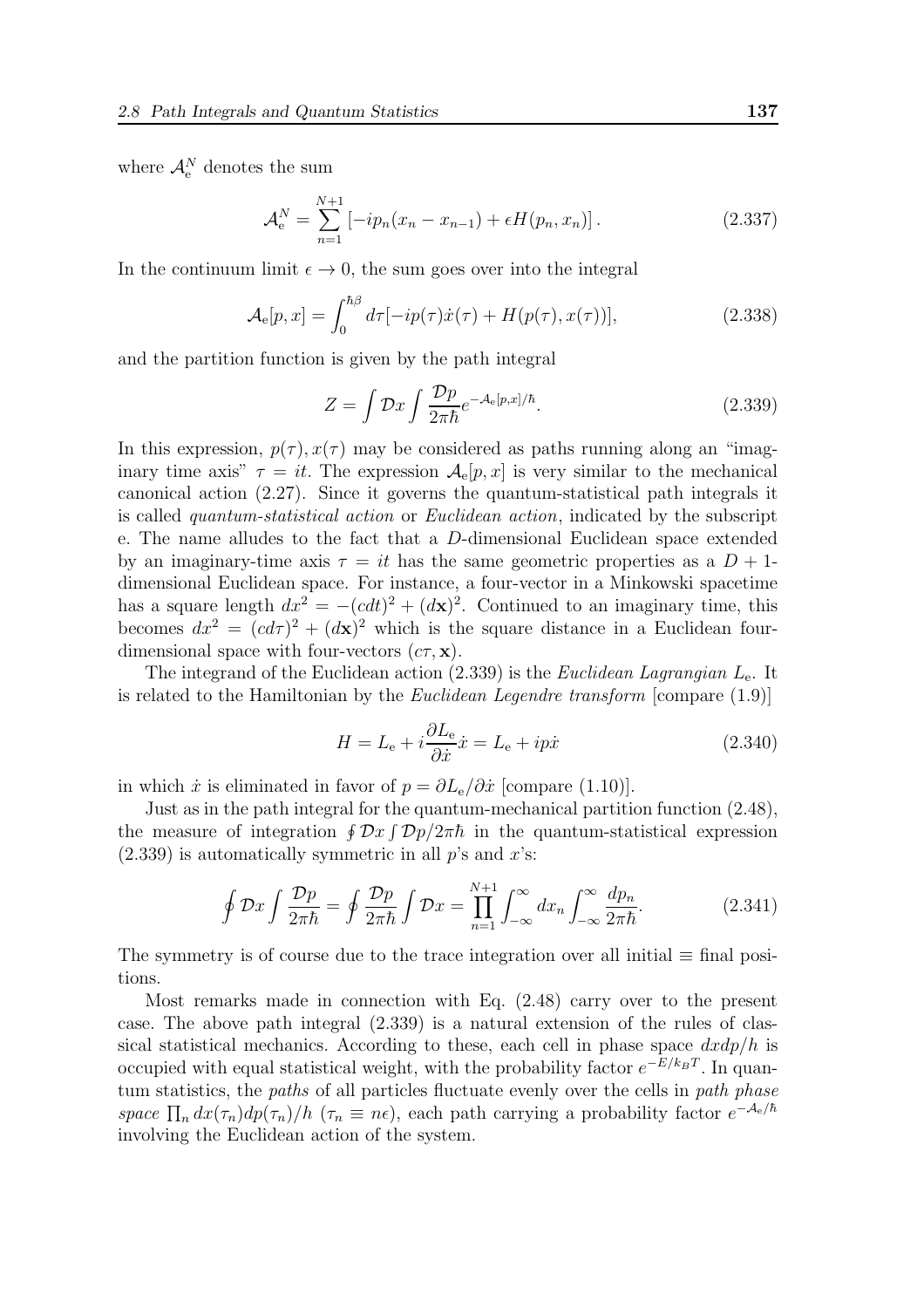where $\mathcal{A}_{\rm e}^N$ denotes the sum

$$\mathcal{A}_{\rm e}^N = \sum_{n=1}^{N+1} \left[ -ip_n(x_n - x_{n-1}) + \epsilon H(p_n, x_n) \right]. \tag{2.337}$$

In the continuum limit $\epsilon \to 0$, the sum goes over into the integral

$$\mathcal{A}_{\rm e}[p,x] = \int_0^{\hbar\beta} d\tau [-ip(\tau)\dot{x}(\tau) + H(p(\tau), x(\tau))], \tag{2.338}$$

and the partition function is given by the path integral

$$Z = \int \mathcal{D}x \int \frac{\mathcal{D}p}{2\pi\hbar} e^{-\mathcal{A}_{\rm e}[p,x]/\hbar}. \tag{2.339}$$

In this expression, $p(\tau), x(\tau)$ may be considered as paths running along an "imaginary time axis" $\tau = it$. The expression $\mathcal{A}_{\rm e}[p,x]$ is very similar to the mechanical canonical action (2.27). Since it governs the quantum-statistical path integrals it is called *quantum-statistical action* or *Euclidean action*, indicated by the subscript e. The name alludes to the fact that a $D$-dimensional Euclidean space extended by an imaginary-time axis $\tau = it$ has the same geometric properties as a $D+1$-dimensional Euclidean space. For instance, a four-vector in a Minkowski spacetime has a square length $dx^2 = -(cdt)^2 + (d\mathbf{x})^2$. Continued to an imaginary time, this becomes $dx^2 = (cd\tau)^2 + (d\mathbf{x})^2$ which is the square distance in a Euclidean four-dimensional space with four-vectors $(c\tau, \mathbf{x})$.

The integrand of the Euclidean action (2.339) is the *Euclidean Lagrangian* $L_{\rm e}$. It is related to the Hamiltonian by the *Euclidean Legendre transform* [compare (1.9)]

$$H = L_{\rm e} + i\frac{\partial L_{\rm e}}{\partial \dot{x}}\dot{x} = L_{\rm e} + ip\dot{x} \tag{2.340}$$

in which $\dot{x}$ is eliminated in favor of $p = \partial L_{\rm e}/\partial \dot{x}$ [compare (1.10)].

Just as in the path integral for the quantum-mechanical partition function (2.48), the measure of integration $\oint \mathcal{D}x \int \mathcal{D}p/2\pi\hbar$ in the quantum-statistical expression (2.339) is automatically symmetric in all $p$'s and $x$'s:

$$\oint \mathcal{D}x \int \frac{\mathcal{D}p}{2\pi\hbar} = \oint \frac{\mathcal{D}p}{2\pi\hbar} \int \mathcal{D}x = \prod_{n=1}^{N+1} \int_{-\infty}^{\infty} dx_n \int_{-\infty}^{\infty} \frac{dp_n}{2\pi\hbar}. \tag{2.341}$$

The symmetry is of course due to the trace integration over all initial $\equiv$ final positions.

Most remarks made in connection with Eq. (2.48) carry over to the present case. The above path integral (2.339) is a natural extension of the rules of classical statistical mechanics. According to these, each cell in phase space $dxdp/h$ is occupied with equal statistical weight, with the probability factor $e^{-E/k_BT}$. In quantum statistics, the *paths* of all particles fluctuate evenly over the cells in *path phase space* $\prod_n dx(\tau_n)dp(\tau_n)/h$ ($\tau_n \equiv n\epsilon$), each path carrying a probability factor $e^{-\mathcal{A}_{\rm e}/\hbar}$ involving the Euclidean action of the system.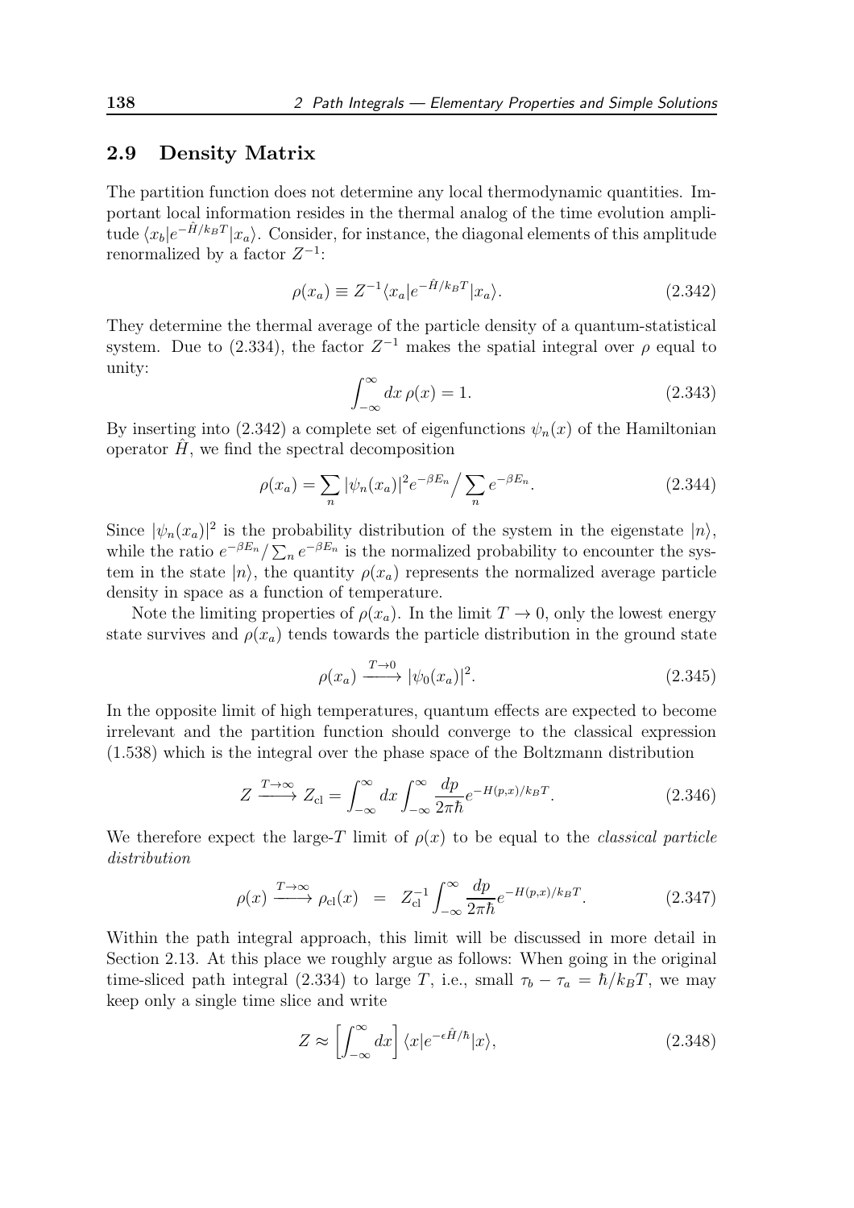## 2.9 Density Matrix

The partition function does not determine any local thermodynamic quantities. Important local information resides in the thermal analog of the time evolution amplitude $\langle x_b|e^{-\hat{H}/k_BT}|x_a\rangle$. Consider, for instance, the diagonal elements of this amplitude renormalized by a factor $Z^{-1}$:

$$\rho(x_a) \equiv Z^{-1}\langle x_a|e^{-\hat{H}/k_BT}|x_a\rangle. \tag{2.342}$$

They determine the thermal average of the particle density of a quantum-statistical system. Due to (2.334), the factor $Z^{-1}$ makes the spatial integral over $\rho$ equal to unity:

$$\int_{-\infty}^{\infty} dx\, \rho(x) = 1. \tag{2.343}$$

By inserting into (2.342) a complete set of eigenfunctions $\psi_n(x)$ of the Hamiltonian operator $\hat{H}$, we find the spectral decomposition

$$\rho(x_a) = \sum_n |\psi_n(x_a)|^2 e^{-\beta E_n}\Big/\sum_n e^{-\beta E_n}. \tag{2.344}$$

Since $|\psi_n(x_a)|^2$ is the probability distribution of the system in the eigenstate $|n\rangle$, while the ratio $e^{-\beta E_n}/\sum_n e^{-\beta E_n}$ is the normalized probability to encounter the system in the state $|n\rangle$, the quantity $\rho(x_a)$ represents the normalized average particle density in space as a function of temperature.

Note the limiting properties of $\rho(x_a)$. In the limit $T \to 0$, only the lowest energy state survives and $\rho(x_a)$ tends towards the particle distribution in the ground state

$$\rho(x_a) \xrightarrow{T\to 0} |\psi_0(x_a)|^2. \tag{2.345}$$

In the opposite limit of high temperatures, quantum effects are expected to become irrelevant and the partition function should converge to the classical expression (1.538) which is the integral over the phase space of the Boltzmann distribution

$$Z \xrightarrow{T\to\infty} Z_{\rm cl} = \int_{-\infty}^{\infty} dx \int_{-\infty}^{\infty} \frac{dp}{2\pi\hbar} e^{-H(p,x)/k_BT}. \tag{2.346}$$

We therefore expect the large-$T$ limit of $\rho(x)$ to be equal to the *classical particle distribution*

$$\rho(x) \xrightarrow{T\to\infty} \rho_{\rm cl}(x) \;\; = \;\; Z_{\rm cl}^{-1} \int_{-\infty}^{\infty} \frac{dp}{2\pi\hbar} e^{-H(p,x)/k_BT}. \tag{2.347}$$

Within the path integral approach, this limit will be discussed in more detail in Section 2.13. At this place we roughly argue as follows: When going in the original time-sliced path integral (2.334) to large $T$, i.e., small $\tau_b - \tau_a = \hbar/k_BT$, we may keep only a single time slice and write

$$Z \approx \left[\int_{-\infty}^{\infty} dx\right] \langle x|e^{-\epsilon\hat{H}/\hbar}|x\rangle, \tag{2.348}$$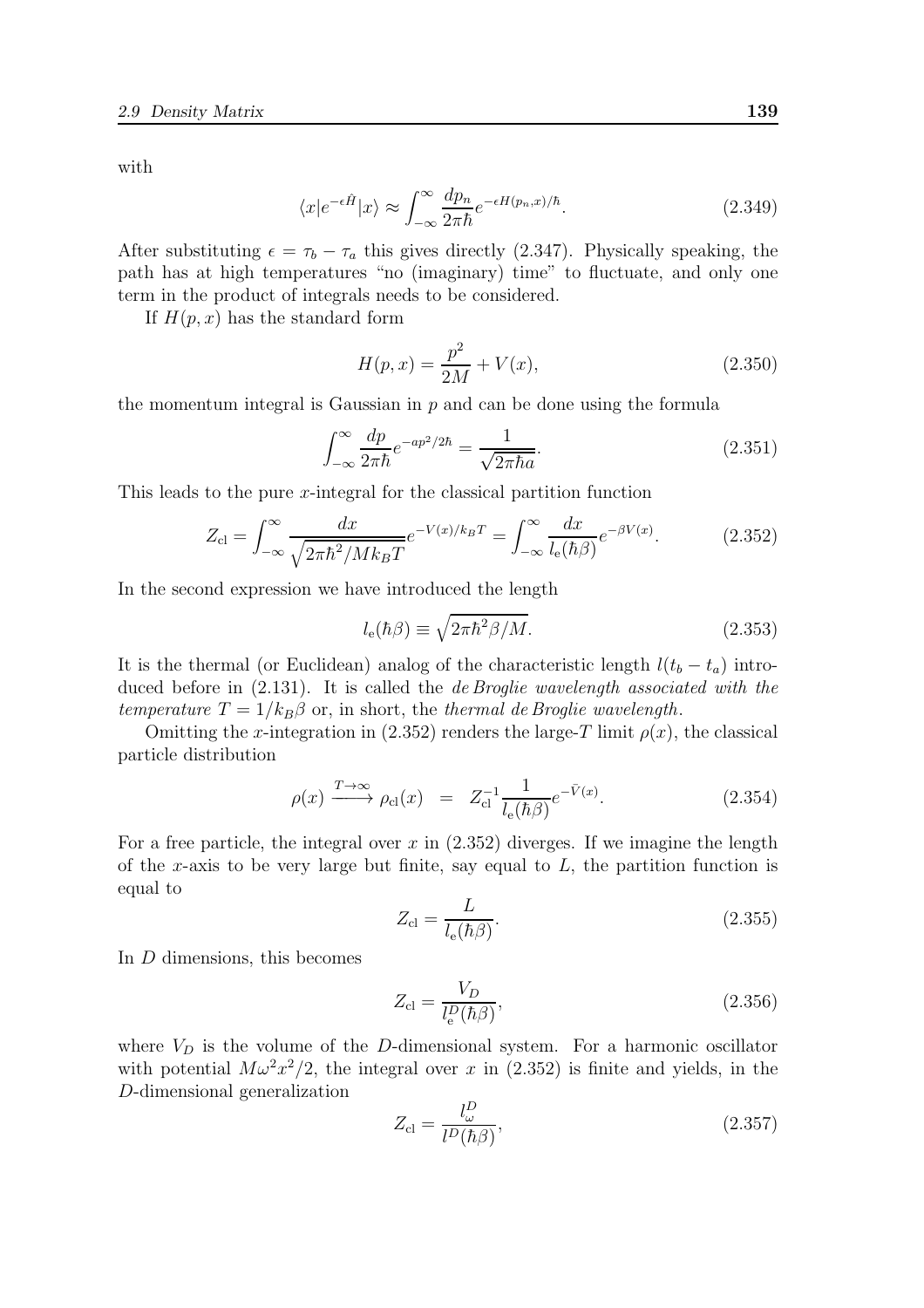with

$$\langle x|e^{-\epsilon\hat{H}}|x\rangle \approx \int_{-\infty}^{\infty} \frac{dp_n}{2\pi\hbar} e^{-\epsilon H(p_n,x)/\hbar}. \tag{2.349}$$

After substituting $\epsilon = \tau_b - \tau_a$ this gives directly (2.347). Physically speaking, the path has at high temperatures "no (imaginary) time" to fluctuate, and only one term in the product of integrals needs to be considered.

If $H(p,x)$ has the standard form

$$H(p,x) = \frac{p^2}{2M} + V(x), \tag{2.350}$$

the momentum integral is Gaussian in $p$ and can be done using the formula

$$\int_{-\infty}^{\infty} \frac{dp}{2\pi\hbar} e^{-ap^2/2\hbar} = \frac{1}{\sqrt{2\pi\hbar a}}. \tag{2.351}$$

This leads to the pure $x$-integral for the classical partition function

$$Z_{\rm cl} = \int_{-\infty}^{\infty} \frac{dx}{\sqrt{2\pi\hbar^2/Mk_BT}} e^{-V(x)/k_BT} = \int_{-\infty}^{\infty} \frac{dx}{l_{\rm e}(\hbar\beta)} e^{-\beta V(x)}. \tag{2.352}$$

In the second expression we have introduced the length

$$l_{\rm e}(\hbar\beta) \equiv \sqrt{2\pi\hbar^2\beta/M}. \tag{2.353}$$

It is the thermal (or Euclidean) analog of the characteristic length $l(t_b - t_a)$ introduced before in (2.131). It is called the *de Broglie wavelength associated with the temperature* $T = 1/k_B\beta$ or, in short, the *thermal de Broglie wavelength*.

Omitting the $x$-integration in (2.352) renders the large-$T$ limit $\rho(x)$, the classical particle distribution

$$\rho(x) \xrightarrow{T\to\infty} \rho_{\rm cl}(x) \;\;=\;\; Z_{\rm cl}^{-1} \frac{1}{l_{\rm e}(\hbar\beta)} e^{-\bar{V}(x)}. \tag{2.354}$$

For a free particle, the integral over $x$ in (2.352) diverges. If we imagine the length of the $x$-axis to be very large but finite, say equal to $L$, the partition function is equal to

$$Z_{\rm cl} = \frac{L}{l_{\rm e}(\hbar\beta)}. \tag{2.355}$$

In $D$ dimensions, this becomes

$$Z_{\rm cl} = \frac{V_D}{l_{\rm e}^D(\hbar\beta)}, \tag{2.356}$$

where $V_D$ is the volume of the $D$-dimensional system. For a harmonic oscillator with potential $M\omega^2x^2/2$, the integral over $x$ in (2.352) is finite and yields, in the $D$-dimensional generalization

$$Z_{\rm cl} = \frac{l_\omega^D}{l^D(\hbar\beta)}, \tag{2.357}$$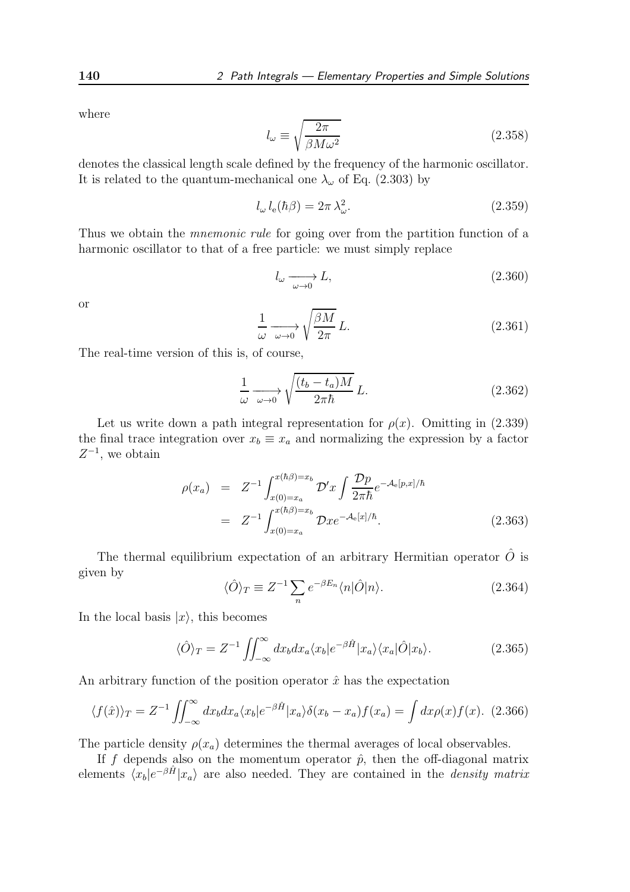where

$$l_\omega \equiv \sqrt{\frac{2\pi}{\beta M \omega^2}} \tag{2.358}$$

denotes the classical length scale defined by the frequency of the harmonic oscillator. It is related to the quantum-mechanical one $\lambda_\omega$ of Eq. (2.303) by

$$l_\omega \, l_{\rm e}(\hbar\beta) = 2\pi \, \lambda_\omega^2. \tag{2.359}$$

Thus we obtain the *mnemonic rule* for going over from the partition function of a harmonic oscillator to that of a free particle: we must simply replace

$$l_\omega \xrightarrow[\omega \to 0]{} L, \tag{2.360}$$

or

$$\frac{1}{\omega} \xrightarrow[\omega \to 0]{} \sqrt{\frac{\beta M}{2\pi}} \, L. \tag{2.361}$$

The real-time version of this is, of course,

$$\frac{1}{\omega} \xrightarrow[\omega \to 0]{} \sqrt{\frac{(t_b - t_a) M}{2\pi\hbar}} \, L. \tag{2.362}$$

Let us write down a path integral representation for $\rho(x)$. Omitting in (2.339) the final trace integration over $x_b \equiv x_a$ and normalizing the expression by a factor $Z^{-1}$, we obtain

$$\begin{aligned}
\rho(x_a) &= Z^{-1} \int_{x(0)=x_a}^{x(\hbar\beta)=x_b} \mathcal{D}'x \int \frac{\mathcal{D}p}{2\pi\hbar} e^{-\mathcal{A}_{\rm e}[p,x]/\hbar} \\
&= Z^{-1} \int_{x(0)=x_a}^{x(\hbar\beta)=x_b} \mathcal{D}x e^{-\mathcal{A}_{\rm e}[x]/\hbar}.
\end{aligned} \tag{2.363}$$

The thermal equilibrium expectation of an arbitrary Hermitian operator $\hat{O}$ is given by

$$\langle \hat{O} \rangle_T \equiv Z^{-1} \sum_n e^{-\beta E_n} \langle n | \hat{O} | n \rangle. \tag{2.364}$$

In the local basis $|x\rangle$, this becomes

$$\langle \hat{O} \rangle_T = Z^{-1} \iint_{-\infty}^{\infty} dx_b dx_a \langle x_b | e^{-\beta \hat{H}} | x_a \rangle \langle x_a | \hat{O} | x_b \rangle. \tag{2.365}$$

An arbitrary function of the position operator $\hat{x}$ has the expectation

$$\langle f(\hat{x}) \rangle_T = Z^{-1} \iint_{-\infty}^{\infty} dx_b dx_a \langle x_b | e^{-\beta \hat{H}} | x_a \rangle \delta(x_b - x_a) f(x_a) = \int dx \rho(x) f(x). \tag{2.366}$$

The particle density $\rho(x_a)$ determines the thermal averages of local observables.

If $f$ depends also on the momentum operator $\hat{p}$, then the off-diagonal matrix elements $\langle x_b | e^{-\beta \hat{H}} | x_a \rangle$ are also needed. They are contained in the *density matrix*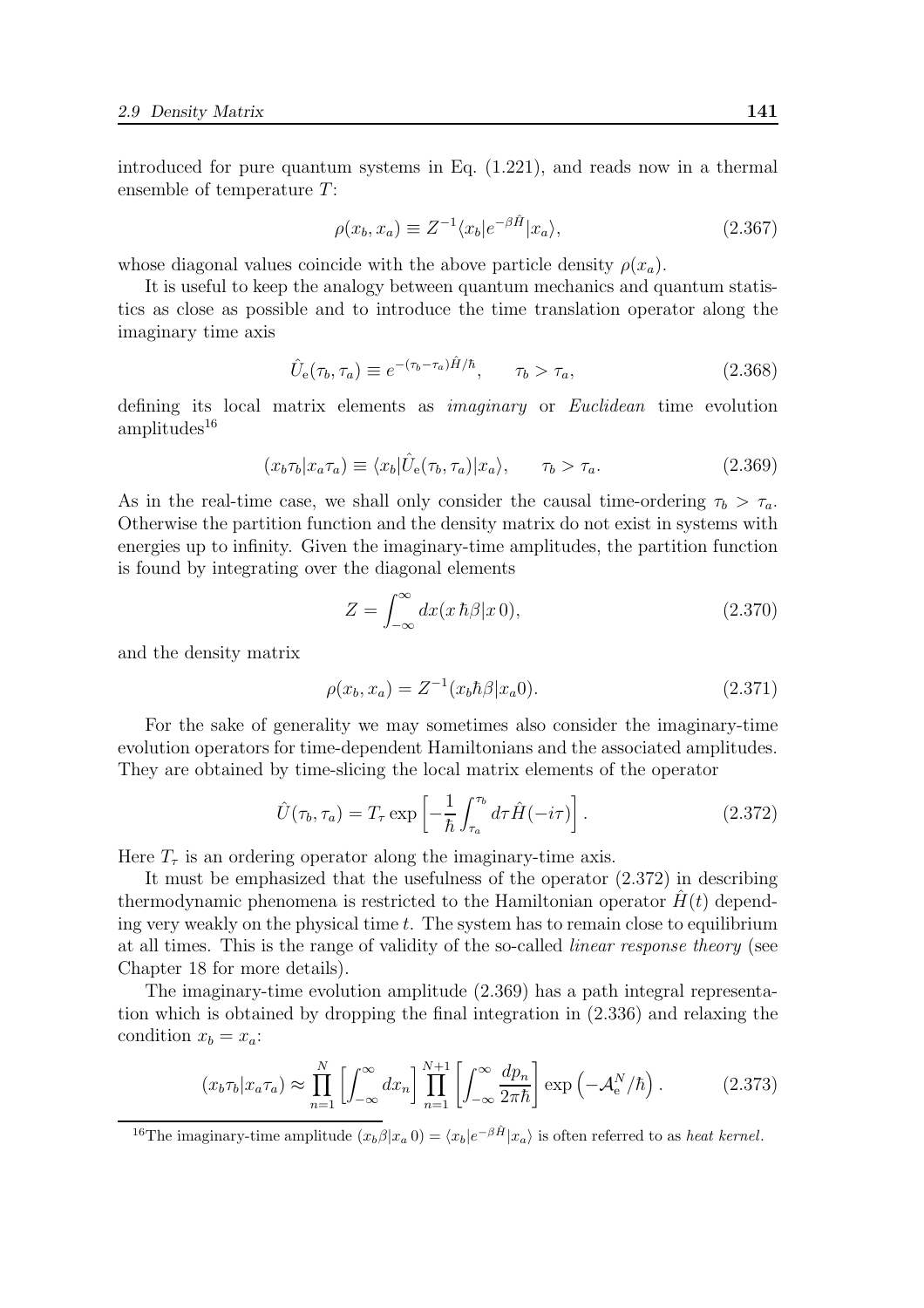introduced for pure quantum systems in Eq. (1.221), and reads now in a thermal ensemble of temperature $T$:

$$\rho(x_b, x_a) \equiv Z^{-1}\langle x_b|e^{-\beta\hat{H}}|x_a\rangle, \tag{2.367}$$

whose diagonal values coincide with the above particle density $\rho(x_a)$.

It is useful to keep the analogy between quantum mechanics and quantum statistics as close as possible and to introduce the time translation operator along the imaginary time axis

$$\hat{U}_{\rm e}(\tau_b, \tau_a) \equiv e^{-(\tau_b-\tau_a)\hat{H}/\hbar}, \qquad \tau_b > \tau_a, \tag{2.368}$$

defining its local matrix elements as *imaginary* or *Euclidean* time evolution amplitudes[16]

$$(x_b\tau_b|x_a\tau_a) \equiv \langle x_b|\hat{U}_{\rm e}(\tau_b, \tau_a)|x_a\rangle, \qquad \tau_b > \tau_a. \tag{2.369}$$

As in the real-time case, we shall only consider the causal time-ordering $\tau_b > \tau_a$. Otherwise the partition function and the density matrix do not exist in systems with energies up to infinity. Given the imaginary-time amplitudes, the partition function is found by integrating over the diagonal elements

$$Z = \int_{-\infty}^{\infty} dx (x\,\hbar\beta|x\,0), \tag{2.370}$$

and the density matrix

$$\rho(x_b, x_a) = Z^{-1}(x_b\hbar\beta|x_a 0). \tag{2.371}$$

For the sake of generality we may sometimes also consider the imaginary-time evolution operators for time-dependent Hamiltonians and the associated amplitudes. They are obtained by time-slicing the local matrix elements of the operator

$$\hat{U}(\tau_b, \tau_a) = T_\tau \exp\left[-\frac{1}{\hbar}\int_{\tau_a}^{\tau_b} d\tau \hat{H}(-i\tau)\right]. \tag{2.372}$$

Here $T_\tau$ is an ordering operator along the imaginary-time axis.

It must be emphasized that the usefulness of the operator (2.372) in describing thermodynamic phenomena is restricted to the Hamiltonian operator $\hat{H}(t)$ depending very weakly on the physical time $t$. The system has to remain close to equilibrium at all times. This is the range of validity of the so-called *linear response theory* (see Chapter 18 for more details).

The imaginary-time evolution amplitude (2.369) has a path integral representation which is obtained by dropping the final integration in (2.336) and relaxing the condition $x_b = x_a$:

$$(x_b\tau_b|x_a\tau_a) \approx \prod_{n=1}^{N}\left[\int_{-\infty}^{\infty} dx_n\right]\prod_{n=1}^{N+1}\left[\int_{-\infty}^{\infty}\frac{dp_n}{2\pi\hbar}\right]\exp\left(-\mathcal{A}_{\rm e}^N/\hbar\right). \tag{2.373}$$

---

[16] The imaginary-time amplitude $(x_b\beta|x_a\,0) = \langle x_b|e^{-\beta\hat{H}}|x_a\rangle$ is often referred to as *heat kernel*.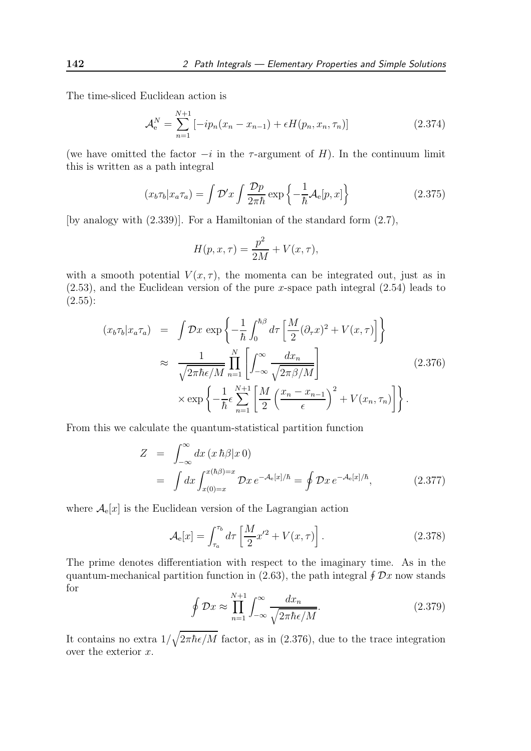The time-sliced Euclidean action is

$$\mathcal{A}_{\rm e}^N = \sum_{n=1}^{N+1} \left[-ip_n(x_n - x_{n-1}) + \epsilon H(p_n, x_n, \tau_n)\right] \tag{2.374}$$

(we have omitted the factor $-i$ in the $\tau$-argument of $H$). In the continuum limit this is written as a path integral

$$(x_b\tau_b|x_a\tau_a) = \int \mathcal{D}'x \int \frac{\mathcal{D}p}{2\pi\hbar} \exp\left\{-\frac{1}{\hbar}\mathcal{A}_{\rm e}[p,x]\right\} \tag{2.375}$$

[by analogy with (2.339)]. For a Hamiltonian of the standard form (2.7),

$$H(p,x,\tau) = \frac{p^2}{2M} + V(x,\tau),$$

with a smooth potential $V(x,\tau)$, the momenta can be integrated out, just as in (2.53), and the Euclidean version of the pure $x$-space path integral (2.54) leads to (2.55):

$$\begin{aligned}
(x_b\tau_b|x_a\tau_a) &= \int \mathcal{D}x \, \exp\left\{-\frac{1}{\hbar}\int_0^{\hbar\beta} d\tau \left[\frac{M}{2}(\partial_\tau x)^2 + V(x,\tau)\right]\right\} \\
&\approx \frac{1}{\sqrt{2\pi\hbar\epsilon/M}} \prod_{n=1}^{N} \left[\int_{-\infty}^{\infty} \frac{dx_n}{\sqrt{2\pi\beta/M}}\right] \\
&\quad \times \exp\left\{-\frac{1}{\hbar}\epsilon \sum_{n=1}^{N+1}\left[\frac{M}{2}\left(\frac{x_n - x_{n-1}}{\epsilon}\right)^2 + V(x_n,\tau_n)\right]\right\}.
\end{aligned} \tag{2.376}$$

From this we calculate the quantum-statistical partition function

$$\begin{aligned}
Z &= \int_{-\infty}^{\infty} dx \, (x\,\hbar\beta|x\,0) \\
&= \int dx \int_{x(0)=x}^{x(\hbar\beta)=x} \mathcal{D}x \, e^{-\mathcal{A}_{\rm e}[x]/\hbar} = \oint \mathcal{D}x \, e^{-\mathcal{A}_{\rm e}[x]/\hbar},
\end{aligned} \tag{2.377}$$

where $\mathcal{A}_{\rm e}[x]$ is the Euclidean version of the Lagrangian action

$$\mathcal{A}_{\rm e}[x] = \int_{\tau_a}^{\tau_b} d\tau \left[\frac{M}{2}x'^2 + V(x,\tau)\right]. \tag{2.378}$$

The prime denotes differentiation with respect to the imaginary time. As in the quantum-mechanical partition function in (2.63), the path integral $\oint \mathcal{D}x$ now stands for

$$\oint \mathcal{D}x \approx \prod_{n=1}^{N+1} \int_{-\infty}^{\infty} \frac{dx_n}{\sqrt{2\pi\hbar\epsilon/M}}. \tag{2.379}$$

It contains no extra $1/\sqrt{2\pi\hbar\epsilon/M}$ factor, as in (2.376), due to the trace integration over the exterior $x$.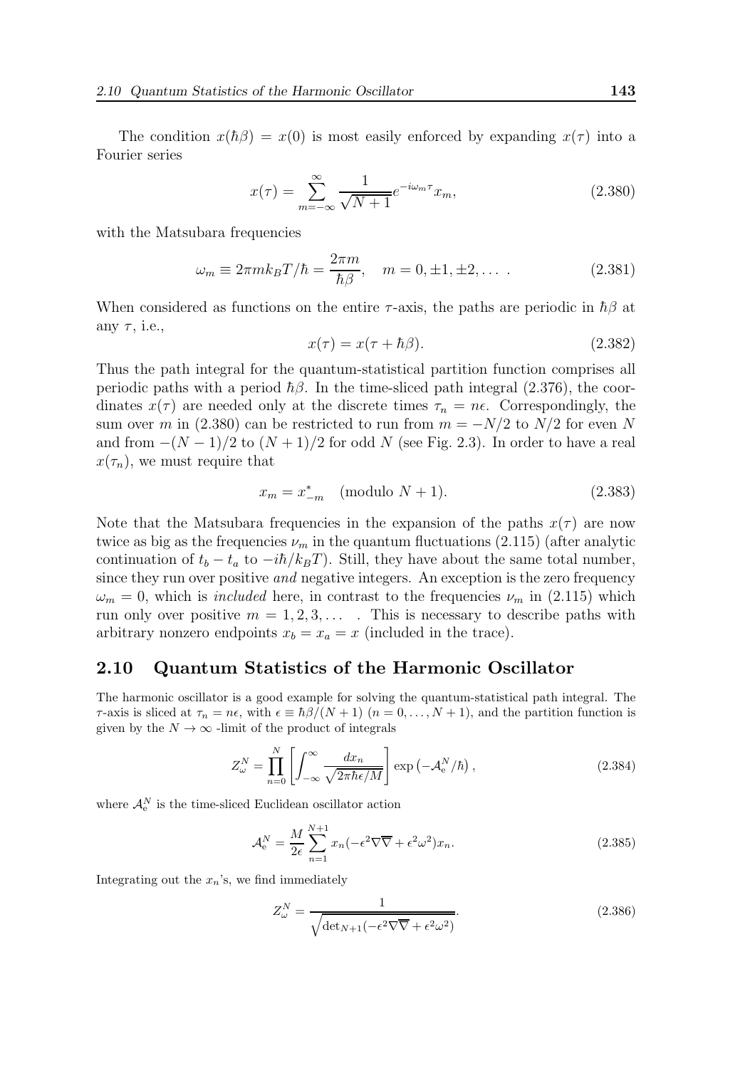The condition $x(\hbar\beta) = x(0)$ is most easily enforced by expanding $x(\tau)$ into a Fourier series

$$x(\tau) = \sum_{m=-\infty}^{\infty} \frac{1}{\sqrt{N+1}} e^{-i\omega_m \tau} x_m, \tag{2.380}$$

with the Matsubara frequencies

$$\omega_m \equiv 2\pi m k_B T/\hbar = \frac{2\pi m}{\hbar\beta}, \quad m = 0, \pm 1, \pm 2, \ldots \ . \tag{2.381}$$

When considered as functions on the entire $\tau$-axis, the paths are periodic in $\hbar\beta$ at any $\tau$, i.e.,

$$x(\tau) = x(\tau + \hbar\beta). \tag{2.382}$$

Thus the path integral for the quantum-statistical partition function comprises all periodic paths with a period $\hbar\beta$. In the time-sliced path integral (2.376), the coordinates $x(\tau)$ are needed only at the discrete times $\tau_n = n\epsilon$. Correspondingly, the sum over $m$ in (2.380) can be restricted to run from $m = -N/2$ to $N/2$ for even $N$ and from $-(N-1)/2$ to $(N+1)/2$ for odd $N$ (see Fig. 2.3). In order to have a real $x(\tau_n)$, we must require that

$$x_m = x_{-m}^* \quad (\text{modulo } N+1). \tag{2.383}$$

Note that the Matsubara frequencies in the expansion of the paths $x(\tau)$ are now twice as big as the frequencies $\nu_m$ in the quantum fluctuations (2.115) (after analytic continuation of $t_b - t_a$ to $-i\hbar/k_B T$). Still, they have about the same total number, since they run over positive *and* negative integers. An exception is the zero frequency $\omega_m = 0$, which is *included* here, in contrast to the frequencies $\nu_m$ in (2.115) which run only over positive $m = 1, 2, 3, \ldots$ . This is necessary to describe paths with arbitrary nonzero endpoints $x_b = x_a = x$ (included in the trace).

## 2.10 Quantum Statistics of the Harmonic Oscillator

The harmonic oscillator is a good example for solving the quantum-statistical path integral. The $\tau$-axis is sliced at $\tau_n = n\epsilon$, with $\epsilon \equiv \hbar\beta/(N+1)$ $(n = 0, \ldots, N+1)$, and the partition function is given by the $N \to \infty$ -limit of the product of integrals

$$Z_\omega^N = \prod_{n=0}^{N} \left[ \int_{-\infty}^{\infty} \frac{dx_n}{\sqrt{2\pi\hbar\epsilon/M}} \right] \exp\left(-\mathcal{A}_{\rm e}^N/\hbar\right), \tag{2.384}$$

where $\mathcal{A}_{\rm e}^N$ is the time-sliced Euclidean oscillator action

$$\mathcal{A}_{\rm e}^N = \frac{M}{2\epsilon} \sum_{n=1}^{N+1} x_n(-\epsilon^2 \nabla\overline{\nabla} + \epsilon^2\omega^2) x_n. \tag{2.385}$$

Integrating out the $x_n$'s, we find immediately

$$Z_\omega^N = \frac{1}{\sqrt{\det_{N+1}(-\epsilon^2 \nabla\overline{\nabla} + \epsilon^2\omega^2)}}. \tag{2.386}$$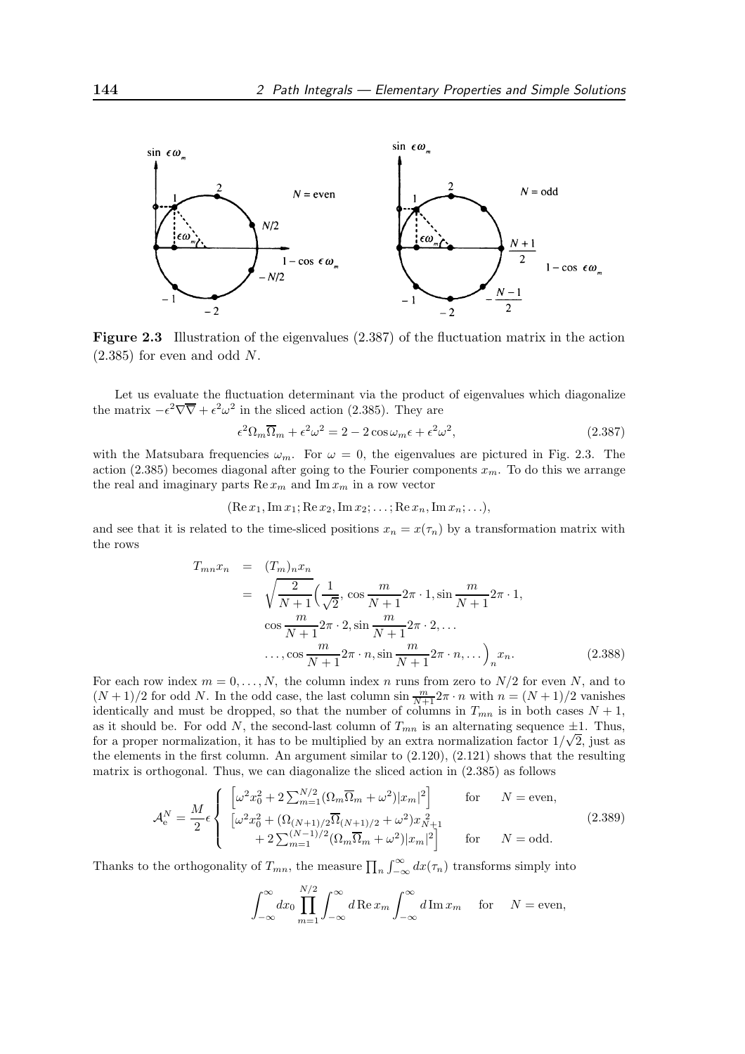**Figure 2.3** Illustration of the eigenvalues (2.387) of the fluctuation matrix in the action (2.385) for even and odd $N$.

Let us evaluate the fluctuation determinant via the product of eigenvalues which diagonalize the matrix $-\epsilon^2\nabla\overline{\nabla} + \epsilon^2\omega^2$ in the sliced action (2.385). They are

$$\epsilon^2\Omega_m\overline{\Omega}_m + \epsilon^2\omega^2 = 2 - 2\cos\omega_m\epsilon + \epsilon^2\omega^2, \tag{2.387}$$

with the Matsubara frequencies $\omega_m$. For $\omega = 0$, the eigenvalues are pictured in Fig. 2.3. The action (2.385) becomes diagonal after going to the Fourier components $x_m$. To do this we arrange the real and imaginary parts $\operatorname{Re} x_m$ and $\operatorname{Im} x_m$ in a row vector

$$(\operatorname{Re} x_1, \operatorname{Im} x_1; \operatorname{Re} x_2, \operatorname{Im} x_2; \ldots; \operatorname{Re} x_n, \operatorname{Im} x_n; \ldots),$$

and see that it is related to the time-sliced positions $x_n = x(\tau_n)$ by a transformation matrix with the rows

$$\begin{aligned}
T_{mn}x_n &= (T_m)_n x_n \\
&= \sqrt{\frac{2}{N+1}}\Big(\frac{1}{\sqrt{2}}, \cos\frac{m}{N+1}2\pi\cdot 1, \sin\frac{m}{N+1}2\pi\cdot 1, \\
&\qquad \cos\frac{m}{N+1}2\pi\cdot 2, \sin\frac{m}{N+1}2\pi\cdot 2, \ldots \\
&\qquad \ldots, \cos\frac{m}{N+1}2\pi\cdot n, \sin\frac{m}{N+1}2\pi\cdot n, \ldots\Big)_n x_n.
\end{aligned} \tag{2.388}$$

For each row index $m = 0, \ldots, N$, the column index $n$ runs from zero to $N/2$ for even $N$, and to $(N+1)/2$ for odd $N$. In the odd case, the last column $\sin\frac{m}{N+1}2\pi\cdot n$ with $n = (N+1)/2$ vanishes identically and must be dropped, so that the number of columns in $T_{mn}$ is in both cases $N+1$, as it should be. For odd $N$, the second-last column of $T_{mn}$ is an alternating sequence $\pm 1$. Thus, for a proper normalization, it has to be multiplied by an extra normalization factor $1/\sqrt{2}$, just as the elements in the first column. An argument similar to (2.120), (2.121) shows that the resulting matrix is orthogonal. Thus, we can diagonalize the sliced action in (2.385) as follows

$$\mathcal{A}_{\rm e}^N = \frac{M}{2}\epsilon \left\{ \begin{array}{ll} \left[\omega^2 x_0^2 + 2\sum_{m=1}^{N/2}(\Omega_m\overline{\Omega}_m + \omega^2)|x_m|^2\right] & \text{for} \quad N = \text{even}, \\ \left[\omega^2 x_0^2 + (\Omega_{(N+1)/2}\overline{\Omega}_{(N+1)/2} + \omega^2)x_{N+1}^2\right. & \\ \qquad \left. + 2\sum_{m=1}^{(N-1)/2}(\Omega_m\overline{\Omega}_m + \omega^2)|x_m|^2\right] & \text{for} \quad N = \text{odd}. \end{array} \right. \tag{2.389}$$

Thanks to the orthogonality of $T_{mn}$, the measure $\prod_n \int_{-\infty}^{\infty} dx(\tau_n)$ transforms simply into

$$\int_{-\infty}^{\infty} dx_0 \prod_{m=1}^{N/2} \int_{-\infty}^{\infty} d\operatorname{Re} x_m \int_{-\infty}^{\infty} d\operatorname{Im} x_m \quad \text{for} \quad N = \text{even},$$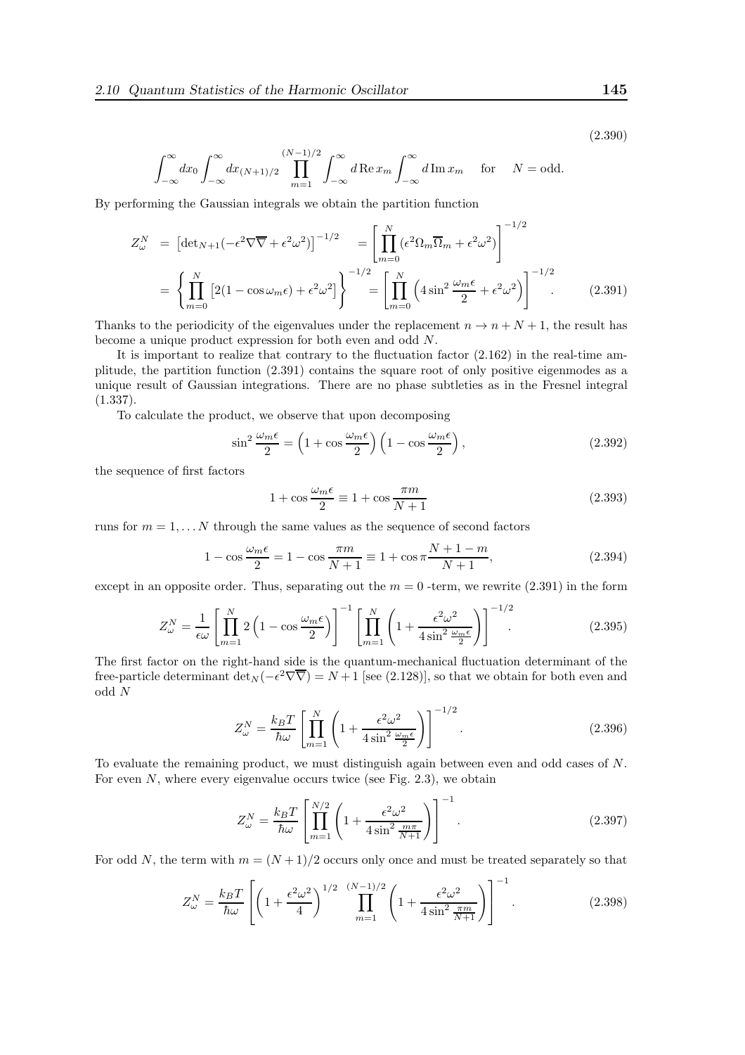$$\int_{-\infty}^{\infty} dx_0 \int_{-\infty}^{\infty} dx_{(N+1)/2} \prod_{m=1}^{(N-1)/2} \int_{-\infty}^{\infty} d\,\mathrm{Re}\, x_m \int_{-\infty}^{\infty} d\,\mathrm{Im}\, x_m \quad \text{for} \quad N = \text{odd}. \tag{2.390}$$

By performing the Gaussian integrals we obtain the partition function

$$\begin{aligned} Z_\omega^N &= \left[\det{}_{N+1}(-\epsilon^2\nabla\overline{\nabla} + \epsilon^2\omega^2)\right]^{-1/2} = \left[\prod_{m=0}^{N}(\epsilon^2\Omega_m\overline{\Omega}_m + \epsilon^2\omega^2)\right]^{-1/2} \\ &= \left\{\prod_{m=0}^{N}\left[2(1-\cos\omega_m\epsilon) + \epsilon^2\omega^2\right]\right\}^{-1/2} = \left[\prod_{m=0}^{N}\left(4\sin^2\frac{\omega_m\epsilon}{2} + \epsilon^2\omega^2\right)\right]^{-1/2}. \end{aligned} \tag{2.391}$$

Thanks to the periodicity of the eigenvalues under the replacement $n \to n + N + 1$, the result has become a unique product expression for both even and odd $N$.

It is important to realize that contrary to the fluctuation factor (2.162) in the real-time amplitude, the partition function (2.391) contains the square root of only positive eigenmodes as a unique result of Gaussian integrations. There are no phase subtleties as in the Fresnel integral (1.337).

To calculate the product, we observe that upon decomposing

$$\sin^2\frac{\omega_m\epsilon}{2} = \left(1 + \cos\frac{\omega_m\epsilon}{2}\right)\left(1 - \cos\frac{\omega_m\epsilon}{2}\right), \tag{2.392}$$

the sequence of first factors

$$1 + \cos\frac{\omega_m\epsilon}{2} \equiv 1 + \cos\frac{\pi m}{N+1} \tag{2.393}$$

runs for $m = 1, \dots N$ through the same values as the sequence of second factors

$$1 - \cos\frac{\omega_m\epsilon}{2} = 1 - \cos\frac{\pi m}{N+1} \equiv 1 + \cos\pi\frac{N+1-m}{N+1}, \tag{2.394}$$

except in an opposite order. Thus, separating out the $m = 0$ -term, we rewrite (2.391) in the form

$$Z_\omega^N = \frac{1}{\epsilon\omega}\left[\prod_{m=1}^{N} 2\left(1 - \cos\frac{\omega_m\epsilon}{2}\right)\right]^{-1}\left[\prod_{m=1}^{N}\left(1 + \frac{\epsilon^2\omega^2}{4\sin^2\frac{\omega_m\epsilon}{2}}\right)\right]^{-1/2}. \tag{2.395}$$

The first factor on the right-hand side is the quantum-mechanical fluctuation determinant of the free-particle determinant $\det_N(-\epsilon^2\nabla\overline{\nabla}) = N + 1$ [see (2.128)], so that we obtain for both even and odd $N$

$$Z_\omega^N = \frac{k_BT}{\hbar\omega}\left[\prod_{m=1}^{N}\left(1 + \frac{\epsilon^2\omega^2}{4\sin^2\frac{\omega_m\epsilon}{2}}\right)\right]^{-1/2}. \tag{2.396}$$

To evaluate the remaining product, we must distinguish again between even and odd cases of $N$. For even $N$, where every eigenvalue occurs twice (see Fig. 2.3), we obtain

$$Z_\omega^N = \frac{k_BT}{\hbar\omega}\left[\prod_{m=1}^{N/2}\left(1 + \frac{\epsilon^2\omega^2}{4\sin^2\frac{m\pi}{N+1}}\right)\right]^{-1}. \tag{2.397}$$

For odd $N$, the term with $m = (N+1)/2$ occurs only once and must be treated separately so that

$$Z_\omega^N = \frac{k_BT}{\hbar\omega}\left[\left(1 + \frac{\epsilon^2\omega^2}{4}\right)^{1/2}\prod_{m=1}^{(N-1)/2}\left(1 + \frac{\epsilon^2\omega^2}{4\sin^2\frac{\pi m}{N+1}}\right)\right]^{-1}. \tag{2.398}$$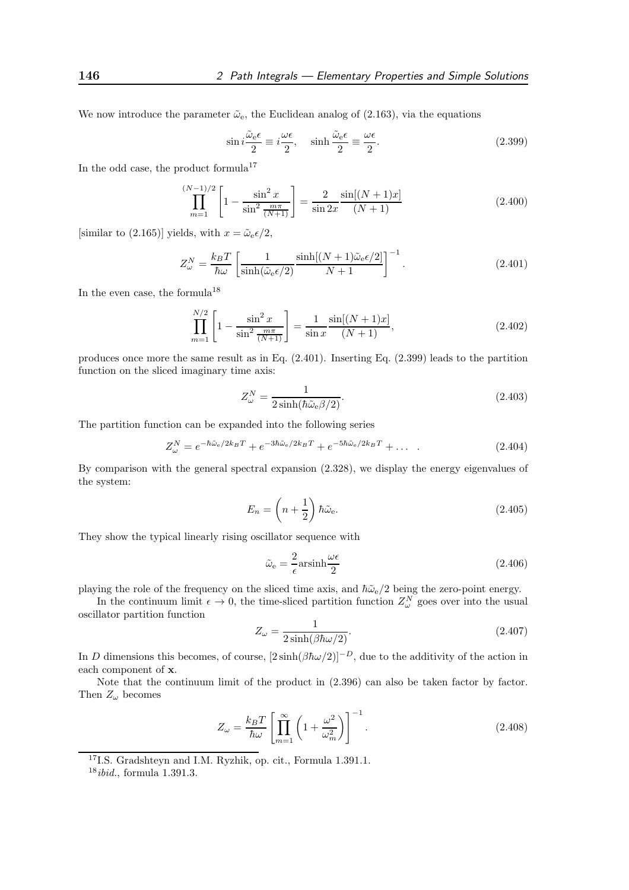We now introduce the parameter $\tilde{\omega}_{\rm e}$, the Euclidean analog of (2.163), via the equations

$$\sin i\frac{\tilde{\omega}_{\rm e}\epsilon}{2} \equiv i\frac{\omega\epsilon}{2}, \quad \sinh\frac{\tilde{\omega}_{\rm e}\epsilon}{2} \equiv \frac{\omega\epsilon}{2}. \tag{2.399}$$

In the odd case, the product formula[17]

$$\prod_{m=1}^{(N-1)/2}\left[1-\frac{\sin^2 x}{\sin^2\frac{m\pi}{(N+1)}}\right] = \frac{2}{\sin 2x}\frac{\sin[(N+1)x]}{(N+1)} \tag{2.400}$$

[similar to (2.165)] yields, with $x = \tilde{\omega}_{\rm e}\epsilon/2$,

$$Z_\omega^N = \frac{k_BT}{\hbar\omega}\left[\frac{1}{\sinh(\tilde{\omega}_{\rm e}\epsilon/2)}\frac{\sinh[(N+1)\tilde{\omega}_{\rm e}\epsilon/2]}{N+1}\right]^{-1}. \tag{2.401}$$

In the even case, the formula[18]

$$\prod_{m=1}^{N/2}\left[1-\frac{\sin^2 x}{\sin^2\frac{m\pi}{(N+1)}}\right] = \frac{1}{\sin x}\frac{\sin[(N+1)x]}{(N+1)}, \tag{2.402}$$

produces once more the same result as in Eq. (2.401). Inserting Eq. (2.399) leads to the partition function on the sliced imaginary time axis:

$$Z_\omega^N = \frac{1}{2\sinh(\hbar\tilde{\omega}_{\rm e}\beta/2)}. \tag{2.403}$$

The partition function can be expanded into the following series

$$Z_\omega^N = e^{-\hbar\tilde{\omega}_{\rm e}/2k_BT} + e^{-3\hbar\tilde{\omega}_{\rm e}/2k_BT} + e^{-5\hbar\tilde{\omega}_{\rm e}/2k_BT} + \dots \quad . \tag{2.404}$$

By comparison with the general spectral expansion (2.328), we display the energy eigenvalues of the system:

$$E_n = \left(n+\frac{1}{2}\right)\hbar\tilde{\omega}_{\rm e}. \tag{2.405}$$

They show the typical linearly rising oscillator sequence with

$$\tilde{\omega}_{\rm e} = \frac{2}{\epsilon}\text{arsinh}\frac{\omega\epsilon}{2} \tag{2.406}$$

playing the role of the frequency on the sliced time axis, and $\hbar\tilde{\omega}_{\rm e}/2$ being the zero-point energy.

In the continuum limit $\epsilon \to 0$, the time-sliced partition function $Z_\omega^N$ goes over into the usual oscillator partition function

$$Z_\omega = \frac{1}{2\sinh(\beta\hbar\omega/2)}. \tag{2.407}$$

In $D$ dimensions this becomes, of course, $[2\sinh(\beta\hbar\omega/2)]^{-D}$, due to the additivity of the action in each component of $\mathbf{x}$.

Note that the continuum limit of the product in (2.396) can also be taken factor by factor. Then $Z_\omega$ becomes

$$Z_\omega = \frac{k_BT}{\hbar\omega}\left[\prod_{m=1}^{\infty}\left(1+\frac{\omega^2}{\omega_m^2}\right)\right]^{-1}. \tag{2.408}$$

---

[17] I.S. Gradshteyn and I.M. Ryzhik, op. cit., Formula 1.391.1.

[18] *ibid.*, formula 1.391.3.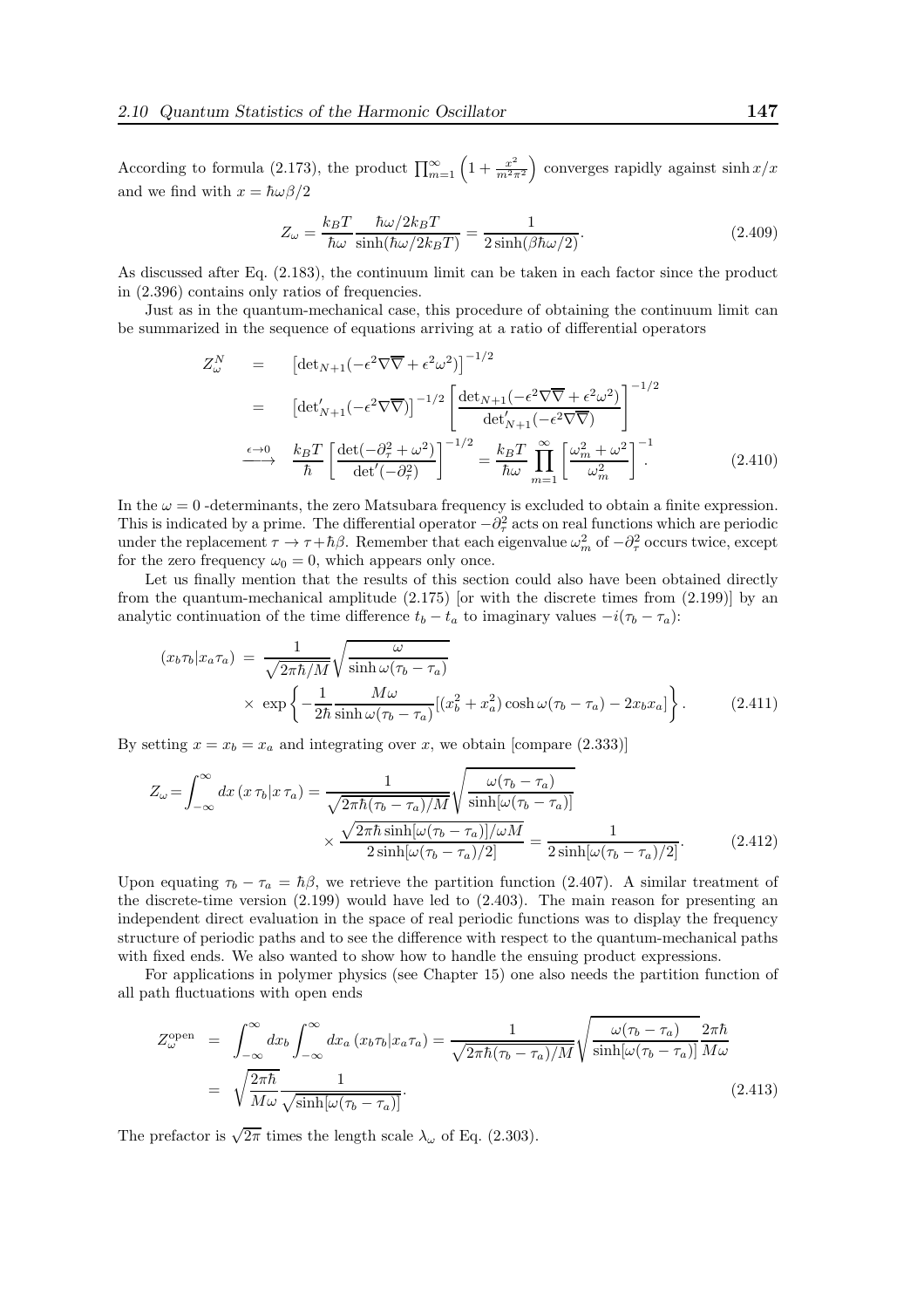According to formula (2.173), the product $\prod_{m=1}^{\infty}\left(1+\frac{x^2}{m^2\pi^2}\right)$ converges rapidly against $\sinh x/x$ and we find with $x=\hbar\omega\beta/2$

$$Z_\omega = \frac{k_BT}{\hbar\omega}\frac{\hbar\omega/2k_BT}{\sinh(\hbar\omega/2k_BT)} = \frac{1}{2\sinh(\beta\hbar\omega/2)}. \tag{2.409}$$

As discussed after Eq. (2.183), the continuum limit can be taken in each factor since the product in (2.396) contains only ratios of frequencies.

Just as in the quantum-mechanical case, this procedure of obtaining the continuum limit can be summarized in the sequence of equations arriving at a ratio of differential operators

$$\begin{aligned}
Z_\omega^N &= \left[\det{}_{N+1}(-\epsilon^2\nabla\overline{\nabla}+\epsilon^2\omega^2)\right]^{-1/2} \\
&= \left[\det{}'_{N+1}(-\epsilon^2\nabla\overline{\nabla})\right]^{-1/2}\left[\frac{\det_{N+1}(-\epsilon^2\nabla\overline{\nabla}+\epsilon^2\omega^2)}{\det'_{N+1}(-\epsilon^2\nabla\overline{\nabla})}\right]^{-1/2} \\
&\xrightarrow{\epsilon\to 0} \frac{k_BT}{\hbar}\left[\frac{\det(-\partial_\tau^2+\omega^2)}{\det'(-\partial_\tau^2)}\right]^{-1/2} = \frac{k_BT}{\hbar\omega}\prod_{m=1}^{\infty}\left[\frac{\omega_m^2+\omega^2}{\omega_m^2}\right]^{-1}.
\end{aligned} \tag{2.410}$$

In the $\omega=0$ -determinants, the zero Matsubara frequency is excluded to obtain a finite expression. This is indicated by a prime. The differential operator $-\partial_\tau^2$ acts on real functions which are periodic under the replacement $\tau\to\tau+\hbar\beta$. Remember that each eigenvalue $\omega_m^2$ of $-\partial_\tau^2$ occurs twice, except for the zero frequency $\omega_0=0$, which appears only once.

Let us finally mention that the results of this section could also have been obtained directly from the quantum-mechanical amplitude (2.175) [or with the discrete times from (2.199)] by an analytic continuation of the time difference $t_b-t_a$ to imaginary values $-i(\tau_b-\tau_a)$:

$$\begin{aligned}
(x_b\tau_b|x_a\tau_a) &= \frac{1}{\sqrt{2\pi\hbar/M}}\sqrt{\frac{\omega}{\sinh\omega(\tau_b-\tau_a)}} \\
&\quad\times\exp\left\{-\frac{1}{2\hbar}\frac{M\omega}{\sinh\omega(\tau_b-\tau_a)}[(x_b^2+x_a^2)\cosh\omega(\tau_b-\tau_a)-2x_bx_a]\right\}.
\end{aligned} \tag{2.411}$$

By setting $x=x_b=x_a$ and integrating over $x$, we obtain [compare (2.333)]

$$\begin{aligned}
Z_\omega = \int_{-\infty}^{\infty}dx\,(x\,\tau_b|x\,\tau_a) &= \frac{1}{\sqrt{2\pi\hbar(\tau_b-\tau_a)/M}}\sqrt{\frac{\omega(\tau_b-\tau_a)}{\sinh[\omega(\tau_b-\tau_a)]}} \\
&\quad\times\frac{\sqrt{2\pi\hbar\sinh[\omega(\tau_b-\tau_a)]/\omega M}}{2\sinh[\omega(\tau_b-\tau_a)/2]} = \frac{1}{2\sinh[\omega(\tau_b-\tau_a)/2]}.
\end{aligned} \tag{2.412}$$

Upon equating $\tau_b-\tau_a=\hbar\beta$, we retrieve the partition function (2.407). A similar treatment of the discrete-time version (2.199) would have led to (2.403). The main reason for presenting an independent direct evaluation in the space of real periodic functions was to display the frequency structure of periodic paths and to see the difference with respect to the quantum-mechanical paths with fixed ends. We also wanted to show how to handle the ensuing product expressions.

For applications in polymer physics (see Chapter 15) one also needs the partition function of all path fluctuations with open ends

$$\begin{aligned}
Z_\omega^{\rm open} &= \int_{-\infty}^{\infty}dx_b\int_{-\infty}^{\infty}dx_a\,(x_b\tau_b|x_a\tau_a) = \frac{1}{\sqrt{2\pi\hbar(\tau_b-\tau_a)/M}}\sqrt{\frac{\omega(\tau_b-\tau_a)}{\sinh[\omega(\tau_b-\tau_a)]}\frac{2\pi\hbar}{M\omega}} \\
&= \sqrt{\frac{2\pi\hbar}{M\omega}}\frac{1}{\sqrt{\sinh[\omega(\tau_b-\tau_a)]}}.
\end{aligned} \tag{2.413}$$

The prefactor is $\sqrt{2\pi}$ times the length scale $\lambda_\omega$ of Eq. (2.303).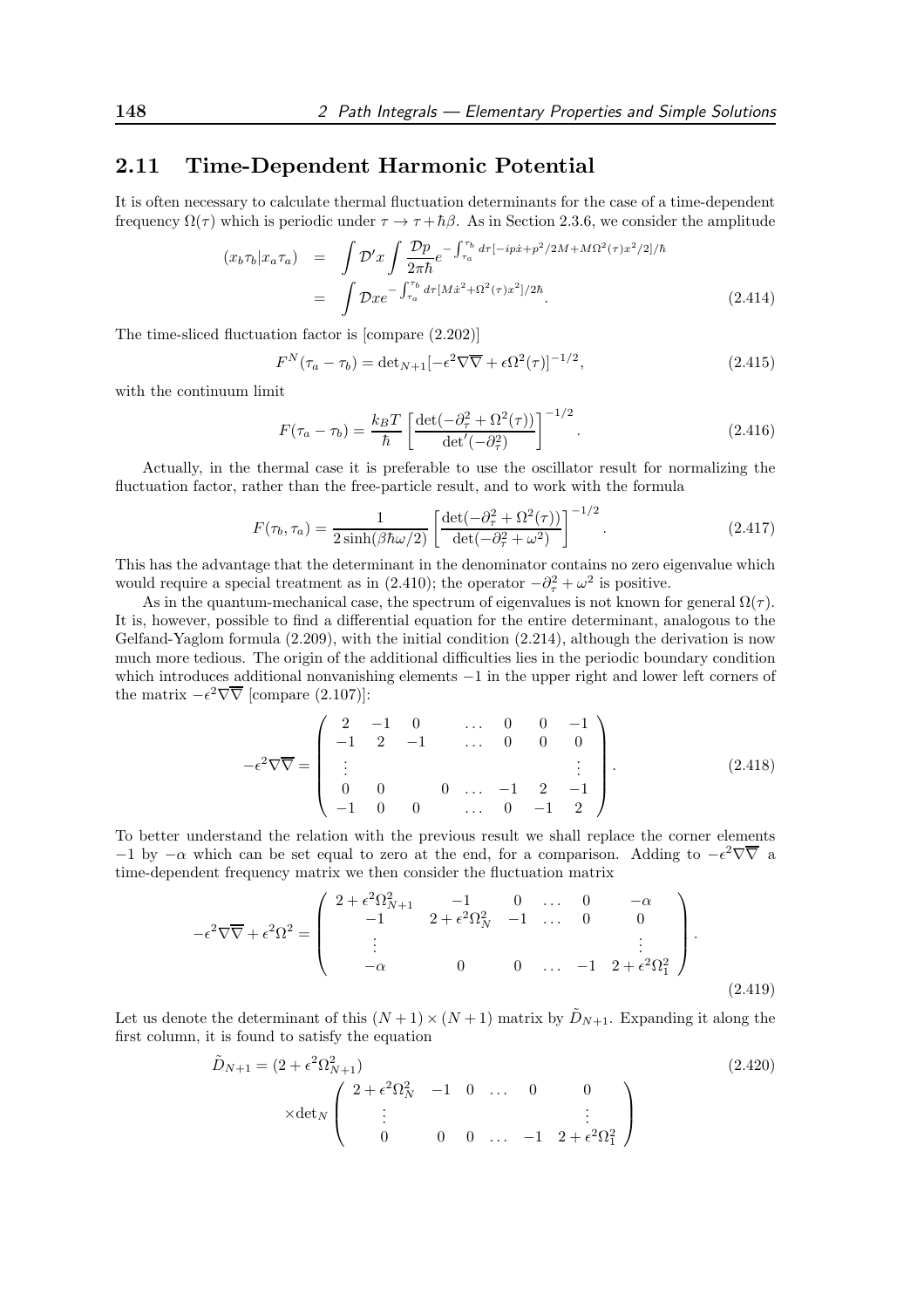## 2.11 Time-Dependent Harmonic Potential

It is often necessary to calculate thermal fluctuation determinants for the case of a time-dependent frequency $\Omega(\tau)$ which is periodic under $\tau \to \tau + \hbar\beta$. As in Section 2.3.6, we consider the amplitude

$$
\begin{aligned}
(x_b\tau_b|x_a\tau_a) &= \int \mathcal{D}'x \int \frac{\mathcal{D}p}{2\pi\hbar} e^{-\int_{\tau_a}^{\tau_b} d\tau[-ip\dot{x}+p^2/2M+M\Omega^2(\tau)x^2/2]/\hbar} \\
&= \int \mathcal{D}x e^{-\int_{\tau_a}^{\tau_b} d\tau[M\dot{x}^2+\Omega^2(\tau)x^2]/2\hbar}.
\end{aligned}
\tag{2.414}
$$

The time-sliced fluctuation factor is [compare (2.202)]

$$
F^N(\tau_a - \tau_b) = \det{}_{N+1}[-\epsilon^2\nabla\overline{\nabla} + \epsilon\Omega^2(\tau)]^{-1/2}, \tag{2.415}
$$

with the continuum limit

$$
F(\tau_a - \tau_b) = \frac{k_BT}{\hbar}\left[\frac{\det(-\partial_\tau^2 + \Omega^2(\tau))}{\det{}'(-\partial_\tau^2)}\right]^{-1/2}. \tag{2.416}
$$

Actually, in the thermal case it is preferable to use the oscillator result for normalizing the fluctuation factor, rather than the free-particle result, and to work with the formula

$$
F(\tau_b, \tau_a) = \frac{1}{2\sinh(\beta\hbar\omega/2)}\left[\frac{\det(-\partial_\tau^2 + \Omega^2(\tau))}{\det(-\partial_\tau^2 + \omega^2)}\right]^{-1/2}. \tag{2.417}
$$

This has the advantage that the determinant in the denominator contains no zero eigenvalue which would require a special treatment as in (2.410); the operator $-\partial_\tau^2 + \omega^2$ is positive.

As in the quantum-mechanical case, the spectrum of eigenvalues is not known for general $\Omega(\tau)$. It is, however, possible to find a differential equation for the entire determinant, analogous to the Gelfand-Yaglom formula (2.209), with the initial condition (2.214), although the derivation is now much more tedious. The origin of the additional difficulties lies in the periodic boundary condition which introduces additional nonvanishing elements $-1$ in the upper right and lower left corners of the matrix $-\epsilon^2\nabla\overline{\nabla}$ [compare (2.107)]:

$$
-\epsilon^2\nabla\overline{\nabla} = \begin{pmatrix}
2 & -1 & 0 & & \dots & 0 & 0 & -1 \\
-1 & 2 & -1 & & \dots & 0 & 0 & 0 \\
\vdots & & & & & & & \vdots \\
0 & 0 & & 0 & \dots & -1 & 2 & -1 \\
-1 & 0 & 0 & & \dots & 0 & -1 & 2
\end{pmatrix}. \tag{2.418}
$$

To better understand the relation with the previous result we shall replace the corner elements $-1$ by $-\alpha$ which can be set equal to zero at the end, for a comparison. Adding to $-\epsilon^2\nabla\overline{\nabla}$ a time-dependent frequency matrix we then consider the fluctuation matrix

$$
-\epsilon^2\nabla\overline{\nabla} + \epsilon^2\Omega^2 = \begin{pmatrix}
2+\epsilon^2\Omega_{N+1}^2 & -1 & 0 & \dots & 0 & -\alpha \\
-1 & 2+\epsilon^2\Omega_N^2 & -1 & \dots & 0 & 0 \\
\vdots & & & & & \vdots \\
-\alpha & 0 & 0 & \dots & -1 & 2+\epsilon^2\Omega_1^2
\end{pmatrix}. \tag{2.419}
$$

Let us denote the determinant of this $(N+1)\times(N+1)$ matrix by $\tilde{D}_{N+1}$. Expanding it along the first column, it is found to satisfy the equation

$$
\begin{aligned}
\tilde{D}_{N+1} = (2+\epsilon^2\Omega_{N+1}^2) & \\
\times\det{}_N & \begin{pmatrix}
2+\epsilon^2\Omega_N^2 & -1 & 0 & \dots & 0 & 0 \\
\vdots & & & & & \vdots \\
0 & 0 & 0 & \dots & -1 & 2+\epsilon^2\Omega_1^2
\end{pmatrix}
\end{aligned}
\tag{2.420}
$$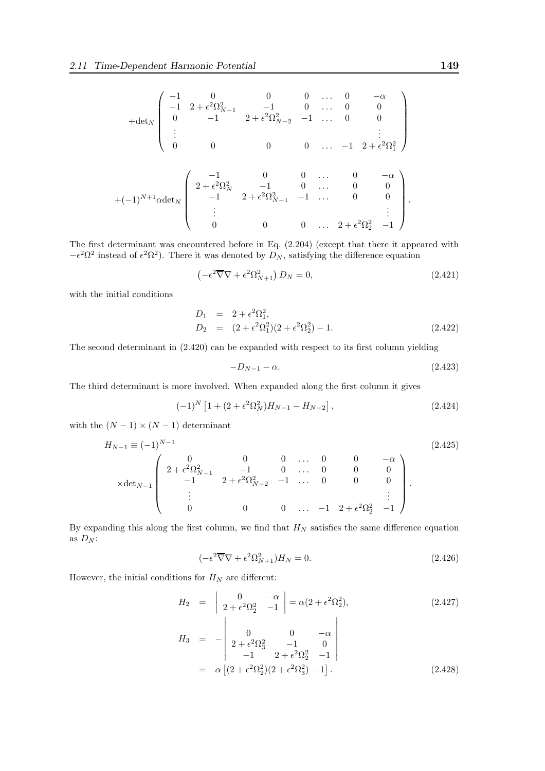$$
+\det_N \begin{pmatrix} -1 & 0 & 0 & 0 & \dots & 0 & -\alpha \\ -1 & 2+\epsilon^2\Omega_{N-1}^2 & -1 & 0 & \dots & 0 & 0 \\ 0 & -1 & 2+\epsilon^2\Omega_{N-2}^2 & -1 & \dots & 0 & 0 \\ \vdots & & & & & & \vdots \\ 0 & 0 & 0 & 0 & \dots & -1 & 2+\epsilon^2\Omega_1^2 \end{pmatrix}
$$

$$
+(-1)^{N+1}\alpha \det_N \begin{pmatrix} -1 & 0 & 0 & \dots & 0 & -\alpha \\ 2+\epsilon^2\Omega_N^2 & -1 & 0 & \dots & 0 & 0 \\ -1 & 2+\epsilon^2\Omega_{N-1}^2 & -1 & \dots & 0 & 0 \\ \vdots & & & & & \vdots \\ 0 & 0 & 0 & \dots & 2+\epsilon^2\Omega_2^2 & -1 \end{pmatrix}.
$$

The first determinant was encountered before in Eq. (2.204) (except that there it appeared with $-\epsilon^2\Omega^2$ instead of $\epsilon^2\Omega^2$). There it was denoted by $D_N$, satisfying the difference equation

$$
\left(-\epsilon^2\overline{\nabla}\nabla + \epsilon^2\Omega_{N+1}^2\right) D_N = 0, \tag{2.421}
$$

with the initial conditions

$$
\begin{aligned}
D_1 &= 2+\epsilon^2\Omega_1^2, \\
D_2 &= (2+\epsilon^2\Omega_1^2)(2+\epsilon^2\Omega_2^2) - 1.
\end{aligned} \tag{2.422}
$$

The second determinant in (2.420) can be expanded with respect to its first column yielding

$$
-D_{N-1} - \alpha. \tag{2.423}
$$

The third determinant is more involved. When expanded along the first column it gives

$$
(-1)^N \left[1 + (2+\epsilon^2\Omega_N^2)H_{N-1} - H_{N-2}\right], \tag{2.424}
$$

with the $(N-1)\times(N-1)$ determinant

$$
H_{N-1} \equiv (-1)^{N-1} \tag{2.425}
$$

$$
\times \det_{N-1} \begin{pmatrix} 0 & 0 & 0 & \dots & 0 & 0 & -\alpha \\ 2+\epsilon^2\Omega_{N-1}^2 & -1 & 0 & \dots & 0 & 0 & 0 \\ -1 & 2+\epsilon^2\Omega_{N-2}^2 & -1 & \dots & 0 & 0 & 0 \\ \vdots & & & & & & \vdots \\ 0 & 0 & 0 & \dots & -1 & 2+\epsilon^2\Omega_2^2 & -1 \end{pmatrix}.
$$

By expanding this along the first column, we find that $H_N$ satisfies the same difference equation as $D_N$:

$$
(-\epsilon^2\overline{\nabla}\nabla + \epsilon^2\Omega_{N+1}^2)H_N = 0. \tag{2.426}
$$

However, the initial conditions for $H_N$ are different:

$$
H_2 = \begin{vmatrix} 0 & -\alpha \\ 2+\epsilon^2\Omega_2^2 & -1 \end{vmatrix} = \alpha(2+\epsilon^2\Omega_2^2), \tag{2.427}
$$

$$
\begin{aligned}
H_3 &= -\begin{vmatrix} 0 & 0 & -\alpha \\ 2+\epsilon^2\Omega_3^2 & -1 & 0 \\ -1 & 2+\epsilon^2\Omega_2^2 & -1 \end{vmatrix} \\
&= \alpha\left[(2+\epsilon^2\Omega_2^2)(2+\epsilon^2\Omega_3^2) - 1\right].
\end{aligned} \tag{2.428}
$$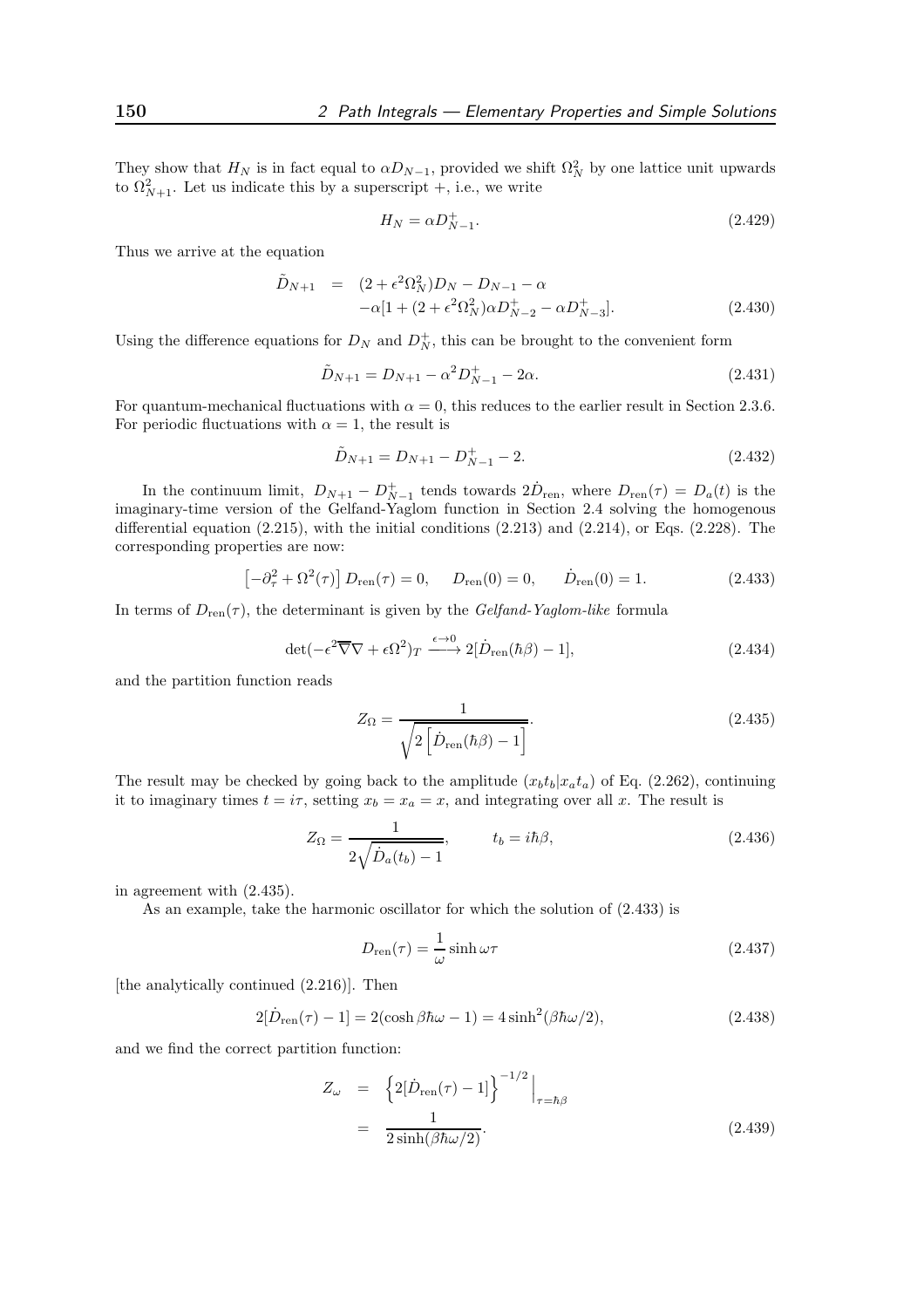They show that $H_N$ is in fact equal to $\alpha D_{N-1}$, provided we shift $\Omega_N^2$ by one lattice unit upwards to $\Omega_{N+1}^2$. Let us indicate this by a superscript +, i.e., we write

$$H_N = \alpha D_{N-1}^{+}. \tag{2.429}$$

Thus we arrive at the equation

$$\begin{aligned}\tilde{D}_{N+1} &= (2+\epsilon^2\Omega_N^2)D_N - D_{N-1} - \alpha \\ &\quad -\alpha[1 + (2+\epsilon^2\Omega_N^2)\alpha D_{N-2}^{+} - \alpha D_{N-3}^{+}].\end{aligned} \tag{2.430}$$

Using the difference equations for $D_N$ and $D_N^{+}$, this can be brought to the convenient form

$$\tilde{D}_{N+1} = D_{N+1} - \alpha^2 D_{N-1}^{+} - 2\alpha. \tag{2.431}$$

For quantum-mechanical fluctuations with $\alpha = 0$, this reduces to the earlier result in Section 2.3.6. For periodic fluctuations with $\alpha = 1$, the result is

$$\tilde{D}_{N+1} = D_{N+1} - D_{N-1}^{+} - 2. \tag{2.432}$$

In the continuum limit, $D_{N+1} - D_{N-1}^{+}$ tends towards $2\dot{D}_{\rm ren}$, where $D_{\rm ren}(\tau) = D_a(t)$ is the imaginary-time version of the Gelfand-Yaglom function in Section 2.4 solving the homogenous differential equation (2.215), with the initial conditions (2.213) and (2.214), or Eqs. (2.228). The corresponding properties are now:

$$\left[-\partial_\tau^2 + \Omega^2(\tau)\right] D_{\rm ren}(\tau) = 0, \qquad D_{\rm ren}(0) = 0, \qquad \dot{D}_{\rm ren}(0) = 1. \tag{2.433}$$

In terms of $D_{\rm ren}(\tau)$, the determinant is given by the *Gelfand-Yaglom-like* formula

$$\det(-\epsilon^2\overline{\nabla}\nabla + \epsilon\Omega^2)_T \xrightarrow{\epsilon\to 0} 2[\dot{D}_{\rm ren}(\hbar\beta) - 1], \tag{2.434}$$

and the partition function reads

$$Z_\Omega = \frac{1}{\sqrt{2\left[\dot{D}_{\rm ren}(\hbar\beta) - 1\right]}}. \tag{2.435}$$

The result may be checked by going back to the amplitude $(x_b t_b|x_a t_a)$ of Eq. (2.262), continuing it to imaginary times $t = i\tau$, setting $x_b = x_a = x$, and integrating over all $x$. The result is

$$Z_\Omega = \frac{1}{2\sqrt{\dot{D}_a(t_b) - 1}}, \qquad t_b = i\hbar\beta, \tag{2.436}$$

in agreement with (2.435).

As an example, take the harmonic oscillator for which the solution of (2.433) is

$$D_{\rm ren}(\tau) = \frac{1}{\omega}\sinh\omega\tau \tag{2.437}$$

[the analytically continued (2.216)]. Then

$$2[\dot{D}_{\rm ren}(\tau) - 1] = 2(\cosh\beta\hbar\omega - 1) = 4\sinh^2(\beta\hbar\omega/2), \tag{2.438}$$

and we find the correct partition function:

$$\begin{aligned}Z_\omega &= \left\{2[\dot{D}_{\rm ren}(\tau) - 1]\right\}^{-1/2}\Big|_{\tau=\hbar\beta} \\ &= \frac{1}{2\sinh(\beta\hbar\omega/2)}.\end{aligned} \tag{2.439}$$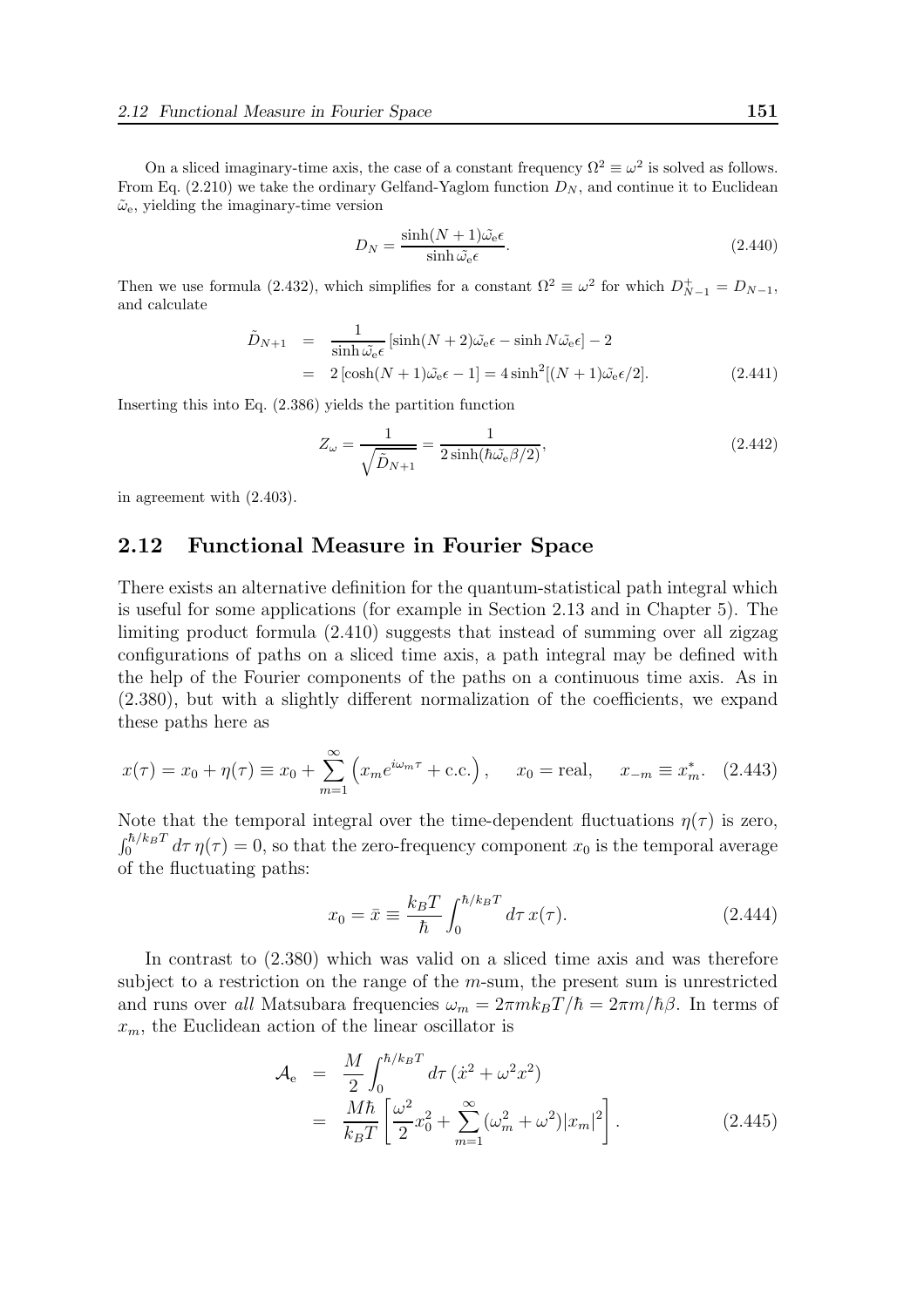On a sliced imaginary-time axis, the case of a constant frequency $\Omega^2 \equiv \omega^2$ is solved as follows. From Eq. (2.210) we take the ordinary Gelfand-Yaglom function $D_N$, and continue it to Euclidean $\tilde{\omega}_{\rm e}$, yielding the imaginary-time version

$$D_N = \frac{\sinh(N+1)\tilde{\omega}_{\rm e}\epsilon}{\sinh \tilde{\omega}_{\rm e}\epsilon}. \tag{2.440}$$

Then we use formula (2.432), which simplifies for a constant $\Omega^2 \equiv \omega^2$ for which $D^+_{N-1} = D_{N-1}$, and calculate

$$\begin{aligned}
\tilde{D}_{N+1} &= \frac{1}{\sinh \tilde{\omega}_{\rm e}\epsilon}\left[\sinh(N+2)\tilde{\omega}_{\rm e}\epsilon - \sinh N\tilde{\omega}_{\rm e}\epsilon\right] - 2 \\
&= 2\left[\cosh(N+1)\tilde{\omega}_{\rm e}\epsilon - 1\right] = 4\sinh^2[(N+1)\tilde{\omega}_{\rm e}\epsilon/2].
\end{aligned} \tag{2.441}$$

Inserting this into Eq. (2.386) yields the partition function

$$Z_\omega = \frac{1}{\sqrt{\tilde{D}_{N+1}}} = \frac{1}{2\sinh(\hbar\tilde{\omega}_{\rm e}\beta/2)}, \tag{2.442}$$

in agreement with (2.403).

## 2.12 Functional Measure in Fourier Space

There exists an alternative definition for the quantum-statistical path integral which is useful for some applications (for example in Section 2.13 and in Chapter 5). The limiting product formula (2.410) suggests that instead of summing over all zigzag configurations of paths on a sliced time axis, a path integral may be defined with the help of the Fourier components of the paths on a continuous time axis. As in (2.380), but with a slightly different normalization of the coefficients, we expand these paths here as

$$x(\tau) = x_0 + \eta(\tau) \equiv x_0 + \sum_{m=1}^{\infty}\left(x_m e^{i\omega_m\tau} + \text{c.c.}\right), \qquad x_0 = \text{real}, \qquad x_{-m} \equiv x_m^*. \tag{2.443}$$

Note that the temporal integral over the time-dependent fluctuations $\eta(\tau)$ is zero, $\int_0^{\hbar/k_BT} d\tau\, \eta(\tau) = 0$, so that the zero-frequency component $x_0$ is the temporal average of the fluctuating paths:

$$x_0 = \bar{x} \equiv \frac{k_BT}{\hbar}\int_0^{\hbar/k_BT} d\tau\, x(\tau). \tag{2.444}$$

In contrast to (2.380) which was valid on a sliced time axis and was therefore subject to a restriction on the range of the $m$-sum, the present sum is unrestricted and runs over *all* Matsubara frequencies $\omega_m = 2\pi m k_BT/\hbar = 2\pi m/\hbar\beta$. In terms of $x_m$, the Euclidean action of the linear oscillator is

$$\begin{aligned}
\mathcal{A}_{\rm e} &= \frac{M}{2}\int_0^{\hbar/k_BT} d\tau\,(\dot{x}^2 + \omega^2 x^2) \\
&= \frac{M\hbar}{k_BT}\left[\frac{\omega^2}{2}x_0^2 + \sum_{m=1}^{\infty}(\omega_m^2 + \omega^2)|x_m|^2\right].
\end{aligned} \tag{2.445}$$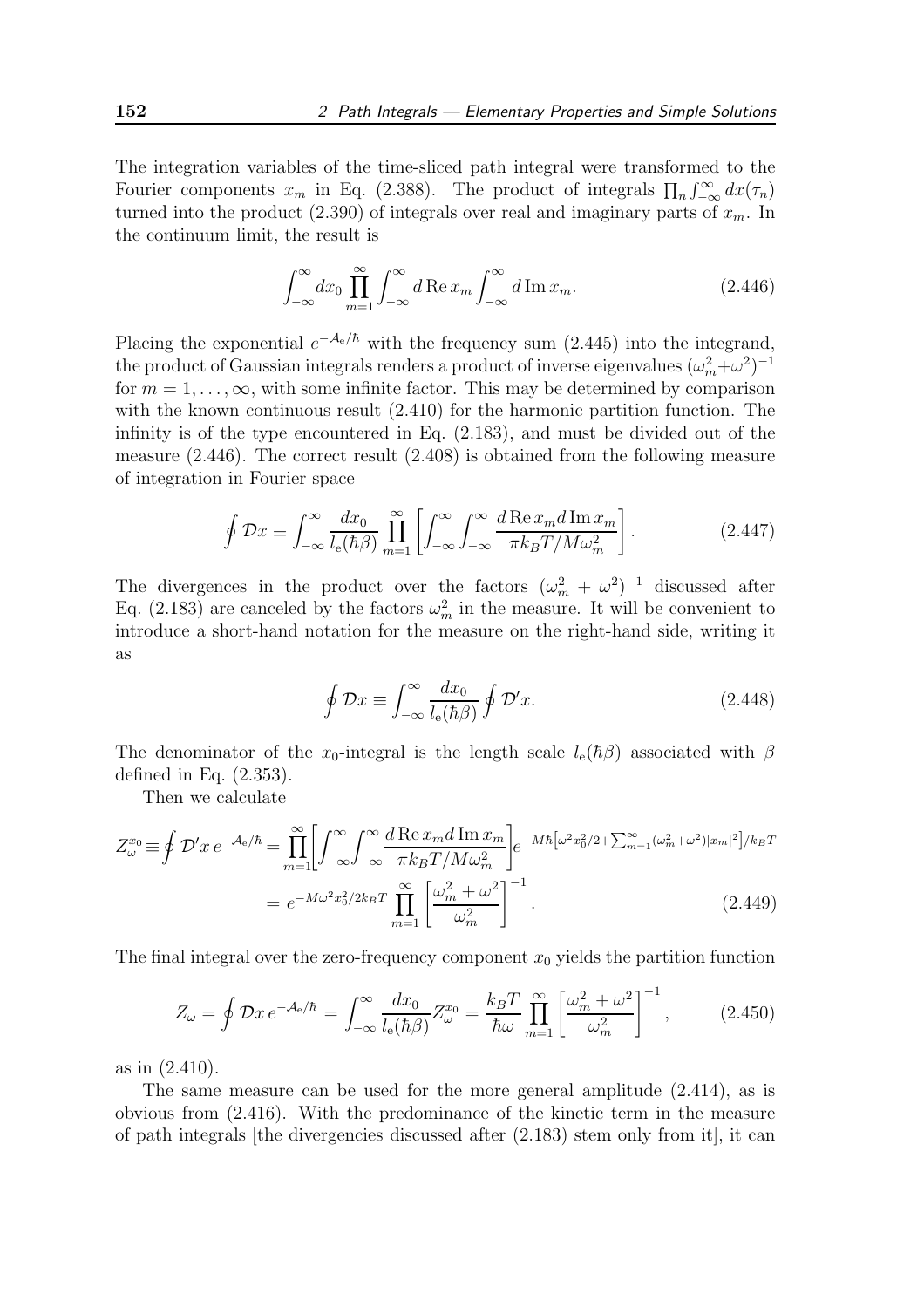The integration variables of the time-sliced path integral were transformed to the Fourier components $x_m$ in Eq. (2.388). The product of integrals $\prod_n \int_{-\infty}^{\infty} dx(\tau_n)$ turned into the product (2.390) of integrals over real and imaginary parts of $x_m$. In the continuum limit, the result is

$$\int_{-\infty}^{\infty} dx_0 \prod_{m=1}^{\infty} \int_{-\infty}^{\infty} d\,\mathrm{Re}\, x_m \int_{-\infty}^{\infty} d\,\mathrm{Im}\, x_m. \tag{2.446}$$

Placing the exponential $e^{-\mathcal{A}_e/\hbar}$ with the frequency sum (2.445) into the integrand, the product of Gaussian integrals renders a product of inverse eigenvalues $(\omega_m^2+\omega^2)^{-1}$ for $m = 1, \ldots, \infty$, with some infinite factor. This may be determined by comparison with the known continuous result (2.410) for the harmonic partition function. The infinity is of the type encountered in Eq. (2.183), and must be divided out of the measure (2.446). The correct result (2.408) is obtained from the following measure of integration in Fourier space

$$\oint \mathcal{D}x \equiv \int_{-\infty}^{\infty} \frac{dx_0}{l_e(\hbar\beta)} \prod_{m=1}^{\infty} \left[ \int_{-\infty}^{\infty} \int_{-\infty}^{\infty} \frac{d\,\mathrm{Re}\, x_m d\,\mathrm{Im}\, x_m}{\pi k_B T / M\omega_m^2} \right]. \tag{2.447}$$

The divergences in the product over the factors $(\omega_m^2 + \omega^2)^{-1}$ discussed after Eq. (2.183) are canceled by the factors $\omega_m^2$ in the measure. It will be convenient to introduce a short-hand notation for the measure on the right-hand side, writing it as

$$\oint \mathcal{D}x \equiv \int_{-\infty}^{\infty} \frac{dx_0}{l_e(\hbar\beta)} \oint \mathcal{D}'x. \tag{2.448}$$

The denominator of the $x_0$-integral is the length scale $l_e(\hbar\beta)$ associated with $\beta$ defined in Eq. (2.353).

Then we calculate

$$\begin{aligned} Z_\omega^{x_0} \equiv \oint \mathcal{D}'x\, e^{-\mathcal{A}_e/\hbar} &= \prod_{m=1}^{\infty} \left[ \int_{-\infty}^{\infty} \int_{-\infty}^{\infty} \frac{d\,\mathrm{Re}\, x_m d\,\mathrm{Im}\, x_m}{\pi k_B T / M\omega_m^2} \right] e^{-M\hbar\left[\omega^2 x_0^2/2 + \sum_{m=1}^{\infty}(\omega_m^2+\omega^2)|x_m|^2\right]/k_B T} \\ &= e^{-M\omega^2 x_0^2/2k_B T} \prod_{m=1}^{\infty} \left[ \frac{\omega_m^2 + \omega^2}{\omega_m^2} \right]^{-1}. \end{aligned} \tag{2.449}$$

The final integral over the zero-frequency component $x_0$ yields the partition function

$$Z_\omega = \oint \mathcal{D}x\, e^{-\mathcal{A}_e/\hbar} = \int_{-\infty}^{\infty} \frac{dx_0}{l_e(\hbar\beta)} Z_\omega^{x_0} = \frac{k_B T}{\hbar\omega} \prod_{m=1}^{\infty} \left[ \frac{\omega_m^2 + \omega^2}{\omega_m^2} \right]^{-1}, \tag{2.450}$$

as in (2.410).

The same measure can be used for the more general amplitude (2.414), as is obvious from (2.416). With the predominance of the kinetic term in the measure of path integrals [the divergencies discussed after (2.183) stem only from it], it can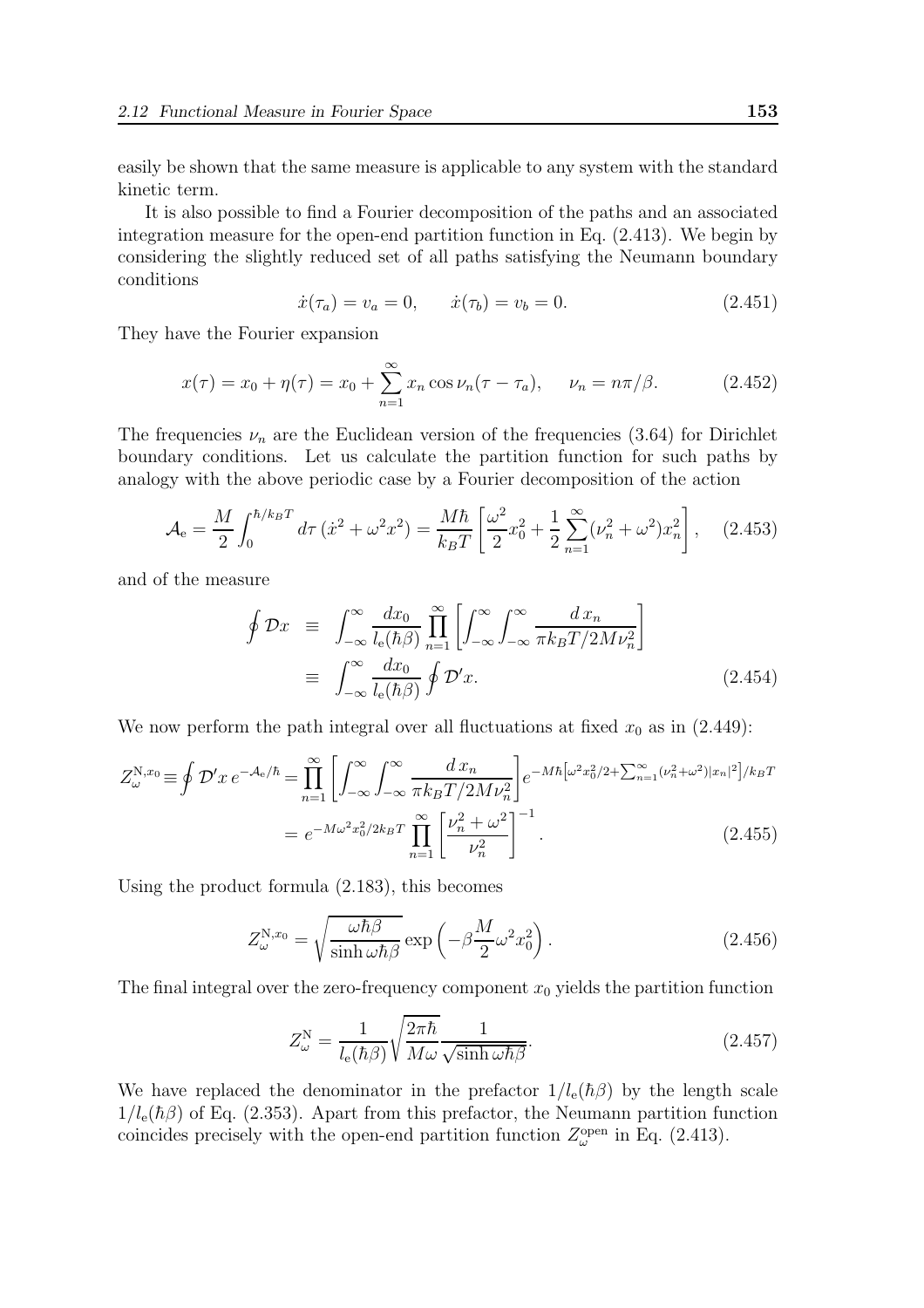easily be shown that the same measure is applicable to any system with the standard kinetic term.

It is also possible to find a Fourier decomposition of the paths and an associated integration measure for the open-end partition function in Eq. (2.413). We begin by considering the slightly reduced set of all paths satisfying the Neumann boundary conditions

$$\dot{x}(\tau_a) = v_a = 0, \qquad \dot{x}(\tau_b) = v_b = 0. \tag{2.451}$$

They have the Fourier expansion

$$x(\tau) = x_0 + \eta(\tau) = x_0 + \sum_{n=1}^{\infty} x_n \cos \nu_n(\tau - \tau_a), \qquad \nu_n = n\pi/\beta. \tag{2.452}$$

The frequencies $\nu_n$ are the Euclidean version of the frequencies (3.64) for Dirichlet boundary conditions. Let us calculate the partition function for such paths by analogy with the above periodic case by a Fourier decomposition of the action

$$\mathcal{A}_{\rm e} = \frac{M}{2} \int_0^{\hbar/k_BT} d\tau\, (\dot{x}^2 + \omega^2 x^2) = \frac{M\hbar}{k_BT} \left[ \frac{\omega^2}{2} x_0^2 + \frac{1}{2} \sum_{n=1}^{\infty} (\nu_n^2 + \omega^2) x_n^2 \right], \tag{2.453}$$

and of the measure

$$\begin{aligned} \oint \mathcal{D}x \;&\equiv\; \int_{-\infty}^{\infty} \frac{dx_0}{l_{\rm e}(\hbar\beta)} \prod_{n=1}^{\infty} \left[ \int_{-\infty}^{\infty} \int_{-\infty}^{\infty} \frac{d\,x_n}{\pi k_BT/2M\nu_n^2} \right] \\ &\equiv\; \int_{-\infty}^{\infty} \frac{dx_0}{l_{\rm e}(\hbar\beta)} \oint \mathcal{D}'x. \end{aligned} \tag{2.454}$$

We now perform the path integral over all fluctuations at fixed $x_0$ as in (2.449):

$$\begin{aligned} Z_\omega^{{\rm N},x_0} \equiv \oint \mathcal{D}'x\, e^{-\mathcal{A}_{\rm e}/\hbar} &= \prod_{n=1}^{\infty} \left[ \int_{-\infty}^{\infty} \int_{-\infty}^{\infty} \frac{d\,x_n}{\pi k_BT/2M\nu_n^2} \right] e^{-M\hbar\left[\omega^2 x_0^2/2 + \sum_{n=1}^{\infty} (\nu_n^2+\omega^2)|x_n|^2\right]/k_BT} \\ &= e^{-M\omega^2 x_0^2/2k_BT} \prod_{n=1}^{\infty} \left[ \frac{\nu_n^2 + \omega^2}{\nu_n^2} \right]^{-1}. \end{aligned} \tag{2.455}$$

Using the product formula (2.183), this becomes

$$Z_\omega^{{\rm N},x_0} = \sqrt{\frac{\omega\hbar\beta}{\sinh \omega\hbar\beta}} \exp\left( -\beta \frac{M}{2} \omega^2 x_0^2 \right). \tag{2.456}$$

The final integral over the zero-frequency component $x_0$ yields the partition function

$$Z_\omega^{\rm N} = \frac{1}{l_{\rm e}(\hbar\beta)} \sqrt{\frac{2\pi\hbar}{M\omega}} \frac{1}{\sqrt{\sinh \omega\hbar\beta}}. \tag{2.457}$$

We have replaced the denominator in the prefactor $1/l_{\rm e}(\hbar\beta)$ by the length scale $1/l_{\rm e}(\hbar\beta)$ of Eq. (2.353). Apart from this prefactor, the Neumann partition function coincides precisely with the open-end partition function $Z_\omega^{\rm open}$ in Eq. (2.413).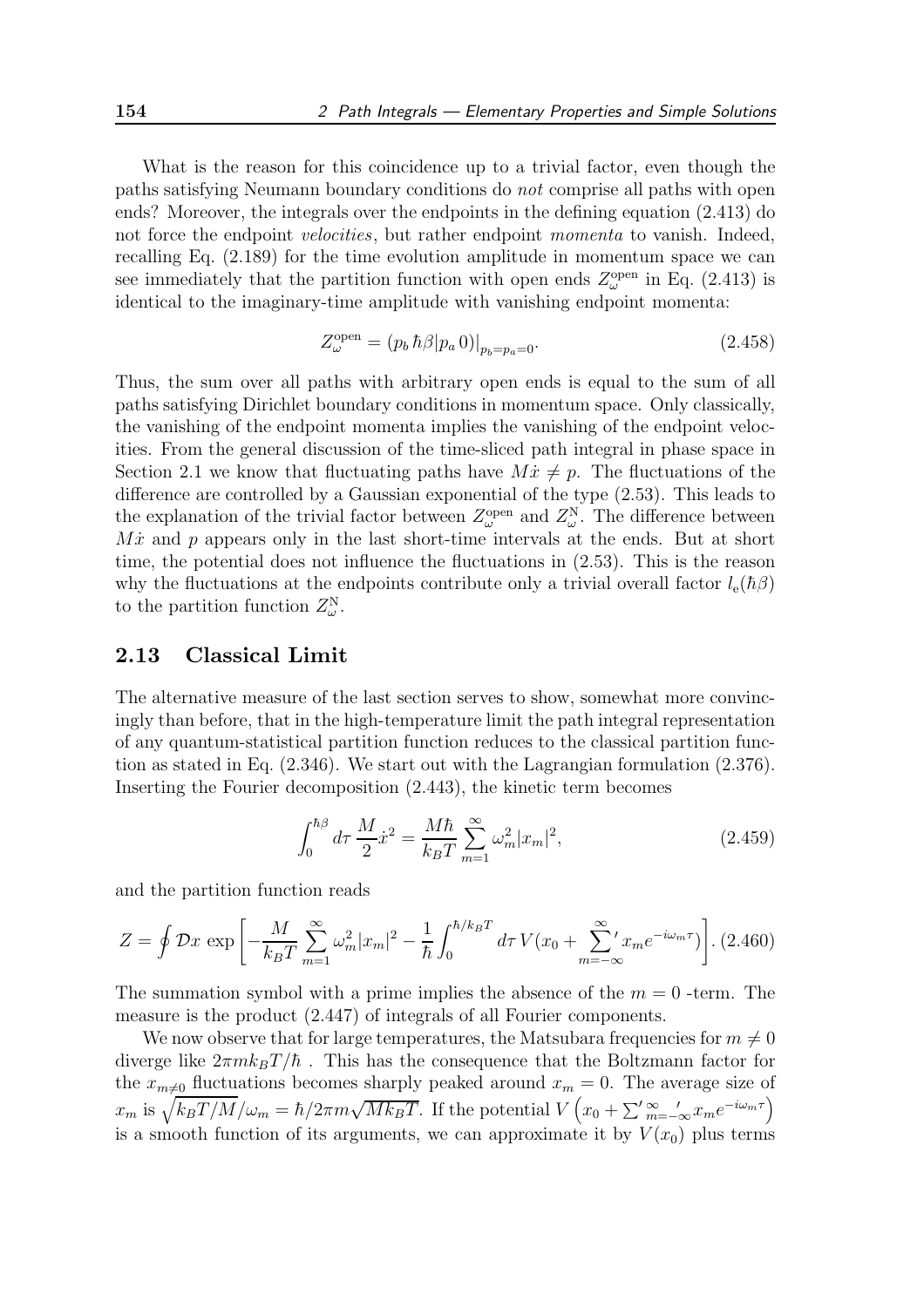What is the reason for this coincidence up to a trivial factor, even though the paths satisfying Neumann boundary conditions do *not* comprise all paths with open ends? Moreover, the integrals over the endpoints in the defining equation (2.413) do not force the endpoint *velocities*, but rather endpoint *momenta* to vanish. Indeed, recalling Eq. (2.189) for the time evolution amplitude in momentum space we can see immediately that the partition function with open ends $Z_\omega^{\rm open}$ in Eq. (2.413) is identical to the imaginary-time amplitude with vanishing endpoint momenta:

$$
Z_\omega^{\rm open} = (p_b\, \hbar\beta | p_a\, 0)\big|_{p_b=p_a=0}. \tag{2.458}
$$

Thus, the sum over all paths with arbitrary open ends is equal to the sum of all paths satisfying Dirichlet boundary conditions in momentum space. Only classically, the vanishing of the endpoint momenta implies the vanishing of the endpoint velocities. From the general discussion of the time-sliced path integral in phase space in Section 2.1 we know that fluctuating paths have $M\dot{x} \neq p$. The fluctuations of the difference are controlled by a Gaussian exponential of the type (2.53). This leads to the explanation of the trivial factor between $Z_\omega^{\rm open}$ and $Z_\omega^{\rm N}$. The difference between $M\dot{x}$ and $p$ appears only in the last short-time intervals at the ends. But at short time, the potential does not influence the fluctuations in (2.53). This is the reason why the fluctuations at the endpoints contribute only a trivial overall factor $l_{\rm e}(\hbar\beta)$ to the partition function $Z_\omega^{\rm N}$.

## 2.13 Classical Limit

The alternative measure of the last section serves to show, somewhat more convincingly than before, that in the high-temperature limit the path integral representation of any quantum-statistical partition function reduces to the classical partition function as stated in Eq. (2.346). We start out with the Lagrangian formulation (2.376). Inserting the Fourier decomposition (2.443), the kinetic term becomes

$$
\int_0^{\hbar\beta} d\tau\, \frac{M}{2}\dot{x}^2 = \frac{M\hbar}{k_BT}\sum_{m=1}^{\infty}\omega_m^2 |x_m|^2, \tag{2.459}
$$

and the partition function reads

$$
Z = \oint \mathcal{D}x\, \exp\left[-\frac{M}{k_BT}\sum_{m=1}^{\infty}\omega_m^2|x_m|^2 - \frac{1}{\hbar}\int_0^{\hbar/k_BT} d\tau\, V(x_0 + {\sum_{m=-\infty}^{\infty}}{}' x_m e^{-i\omega_m\tau})\right]. \tag{2.460}
$$

The summation symbol with a prime implies the absence of the $m=0$ -term. The measure is the product (2.447) of integrals of all Fourier components.

We now observe that for large temperatures, the Matsubara frequencies for $m \neq 0$ diverge like $2\pi m k_BT/\hbar$ . This has the consequence that the Boltzmann factor for the $x_{m\neq 0}$ fluctuations becomes sharply peaked around $x_m = 0$. The average size of $x_m$ is $\sqrt{k_BT/M}/\omega_m = \hbar/2\pi m\sqrt{Mk_BT}$. If the potential $V\left(x_0 + {\sum'}_{m=-\infty}^{\infty}{}' x_m e^{-i\omega_m\tau}\right)$ is a smooth function of its arguments, we can approximate it by $V(x_0)$ plus terms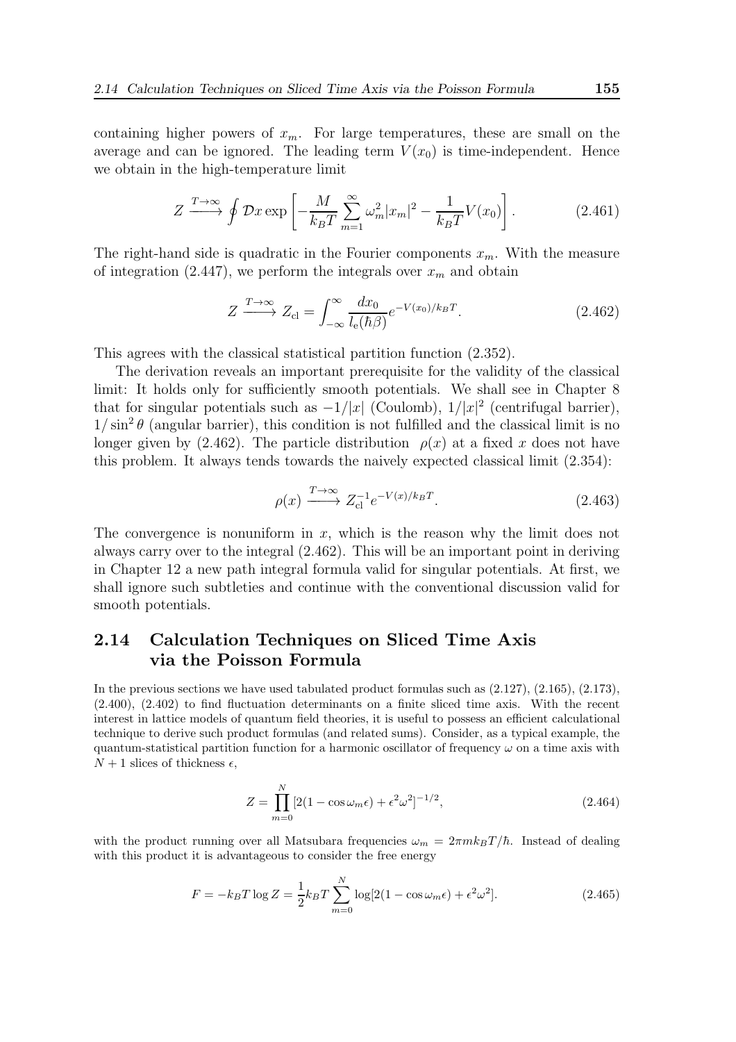containing higher powers of $x_m$. For large temperatures, these are small on the average and can be ignored. The leading term $V(x_0)$ is time-independent. Hence we obtain in the high-temperature limit

$$Z \xrightarrow{T\to\infty} \oint \mathcal{D}x \exp\left[-\frac{M}{k_BT}\sum_{m=1}^{\infty}\omega_m^2|x_m|^2 - \frac{1}{k_BT}V(x_0)\right]. \tag{2.461}$$

The right-hand side is quadratic in the Fourier components $x_m$. With the measure of integration (2.447), we perform the integrals over $x_m$ and obtain

$$Z \xrightarrow{T\to\infty} Z_{\rm cl} = \int_{-\infty}^{\infty}\frac{dx_0}{l_{\rm e}(\hbar\beta)}e^{-V(x_0)/k_BT}. \tag{2.462}$$

This agrees with the classical statistical partition function (2.352).

The derivation reveals an important prerequisite for the validity of the classical limit: It holds only for sufficiently smooth potentials. We shall see in Chapter 8 that for singular potentials such as $-1/|x|$ (Coulomb), $1/|x|^2$ (centrifugal barrier), $1/\sin^2\theta$ (angular barrier), this condition is not fulfilled and the classical limit is no longer given by (2.462). The particle distribution $\rho(x)$ at a fixed $x$ does not have this problem. It always tends towards the naively expected classical limit (2.354):

$$\rho(x) \xrightarrow{T\to\infty} Z_{\rm cl}^{-1}e^{-V(x)/k_BT}. \tag{2.463}$$

The convergence is nonuniform in $x$, which is the reason why the limit does not always carry over to the integral (2.462). This will be an important point in deriving in Chapter 12 a new path integral formula valid for singular potentials. At first, we shall ignore such subtleties and continue with the conventional discussion valid for smooth potentials.

## 2.14 Calculation Techniques on Sliced Time Axis via the Poisson Formula

In the previous sections we have used tabulated product formulas such as (2.127), (2.165), (2.173), (2.400), (2.402) to find fluctuation determinants on a finite sliced time axis. With the recent interest in lattice models of quantum field theories, it is useful to possess an efficient calculational technique to derive such product formulas (and related sums). Consider, as a typical example, the quantum-statistical partition function for a harmonic oscillator of frequency $\omega$ on a time axis with $N+1$ slices of thickness $\epsilon$,

$$Z = \prod_{m=0}^{N}[2(1-\cos\omega_m\epsilon)+\epsilon^2\omega^2]^{-1/2}, \tag{2.464}$$

with the product running over all Matsubara frequencies $\omega_m = 2\pi m k_BT/\hbar$. Instead of dealing with this product it is advantageous to consider the free energy

$$F = -k_BT\log Z = \frac{1}{2}k_BT\sum_{m=0}^{N}\log[2(1-\cos\omega_m\epsilon)+\epsilon^2\omega^2]. \tag{2.465}$$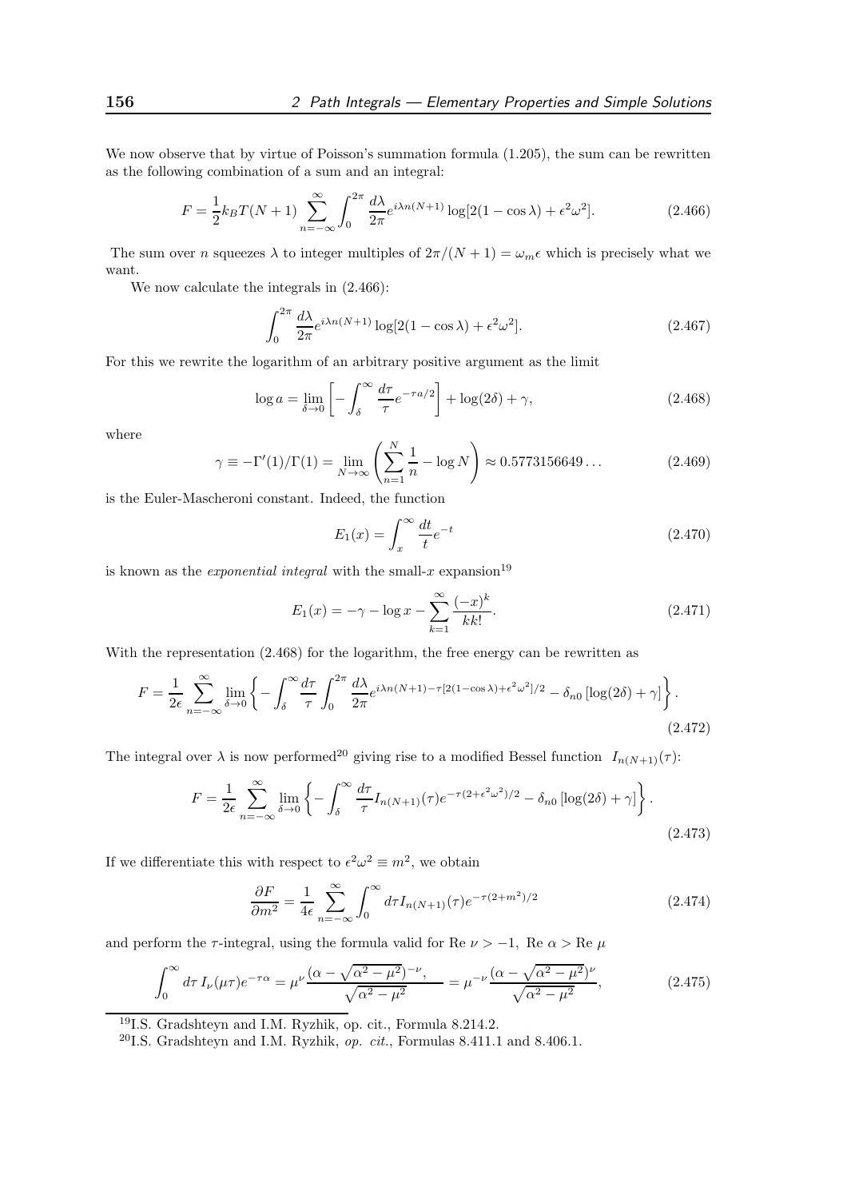We now observe that by virtue of Poisson's summation formula (1.205), the sum can be rewritten as the following combination of a sum and an integral:

$$F = \frac{1}{2} k_B T (N+1) \sum_{n=-\infty}^{\infty} \int_0^{2\pi} \frac{d\lambda}{2\pi} e^{i\lambda n(N+1)} \log[2(1-\cos\lambda) + \epsilon^2\omega^2]. \tag{2.466}$$

The sum over $n$ squeezes $\lambda$ to integer multiples of $2\pi/(N+1) = \omega_m \epsilon$ which is precisely what we want.

We now calculate the integrals in (2.466):

$$\int_0^{2\pi} \frac{d\lambda}{2\pi} e^{i\lambda n(N+1)} \log[2(1-\cos\lambda) + \epsilon^2\omega^2]. \tag{2.467}$$

For this we rewrite the logarithm of an arbitrary positive argument as the limit

$$\log a = \lim_{\delta \to 0} \left[ -\int_\delta^\infty \frac{d\tau}{\tau} e^{-\tau a/2} \right] + \log(2\delta) + \gamma, \tag{2.468}$$

where

$$\gamma \equiv -\Gamma'(1)/\Gamma(1) = \lim_{N\to\infty} \left( \sum_{n=1}^{N} \frac{1}{n} - \log N \right) \approx 0.5773156649\ldots \tag{2.469}$$

is the Euler-Mascheroni constant. Indeed, the function

$$E_1(x) = \int_x^\infty \frac{dt}{t} e^{-t} \tag{2.470}$$

is known as the *exponential integral* with the small-$x$ expansion[19]

$$E_1(x) = -\gamma - \log x - \sum_{k=1}^{\infty} \frac{(-x)^k}{k k!}. \tag{2.471}$$

With the representation (2.468) for the logarithm, the free energy can be rewritten as

$$F = \frac{1}{2\epsilon} \sum_{n=-\infty}^{\infty} \lim_{\delta \to 0} \left\{ -\int_\delta^\infty \frac{d\tau}{\tau} \int_0^{2\pi} \frac{d\lambda}{2\pi} e^{i\lambda n(N+1) - \tau[2(1-\cos\lambda)+\epsilon^2\omega^2]/2} - \delta_{n0} \left[ \log(2\delta) + \gamma \right] \right\}. \tag{2.472}$$

The integral over $\lambda$ is now performed[20] giving rise to a modified Bessel function $I_{n(N+1)}(\tau)$:

$$F = \frac{1}{2\epsilon} \sum_{n=-\infty}^{\infty} \lim_{\delta \to 0} \left\{ -\int_\delta^\infty \frac{d\tau}{\tau} I_{n(N+1)}(\tau) e^{-\tau(2+\epsilon^2\omega^2)/2} - \delta_{n0} \left[ \log(2\delta) + \gamma \right] \right\}. \tag{2.473}$$

If we differentiate this with respect to $\epsilon^2\omega^2 \equiv m^2$, we obtain

$$\frac{\partial F}{\partial m^2} = \frac{1}{4\epsilon} \sum_{n=-\infty}^{\infty} \int_0^\infty d\tau I_{n(N+1)}(\tau) e^{-\tau(2+m^2)/2} \tag{2.474}$$

and perform the $\tau$-integral, using the formula valid for Re $\nu > -1$, Re $\alpha >$ Re $\mu$

$$\int_0^\infty d\tau\, I_\nu(\mu\tau) e^{-\tau\alpha} = \mu^\nu \frac{(\alpha - \sqrt{\alpha^2-\mu^2})^{-\nu},}{\sqrt{\alpha^2-\mu^2}} = \mu^{-\nu} \frac{(\alpha - \sqrt{\alpha^2-\mu^2})^{\nu}}{\sqrt{\alpha^2-\mu^2}}, \tag{2.475}$$

---

[19] I.S. Gradshteyn and I.M. Ryzhik, op. cit., Formula 8.214.2.

[20] I.S. Gradshteyn and I.M. Ryzhik, *op. cit.*, Formulas 8.411.1 and 8.406.1.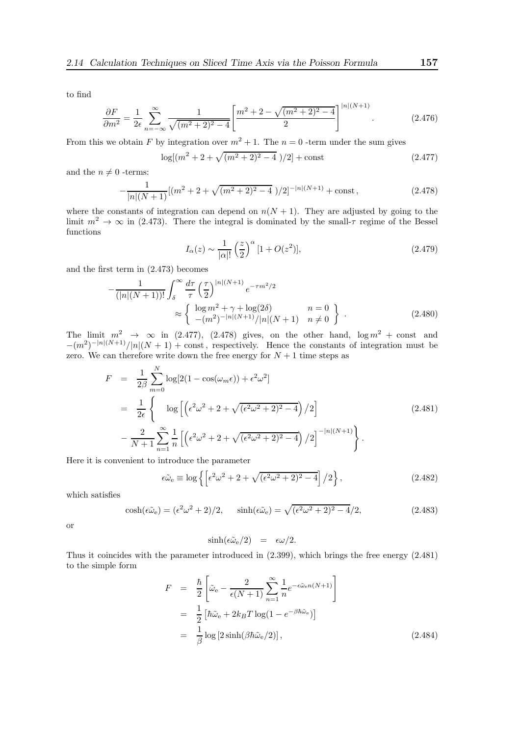to find

$$\frac{\partial F}{\partial m^2} = \frac{1}{2\epsilon}\sum_{n=-\infty}^{\infty} \frac{1}{\sqrt{(m^2+2)^2-4}}\left[\frac{m^2+2-\sqrt{(m^2+2)^2-4}}{2}\right]^{|n|(N+1)}. \tag{2.476}$$

From this we obtain $F$ by integration over $m^2+1$. The $n=0$ -term under the sum gives

$$\log[(m^2+2+\sqrt{(m^2+2)^2-4}\ )/2] + \text{const} \tag{2.477}$$

and the $n \neq 0$ -terms:

$$-\frac{1}{|n|(N+1)}[(m^2+2+\sqrt{(m^2+2)^2-4}\ )/2]^{-|n|(N+1)} + \text{const}, \tag{2.478}$$

where the constants of integration can depend on $n(N+1)$. They are adjusted by going to the limit $m^2 \to \infty$ in (2.473). There the integral is dominated by the small-$\tau$ regime of the Bessel functions

$$I_\alpha(z) \sim \frac{1}{|\alpha|!}\left(\frac{z}{2}\right)^\alpha [1+O(z^2)], \tag{2.479}$$

and the first term in (2.473) becomes

$$-\frac{1}{(|n|(N+1))!}\int_\delta^\infty \frac{d\tau}{\tau}\left(\frac{\tau}{2}\right)^{|n|(N+1)} e^{-\tau m^2/2} \approx \left\{ \begin{array}{ll} \log m^2 + \gamma + \log(2\delta) & n=0 \\ -(m^2)^{-|n|(N+1)}/|n|(N+1) & n\neq 0 \end{array}\right\}. \tag{2.480}$$

The limit $m^2 \to \infty$ in (2.477), (2.478) gives, on the other hand, $\log m^2 + \text{const}$ and $-(m^2)^{-|n|(N+1)}/|n|(N+1) + \text{const}$, respectively. Hence the constants of integration must be zero. We can therefore write down the free energy for $N+1$ time steps as

$$\begin{aligned} F &= \frac{1}{2\beta}\sum_{m=0}^{N}\log[2(1-\cos(\omega_m\epsilon))+\epsilon^2\omega^2] \\ &= \frac{1}{2\epsilon}\left\{ \log\left[\left(\epsilon^2\omega^2+2+\sqrt{(\epsilon^2\omega^2+2)^2-4}\right)/2\right] \right. \\ &\quad \left. -\frac{2}{N+1}\sum_{n=1}^{\infty}\frac{1}{n}\left[\left(\epsilon^2\omega^2+2+\sqrt{(\epsilon^2\omega^2+2)^2-4}\right)/2\right]^{-|n|(N+1)}\right\}. \end{aligned} \tag{2.481}$$

Here it is convenient to introduce the parameter

$$\epsilon\tilde{\omega}_{\rm e} \equiv \log\left\{\left[\epsilon^2\omega^2+2+\sqrt{(\epsilon^2\omega^2+2)^2-4}\right]/2\right\}, \tag{2.482}$$

which satisfies

$$\cosh(\epsilon\tilde{\omega}_{\rm e}) = (\epsilon^2\omega^2+2)/2, \qquad \sinh(\epsilon\tilde{\omega}_{\rm e}) = \sqrt{(\epsilon^2\omega^2+2)^2-4}/2, \tag{2.483}$$

or

$$\sinh(\epsilon\tilde{\omega}_{\rm e}/2) \;=\; \epsilon\omega/2.$$

Thus it coincides with the parameter introduced in (2.399), which brings the free energy (2.481) to the simple form

$$\begin{aligned} F &= \frac{\hbar}{2}\left[\tilde{\omega}_{\rm e} - \frac{2}{\epsilon(N+1)}\sum_{n=1}^{\infty}\frac{1}{n}e^{-\epsilon\tilde{\omega}_{\rm e}n(N+1)}\right] \\ &= \frac{1}{2}\left[\hbar\tilde{\omega}_{\rm e} + 2k_BT\log(1-e^{-\beta\hbar\tilde{\omega}_{\rm e}})\right] \\ &= \frac{1}{\beta}\log\left[2\sinh(\beta\hbar\tilde{\omega}_{\rm e}/2)\right], \end{aligned} \tag{2.484}$$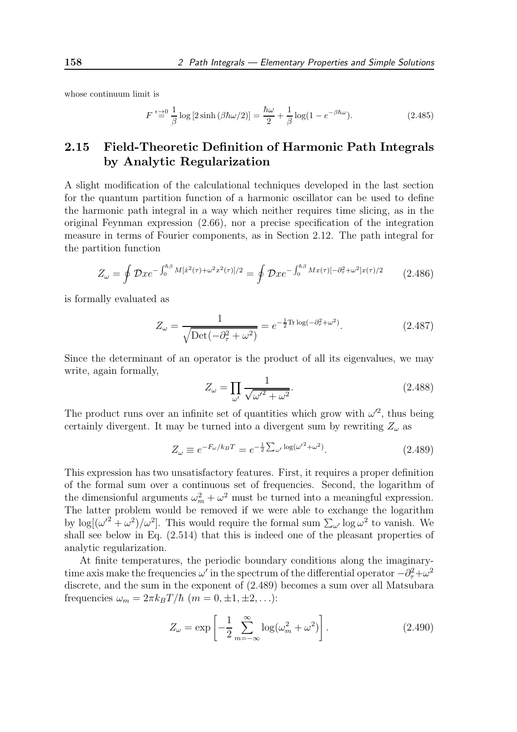whose continuum limit is

$$F \stackrel{\epsilon\to 0}{=} \frac{1}{\beta} \log \left[2 \sinh \left(\beta\hbar\omega/2\right)\right] = \frac{\hbar\omega}{2} + \frac{1}{\beta} \log(1 - e^{-\beta\hbar\omega}). \tag{2.485}$$

## 2.15 Field-Theoretic Definition of Harmonic Path Integrals by Analytic Regularization

A slight modification of the calculational techniques developed in the last section for the quantum partition function of a harmonic oscillator can be used to define the harmonic path integral in a way which neither requires time slicing, as in the original Feynman expression (2.66), nor a precise specification of the integration measure in terms of Fourier components, as in Section 2.12. The path integral for the partition function

$$Z_\omega = \oint \mathcal{D}x e^{-\int_0^{\hbar\beta} M[\dot{x}^2(\tau)+\omega^2 x^2(\tau)]/2} = \oint \mathcal{D}x e^{-\int_0^{\hbar\beta} Mx(\tau)[-\partial_\tau^2+\omega^2]x(\tau)/2} \tag{2.486}$$

is formally evaluated as

$$Z_\omega = \frac{1}{\sqrt{\mathrm{Det}(-\partial_\tau^2 + \omega^2)}} = e^{-\frac{1}{2}\mathrm{Tr}\log(-\partial_\tau^2+\omega^2)}. \tag{2.487}$$

Since the determinant of an operator is the product of all its eigenvalues, we may write, again formally,

$$Z_\omega = \prod_{\omega'} \frac{1}{\sqrt{\omega'^2 + \omega^2}}. \tag{2.488}$$

The product runs over an infinite set of quantities which grow with $\omega'^2$, thus being certainly divergent. It may be turned into a divergent sum by rewriting $Z_\omega$ as

$$Z_\omega \equiv e^{-F_\omega/k_BT} = e^{-\frac{1}{2}\sum_{\omega'}\log(\omega'^2+\omega^2)}. \tag{2.489}$$

This expression has two unsatisfactory features. First, it requires a proper definition of the formal sum over a continuous set of frequencies. Second, the logarithm of the dimensionful arguments $\omega_m^2 + \omega^2$ must be turned into a meaningful expression. The latter problem would be removed if we were able to exchange the logarithm by $\log[(\omega'^2 + \omega^2)/\omega^2]$. This would require the formal sum $\sum_{\omega'} \log \omega^2$ to vanish. We shall see below in Eq. (2.514) that this is indeed one of the pleasant properties of analytic regularization.

At finite temperatures, the periodic boundary conditions along the imaginary-time axis make the frequencies $\omega'$ in the spectrum of the differential operator $-\partial_\tau^2+\omega^2$ discrete, and the sum in the exponent of (2.489) becomes a sum over all Matsubara frequencies $\omega_m = 2\pi k_BT/\hbar$ $(m = 0, \pm1, \pm2, \ldots)$:

$$Z_\omega = \exp\left[-\frac{1}{2}\sum_{m=-\infty}^{\infty}\log(\omega_m^2 + \omega^2)\right]. \tag{2.490}$$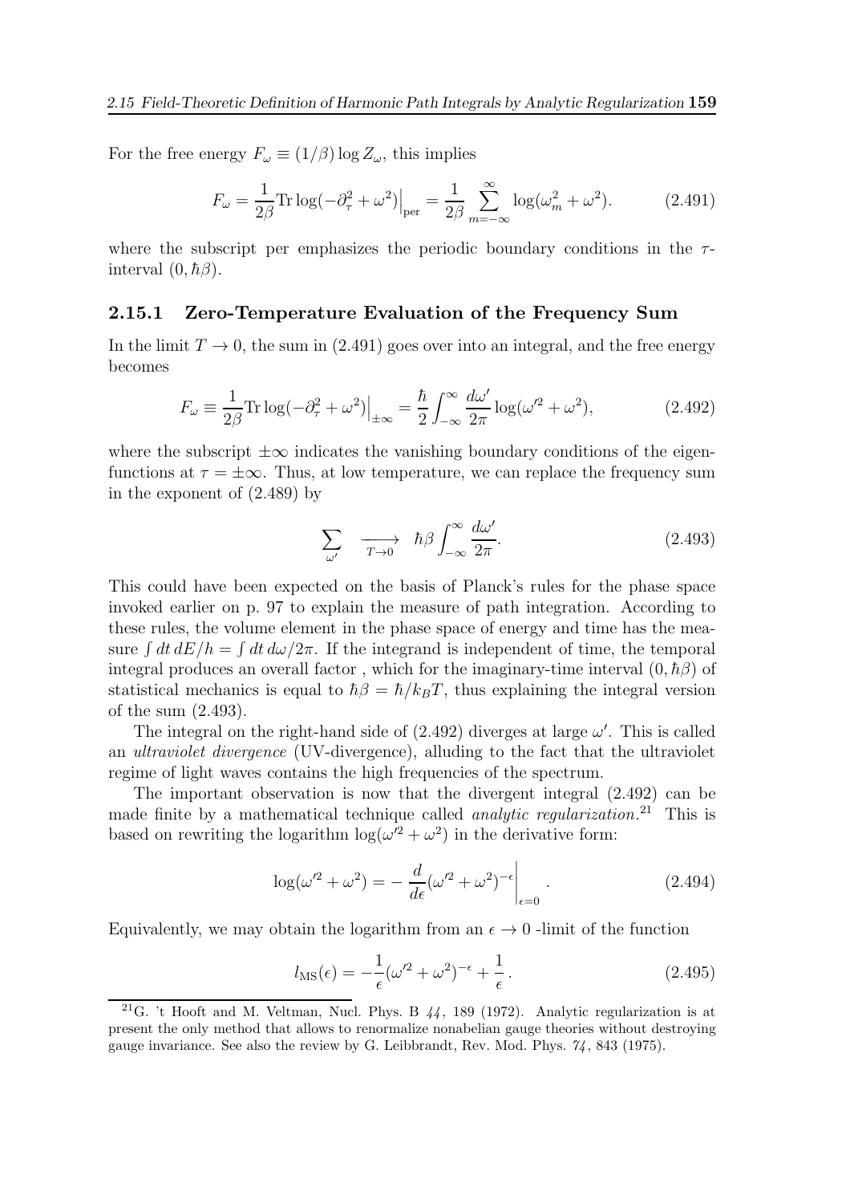For the free energy $F_\omega \equiv (1/\beta)\log Z_\omega$, this implies

$$F_\omega = \frac{1}{2\beta}\mathrm{Tr}\log(-\partial_\tau^2+\omega^2)\Big|_{\rm per} = \frac{1}{2\beta}\sum_{m=-\infty}^{\infty}\log(\omega_m^2+\omega^2). \tag{2.491}$$

where the subscript per emphasizes the periodic boundary conditions in the $\tau$-interval $(0,\hbar\beta)$.

### 2.15.1 Zero-Temperature Evaluation of the Frequency Sum

In the limit $T\to 0$, the sum in (2.491) goes over into an integral, and the free energy becomes

$$F_\omega \equiv \frac{1}{2\beta}\mathrm{Tr}\log(-\partial_\tau^2+\omega^2)\Big|_{\pm\infty} = \frac{\hbar}{2}\int_{-\infty}^{\infty}\frac{d\omega'}{2\pi}\log(\omega'^2+\omega^2), \tag{2.492}$$

where the subscript $\pm\infty$ indicates the vanishing boundary conditions of the eigenfunctions at $\tau=\pm\infty$. Thus, at low temperature, we can replace the frequency sum in the exponent of (2.489) by

$$\sum_{\omega'} \quad \xrightarrow[T\to 0]{} \quad \hbar\beta\int_{-\infty}^{\infty}\frac{d\omega'}{2\pi}. \tag{2.493}$$

This could have been expected on the basis of Planck's rules for the phase space invoked earlier on p. 97 to explain the measure of path integration. According to these rules, the volume element in the phase space of energy and time has the measure $\int dt\,dE/h = \int dt\,d\omega/2\pi$. If the integrand is independent of time, the temporal integral produces an overall factor , which for the imaginary-time interval $(0,\hbar\beta)$ of statistical mechanics is equal to $\hbar\beta = \hbar/k_BT$, thus explaining the integral version of the sum (2.493).

The integral on the right-hand side of (2.492) diverges at large $\omega'$. This is called an *ultraviolet divergence* (UV-divergence), alluding to the fact that the ultraviolet regime of light waves contains the high frequencies of the spectrum.

The important observation is now that the divergent integral (2.492) can be made finite by a mathematical technique called *analytic regularization*.[21] This is based on rewriting the logarithm $\log(\omega'^2+\omega^2)$ in the derivative form:

$$\log(\omega'^2+\omega^2) = -\frac{d}{d\epsilon}(\omega'^2+\omega^2)^{-\epsilon}\Big|_{\epsilon=0}. \tag{2.494}$$

Equivalently, we may obtain the logarithm from an $\epsilon\to 0$ -limit of the function

$$l_{\rm MS}(\epsilon) = -\frac{1}{\epsilon}(\omega'^2+\omega^2)^{-\epsilon}+\frac{1}{\epsilon}. \tag{2.495}$$

---

[21] G. 't Hooft and M. Veltman, Nucl. Phys. B *44*, 189 (1972). Analytic regularization is at present the only method that allows to renormalize nonabelian gauge theories without destroying gauge invariance. See also the review by G. Leibbrandt, Rev. Mod. Phys. *74*, 843 (1975).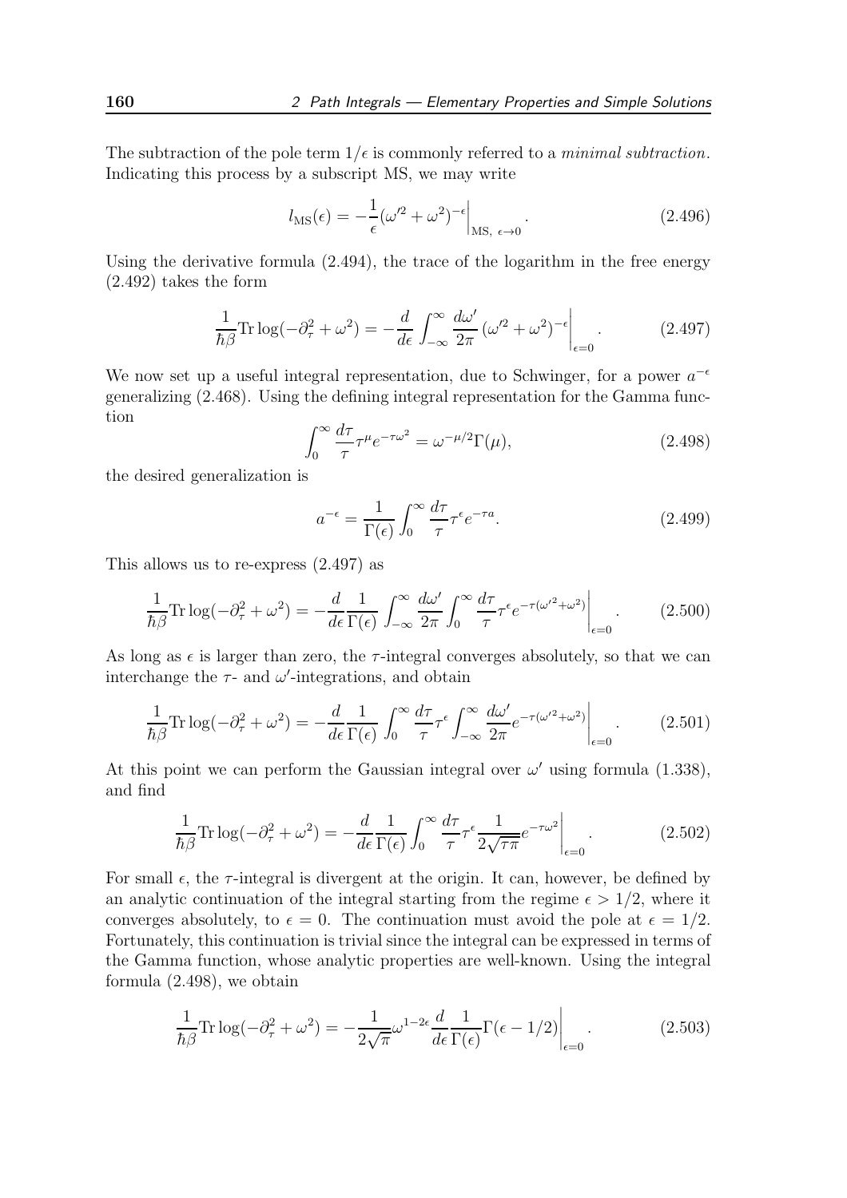The subtraction of the pole term $1/\epsilon$ is commonly referred to a *minimal subtraction*. Indicating this process by a subscript MS, we may write

$$l_{\rm MS}(\epsilon) = -\frac{1}{\epsilon}(\omega'^2 + \omega^2)^{-\epsilon}\Big|_{{\rm MS},\ \epsilon\to 0}. \tag{2.496}$$

Using the derivative formula (2.494), the trace of the logarithm in the free energy (2.492) takes the form

$$\frac{1}{\hbar\beta}{\rm Tr}\log(-\partial_\tau^2 + \omega^2) = -\frac{d}{d\epsilon}\int_{-\infty}^{\infty}\frac{d\omega'}{2\pi}\,(\omega'^2 + \omega^2)^{-\epsilon}\Big|_{\epsilon=0}. \tag{2.497}$$

We now set up a useful integral representation, due to Schwinger, for a power $a^{-\epsilon}$ generalizing (2.468). Using the defining integral representation for the Gamma function

$$\int_0^\infty \frac{d\tau}{\tau}\tau^\mu e^{-\tau\omega^2} = \omega^{-\mu/2}\Gamma(\mu), \tag{2.498}$$

the desired generalization is

$$a^{-\epsilon} = \frac{1}{\Gamma(\epsilon)}\int_0^\infty \frac{d\tau}{\tau}\tau^\epsilon e^{-\tau a}. \tag{2.499}$$

This allows us to re-express (2.497) as

$$\frac{1}{\hbar\beta}{\rm Tr}\log(-\partial_\tau^2 + \omega^2) = -\frac{d}{d\epsilon}\frac{1}{\Gamma(\epsilon)}\int_{-\infty}^{\infty}\frac{d\omega'}{2\pi}\int_0^\infty\frac{d\tau}{\tau}\tau^\epsilon e^{-\tau(\omega'^2+\omega^2)}\Big|_{\epsilon=0}. \tag{2.500}$$

As long as $\epsilon$ is larger than zero, the $\tau$-integral converges absolutely, so that we can interchange the $\tau$- and $\omega'$-integrations, and obtain

$$\frac{1}{\hbar\beta}{\rm Tr}\log(-\partial_\tau^2 + \omega^2) = -\frac{d}{d\epsilon}\frac{1}{\Gamma(\epsilon)}\int_0^\infty\frac{d\tau}{\tau}\tau^\epsilon\int_{-\infty}^{\infty}\frac{d\omega'}{2\pi}e^{-\tau(\omega'^2+\omega^2)}\Big|_{\epsilon=0}. \tag{2.501}$$

At this point we can perform the Gaussian integral over $\omega'$ using formula (1.338), and find

$$\frac{1}{\hbar\beta}{\rm Tr}\log(-\partial_\tau^2 + \omega^2) = -\frac{d}{d\epsilon}\frac{1}{\Gamma(\epsilon)}\int_0^\infty\frac{d\tau}{\tau}\tau^\epsilon\frac{1}{2\sqrt{\tau\pi}}e^{-\tau\omega^2}\Big|_{\epsilon=0}. \tag{2.502}$$

For small $\epsilon$, the $\tau$-integral is divergent at the origin. It can, however, be defined by an analytic continuation of the integral starting from the regime $\epsilon > 1/2$, where it converges absolutely, to $\epsilon = 0$. The continuation must avoid the pole at $\epsilon = 1/2$. Fortunately, this continuation is trivial since the integral can be expressed in terms of the Gamma function, whose analytic properties are well-known. Using the integral formula (2.498), we obtain

$$\frac{1}{\hbar\beta}{\rm Tr}\log(-\partial_\tau^2 + \omega^2) = -\frac{1}{2\sqrt{\pi}}\omega^{1-2\epsilon}\frac{d}{d\epsilon}\frac{1}{\Gamma(\epsilon)}\Gamma(\epsilon - 1/2)\Big|_{\epsilon=0}. \tag{2.503}$$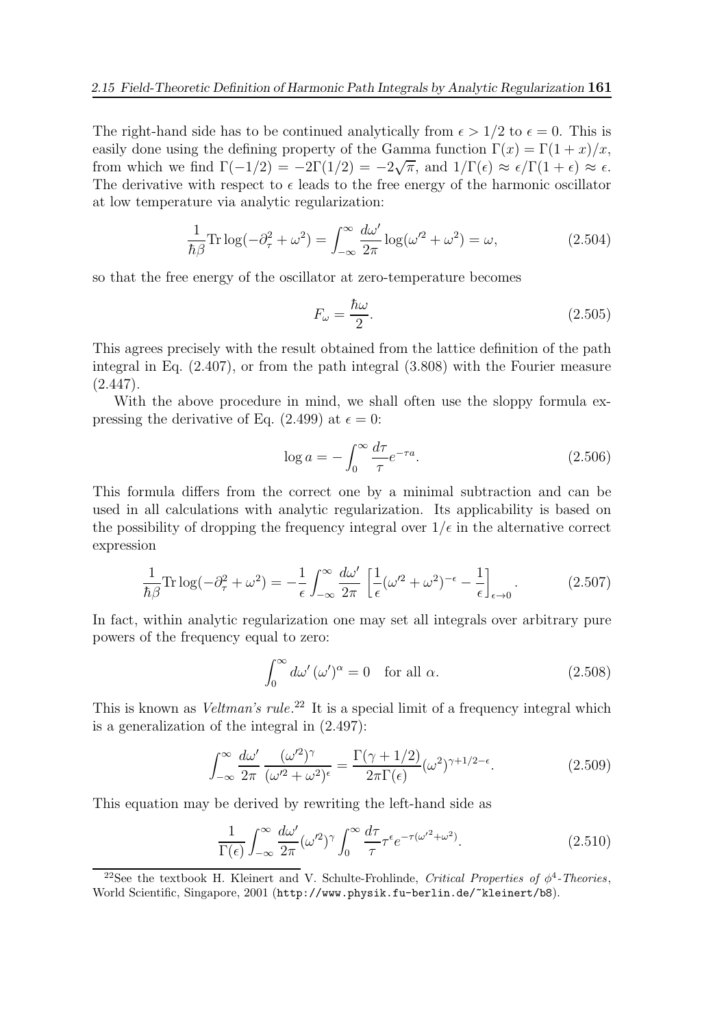The right-hand side has to be continued analytically from $\epsilon > 1/2$ to $\epsilon = 0$. This is easily done using the defining property of the Gamma function $\Gamma(x) = \Gamma(1+x)/x$, from which we find $\Gamma(-1/2) = -2\Gamma(1/2) = -2\sqrt{\pi}$, and $1/\Gamma(\epsilon) \approx \epsilon/\Gamma(1+\epsilon) \approx \epsilon$. The derivative with respect to $\epsilon$ leads to the free energy of the harmonic oscillator at low temperature via analytic regularization:

$$\frac{1}{\hbar\beta}\mathrm{Tr}\log(-\partial_\tau^2 + \omega^2) = \int_{-\infty}^{\infty} \frac{d\omega'}{2\pi} \log(\omega'^2 + \omega^2) = \omega, \tag{2.504}$$

so that the free energy of the oscillator at zero-temperature becomes

$$F_\omega = \frac{\hbar\omega}{2}. \tag{2.505}$$

This agrees precisely with the result obtained from the lattice definition of the path integral in Eq. (2.407), or from the path integral (3.808) with the Fourier measure (2.447).

With the above procedure in mind, we shall often use the sloppy formula expressing the derivative of Eq. (2.499) at $\epsilon = 0$:

$$\log a = -\int_0^\infty \frac{d\tau}{\tau} e^{-\tau a}. \tag{2.506}$$

This formula differs from the correct one by a minimal subtraction and can be used in all calculations with analytic regularization. Its applicability is based on the possibility of dropping the frequency integral over $1/\epsilon$ in the alternative correct expression

$$\frac{1}{\hbar\beta}\mathrm{Tr}\log(-\partial_\tau^2 + \omega^2) = -\frac{1}{\epsilon}\int_{-\infty}^{\infty} \frac{d\omega'}{2\pi} \left[\frac{1}{\epsilon}(\omega'^2 + \omega^2)^{-\epsilon} - \frac{1}{\epsilon}\right]_{\epsilon\to 0}. \tag{2.507}$$

In fact, within analytic regularization one may set all integrals over arbitrary pure powers of the frequency equal to zero:

$$\int_0^\infty d\omega' \, (\omega')^\alpha = 0 \quad \text{for all } \alpha. \tag{2.508}$$

This is known as *Veltman's rule*.[22] It is a special limit of a frequency integral which is a generalization of the integral in (2.497):

$$\int_{-\infty}^{\infty} \frac{d\omega'}{2\pi} \frac{(\omega'^2)^\gamma}{(\omega'^2 + \omega^2)^\epsilon} = \frac{\Gamma(\gamma + 1/2)}{2\pi\Gamma(\epsilon)} (\omega^2)^{\gamma + 1/2 - \epsilon}. \tag{2.509}$$

This equation may be derived by rewriting the left-hand side as

$$\frac{1}{\Gamma(\epsilon)}\int_{-\infty}^{\infty} \frac{d\omega'}{2\pi} (\omega'^2)^\gamma \int_0^\infty \frac{d\tau}{\tau} \tau^\epsilon e^{-\tau(\omega'^2 + \omega^2)}. \tag{2.510}$$

---

[22] See the textbook H. Kleinert and V. Schulte-Frohlinde, *Critical Properties of $\phi^4$-Theories*, World Scientific, Singapore, 2001 (http://www.physik.fu-berlin.de/~kleinert/b8).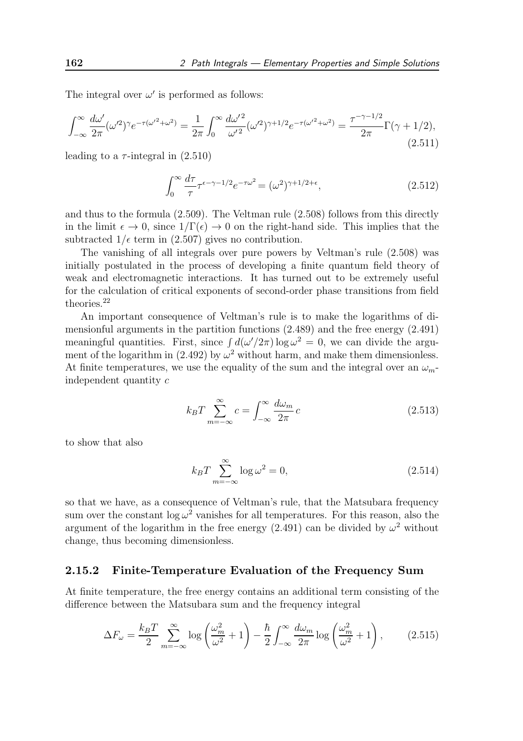The integral over $\omega'$ is performed as follows:

$$\int_{-\infty}^{\infty} \frac{d\omega'}{2\pi} (\omega'^2)^{\gamma} e^{-\tau(\omega'^2+\omega^2)} = \frac{1}{2\pi} \int_0^{\infty} \frac{d\omega'^2}{\omega'^2} (\omega'^2)^{\gamma+1/2} e^{-\tau(\omega'^2+\omega^2)} = \frac{\tau^{-\gamma-1/2}}{2\pi} \Gamma(\gamma+1/2), \tag{2.511}$$

leading to a $\tau$-integral in (2.510)

$$\int_0^{\infty} \frac{d\tau}{\tau} \tau^{\epsilon-\gamma-1/2} e^{-\tau\omega^2} = (\omega^2)^{\gamma+1/2+\epsilon}, \tag{2.512}$$

and thus to the formula (2.509). The Veltman rule (2.508) follows from this directly in the limit $\epsilon \to 0$, since $1/\Gamma(\epsilon) \to 0$ on the right-hand side. This implies that the subtracted $1/\epsilon$ term in (2.507) gives no contribution.

The vanishing of all integrals over pure powers by Veltman's rule (2.508) was initially postulated in the process of developing a finite quantum field theory of weak and electromagnetic interactions. It has turned out to be extremely useful for the calculation of critical exponents of second-order phase transitions from field theories.[22]

An important consequence of Veltman's rule is to make the logarithms of dimensionful arguments in the partition functions (2.489) and the free energy (2.491) meaningful quantities. First, since $\int d(\omega'/2\pi) \log \omega^2 = 0$, we can divide the argument of the logarithm in (2.492) by $\omega^2$ without harm, and make them dimensionless. At finite temperatures, we use the equality of the sum and the integral over an $\omega_m$-independent quantity $c$

$$k_B T \sum_{m=-\infty}^{\infty} c = \int_{-\infty}^{\infty} \frac{d\omega_m}{2\pi} c \tag{2.513}$$

to show that also

$$k_B T \sum_{m=-\infty}^{\infty} \log \omega^2 = 0, \tag{2.514}$$

so that we have, as a consequence of Veltman's rule, that the Matsubara frequency sum over the constant $\log \omega^2$ vanishes for all temperatures. For this reason, also the argument of the logarithm in the free energy (2.491) can be divided by $\omega^2$ without change, thus becoming dimensionless.

### 2.15.2 Finite-Temperature Evaluation of the Frequency Sum

At finite temperature, the free energy contains an additional term consisting of the difference between the Matsubara sum and the frequency integral

$$\Delta F_{\omega} = \frac{k_B T}{2} \sum_{m=-\infty}^{\infty} \log \left( \frac{\omega_m^2}{\omega^2} + 1 \right) - \frac{\hbar}{2} \int_{-\infty}^{\infty} \frac{d\omega_m}{2\pi} \log \left( \frac{\omega_m^2}{\omega^2} + 1 \right), \tag{2.515}$$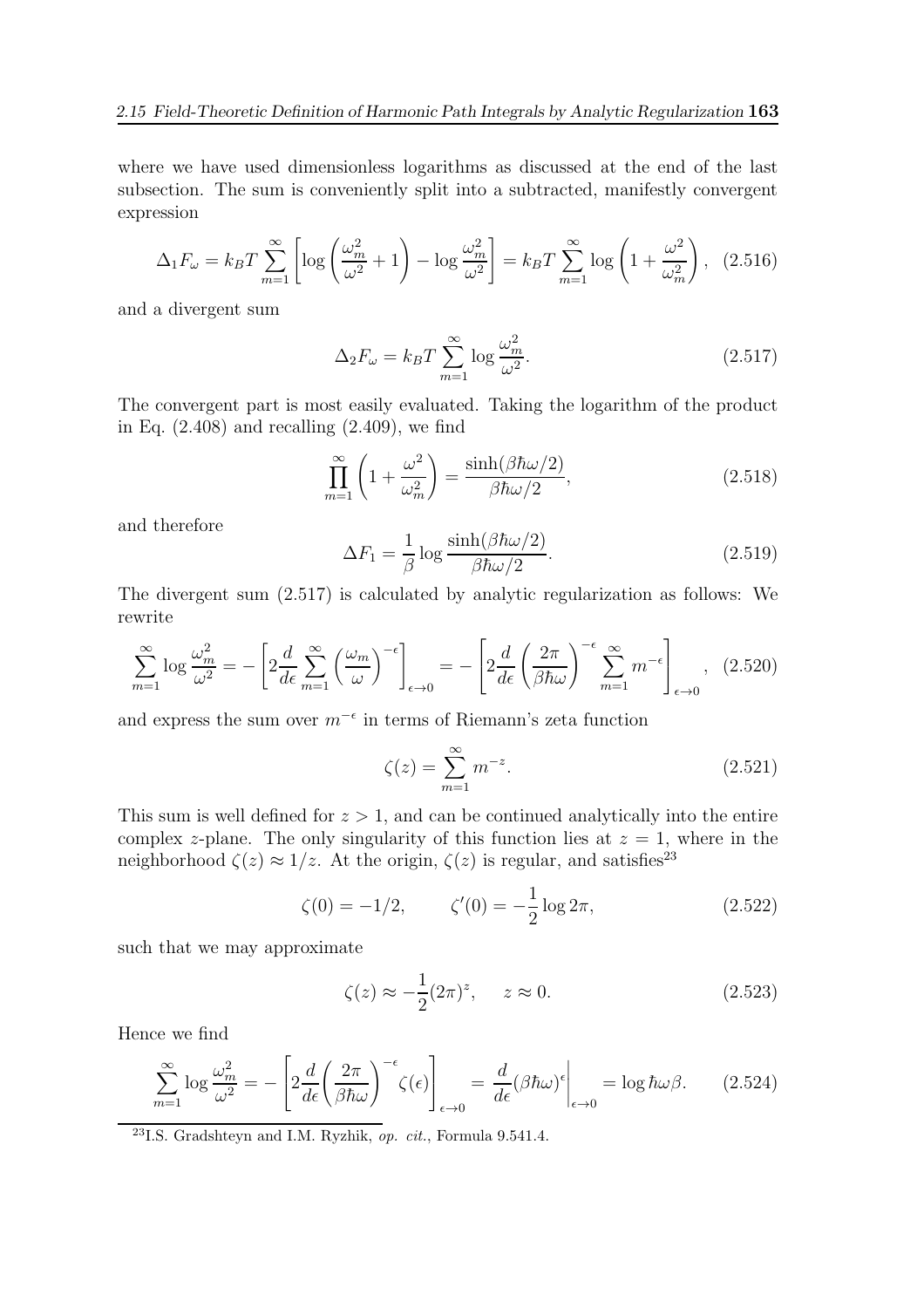where we have used dimensionless logarithms as discussed at the end of the last subsection. The sum is conveniently split into a subtracted, manifestly convergent expression

$$\Delta_1 F_\omega = k_B T \sum_{m=1}^{\infty} \left[ \log\left(\frac{\omega_m^2}{\omega^2}+1\right) - \log\frac{\omega_m^2}{\omega^2}\right] = k_B T \sum_{m=1}^{\infty} \log\left(1+\frac{\omega^2}{\omega_m^2}\right), \quad (2.516)$$

and a divergent sum

$$\Delta_2 F_\omega = k_B T \sum_{m=1}^{\infty} \log\frac{\omega_m^2}{\omega^2}. \quad (2.517)$$

The convergent part is most easily evaluated. Taking the logarithm of the product in Eq. (2.408) and recalling (2.409), we find

$$\prod_{m=1}^{\infty}\left(1+\frac{\omega^2}{\omega_m^2}\right) = \frac{\sinh(\beta\hbar\omega/2)}{\beta\hbar\omega/2}, \quad (2.518)$$

and therefore

$$\Delta F_1 = \frac{1}{\beta}\log\frac{\sinh(\beta\hbar\omega/2)}{\beta\hbar\omega/2}. \quad (2.519)$$

The divergent sum (2.517) is calculated by analytic regularization as follows: We rewrite

$$\sum_{m=1}^{\infty}\log\frac{\omega_m^2}{\omega^2} = -\left[2\frac{d}{d\epsilon}\sum_{m=1}^{\infty}\left(\frac{\omega_m}{\omega}\right)^{-\epsilon}\right]_{\epsilon\to 0} = -\left[2\frac{d}{d\epsilon}\left(\frac{2\pi}{\beta\hbar\omega}\right)^{-\epsilon}\sum_{m=1}^{\infty} m^{-\epsilon}\right]_{\epsilon\to 0}, \quad (2.520)$$

and express the sum over $m^{-\epsilon}$ in terms of Riemann's zeta function

$$\zeta(z) = \sum_{m=1}^{\infty} m^{-z}. \quad (2.521)$$

This sum is well defined for $z>1$, and can be continued analytically into the entire complex $z$-plane. The only singularity of this function lies at $z=1$, where in the neighborhood $\zeta(z)\approx 1/z$. At the origin, $\zeta(z)$ is regular, and satisfies[23]

$$\zeta(0) = -1/2, \qquad \zeta'(0) = -\frac{1}{2}\log 2\pi, \quad (2.522)$$

such that we may approximate

$$\zeta(z) \approx -\frac{1}{2}(2\pi)^z, \qquad z\approx 0. \quad (2.523)$$

Hence we find

$$\sum_{m=1}^{\infty}\log\frac{\omega_m^2}{\omega^2} = -\left[2\frac{d}{d\epsilon}\left(\frac{2\pi}{\beta\hbar\omega}\right)^{-\epsilon}\zeta(\epsilon)\right]_{\epsilon\to 0} = \left.\frac{d}{d\epsilon}(\beta\hbar\omega)^{\epsilon}\right|_{\epsilon\to 0} = \log\hbar\omega\beta. \quad (2.524)$$

[23] I.S. Gradshteyn and I.M. Ryzhik, *op. cit.*, Formula 9.541.4.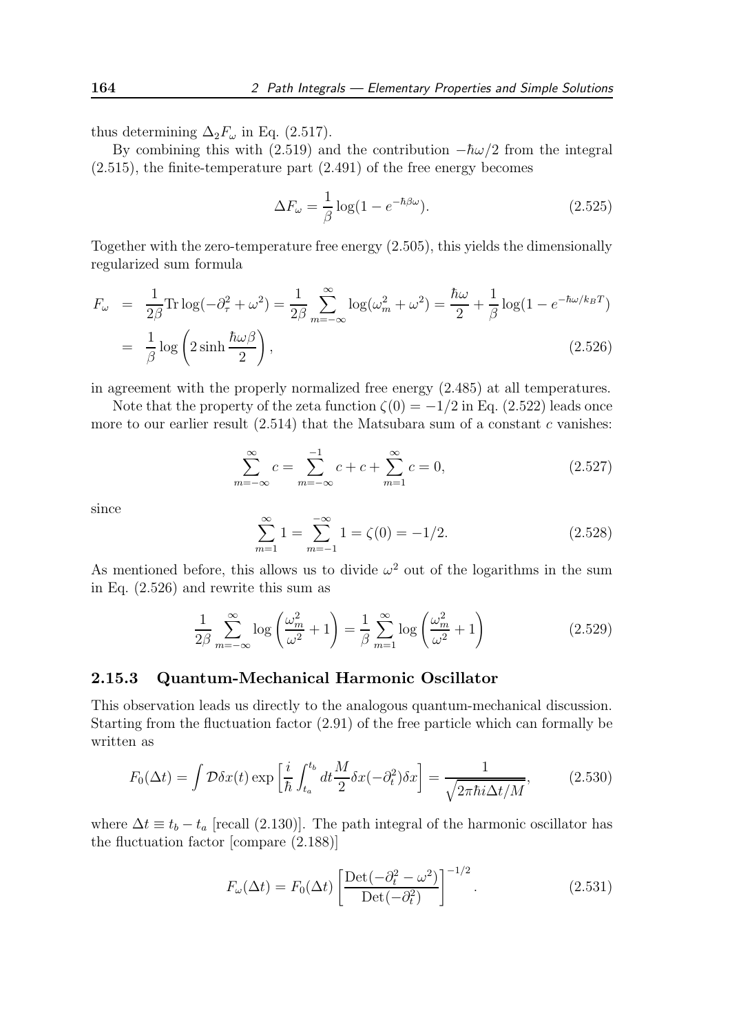thus determining $\Delta_2 F_\omega$ in Eq. (2.517).

By combining this with (2.519) and the contribution $-\hbar\omega/2$ from the integral (2.515), the finite-temperature part (2.491) of the free energy becomes

$$\Delta F_\omega = \frac{1}{\beta}\log(1 - e^{-\hbar\beta\omega}). \tag{2.525}$$

Together with the zero-temperature free energy (2.505), this yields the dimensionally regularized sum formula

$$\begin{aligned} F_\omega &= \frac{1}{2\beta}\mathrm{Tr}\log(-\partial_\tau^2 + \omega^2) = \frac{1}{2\beta}\sum_{m=-\infty}^{\infty}\log(\omega_m^2 + \omega^2) = \frac{\hbar\omega}{2} + \frac{1}{\beta}\log(1 - e^{-\hbar\omega/k_BT}) \\ &= \frac{1}{\beta}\log\left(2\sinh\frac{\hbar\omega\beta}{2}\right), \end{aligned} \tag{2.526}$$

in agreement with the properly normalized free energy (2.485) at all temperatures.

Note that the property of the zeta function $\zeta(0) = -1/2$ in Eq. (2.522) leads once more to our earlier result (2.514) that the Matsubara sum of a constant $c$ vanishes:

$$\sum_{m=-\infty}^{\infty} c = \sum_{m=-\infty}^{-1} c + c + \sum_{m=1}^{\infty} c = 0, \tag{2.527}$$

since

$$\sum_{m=1}^{\infty} 1 = \sum_{m=-1}^{-\infty} 1 = \zeta(0) = -1/2. \tag{2.528}$$

As mentioned before, this allows us to divide $\omega^2$ out of the logarithms in the sum in Eq. (2.526) and rewrite this sum as

$$\frac{1}{2\beta}\sum_{m=-\infty}^{\infty}\log\left(\frac{\omega_m^2}{\omega^2} + 1\right) = \frac{1}{\beta}\sum_{m=1}^{\infty}\log\left(\frac{\omega_m^2}{\omega^2} + 1\right) \tag{2.529}$$

### 2.15.3 Quantum-Mechanical Harmonic Oscillator

This observation leads us directly to the analogous quantum-mechanical discussion. Starting from the fluctuation factor (2.91) of the free particle which can formally be written as

$$F_0(\Delta t) = \int \mathcal{D}\delta x(t) \exp\left[\frac{i}{\hbar}\int_{t_a}^{t_b} dt \frac{M}{2}\delta x(-\partial_t^2)\delta x\right] = \frac{1}{\sqrt{2\pi\hbar i\Delta t/M}}, \tag{2.530}$$

where $\Delta t \equiv t_b - t_a$ [recall (2.130)]. The path integral of the harmonic oscillator has the fluctuation factor [compare (2.188)]

$$F_\omega(\Delta t) = F_0(\Delta t)\left[\frac{\mathrm{Det}(-\partial_t^2 - \omega^2)}{\mathrm{Det}(-\partial_t^2)}\right]^{-1/2}. \tag{2.531}$$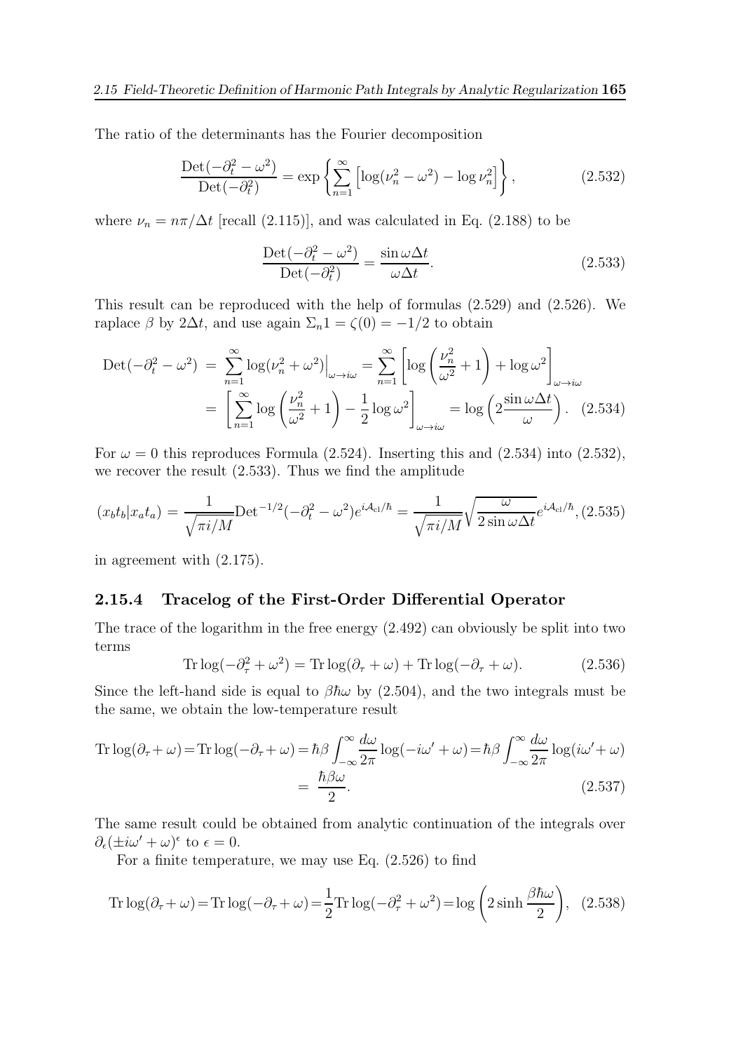The ratio of the determinants has the Fourier decomposition

$$\frac{\text{Det}(-\partial_t^2 - \omega^2)}{\text{Det}(-\partial_t^2)} = \exp\left\{\sum_{n=1}^{\infty}\left[\log(\nu_n^2 - \omega^2) - \log\nu_n^2\right]\right\}, \tag{2.532}$$

where $\nu_n = n\pi/\Delta t$ [recall (2.115)], and was calculated in Eq. (2.188) to be

$$\frac{\text{Det}(-\partial_t^2 - \omega^2)}{\text{Det}(-\partial_t^2)} = \frac{\sin\omega\Delta t}{\omega\Delta t}. \tag{2.533}$$

This result can be reproduced with the help of formulas (2.529) and (2.526). We raplace $\beta$ by $2\Delta t$, and use again $\Sigma_n 1 = \zeta(0) = -1/2$ to obtain

$$\begin{aligned}
\text{Det}(-\partial_t^2 - \omega^2) &= \sum_{n=1}^{\infty}\log(\nu_n^2 + \omega^2)\Big|_{\omega\to i\omega} = \sum_{n=1}^{\infty}\left[\log\left(\frac{\nu_n^2}{\omega^2} + 1\right) + \log\omega^2\right]_{\omega\to i\omega} \\
&= \left[\sum_{n=1}^{\infty}\log\left(\frac{\nu_n^2}{\omega^2} + 1\right) - \frac{1}{2}\log\omega^2\right]_{\omega\to i\omega} = \log\left(2\frac{\sin\omega\Delta t}{\omega}\right).
\end{aligned} \tag{2.534}$$

For $\omega = 0$ this reproduces Formula (2.524). Inserting this and (2.534) into (2.532), we recover the result (2.533). Thus we find the amplitude

$$(x_b t_b|x_a t_a) = \frac{1}{\sqrt{\pi i/M}}\text{Det}^{-1/2}(-\partial_t^2 - \omega^2)e^{i\mathcal{A}_{\text{cl}}/\hbar} = \frac{1}{\sqrt{\pi i/M}}\sqrt{\frac{\omega}{2\sin\omega\Delta t}}e^{i\mathcal{A}_{\text{cl}}/\hbar}, \tag{2.535}$$

in agreement with (2.175).

### 2.15.4 Tracelog of the First-Order Differential Operator

The trace of the logarithm in the free energy (2.492) can obviously be split into two terms

$$\text{Tr}\log(-\partial_\tau^2 + \omega^2) = \text{Tr}\log(\partial_\tau + \omega) + \text{Tr}\log(-\partial_\tau + \omega). \tag{2.536}$$

Since the left-hand side is equal to $\beta\hbar\omega$ by (2.504), and the two integrals must be the same, we obtain the low-temperature result

$$\begin{aligned}
\text{Tr}\log(\partial_\tau + \omega) = \text{Tr}\log(-\partial_\tau + \omega) &= \hbar\beta\int_{-\infty}^{\infty}\frac{d\omega}{2\pi}\log(-i\omega' + \omega) = \hbar\beta\int_{-\infty}^{\infty}\frac{d\omega}{2\pi}\log(i\omega' + \omega) \\
&= \frac{\hbar\beta\omega}{2}.
\end{aligned} \tag{2.537}$$

The same result could be obtained from analytic continuation of the integrals over $\partial_\epsilon(\pm i\omega' + \omega)^\epsilon$ to $\epsilon = 0$.

For a finite temperature, we may use Eq. (2.526) to find

$$\text{Tr}\log(\partial_\tau + \omega) = \text{Tr}\log(-\partial_\tau + \omega) = \frac{1}{2}\text{Tr}\log(-\partial_\tau^2 + \omega^2) = \log\left(2\sinh\frac{\beta\hbar\omega}{2}\right), \tag{2.538}$$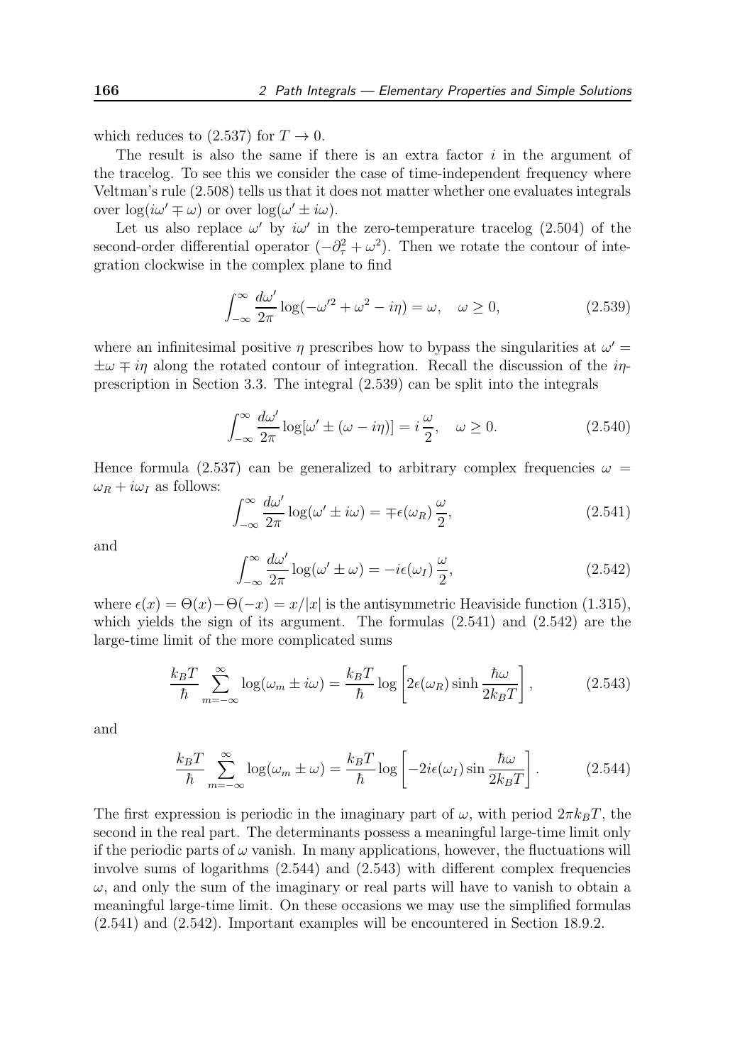which reduces to (2.537) for $T \to 0$.

The result is also the same if there is an extra factor $i$ in the argument of the tracelog. To see this we consider the case of time-independent frequency where Veltman's rule (2.508) tells us that it does not matter whether one evaluates integrals over $\log(i\omega' \mp \omega)$ or over $\log(\omega' \pm i\omega)$.

Let us also replace $\omega'$ by $i\omega'$ in the zero-temperature tracelog (2.504) of the second-order differential operator $(-\partial_\tau^2 + \omega^2)$. Then we rotate the contour of integration clockwise in the complex plane to find

$$\int_{-\infty}^{\infty} \frac{d\omega'}{2\pi} \log(-\omega'^2 + \omega^2 - i\eta) = \omega, \quad \omega \geq 0, \tag{2.539}$$

where an infinitesimal positive $\eta$ prescribes how to bypass the singularities at $\omega' = \pm\omega \mp i\eta$ along the rotated contour of integration. Recall the discussion of the $i\eta$-prescription in Section 3.3. The integral (2.539) can be split into the integrals

$$\int_{-\infty}^{\infty} \frac{d\omega'}{2\pi} \log[\omega' \pm (\omega - i\eta)] = i\,\frac{\omega}{2}, \quad \omega \geq 0. \tag{2.540}$$

Hence formula (2.537) can be generalized to arbitrary complex frequencies $\omega = \omega_R + i\omega_I$ as follows:

$$\int_{-\infty}^{\infty} \frac{d\omega'}{2\pi} \log(\omega' \pm i\omega) = \mp\epsilon(\omega_R)\,\frac{\omega}{2}, \tag{2.541}$$

and

$$\int_{-\infty}^{\infty} \frac{d\omega'}{2\pi} \log(\omega' \pm \omega) = -i\epsilon(\omega_I)\,\frac{\omega}{2}, \tag{2.542}$$

where $\epsilon(x) = \Theta(x) - \Theta(-x) = x/|x|$ is the antisymmetric Heaviside function (1.315), which yields the sign of its argument. The formulas (2.541) and (2.542) are the large-time limit of the more complicated sums

$$\frac{k_BT}{\hbar} \sum_{m=-\infty}^{\infty} \log(\omega_m \pm i\omega) = \frac{k_BT}{\hbar} \log\left[2\epsilon(\omega_R) \sinh\frac{\hbar\omega}{2k_BT}\right], \tag{2.543}$$

and

$$\frac{k_BT}{\hbar} \sum_{m=-\infty}^{\infty} \log(\omega_m \pm \omega) = \frac{k_BT}{\hbar} \log\left[-2i\epsilon(\omega_I) \sin\frac{\hbar\omega}{2k_BT}\right]. \tag{2.544}$$

The first expression is periodic in the imaginary part of $\omega$, with period $2\pi k_BT$, the second in the real part. The determinants possess a meaningful large-time limit only if the periodic parts of $\omega$ vanish. In many applications, however, the fluctuations will involve sums of logarithms (2.544) and (2.543) with different complex frequencies $\omega$, and only the sum of the imaginary or real parts will have to vanish to obtain a meaningful large-time limit. On these occasions we may use the simplified formulas (2.541) and (2.542). Important examples will be encountered in Section 18.9.2.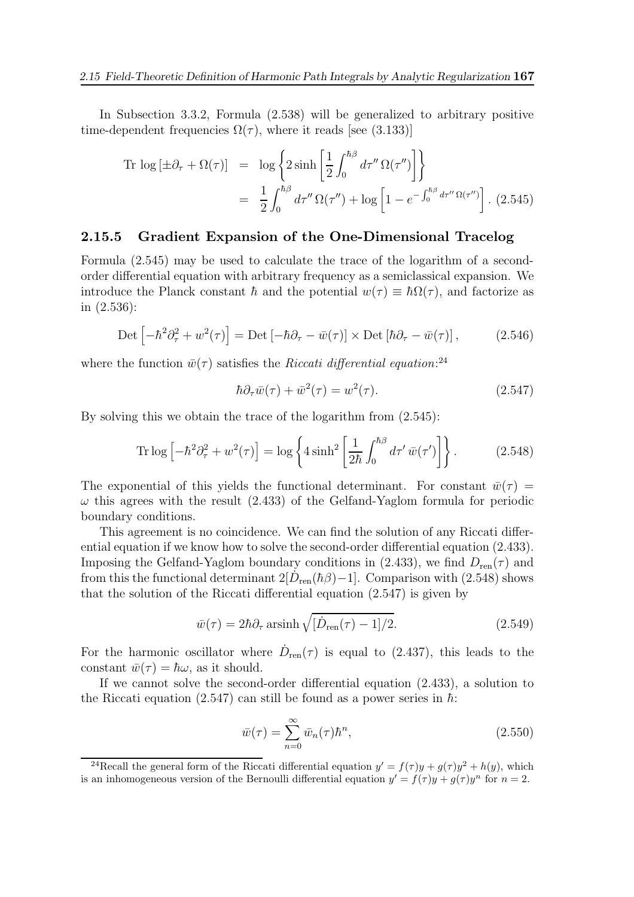In Subsection 3.3.2, Formula (2.538) will be generalized to arbitrary positive time-dependent frequencies $\Omega(\tau)$, where it reads [see (3.133)]

$$
\begin{aligned}
\text{Tr}\,\log\left[\pm\partial_\tau + \Omega(\tau)\right] &= \log\left\{2\sinh\left[\frac{1}{2}\int_0^{\hbar\beta} d\tau''\,\Omega(\tau'')\right]\right\} \\
&= \frac{1}{2}\int_0^{\hbar\beta} d\tau''\,\Omega(\tau'') + \log\left[1 - e^{-\int_0^{\hbar\beta} d\tau''\,\Omega(\tau'')}\right]. \quad (2.545)
\end{aligned}
$$

### 2.15.5 Gradient Expansion of the One-Dimensional Tracelog

Formula (2.545) may be used to calculate the trace of the logarithm of a second-order differential equation with arbitrary frequency as a semiclassical expansion. We introduce the Planck constant $\hbar$ and the potential $w(\tau) \equiv \hbar\Omega(\tau)$, and factorize as in (2.536):

$$
\text{Det}\left[-\hbar^2\partial_\tau^2 + w^2(\tau)\right] = \text{Det}\left[-\hbar\partial_\tau - \bar{w}(\tau)\right] \times \text{Det}\left[\hbar\partial_\tau - \bar{w}(\tau)\right], \qquad (2.546)
$$

where the function $\bar{w}(\tau)$ satisfies the *Riccati differential equation*:[24]

$$
\hbar\partial_\tau \bar{w}(\tau) + \bar{w}^2(\tau) = w^2(\tau). \qquad (2.547)
$$

By solving this we obtain the trace of the logarithm from (2.545):

$$
\text{Tr}\log\left[-\hbar^2\partial_\tau^2 + w^2(\tau)\right] = \log\left\{4\sinh^2\left[\frac{1}{2\hbar}\int_0^{\hbar\beta} d\tau'\,\bar{w}(\tau')\right]\right\}. \qquad (2.548)
$$

The exponential of this yields the functional determinant. For constant $\bar{w}(\tau) = \omega$ this agrees with the result (2.433) of the Gelfand-Yaglom formula for periodic boundary conditions.

This agreement is no coincidence. We can find the solution of any Riccati differential equation if we know how to solve the second-order differential equation (2.433). Imposing the Gelfand-Yaglom boundary conditions in (2.433), we find $D_{\text{ren}}(\tau)$ and from this the functional determinant $2[\dot{D}_{\text{ren}}(\hbar\beta)-1]$. Comparison with (2.548) shows that the solution of the Riccati differential equation (2.547) is given by

$$
\bar{w}(\tau) = 2\hbar\partial_\tau\,\text{arsinh}\sqrt{[\dot{D}_{\text{ren}}(\tau) - 1]/2}. \qquad (2.549)
$$

For the harmonic oscillator where $\dot{D}_{\text{ren}}(\tau)$ is equal to (2.437), this leads to the constant $\bar{w}(\tau) = \hbar\omega$, as it should.

If we cannot solve the second-order differential equation (2.433), a solution to the Riccati equation (2.547) can still be found as a power series in $\hbar$:

$$
\bar{w}(\tau) = \sum_{n=0}^{\infty} \bar{w}_n(\tau)\hbar^n, \qquad (2.550)
$$

[24] Recall the general form of the Riccati differential equation $y' = f(\tau)y + g(\tau)y^2 + h(y)$, which is an inhomogeneous version of the Bernoulli differential equation $y' = f(\tau)y + g(\tau)y^n$ for $n = 2$.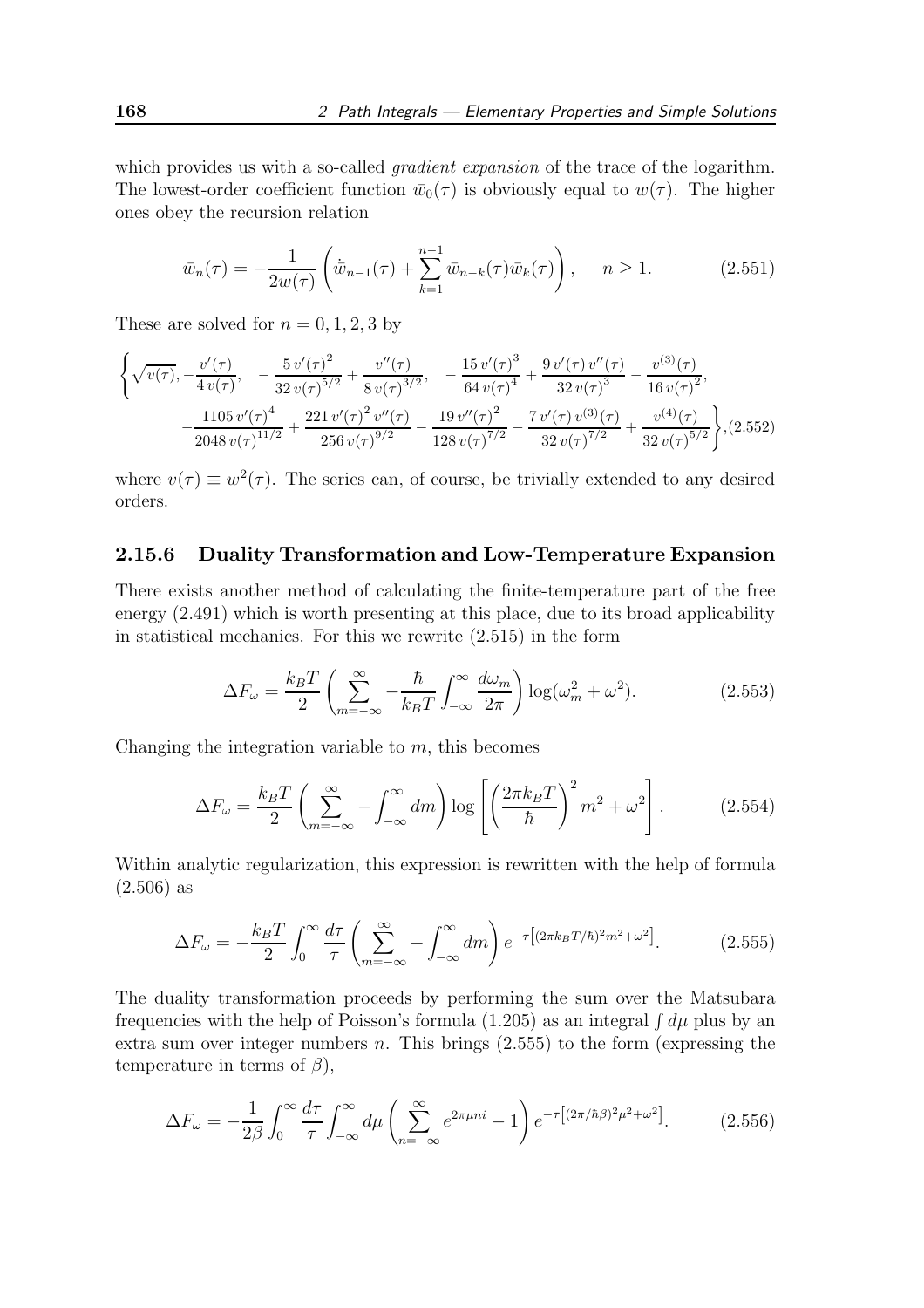which provides us with a so-called *gradient expansion* of the trace of the logarithm. The lowest-order coefficient function $\bar{w}_0(\tau)$ is obviously equal to $w(\tau)$. The higher ones obey the recursion relation

$$\bar{w}_n(\tau) = -\frac{1}{2w(\tau)}\left(\dot{\bar{w}}_{n-1}(\tau) + \sum_{k=1}^{n-1}\bar{w}_{n-k}(\tau)\bar{w}_k(\tau)\right), \qquad n \geq 1. \tag{2.551}$$

These are solved for $n = 0, 1, 2, 3$ by

$$\left\{\sqrt{v(\tau)}, -\frac{v'(\tau)}{4\,v(\tau)}, \quad -\frac{5\,v'(\tau)^2}{32\,v(\tau)^{5/2}} + \frac{v''(\tau)}{8\,v(\tau)^{3/2}}, \quad -\frac{15\,v'(\tau)^3}{64\,v(\tau)^4} + \frac{9\,v'(\tau)\,v''(\tau)}{32\,v(\tau)^3} - \frac{v^{(3)}(\tau)}{16\,v(\tau)^2}, \right.$$
$$\left. -\frac{1105\,v'(\tau)^4}{2048\,v(\tau)^{11/2}} + \frac{221\,v'(\tau)^2\,v''(\tau)}{256\,v(\tau)^{9/2}} - \frac{19\,v''(\tau)^2}{128\,v(\tau)^{7/2}} - \frac{7\,v'(\tau)\,v^{(3)}(\tau)}{32\,v(\tau)^{7/2}} + \frac{v^{(4)}(\tau)}{32\,v(\tau)^{5/2}}\right\}, \tag{2.552}$$

where $v(\tau) \equiv w^2(\tau)$. The series can, of course, be trivially extended to any desired orders.

### 2.15.6 Duality Transformation and Low-Temperature Expansion

There exists another method of calculating the finite-temperature part of the free energy (2.491) which is worth presenting at this place, due to its broad applicability in statistical mechanics. For this we rewrite (2.515) in the form

$$\Delta F_\omega = \frac{k_B T}{2}\left(\sum_{m=-\infty}^{\infty} - \frac{\hbar}{k_B T}\int_{-\infty}^{\infty}\frac{d\omega_m}{2\pi}\right)\log(\omega_m^2 + \omega^2). \tag{2.553}$$

Changing the integration variable to $m$, this becomes

$$\Delta F_\omega = \frac{k_B T}{2}\left(\sum_{m=-\infty}^{\infty} - \int_{-\infty}^{\infty} dm\right)\log\left[\left(\frac{2\pi k_B T}{\hbar}\right)^2 m^2 + \omega^2\right]. \tag{2.554}$$

Within analytic regularization, this expression is rewritten with the help of formula (2.506) as

$$\Delta F_\omega = -\frac{k_B T}{2}\int_0^\infty \frac{d\tau}{\tau}\left(\sum_{m=-\infty}^{\infty} - \int_{-\infty}^{\infty} dm\right)e^{-\tau\left[(2\pi k_B T/\hbar)^2 m^2 + \omega^2\right]}. \tag{2.555}$$

The duality transformation proceeds by performing the sum over the Matsubara frequencies with the help of Poisson's formula (1.205) as an integral $\int d\mu$ plus by an extra sum over integer numbers $n$. This brings (2.555) to the form (expressing the temperature in terms of $\beta$),

$$\Delta F_\omega = -\frac{1}{2\beta}\int_0^\infty \frac{d\tau}{\tau}\int_{-\infty}^{\infty} d\mu\left(\sum_{n=-\infty}^{\infty} e^{2\pi\mu n i} - 1\right)e^{-\tau\left[(2\pi/\hbar\beta)^2\mu^2 + \omega^2\right]}. \tag{2.556}$$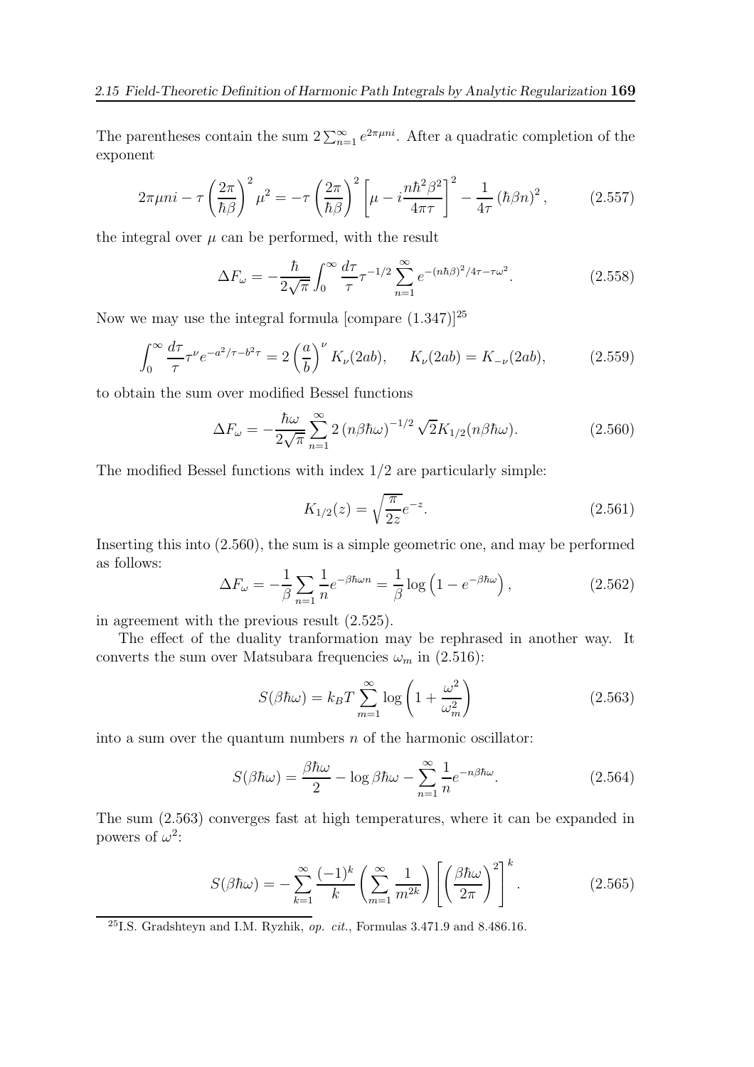The parentheses contain the sum $2\sum_{n=1}^{\infty} e^{2\pi\mu ni}$. After a quadratic completion of the exponent

$$2\pi\mu ni - \tau\left(\frac{2\pi}{\hbar\beta}\right)^2\mu^2 = -\tau\left(\frac{2\pi}{\hbar\beta}\right)^2\left[\mu - i\frac{n\hbar^2\beta^2}{4\pi\tau}\right]^2 - \frac{1}{4\tau}\left(\hbar\beta n\right)^2, \tag{2.557}$$

the integral over $\mu$ can be performed, with the result

$$\Delta F_\omega = -\frac{\hbar}{2\sqrt{\pi}}\int_0^\infty \frac{d\tau}{\tau}\tau^{-1/2}\sum_{n=1}^{\infty} e^{-(n\hbar\beta)^2/4\tau - \tau\omega^2}. \tag{2.558}$$

Now we may use the integral formula [compare (1.347)][25]

$$\int_0^\infty \frac{d\tau}{\tau}\tau^\nu e^{-a^2/\tau - b^2\tau} = 2\left(\frac{a}{b}\right)^\nu K_\nu(2ab), \qquad K_\nu(2ab) = K_{-\nu}(2ab), \tag{2.559}$$

to obtain the sum over modified Bessel functions

$$\Delta F_\omega = -\frac{\hbar\omega}{2\sqrt{\pi}}\sum_{n=1}^{\infty} 2\left(n\beta\hbar\omega\right)^{-1/2}\sqrt{2}K_{1/2}(n\beta\hbar\omega). \tag{2.560}$$

The modified Bessel functions with index 1/2 are particularly simple:

$$K_{1/2}(z) = \sqrt{\frac{\pi}{2z}}e^{-z}. \tag{2.561}$$

Inserting this into (2.560), the sum is a simple geometric one, and may be performed as follows:

$$\Delta F_\omega = -\frac{1}{\beta}\sum_{n=1}\frac{1}{n}e^{-\beta\hbar\omega n} = \frac{1}{\beta}\log\left(1 - e^{-\beta\hbar\omega}\right), \tag{2.562}$$

in agreement with the previous result (2.525).

The effect of the duality tranformation may be rephrased in another way. It converts the sum over Matsubara frequencies $\omega_m$ in (2.516):

$$S(\beta\hbar\omega) = k_B T\sum_{m=1}^{\infty}\log\left(1 + \frac{\omega^2}{\omega_m^2}\right) \tag{2.563}$$

into a sum over the quantum numbers $n$ of the harmonic oscillator:

$$S(\beta\hbar\omega) = \frac{\beta\hbar\omega}{2} - \log\beta\hbar\omega - \sum_{n=1}^{\infty}\frac{1}{n}e^{-n\beta\hbar\omega}. \tag{2.564}$$

The sum (2.563) converges fast at high temperatures, where it can be expanded in powers of $\omega^2$:

$$S(\beta\hbar\omega) = -\sum_{k=1}^{\infty}\frac{(-1)^k}{k}\left(\sum_{m=1}^{\infty}\frac{1}{m^{2k}}\right)\left[\left(\frac{\beta\hbar\omega}{2\pi}\right)^2\right]^k. \tag{2.565}$$

---

[25] I.S. Gradshteyn and I.M. Ryzhik, *op. cit.*, Formulas 3.471.9 and 8.486.16.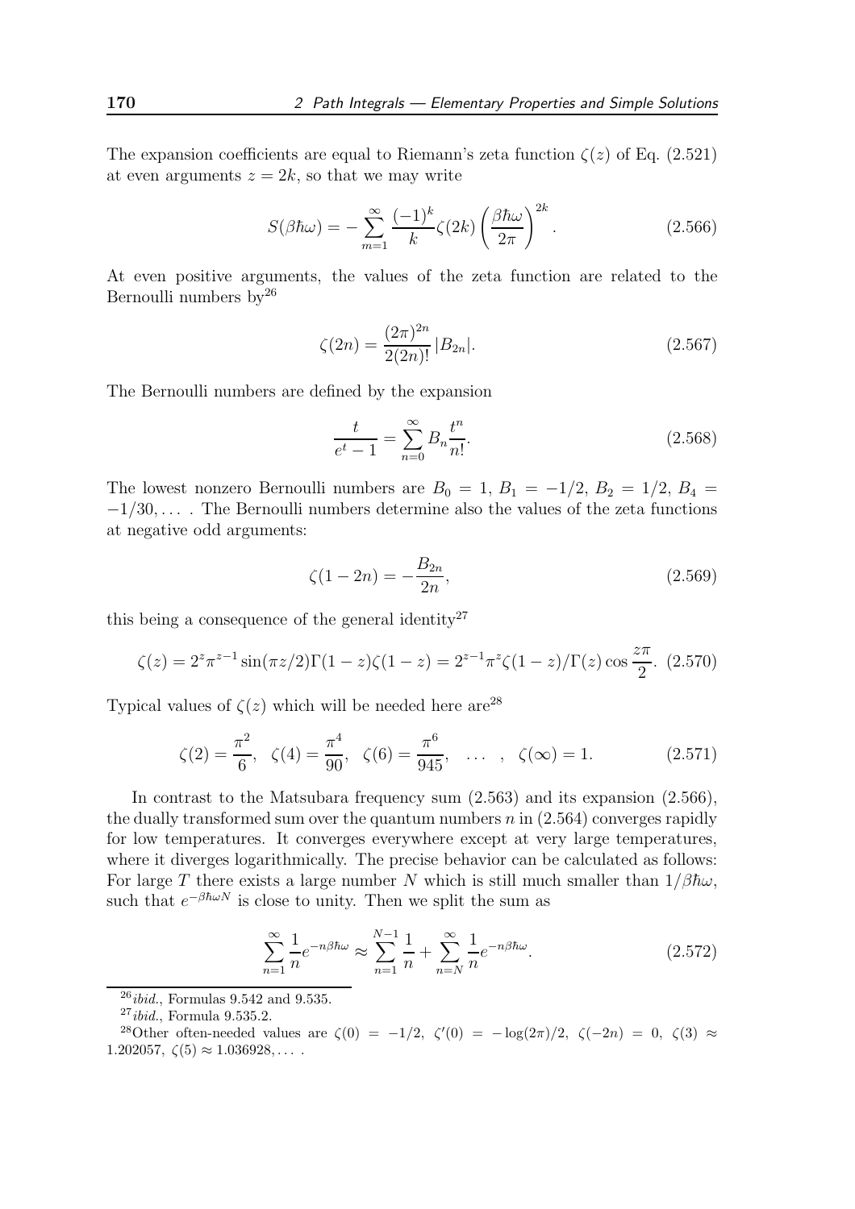The expansion coefficients are equal to Riemann's zeta function $\zeta(z)$ of Eq. (2.521) at even arguments $z = 2k$, so that we may write

$$S(\beta\hbar\omega) = -\sum_{m=1}^{\infty} \frac{(-1)^k}{k} \zeta(2k) \left(\frac{\beta\hbar\omega}{2\pi}\right)^{2k}. \tag{2.566}$$

At even positive arguments, the values of the zeta function are related to the Bernoulli numbers by[26]

$$\zeta(2n) = \frac{(2\pi)^{2n}}{2(2n)!} |B_{2n}|. \tag{2.567}$$

The Bernoulli numbers are defined by the expansion

$$\frac{t}{e^t - 1} = \sum_{n=0}^{\infty} B_n \frac{t^n}{n!}. \tag{2.568}$$

The lowest nonzero Bernoulli numbers are $B_0 = 1$, $B_1 = -1/2$, $B_2 = 1/2$, $B_4 = -1/30, \dots$ . The Bernoulli numbers determine also the values of the zeta functions at negative odd arguments:

$$\zeta(1 - 2n) = -\frac{B_{2n}}{2n}, \tag{2.569}$$

this being a consequence of the general identity[27]

$$\zeta(z) = 2^z \pi^{z-1} \sin(\pi z/2) \Gamma(1-z) \zeta(1-z) = 2^{z-1} \pi^z \zeta(1-z) / \Gamma(z) \cos\frac{z\pi}{2}. \tag{2.570}$$

Typical values of $\zeta(z)$ which will be needed here are[28]

$$\zeta(2) = \frac{\pi^2}{6}, \quad \zeta(4) = \frac{\pi^4}{90}, \quad \zeta(6) = \frac{\pi^6}{945}, \quad \dots \quad , \quad \zeta(\infty) = 1. \tag{2.571}$$

In contrast to the Matsubara frequency sum (2.563) and its expansion (2.566), the dually transformed sum over the quantum numbers $n$ in (2.564) converges rapidly for low temperatures. It converges everywhere except at very large temperatures, where it diverges logarithmically. The precise behavior can be calculated as follows: For large $T$ there exists a large number $N$ which is still much smaller than $1/\beta\hbar\omega$, such that $e^{-\beta\hbar\omega N}$ is close to unity. Then we split the sum as

$$\sum_{n=1}^{\infty} \frac{1}{n} e^{-n\beta\hbar\omega} \approx \sum_{n=1}^{N-1} \frac{1}{n} + \sum_{n=N}^{\infty} \frac{1}{n} e^{-n\beta\hbar\omega}. \tag{2.572}$$

---

[26] *ibid.*, Formulas 9.542 and 9.535.

[27] *ibid.*, Formula 9.535.2.

[28] Other often-needed values are $\zeta(0) = -1/2$, $\zeta'(0) = -\log(2\pi)/2$, $\zeta(-2n) = 0$, $\zeta(3) \approx 1.202057$, $\zeta(5) \approx 1.036928, \dots$ .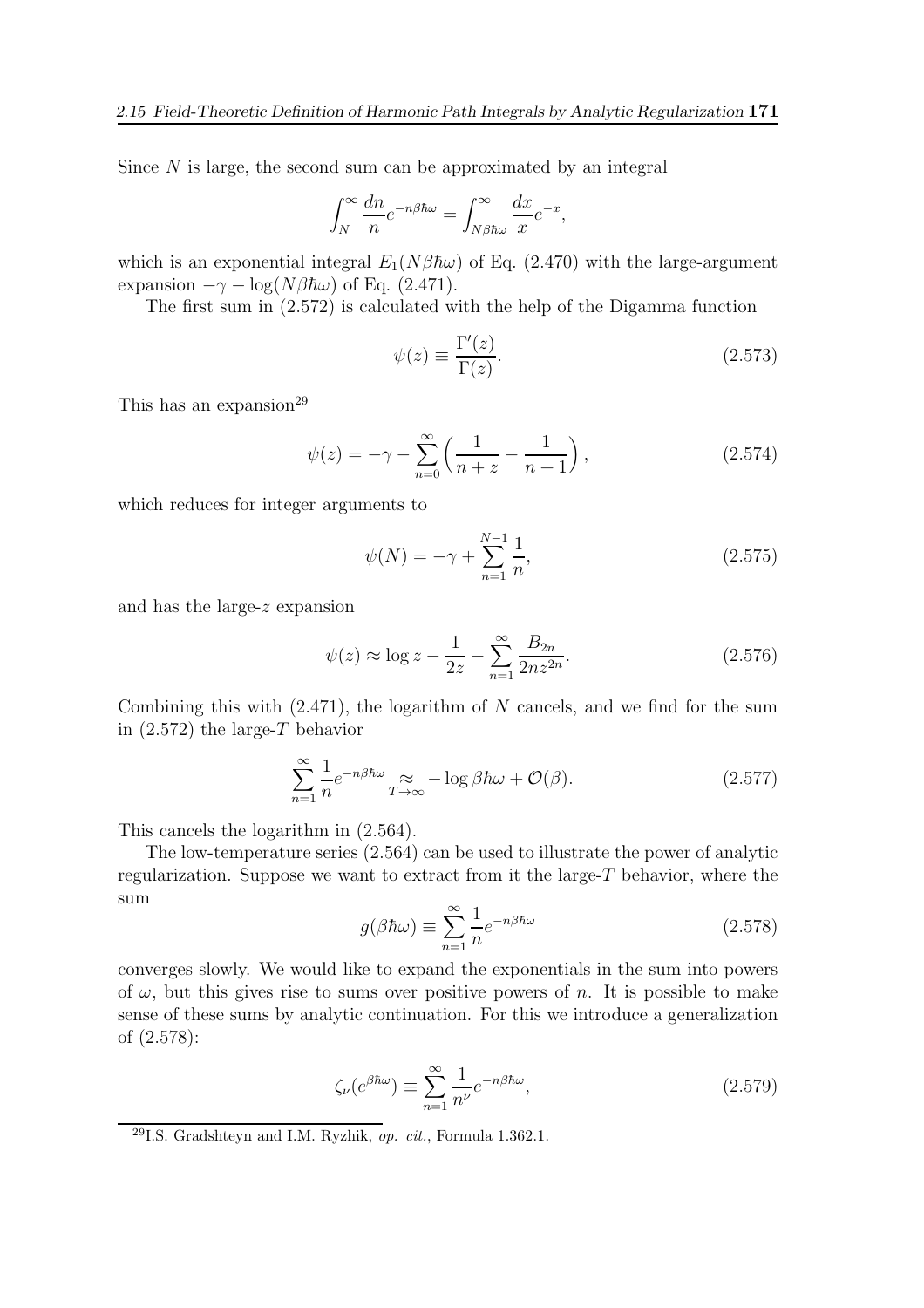Since $N$ is large, the second sum can be approximated by an integral

$$\int_N^\infty \frac{dn}{n} e^{-n\beta\hbar\omega} = \int_{N\beta\hbar\omega}^\infty \frac{dx}{x} e^{-x},$$

which is an exponential integral $E_1(N\beta\hbar\omega)$ of Eq. (2.470) with the large-argument expansion $-\gamma - \log(N\beta\hbar\omega)$ of Eq. (2.471).

The first sum in (2.572) is calculated with the help of the Digamma function

$$\psi(z) \equiv \frac{\Gamma'(z)}{\Gamma(z)}. \tag{2.573}$$

This has an expansion[29]

$$\psi(z) = -\gamma - \sum_{n=0}^\infty \left( \frac{1}{n+z} - \frac{1}{n+1} \right), \tag{2.574}$$

which reduces for integer arguments to

$$\psi(N) = -\gamma + \sum_{n=1}^{N-1} \frac{1}{n}, \tag{2.575}$$

and has the large-$z$ expansion

$$\psi(z) \approx \log z - \frac{1}{2z} - \sum_{n=1}^\infty \frac{B_{2n}}{2nz^{2n}}. \tag{2.576}$$

Combining this with (2.471), the logarithm of $N$ cancels, and we find for the sum in (2.572) the large-$T$ behavior

$$\sum_{n=1}^\infty \frac{1}{n} e^{-n\beta\hbar\omega} \underset{T\to\infty}{\approx} -\log \beta\hbar\omega + \mathcal{O}(\beta). \tag{2.577}$$

This cancels the logarithm in (2.564).

The low-temperature series (2.564) can be used to illustrate the power of analytic regularization. Suppose we want to extract from it the large-$T$ behavior, where the sum

$$g(\beta\hbar\omega) \equiv \sum_{n=1}^\infty \frac{1}{n} e^{-n\beta\hbar\omega} \tag{2.578}$$

converges slowly. We would like to expand the exponentials in the sum into powers of $\omega$, but this gives rise to sums over positive powers of $n$. It is possible to make sense of these sums by analytic continuation. For this we introduce a generalization of (2.578):

$$\zeta_\nu(e^{\beta\hbar\omega}) \equiv \sum_{n=1}^\infty \frac{1}{n^\nu} e^{-n\beta\hbar\omega}, \tag{2.579}$$

---

[29] I.S. Gradshteyn and I.M. Ryzhik, *op. cit.*, Formula 1.362.1.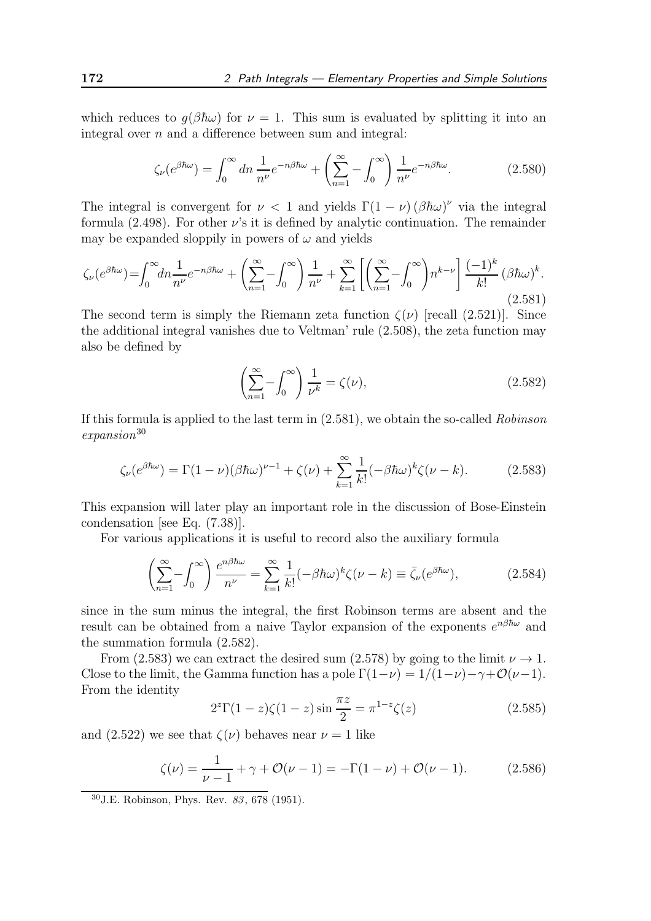which reduces to $g(\beta\hbar\omega)$ for $\nu = 1$. This sum is evaluated by splitting it into an integral over $n$ and a difference between sum and integral:

$$\zeta_\nu(e^{\beta\hbar\omega}) = \int_0^\infty dn\, \frac{1}{n^\nu} e^{-n\beta\hbar\omega} + \left(\sum_{n=1}^\infty - \int_0^\infty\right) \frac{1}{n^\nu} e^{-n\beta\hbar\omega}. \tag{2.580}$$

The integral is convergent for $\nu < 1$ and yields $\Gamma(1-\nu)\,(\beta\hbar\omega)^\nu$ via the integral formula (2.498). For other $\nu$'s it is defined by analytic continuation. The remainder may be expanded sloppily in powers of $\omega$ and yields

$$\zeta_\nu(e^{\beta\hbar\omega}) = \int_0^\infty dn \frac{1}{n^\nu} e^{-n\beta\hbar\omega} + \left(\sum_{n=1}^\infty - \int_0^\infty\right) \frac{1}{n^\nu} + \sum_{k=1}^\infty \left[\left(\sum_{n=1}^\infty - \int_0^\infty\right) n^{k-\nu}\right] \frac{(-1)^k}{k!} (\beta\hbar\omega)^k. \tag{2.581}$$

The second term is simply the Riemann zeta function $\zeta(\nu)$ [recall (2.521)]. Since the additional integral vanishes due to Veltman' rule (2.508), the zeta function may also be defined by

$$\left(\sum_{n=1}^\infty - \int_0^\infty\right) \frac{1}{\nu^k} = \zeta(\nu), \tag{2.582}$$

If this formula is applied to the last term in (2.581), we obtain the so-called *Robinson expansion*[30]

$$\zeta_\nu(e^{\beta\hbar\omega}) = \Gamma(1-\nu)(\beta\hbar\omega)^{\nu-1} + \zeta(\nu) + \sum_{k=1}^\infty \frac{1}{k!}(-\beta\hbar\omega)^k \zeta(\nu-k). \tag{2.583}$$

This expansion will later play an important role in the discussion of Bose-Einstein condensation [see Eq. (7.38)].

For various applications it is useful to record also the auxiliary formula

$$\left(\sum_{n=1}^\infty - \int_0^\infty\right) \frac{e^{n\beta\hbar\omega}}{n^\nu} = \sum_{k=1}^\infty \frac{1}{k!}(-\beta\hbar\omega)^k \zeta(\nu-k) \equiv \bar{\zeta}_\nu(e^{\beta\hbar\omega}), \tag{2.584}$$

since in the sum minus the integral, the first Robinson terms are absent and the result can be obtained from a naive Taylor expansion of the exponents $e^{n\beta\hbar\omega}$ and the summation formula (2.582).

From (2.583) we can extract the desired sum (2.578) by going to the limit $\nu \to 1$. Close to the limit, the Gamma function has a pole $\Gamma(1-\nu) = 1/(1-\nu) - \gamma + \mathcal{O}(\nu-1)$. From the identity

$$2^z \Gamma(1-z)\zeta(1-z)\sin\frac{\pi z}{2} = \pi^{1-z}\zeta(z) \tag{2.585}$$

and (2.522) we see that $\zeta(\nu)$ behaves near $\nu = 1$ like

$$\zeta(\nu) = \frac{1}{\nu-1} + \gamma + \mathcal{O}(\nu-1) = -\Gamma(1-\nu) + \mathcal{O}(\nu-1). \tag{2.586}$$

---

[30] J.E. Robinson, Phys. Rev. *83*, 678 (1951).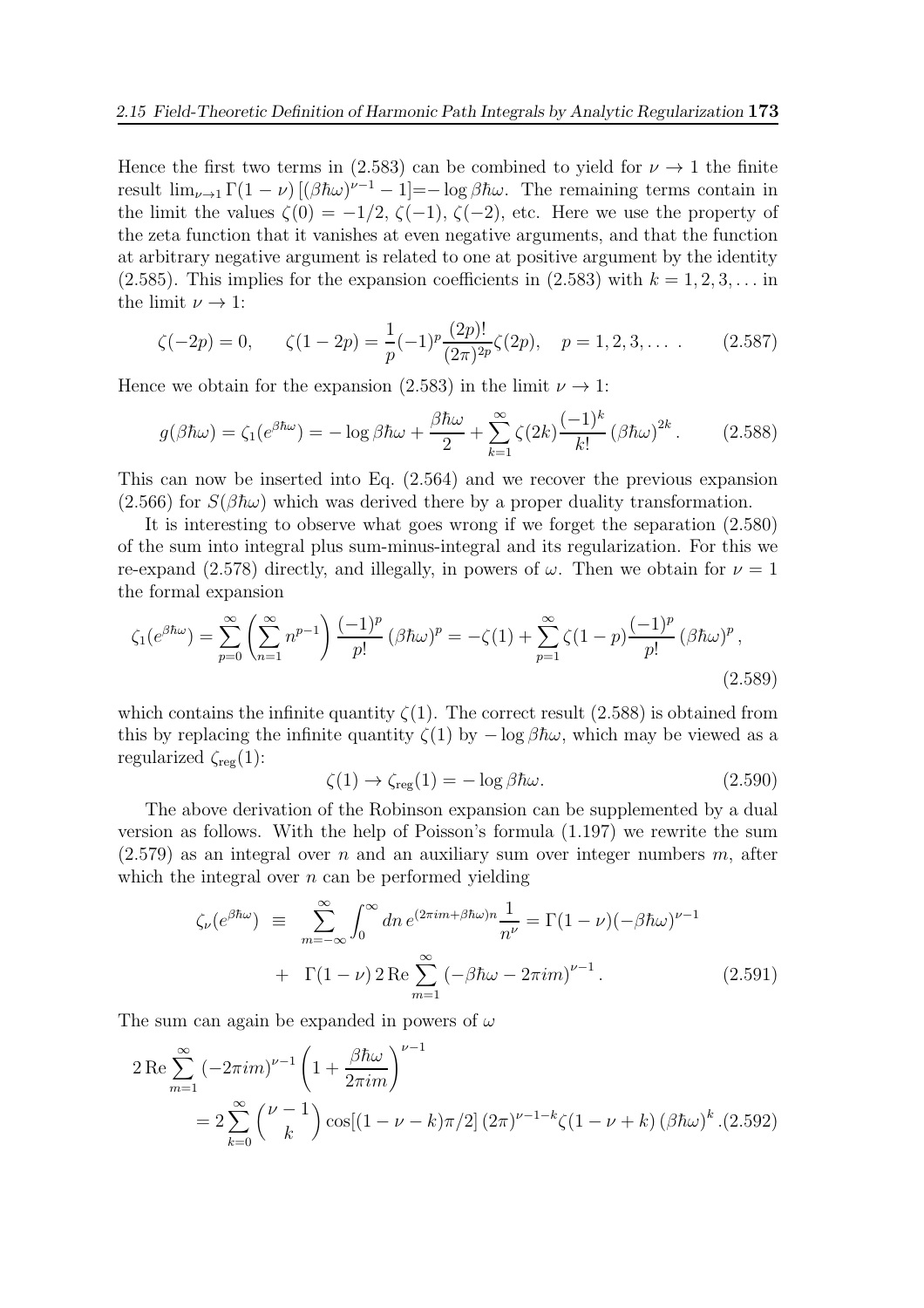Hence the first two terms in (2.583) can be combined to yield for $\nu \to 1$ the finite result $\lim_{\nu\to 1}\Gamma(1-\nu)\,[(\beta\hbar\omega)^{\nu-1}-1]{=}-\log\beta\hbar\omega$. The remaining terms contain in the limit the values $\zeta(0) = -1/2$, $\zeta(-1)$, $\zeta(-2)$, etc. Here we use the property of the zeta function that it vanishes at even negative arguments, and that the function at arbitrary negative argument is related to one at positive argument by the identity (2.585). This implies for the expansion coefficients in (2.583) with $k = 1, 2, 3, \dots$ in the limit $\nu \to 1$:

$$
\zeta(-2p) = 0, \qquad \zeta(1-2p) = \frac{1}{p}(-1)^p \frac{(2p)!}{(2\pi)^{2p}}\zeta(2p), \quad p = 1, 2, 3, \dots . \tag{2.587}
$$

Hence we obtain for the expansion (2.583) in the limit $\nu \to 1$:

$$
g(\beta\hbar\omega) = \zeta_1(e^{\beta\hbar\omega}) = -\log\beta\hbar\omega + \frac{\beta\hbar\omega}{2} + \sum_{k=1}^{\infty}\zeta(2k)\frac{(-1)^k}{k!}\left(\beta\hbar\omega\right)^{2k}. \tag{2.588}
$$

This can now be inserted into Eq. (2.564) and we recover the previous expansion (2.566) for $S(\beta\hbar\omega)$ which was derived there by a proper duality transformation.

It is interesting to observe what goes wrong if we forget the separation (2.580) of the sum into integral plus sum-minus-integral and its regularization. For this we re-expand (2.578) directly, and illegally, in powers of $\omega$. Then we obtain for $\nu = 1$ the formal expansion

$$
\zeta_1(e^{\beta\hbar\omega}) = \sum_{p=0}^{\infty}\left(\sum_{n=1}^{\infty} n^{p-1}\right)\frac{(-1)^p}{p!}\left(\beta\hbar\omega\right)^p = -\zeta(1) + \sum_{p=1}^{\infty}\zeta(1-p)\frac{(-1)^p}{p!}\left(\beta\hbar\omega\right)^p, \tag{2.589}
$$

which contains the infinite quantity $\zeta(1)$. The correct result (2.588) is obtained from this by replacing the infinite quantity $\zeta(1)$ by $-\log\beta\hbar\omega$, which may be viewed as a regularized $\zeta_{\rm reg}(1)$:

$$
\zeta(1) \to \zeta_{\rm reg}(1) = -\log\beta\hbar\omega. \tag{2.590}
$$

The above derivation of the Robinson expansion can be supplemented by a dual version as follows. With the help of Poisson's formula (1.197) we rewrite the sum (2.579) as an integral over $n$ and an auxiliary sum over integer numbers $m$, after which the integral over $n$ can be performed yielding

$$
\begin{aligned}
\zeta_\nu(e^{\beta\hbar\omega}) \;&\equiv\; \sum_{m=-\infty}^{\infty}\int_0^{\infty} dn\, e^{(2\pi i m+\beta\hbar\omega)n}\frac{1}{n^\nu} = \Gamma(1-\nu)(-\beta\hbar\omega)^{\nu-1} \\
&+\;\Gamma(1-\nu)\,2\,{\rm Re}\sum_{m=1}^{\infty}\left(-\beta\hbar\omega - 2\pi i m\right)^{\nu-1}.
\end{aligned} \tag{2.591}
$$

The sum can again be expanded in powers of $\omega$

$$
\begin{aligned}
&2\,{\rm Re}\sum_{m=1}^{\infty}\left(-2\pi i m\right)^{\nu-1}\left(1+\frac{\beta\hbar\omega}{2\pi i m}\right)^{\nu-1} \\
&\quad = 2\sum_{k=0}^{\infty}\binom{\nu-1}{k}\cos[(1-\nu-k)\pi/2]\,(2\pi)^{\nu-1-k}\zeta(1-\nu+k)\left(\beta\hbar\omega\right)^k.
\end{aligned} \tag{2.592}
$$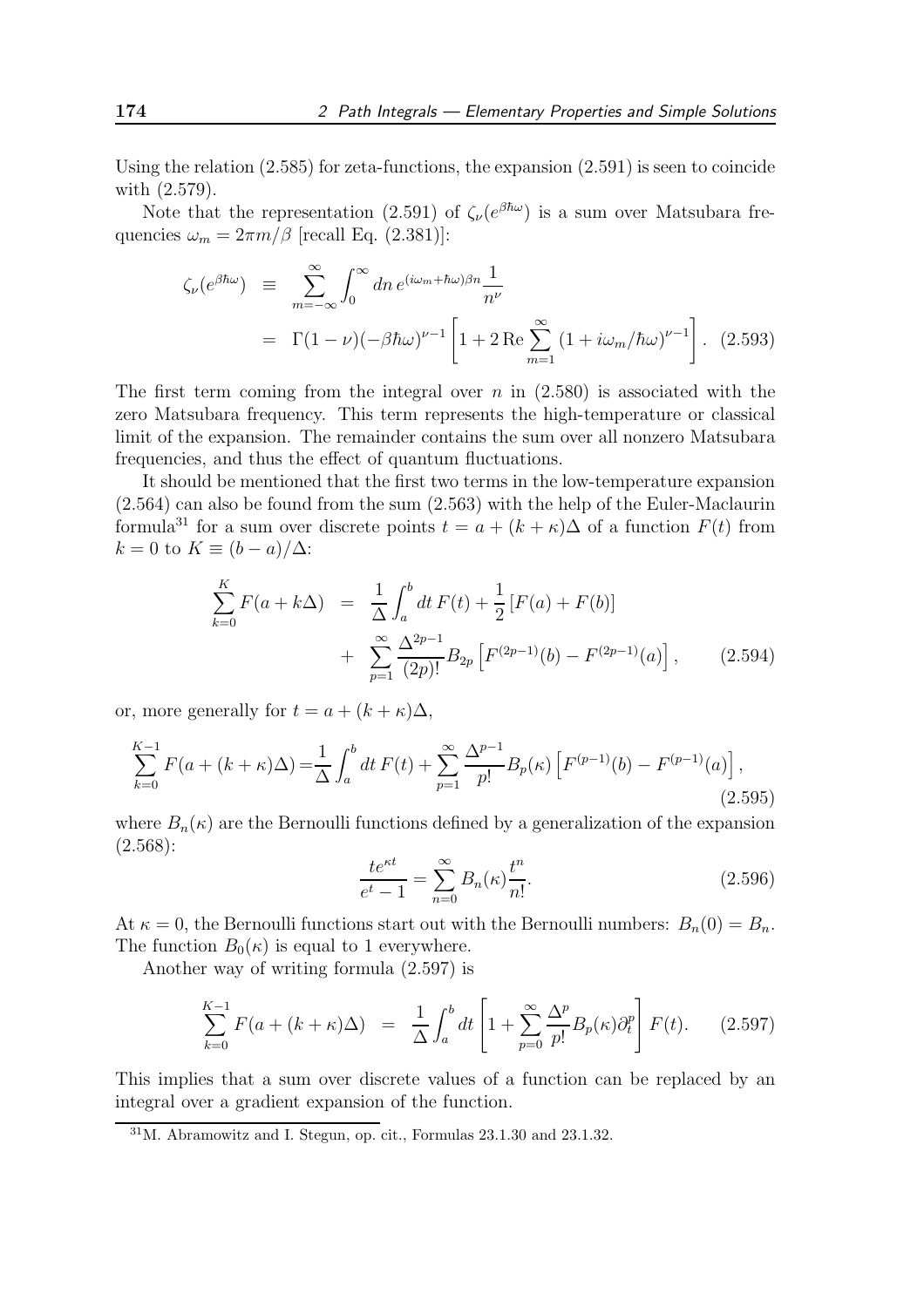Using the relation (2.585) for zeta-functions, the expansion (2.591) is seen to coincide with (2.579).

Note that the representation (2.591) of $\zeta_\nu(e^{\beta\hbar\omega})$ is a sum over Matsubara frequencies $\omega_m = 2\pi m/\beta$ [recall Eq. (2.381)]:

$$
\begin{aligned}
\zeta_\nu(e^{\beta\hbar\omega}) &\equiv \sum_{m=-\infty}^{\infty} \int_0^\infty dn\, e^{(i\omega_m+\hbar\omega)\beta n}\frac{1}{n^\nu} \\
&= \Gamma(1-\nu)(-\beta\hbar\omega)^{\nu-1}\left[1 + 2\,\mathrm{Re}\sum_{m=1}^{\infty}(1+i\omega_m/\hbar\omega)^{\nu-1}\right]. \quad (2.593)
\end{aligned}
$$

The first term coming from the integral over $n$ in (2.580) is associated with the zero Matsubara frequency. This term represents the high-temperature or classical limit of the expansion. The remainder contains the sum over all nonzero Matsubara frequencies, and thus the effect of quantum fluctuations.

It should be mentioned that the first two terms in the low-temperature expansion (2.564) can also be found from the sum (2.563) with the help of the Euler-Maclaurin formula[31] for a sum over discrete points $t = a + (k+\kappa)\Delta$ of a function $F(t)$ from $k = 0$ to $K \equiv (b-a)/\Delta$:

$$
\begin{aligned}
\sum_{k=0}^{K} F(a+k\Delta) &= \frac{1}{\Delta}\int_a^b dt\, F(t) + \frac{1}{2}\left[F(a)+F(b)\right] \\
&+ \sum_{p=1}^{\infty}\frac{\Delta^{2p-1}}{(2p)!}B_{2p}\left[F^{(2p-1)}(b) - F^{(2p-1)}(a)\right], \quad (2.594)
\end{aligned}
$$

or, more generally for $t = a + (k+\kappa)\Delta$,

$$
\sum_{k=0}^{K-1} F(a+(k+\kappa)\Delta) = \frac{1}{\Delta}\int_a^b dt\, F(t) + \sum_{p=1}^{\infty}\frac{\Delta^{p-1}}{p!}B_p(\kappa)\left[F^{(p-1)}(b) - F^{(p-1)}(a)\right], \quad (2.595)
$$

where $B_n(\kappa)$ are the Bernoulli functions defined by a generalization of the expansion (2.568):

$$
\frac{te^{\kappa t}}{e^t - 1} = \sum_{n=0}^{\infty} B_n(\kappa)\frac{t^n}{n!}. \quad (2.596)
$$

At $\kappa = 0$, the Bernoulli functions start out with the Bernoulli numbers: $B_n(0) = B_n$. The function $B_0(\kappa)$ is equal to 1 everywhere.

Another way of writing formula (2.597) is

$$
\sum_{k=0}^{K-1} F(a+(k+\kappa)\Delta) = \frac{1}{\Delta}\int_a^b dt\left[1 + \sum_{p=0}^{\infty}\frac{\Delta^p}{p!}B_p(\kappa)\partial_t^p\right]F(t). \quad (2.597)
$$

This implies that a sum over discrete values of a function can be replaced by an integral over a gradient expansion of the function.

[31] M. Abramowitz and I. Stegun, op. cit., Formulas 23.1.30 and 23.1.32.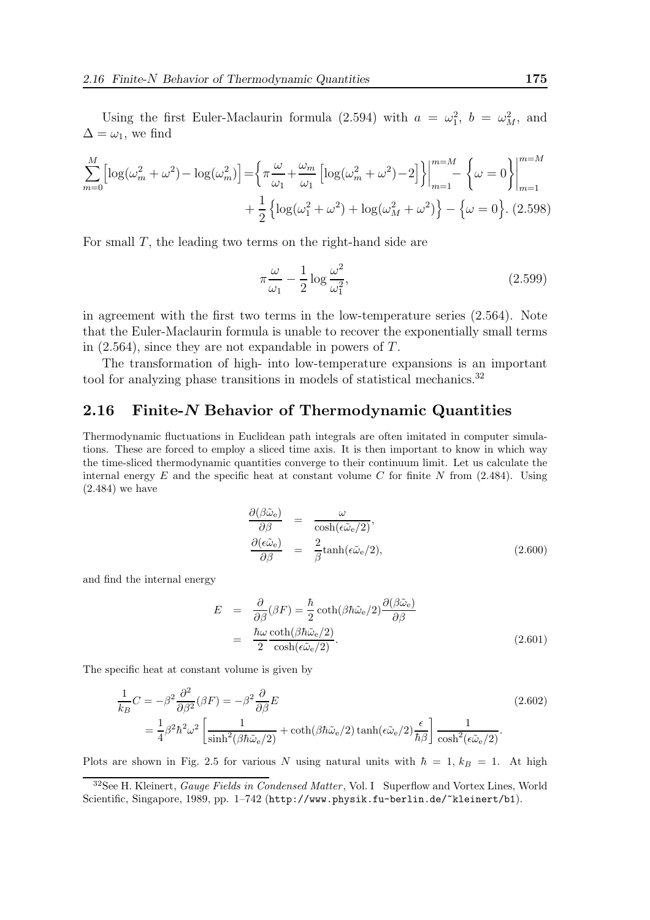Using the first Euler-Maclaurin formula (2.594) with $a = \omega_1^2$, $b = \omega_M^2$, and $\Delta = \omega_1$, we find

$$\sum_{m=0}^{M}\Big[\log(\omega_m^2+\omega^2)-\log(\omega_m^2)\Big]=\Big\{\pi\frac{\omega}{\omega_1}+\frac{\omega_m}{\omega_1}\Big[\log(\omega_m^2+\omega^2)-2\Big]\Big\}\Big|_{m=1}^{m=M}-\Big\{\omega=0\Big\}\Big|_{m=1}^{m=M}$$
$$+\frac{1}{2}\Big\{\log(\omega_1^2+\omega^2)+\log(\omega_M^2+\omega^2)\Big\}-\Big\{\omega=0\Big\}. \quad (2.598)$$

For small $T$, the leading two terms on the right-hand side are

$$\pi\frac{\omega}{\omega_1}-\frac{1}{2}\log\frac{\omega^2}{\omega_1^2}, \quad (2.599)$$

in agreement with the first two terms in the low-temperature series (2.564). Note that the Euler-Maclaurin formula is unable to recover the exponentially small terms in (2.564), since they are not expandable in powers of $T$.

The transformation of high- into low-temperature expansions is an important tool for analyzing phase transitions in models of statistical mechanics.[32]

## 2.16 Finite-$N$ Behavior of Thermodynamic Quantities

Thermodynamic fluctuations in Euclidean path integrals are often imitated in computer simulations. These are forced to employ a sliced time axis. It is then important to know in which way the time-sliced thermodynamic quantities converge to their continuum limit. Let us calculate the internal energy $E$ and the specific heat at constant volume $C$ for finite $N$ from (2.484). Using (2.484) we have

$$\begin{aligned}\frac{\partial(\beta\tilde{\omega}_\mathrm{e})}{\partial\beta} &= \frac{\omega}{\cosh(\epsilon\tilde{\omega}_\mathrm{e}/2)},\\ \frac{\partial(\epsilon\tilde{\omega}_\mathrm{e})}{\partial\beta} &= \frac{2}{\beta}\tanh(\epsilon\tilde{\omega}_\mathrm{e}/2),\end{aligned} \quad (2.600)$$

and find the internal energy

$$\begin{aligned}E &= \frac{\partial}{\partial\beta}(\beta F)=\frac{\hbar}{2}\coth(\beta\hbar\tilde{\omega}_\mathrm{e}/2)\frac{\partial(\beta\tilde{\omega}_\mathrm{e})}{\partial\beta}\\ &= \frac{\hbar\omega}{2}\frac{\coth(\beta\hbar\tilde{\omega}_\mathrm{e}/2)}{\cosh(\epsilon\tilde{\omega}_\mathrm{e}/2)}.\end{aligned} \quad (2.601)$$

The specific heat at constant volume is given by

$$\begin{aligned}\frac{1}{k_B}C &= -\beta^2\frac{\partial^2}{\partial\beta^2}(\beta F)=-\beta^2\frac{\partial}{\partial\beta}E \qquad (2.602)\\ &= \frac{1}{4}\beta^2\hbar^2\omega^2\left[\frac{1}{\sinh^2(\beta\hbar\tilde{\omega}_\mathrm{e}/2)}+\coth(\beta\hbar\tilde{\omega}_\mathrm{e}/2)\tanh(\epsilon\tilde{\omega}_\mathrm{e}/2)\frac{\epsilon}{\hbar\beta}\right]\frac{1}{\cosh^2(\epsilon\tilde{\omega}_\mathrm{e}/2)}.\end{aligned}$$

Plots are shown in Fig. 2.5 for various $N$ using natural units with $\hbar = 1$, $k_B = 1$. At high

[32] See H. Kleinert, *Gauge Fields in Condensed Matter*, Vol. I Superflow and Vortex Lines, World Scientific, Singapore, 1989, pp. 1–742 (http://www.physik.fu-berlin.de/~kleinert/b1).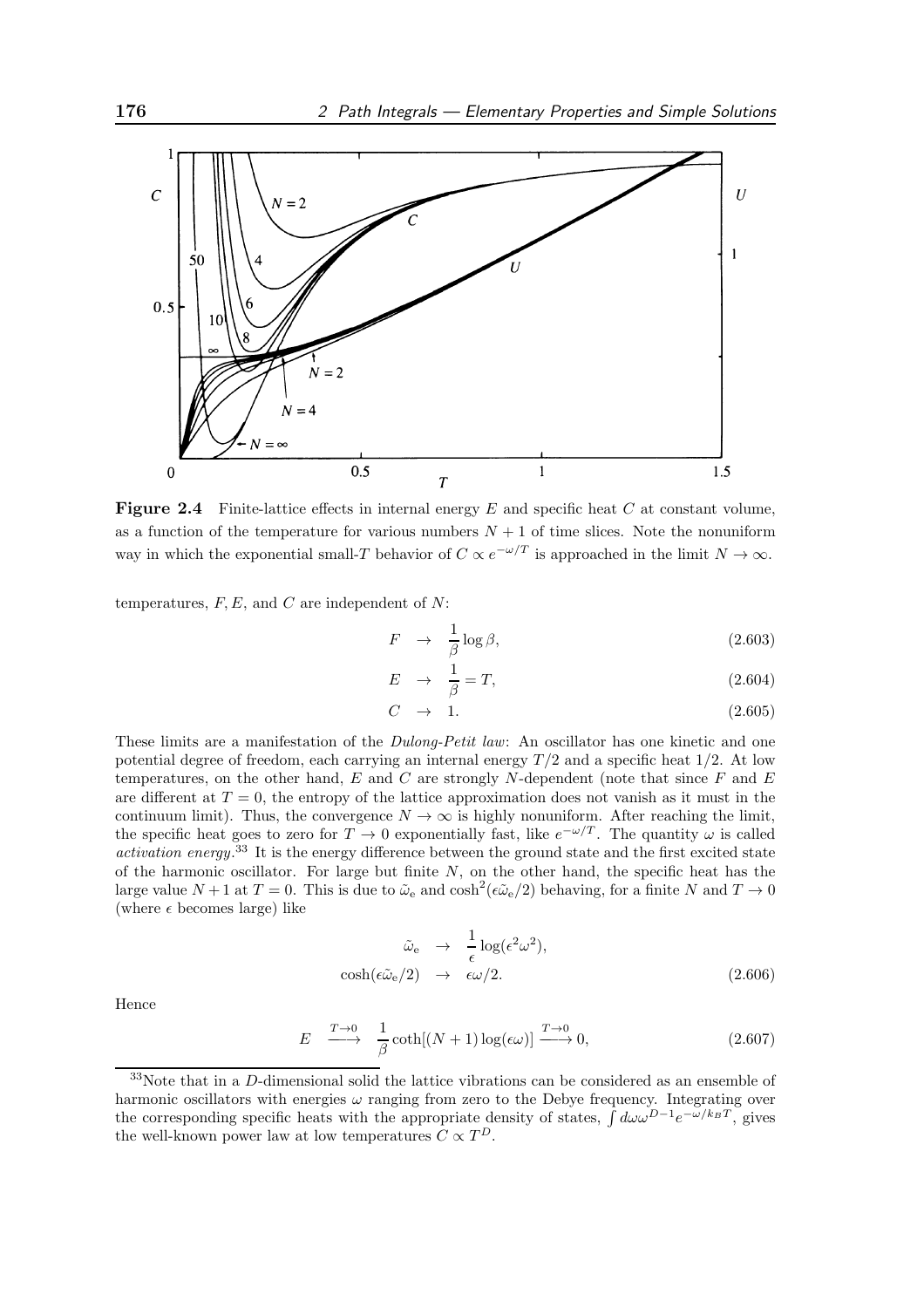**Figure 2.4** Finite-lattice effects in internal energy $E$ and specific heat $C$ at constant volume, as a function of the temperature for various numbers $N+1$ of time slices. Note the nonuniform way in which the exponential small-$T$ behavior of $C \propto e^{-\omega/T}$ is approached in the limit $N \to \infty$.

temperatures, $F, E$, and $C$ are independent of $N$:

$$F \quad \rightarrow \quad \frac{1}{\beta} \log \beta, \tag{2.603}$$

$$E \quad \rightarrow \quad \frac{1}{\beta} = T, \tag{2.604}$$

$$C \quad \rightarrow \quad 1. \tag{2.605}$$

These limits are a manifestation of the *Dulong-Petit law*: An oscillator has one kinetic and one potential degree of freedom, each carrying an internal energy $T/2$ and a specific heat $1/2$. At low temperatures, on the other hand, $E$ and $C$ are strongly $N$-dependent (note that since $F$ and $E$ are different at $T=0$, the entropy of the lattice approximation does not vanish as it must in the continuum limit). Thus, the convergence $N \to \infty$ is highly nonuniform. After reaching the limit, the specific heat goes to zero for $T \to 0$ exponentially fast, like $e^{-\omega/T}$. The quantity $\omega$ is called *activation energy*.[33] It is the energy difference between the ground state and the first excited state of the harmonic oscillator. For large but finite $N$, on the other hand, the specific heat has the large value $N+1$ at $T=0$. This is due to $\tilde{\omega}_e$ and $\cosh^2(\epsilon\tilde{\omega}_e/2)$ behaving, for a finite $N$ and $T \to 0$ (where $\epsilon$ becomes large) like

$$\begin{aligned} \tilde{\omega}_e \quad &\rightarrow \quad \frac{1}{\epsilon} \log(\epsilon^2 \omega^2), \\ \cosh(\epsilon \tilde{\omega}_e/2) \quad &\rightarrow \quad \epsilon\omega/2. \end{aligned} \tag{2.606}$$

Hence

$$E \quad \xrightarrow{T\to 0} \quad \frac{1}{\beta} \coth[(N+1)\log(\epsilon\omega)] \xrightarrow{T \to 0} 0, \tag{2.607}$$

[33] Note that in a $D$-dimensional solid the lattice vibrations can be considered as an ensemble of harmonic oscillators with energies $\omega$ ranging from zero to the Debye frequency. Integrating over the corresponding specific heats with the appropriate density of states, $\int d\omega \omega^{D-1} e^{-\omega/k_B T}$, gives the well-known power law at low temperatures $C \propto T^D$.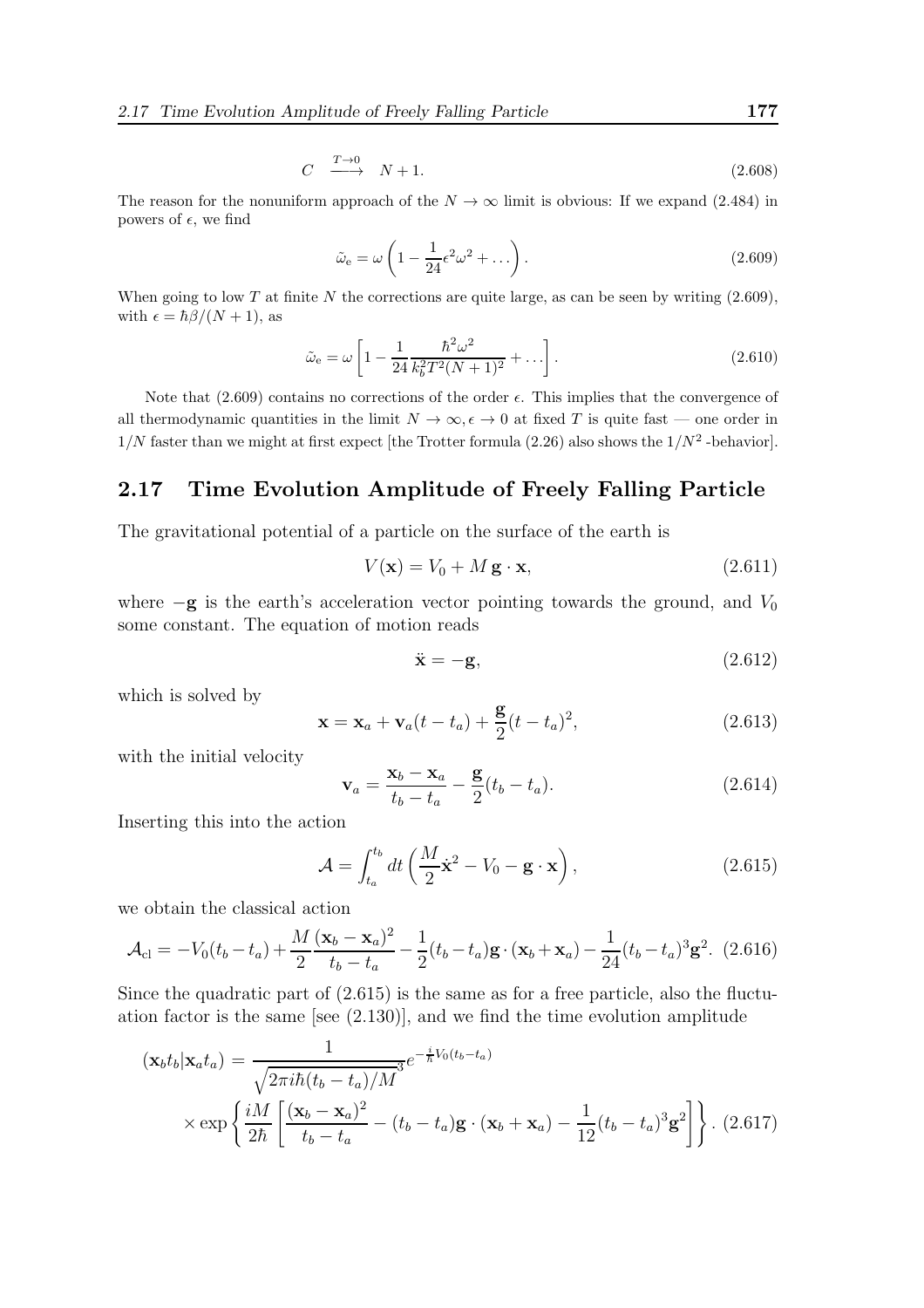$$C \quad \xrightarrow{T \to 0} \quad N+1. \tag{2.608}$$

The reason for the nonuniform approach of the $N \to \infty$ limit is obvious: If we expand (2.484) in powers of $\epsilon$, we find

$$\tilde{\omega}_{\rm e} = \omega \left(1 - \frac{1}{24}\epsilon^2 \omega^2 + \dots \right). \tag{2.609}$$

When going to low $T$ at finite $N$ the corrections are quite large, as can be seen by writing (2.609), with $\epsilon = \hbar\beta/(N+1)$, as

$$\tilde{\omega}_{\rm e} = \omega \left[1 - \frac{1}{24}\frac{\hbar^2\omega^2}{k_b^2 T^2 (N+1)^2} + \dots \right]. \tag{2.610}$$

Note that (2.609) contains no corrections of the order $\epsilon$. This implies that the convergence of all thermodynamic quantities in the limit $N \to \infty, \epsilon \to 0$ at fixed $T$ is quite fast — one order in $1/N$ faster than we might at first expect [the Trotter formula (2.26) also shows the $1/N^2$ -behavior].

## 2.17 Time Evolution Amplitude of Freely Falling Particle

The gravitational potential of a particle on the surface of the earth is

$$V(\mathbf{x}) = V_0 + M\,\mathbf{g}\cdot\mathbf{x}, \tag{2.611}$$

where $-\mathbf{g}$ is the earth's acceleration vector pointing towards the ground, and $V_0$ some constant. The equation of motion reads

$$\ddot{\mathbf{x}} = -\mathbf{g}, \tag{2.612}$$

which is solved by

$$\mathbf{x} = \mathbf{x}_a + \mathbf{v}_a(t-t_a) + \frac{\mathbf{g}}{2}(t-t_a)^2, \tag{2.613}$$

with the initial velocity

$$\mathbf{v}_a = \frac{\mathbf{x}_b - \mathbf{x}_a}{t_b - t_a} - \frac{\mathbf{g}}{2}(t_b - t_a). \tag{2.614}$$

Inserting this into the action

$$\mathcal{A} = \int_{t_a}^{t_b} dt \left(\frac{M}{2}\dot{\mathbf{x}}^2 - V_0 - \mathbf{g}\cdot\mathbf{x}\right), \tag{2.615}$$

we obtain the classical action

$$\mathcal{A}_{\rm cl} = -V_0(t_b-t_a) + \frac{M}{2}\frac{(\mathbf{x}_b-\mathbf{x}_a)^2}{t_b-t_a} - \frac{1}{2}(t_b-t_a)\mathbf{g}\cdot(\mathbf{x}_b+\mathbf{x}_a) - \frac{1}{24}(t_b-t_a)^3\mathbf{g}^2. \tag{2.616}$$

Since the quadratic part of (2.615) is the same as for a free particle, also the fluctuation factor is the same [see (2.130)], and we find the time evolution amplitude

$$(\mathbf{x}_b t_b|\mathbf{x}_a t_a) = \frac{1}{\sqrt{2\pi i\hbar(t_b-t_a)/M}^3} e^{-\frac{i}{\hbar}V_0(t_b-t_a)} \times \exp\left\{\frac{iM}{2\hbar}\left[\frac{(\mathbf{x}_b-\mathbf{x}_a)^2}{t_b-t_a} - (t_b-t_a)\mathbf{g}\cdot(\mathbf{x}_b+\mathbf{x}_a) - \frac{1}{12}(t_b-t_a)^3\mathbf{g}^2\right]\right\}. \tag{2.617}$$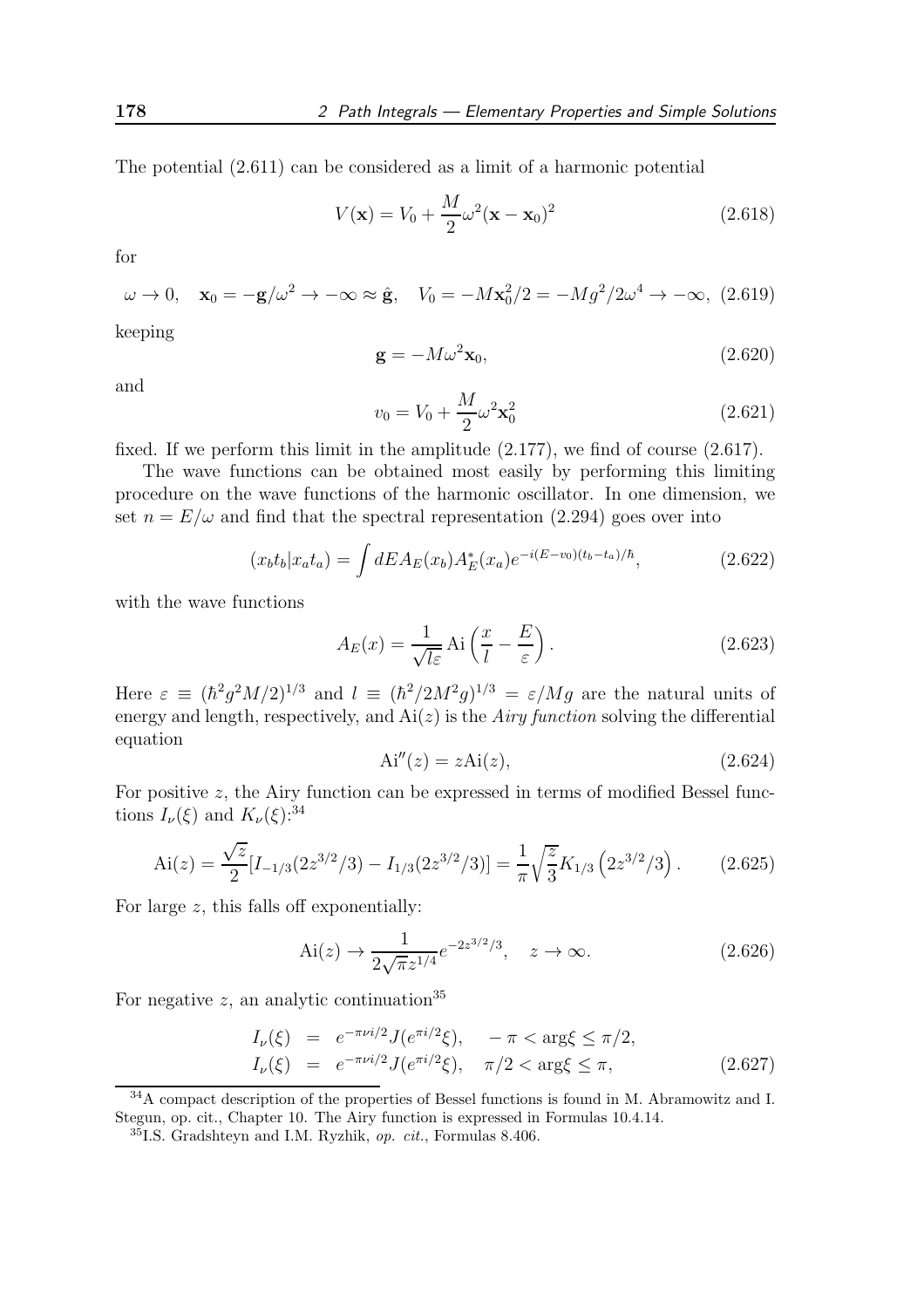The potential (2.611) can be considered as a limit of a harmonic potential

$$V(\mathbf{x}) = V_0 + \frac{M}{2}\omega^2(\mathbf{x} - \mathbf{x}_0)^2 \tag{2.618}$$

for

$$\omega \to 0, \quad \mathbf{x}_0 = -\mathbf{g}/\omega^2 \to -\infty \approx \hat{\mathbf{g}}, \quad V_0 = -M\mathbf{x}_0^2/2 = -Mg^2/2\omega^4 \to -\infty, \tag{2.619}$$

keeping

$$\mathbf{g} = -M\omega^2\mathbf{x}_0, \tag{2.620}$$

and

$$v_0 = V_0 + \frac{M}{2}\omega^2\mathbf{x}_0^2 \tag{2.621}$$

fixed. If we perform this limit in the amplitude (2.177), we find of course (2.617).

The wave functions can be obtained most easily by performing this limiting procedure on the wave functions of the harmonic oscillator. In one dimension, we set $n = E/\omega$ and find that the spectral representation (2.294) goes over into

$$(x_b t_b | x_a t_a) = \int dE A_E(x_b) A_E^*(x_a) e^{-i(E-v_0)(t_b-t_a)/\hbar}, \tag{2.622}$$

with the wave functions

$$A_E(x) = \frac{1}{\sqrt{l\varepsilon}} \operatorname{Ai}\left(\frac{x}{l} - \frac{E}{\varepsilon}\right). \tag{2.623}$$

Here $\varepsilon \equiv (\hbar^2 g^2 M/2)^{1/3}$ and $l \equiv (\hbar^2/2M^2 g)^{1/3} = \varepsilon/Mg$ are the natural units of energy and length, respectively, and $\operatorname{Ai}(z)$ is the *Airy function* solving the differential equation

$$\operatorname{Ai}''(z) = z\operatorname{Ai}(z), \tag{2.624}$$

For positive $z$, the Airy function can be expressed in terms of modified Bessel functions $I_\nu(\xi)$ and $K_\nu(\xi)$:[34]

$$\operatorname{Ai}(z) = \frac{\sqrt{z}}{2}[I_{-1/3}(2z^{3/2}/3) - I_{1/3}(2z^{3/2}/3)] = \frac{1}{\pi}\sqrt{\frac{z}{3}} K_{1/3}\left(2z^{3/2}/3\right). \tag{2.625}$$

For large $z$, this falls off exponentially:

$$\operatorname{Ai}(z) \to \frac{1}{2\sqrt{\pi} z^{1/4}} e^{-2z^{3/2}/3}, \quad z \to \infty. \tag{2.626}$$

For negative $z$, an analytic continuation[35]

$$\begin{aligned}
I_\nu(\xi) &= e^{-\pi\nu i/2} J(e^{\pi i/2}\xi), \quad -\pi < \arg\xi \leq \pi/2, \\
I_\nu(\xi) &= e^{-\pi\nu i/2} J(e^{\pi i/2}\xi), \quad \pi/2 < \arg\xi \leq \pi,
\end{aligned} \tag{2.627}$$

[34] A compact description of the properties of Bessel functions is found in M. Abramowitz and I. Stegun, op. cit., Chapter 10. The Airy function is expressed in Formulas 10.4.14.

[35] I.S. Gradshteyn and I.M. Ryzhik, *op. cit.*, Formulas 8.406.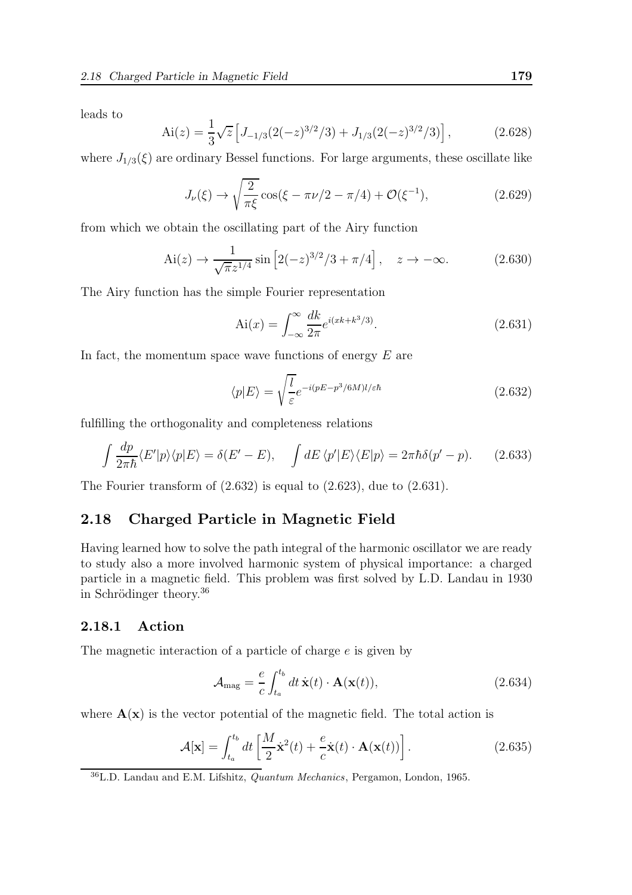leads to

$$\text{Ai}(z) = \frac{1}{3}\sqrt{z}\left[J_{-1/3}(2(-z)^{3/2}/3) + J_{1/3}(2(-z)^{3/2}/3)\right], \tag{2.628}$$

where $J_{1/3}(\xi)$ are ordinary Bessel functions. For large arguments, these oscillate like

$$J_\nu(\xi) \to \sqrt{\frac{2}{\pi\xi}}\cos(\xi - \pi\nu/2 - \pi/4) + \mathcal{O}(\xi^{-1}), \tag{2.629}$$

from which we obtain the oscillating part of the Airy function

$$\text{Ai}(z) \to \frac{1}{\sqrt{\pi}z^{1/4}}\sin\left[2(-z)^{3/2}/3 + \pi/4\right], \quad z \to -\infty. \tag{2.630}$$

The Airy function has the simple Fourier representation

$$\text{Ai}(x) = \int_{-\infty}^{\infty}\frac{dk}{2\pi}e^{i(xk+k^3/3)}. \tag{2.631}$$

In fact, the momentum space wave functions of energy $E$ are

$$\langle p|E\rangle = \sqrt{\frac{l}{\varepsilon}}e^{-i(pE-p^3/6M)l/\varepsilon\hbar} \tag{2.632}$$

fulfilling the orthogonality and completeness relations

$$\int\frac{dp}{2\pi\hbar}\langle E'|p\rangle\langle p|E\rangle = \delta(E'-E), \quad \int dE\,\langle p'|E\rangle\langle E|p\rangle = 2\pi\hbar\delta(p'-p). \tag{2.633}$$

The Fourier transform of (2.632) is equal to (2.623), due to (2.631).

## 2.18 Charged Particle in Magnetic Field

Having learned how to solve the path integral of the harmonic oscillator we are ready to study also a more involved harmonic system of physical importance: a charged particle in a magnetic field. This problem was first solved by L.D. Landau in 1930 in Schrödinger theory.[36]

### 2.18.1 Action

The magnetic interaction of a particle of charge $e$ is given by

$$\mathcal{A}_{\text{mag}} = \frac{e}{c}\int_{t_a}^{t_b}dt\,\dot{\mathbf{x}}(t)\cdot\mathbf{A}(\mathbf{x}(t)), \tag{2.634}$$

where $\mathbf{A}(\mathbf{x})$ is the vector potential of the magnetic field. The total action is

$$\mathcal{A}[\mathbf{x}] = \int_{t_a}^{t_b}dt\left[\frac{M}{2}\dot{\mathbf{x}}^2(t) + \frac{e}{c}\dot{\mathbf{x}}(t)\cdot\mathbf{A}(\mathbf{x}(t))\right]. \tag{2.635}$$

[36] L.D. Landau and E.M. Lifshitz, *Quantum Mechanics*, Pergamon, London, 1965.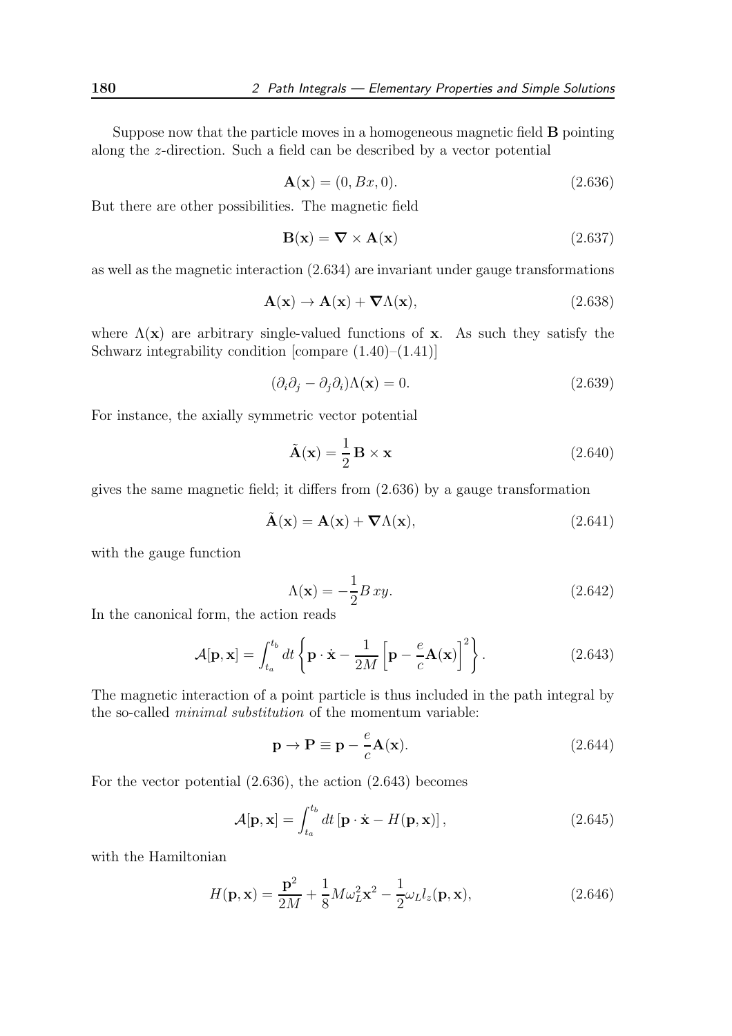Suppose now that the particle moves in a homogeneous magnetic field $\mathbf{B}$ pointing along the $z$-direction. Such a field can be described by a vector potential

$$\mathbf{A}(\mathbf{x}) = (0, Bx, 0). \tag{2.636}$$

But there are other possibilities. The magnetic field

$$\mathbf{B}(\mathbf{x}) = \boldsymbol{\nabla} \times \mathbf{A}(\mathbf{x}) \tag{2.637}$$

as well as the magnetic interaction (2.634) are invariant under gauge transformations

$$\mathbf{A}(\mathbf{x}) \to \mathbf{A}(\mathbf{x}) + \boldsymbol{\nabla}\Lambda(\mathbf{x}), \tag{2.638}$$

where $\Lambda(\mathbf{x})$ are arbitrary single-valued functions of $\mathbf{x}$. As such they satisfy the Schwarz integrability condition [compare (1.40)–(1.41)]

$$(\partial_i \partial_j - \partial_j \partial_i)\Lambda(\mathbf{x}) = 0. \tag{2.639}$$

For instance, the axially symmetric vector potential

$$\tilde{\mathbf{A}}(\mathbf{x}) = \frac{1}{2}\,\mathbf{B} \times \mathbf{x} \tag{2.640}$$

gives the same magnetic field; it differs from (2.636) by a gauge transformation

$$\tilde{\mathbf{A}}(\mathbf{x}) = \mathbf{A}(\mathbf{x}) + \boldsymbol{\nabla}\Lambda(\mathbf{x}), \tag{2.641}$$

with the gauge function

$$\Lambda(\mathbf{x}) = -\frac{1}{2}B\,xy. \tag{2.642}$$

In the canonical form, the action reads

$$\mathcal{A}[\mathbf{p},\mathbf{x}] = \int_{t_a}^{t_b} dt \left\{ \mathbf{p}\cdot\dot{\mathbf{x}} - \frac{1}{2M}\left[\mathbf{p} - \frac{e}{c}\mathbf{A}(\mathbf{x})\right]^2 \right\}. \tag{2.643}$$

The magnetic interaction of a point particle is thus included in the path integral by the so-called *minimal substitution* of the momentum variable:

$$\mathbf{p} \to \mathbf{P} \equiv \mathbf{p} - \frac{e}{c}\mathbf{A}(\mathbf{x}). \tag{2.644}$$

For the vector potential (2.636), the action (2.643) becomes

$$\mathcal{A}[\mathbf{p},\mathbf{x}] = \int_{t_a}^{t_b} dt\,[\mathbf{p}\cdot\dot{\mathbf{x}} - H(\mathbf{p},\mathbf{x})], \tag{2.645}$$

with the Hamiltonian

$$H(\mathbf{p},\mathbf{x}) = \frac{\mathbf{p}^2}{2M} + \frac{1}{8}M\omega_L^2\mathbf{x}^2 - \frac{1}{2}\omega_L l_z(\mathbf{p},\mathbf{x}), \tag{2.646}$$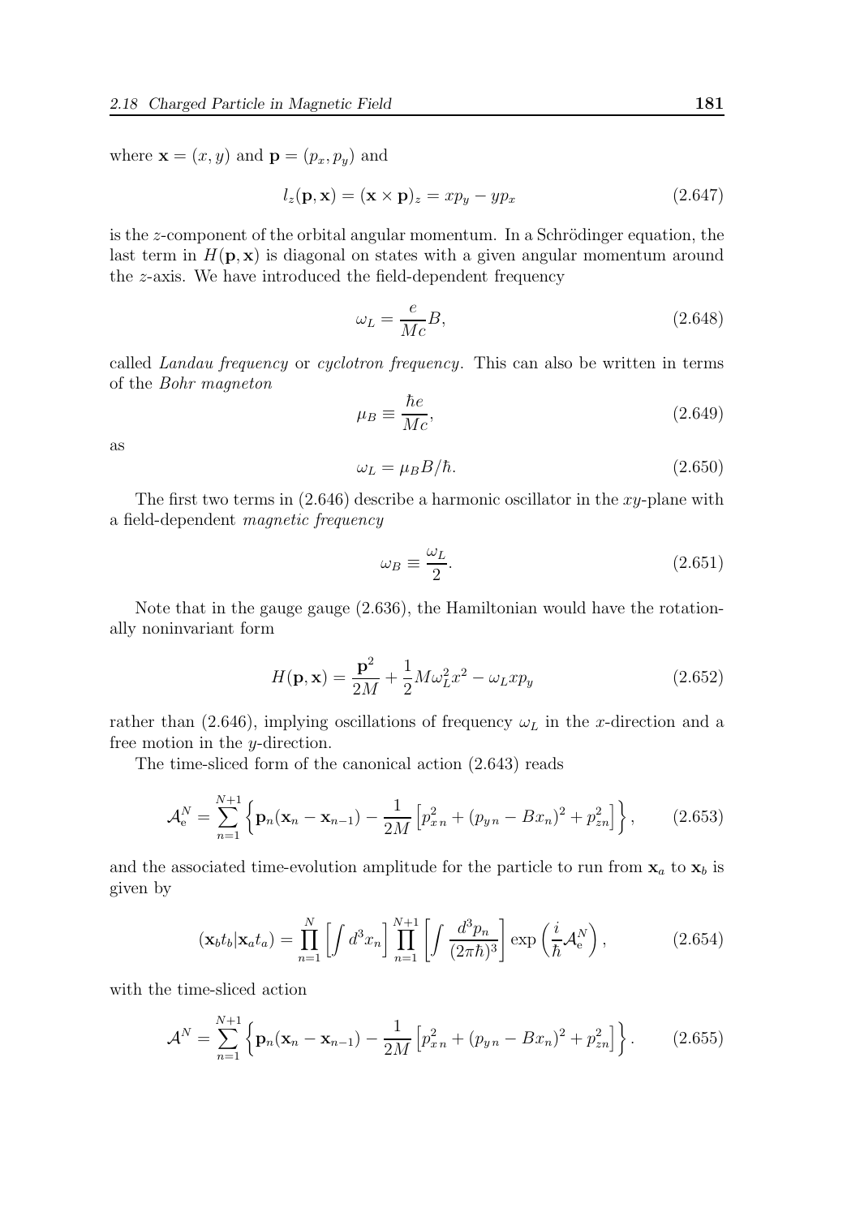where $\mathbf{x} = (x, y)$ and $\mathbf{p} = (p_x, p_y)$ and

$$l_z(\mathbf{p}, \mathbf{x}) = (\mathbf{x} \times \mathbf{p})_z = xp_y - yp_x \tag{2.647}$$

is the $z$-component of the orbital angular momentum. In a Schrödinger equation, the last term in $H(\mathbf{p}, \mathbf{x})$ is diagonal on states with a given angular momentum around the $z$-axis. We have introduced the field-dependent frequency

$$\omega_L = \frac{e}{Mc} B, \tag{2.648}$$

called *Landau frequency* or *cyclotron frequency*. This can also be written in terms of the *Bohr magneton*

$$\mu_B \equiv \frac{\hbar e}{Mc}, \tag{2.649}$$

as

$$\omega_L = \mu_B B / \hbar. \tag{2.650}$$

The first two terms in (2.646) describe a harmonic oscillator in the $xy$-plane with a field-dependent *magnetic frequency*

$$\omega_B \equiv \frac{\omega_L}{2}. \tag{2.651}$$

Note that in the gauge gauge (2.636), the Hamiltonian would have the rotationally noninvariant form

$$H(\mathbf{p}, \mathbf{x}) = \frac{\mathbf{p}^2}{2M} + \frac{1}{2} M \omega_L^2 x^2 - \omega_L x p_y \tag{2.652}$$

rather than (2.646), implying oscillations of frequency $\omega_L$ in the $x$-direction and a free motion in the $y$-direction.

The time-sliced form of the canonical action (2.643) reads

$$\mathcal{A}_{\mathrm{e}}^N = \sum_{n=1}^{N+1} \left\{ \mathbf{p}_n (\mathbf{x}_n - \mathbf{x}_{n-1}) - \frac{1}{2M} \left[ p_{x\,n}^2 + (p_{y\,n} - B x_n)^2 + p_{zn}^2 \right] \right\}, \tag{2.653}$$

and the associated time-evolution amplitude for the particle to run from $\mathbf{x}_a$ to $\mathbf{x}_b$ is given by

$$(\mathbf{x}_b t_b | \mathbf{x}_a t_a) = \prod_{n=1}^{N} \left[ \int d^3 x_n \right] \prod_{n=1}^{N+1} \left[ \int \frac{d^3 p_n}{(2\pi\hbar)^3} \right] \exp\left( \frac{i}{\hbar} \mathcal{A}_{\mathrm{e}}^N \right), \tag{2.654}$$

with the time-sliced action

$$\mathcal{A}^N = \sum_{n=1}^{N+1} \left\{ \mathbf{p}_n (\mathbf{x}_n - \mathbf{x}_{n-1}) - \frac{1}{2M} \left[ p_{x\,n}^2 + (p_{y\,n} - B x_n)^2 + p_{zn}^2 \right] \right\}. \tag{2.655}$$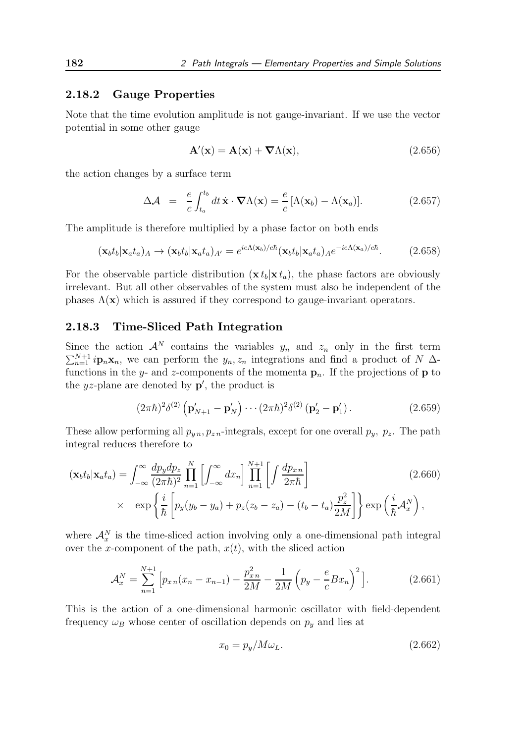### 2.18.2 Gauge Properties

Note that the time evolution amplitude is not gauge-invariant. If we use the vector potential in some other gauge

$$\mathbf{A}'(\mathbf{x}) = \mathbf{A}(\mathbf{x}) + \boldsymbol{\nabla}\Lambda(\mathbf{x}), \tag{2.656}$$

the action changes by a surface term

$$\Delta\mathcal{A} \;\;=\;\; \frac{e}{c}\int_{t_a}^{t_b} dt\, \dot{\mathbf{x}}\cdot\boldsymbol{\nabla}\Lambda(\mathbf{x}) = \frac{e}{c}\left[\Lambda(\mathbf{x}_b) - \Lambda(\mathbf{x}_a)\right]. \tag{2.657}$$

The amplitude is therefore multiplied by a phase factor on both ends

$$(\mathbf{x}_b t_b|\mathbf{x}_a t_a)_A \to (\mathbf{x}_b t_b|\mathbf{x}_a t_a)_{A'} = e^{ie\Lambda(\mathbf{x}_b)/c\hbar}(\mathbf{x}_b t_b|\mathbf{x}_a t_a)_A e^{-ie\Lambda(\mathbf{x}_a)/c\hbar}. \tag{2.658}$$

For the observable particle distribution $(\mathbf{x}\, t_b|\mathbf{x}\, t_a)$, the phase factors are obviously irrelevant. But all other observables of the system must also be independent of the phases $\Lambda(\mathbf{x})$ which is assured if they correspond to gauge-invariant operators.

### 2.18.3 Time-Sliced Path Integration

Since the action $\mathcal{A}^N$ contains the variables $y_n$ and $z_n$ only in the first term $\sum_{n=1}^{N+1} i\mathbf{p}_n\mathbf{x}_n$, we can perform the $y_n, z_n$ integrations and find a product of $N$ $\Delta$-functions in the $y$- and $z$-components of the momenta $\mathbf{p}_n$. If the projections of $\mathbf{p}$ to the $yz$-plane are denoted by $\mathbf{p}'$, the product is

$$(2\pi\hbar)^2\delta^{(2)}\left(\mathbf{p}'_{N+1} - \mathbf{p}'_N\right)\cdots(2\pi\hbar)^2\delta^{(2)}\left(\mathbf{p}'_2 - \mathbf{p}'_1\right). \tag{2.659}$$

These allow performing all $p_{y\,n}, p_{z\,n}$-integrals, except for one overall $p_y$, $p_z$. The path integral reduces therefore to

$$\begin{aligned}(\mathbf{x}_b t_b|\mathbf{x}_a t_a) = \int_{-\infty}^{\infty}\frac{dp_y dp_z}{(2\pi\hbar)^2}\prod_{n=1}^{N}\left[\int_{-\infty}^{\infty}dx_n\right]\prod_{n=1}^{N+1}\left[\int\frac{dp_{x\,n}}{2\pi\hbar}\right] \\ \times\quad \exp\left\{\frac{i}{\hbar}\left[p_y(y_b-y_a)+p_z(z_b-z_a)-(t_b-t_a)\frac{p_z^2}{2M}\right]\right\}\exp\left(\frac{i}{\hbar}\mathcal{A}_x^N\right),\end{aligned} \tag{2.660}$$

where $\mathcal{A}_x^N$ is the time-sliced action involving only a one-dimensional path integral over the $x$-component of the path, $x(t)$, with the sliced action

$$\mathcal{A}_x^N = \sum_{n=1}^{N+1}\left[p_{x\,n}(x_n - x_{n-1}) - \frac{p_{x\,n}^2}{2M} - \frac{1}{2M}\left(p_y - \frac{e}{c}Bx_n\right)^2\right]. \tag{2.661}$$

This is the action of a one-dimensional harmonic oscillator with field-dependent frequency $\omega_B$ whose center of oscillation depends on $p_y$ and lies at

$$x_0 = p_y/M\omega_L. \tag{2.662}$$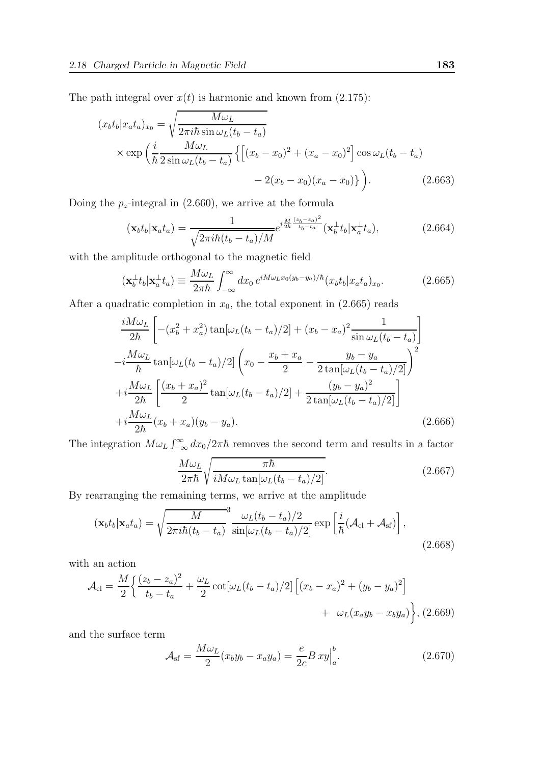The path integral over $x(t)$ is harmonic and known from (2.175):

$$(x_b t_b|x_a t_a)_{x_0} = \sqrt{\frac{M\omega_L}{2\pi i\hbar \sin \omega_L(t_b - t_a)}}$$
$$\times \exp\left(\frac{i}{\hbar}\frac{M\omega_L}{2\sin \omega_L(t_b - t_a)}\left\{\left[(x_b - x_0)^2 + (x_a - x_0)^2\right]\cos \omega_L(t_b - t_a) - 2(x_b - x_0)(x_a - x_0)\right\}\right). \tag{2.663}$$

Doing the $p_z$-integral in (2.660), we arrive at the formula

$$(\mathbf{x}_b t_b|\mathbf{x}_a t_a) = \frac{1}{\sqrt{2\pi i\hbar(t_b - t_a)/M}} e^{i\frac{M}{2\hbar}\frac{(z_b - z_a)^2}{t_b - t_a}} (\mathbf{x}_b^\perp t_b|\mathbf{x}_a^\perp t_a), \tag{2.664}$$

with the amplitude orthogonal to the magnetic field

$$(\mathbf{x}_b^\perp t_b|\mathbf{x}_a^\perp t_a) \equiv \frac{M\omega_L}{2\pi\hbar}\int_{-\infty}^{\infty} dx_0\, e^{iM\omega_L x_0(y_b - y_a)/\hbar}(x_b t_b|x_a t_a)_{x_0}. \tag{2.665}$$

After a quadratic completion in $x_0$, the total exponent in (2.665) reads

$$\frac{iM\omega_L}{2\hbar}\left[-(x_b^2 + x_a^2)\tan[\omega_L(t_b - t_a)/2] + (x_b - x_a)^2 \frac{1}{\sin \omega_L(t_b - t_a)}\right]$$
$$-i\frac{M\omega_L}{\hbar}\tan[\omega_L(t_b - t_a)/2]\left(x_0 - \frac{x_b + x_a}{2} - \frac{y_b - y_a}{2\tan[\omega_L(t_b - t_a)/2]}\right)^2$$
$$+i\frac{M\omega_L}{2\hbar}\left[\frac{(x_b + x_a)^2}{2}\tan[\omega_L(t_b - t_a)/2] + \frac{(y_b - y_a)^2}{2\tan[\omega_L(t_b - t_a)/2]}\right]$$
$$+i\frac{M\omega_L}{2\hbar}(x_b + x_a)(y_b - y_a). \tag{2.666}$$

The integration $M\omega_L \int_{-\infty}^{\infty} dx_0/2\pi\hbar$ removes the second term and results in a factor

$$\frac{M\omega_L}{2\pi\hbar}\sqrt{\frac{\pi\hbar}{iM\omega_L \tan[\omega_L(t_b - t_a)/2]}}. \tag{2.667}$$

By rearranging the remaining terms, we arrive at the amplitude

$$(\mathbf{x}_b t_b|\mathbf{x}_a t_a) = \sqrt{\frac{M}{2\pi i\hbar(t_b - t_a)}}^3 \frac{\omega_L(t_b - t_a)/2}{\sin[\omega_L(t_b - t_a)/2]}\exp\left[\frac{i}{\hbar}(\mathcal{A}_{\rm cl} + \mathcal{A}_{\rm sf})\right], \tag{2.668}$$

with an action

$$\mathcal{A}_{\rm cl} = \frac{M}{2}\left\{\frac{(z_b - z_a)^2}{t_b - t_a} + \frac{\omega_L}{2}\cot[\omega_L(t_b - t_a)/2]\left[(x_b - x_a)^2 + (y_b - y_a)^2\right] + \omega_L(x_a y_b - x_b y_a)\right\}, \tag{2.669}$$

and the surface term

$$\mathcal{A}_{\rm sf} = \frac{M\omega_L}{2}(x_b y_b - x_a y_a) = \frac{e}{2c}B\, xy\Big|_a^b. \tag{2.670}$$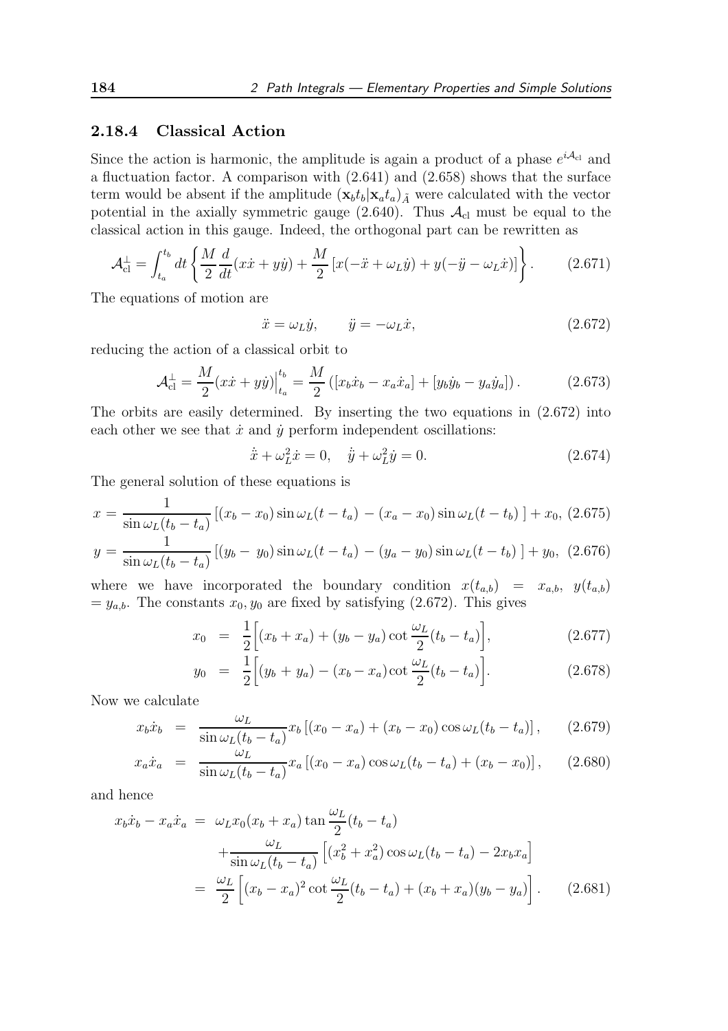### 2.18.4 Classical Action

Since the action is harmonic, the amplitude is again a product of a phase $e^{i\mathcal{A}_{\rm cl}}$ and a fluctuation factor. A comparison with (2.641) and (2.658) shows that the surface term would be absent if the amplitude $(\mathbf{x}_b t_b|\mathbf{x}_a t_a)_{\tilde{A}}$ were calculated with the vector potential in the axially symmetric gauge (2.640). Thus $\mathcal{A}_{\rm cl}$ must be equal to the classical action in this gauge. Indeed, the orthogonal part can be rewritten as

$$\mathcal{A}_{\rm cl}^{\perp} = \int_{t_a}^{t_b} dt \left\{ \frac{M}{2}\frac{d}{dt}(x\dot{x}+y\dot{y}) + \frac{M}{2}\left[x(-\ddot{x}+\omega_L\dot{y})+y(-\ddot{y}-\omega_L\dot{x})\right]\right\}. \tag{2.671}$$

The equations of motion are

$$\ddot{x} = \omega_L\dot{y}, \qquad \ddot{y} = -\omega_L\dot{x}, \tag{2.672}$$

reducing the action of a classical orbit to

$$\mathcal{A}_{\rm cl}^{\perp} = \frac{M}{2}(x\dot{x}+y\dot{y})\Big|_{t_a}^{t_b} = \frac{M}{2}\left([x_b\dot{x}_b - x_a\dot{x}_a]+[y_b\dot{y}_b-y_a\dot{y}_a]\right). \tag{2.673}$$

The orbits are easily determined. By inserting the two equations in (2.672) into each other we see that $\dot{x}$ and $\dot{y}$ perform independent oscillations:

$$\dddot{x}+\omega_L^2\dot{x} = 0, \quad \dddot{y}+\omega_L^2\dot{y}=0. \tag{2.674}$$

The general solution of these equations is

$$x = \frac{1}{\sin\omega_L(t_b-t_a)}\left[(x_b-x_0)\sin\omega_L(t-t_a)-(x_a-x_0)\sin\omega_L(t-t_b)\right]+x_0, \tag{2.675}$$

$$y = \frac{1}{\sin\omega_L(t_b-t_a)}\left[(y_b-y_0)\sin\omega_L(t-t_a)-(y_a-y_0)\sin\omega_L(t-t_b)\right]+y_0, \tag{2.676}$$

where we have incorporated the boundary condition $x(t_{a,b}) = x_{a,b}$, $y(t_{a,b}) = y_{a,b}$. The constants $x_0, y_0$ are fixed by satisfying (2.672). This gives

$$x_0 = \frac{1}{2}\Big[(x_b+x_a)+(y_b-y_a)\cot\frac{\omega_L}{2}(t_b-t_a)\Big], \tag{2.677}$$

$$y_0 = \frac{1}{2}\Big[(y_b+y_a)-(x_b-x_a)\cot\frac{\omega_L}{2}(t_b-t_a)\Big]. \tag{2.678}$$

Now we calculate

$$x_b\dot{x}_b = \frac{\omega_L}{\sin\omega_L(t_b-t_a)}x_b\left[(x_0-x_a)+(x_b-x_0)\cos\omega_L(t_b-t_a)\right], \tag{2.679}$$

$$x_a\dot{x}_a = \frac{\omega_L}{\sin\omega_L(t_b-t_a)}x_a\left[(x_0-x_a)\cos\omega_L(t_b-t_a)+(x_b-x_0)\right], \tag{2.680}$$

and hence

$$\begin{aligned} x_b\dot{x}_b - x_a\dot{x}_a &= \omega_L x_0(x_b+x_a)\tan\frac{\omega_L}{2}(t_b-t_a) \\ &\quad +\frac{\omega_L}{\sin\omega_L(t_b-t_a)}\left[(x_b^2+x_a^2)\cos\omega_L(t_b-t_a)-2x_bx_a\right] \\ &= \frac{\omega_L}{2}\left[(x_b-x_a)^2\cot\frac{\omega_L}{2}(t_b-t_a)+(x_b+x_a)(y_b-y_a)\right]. \end{aligned} \tag{2.681}$$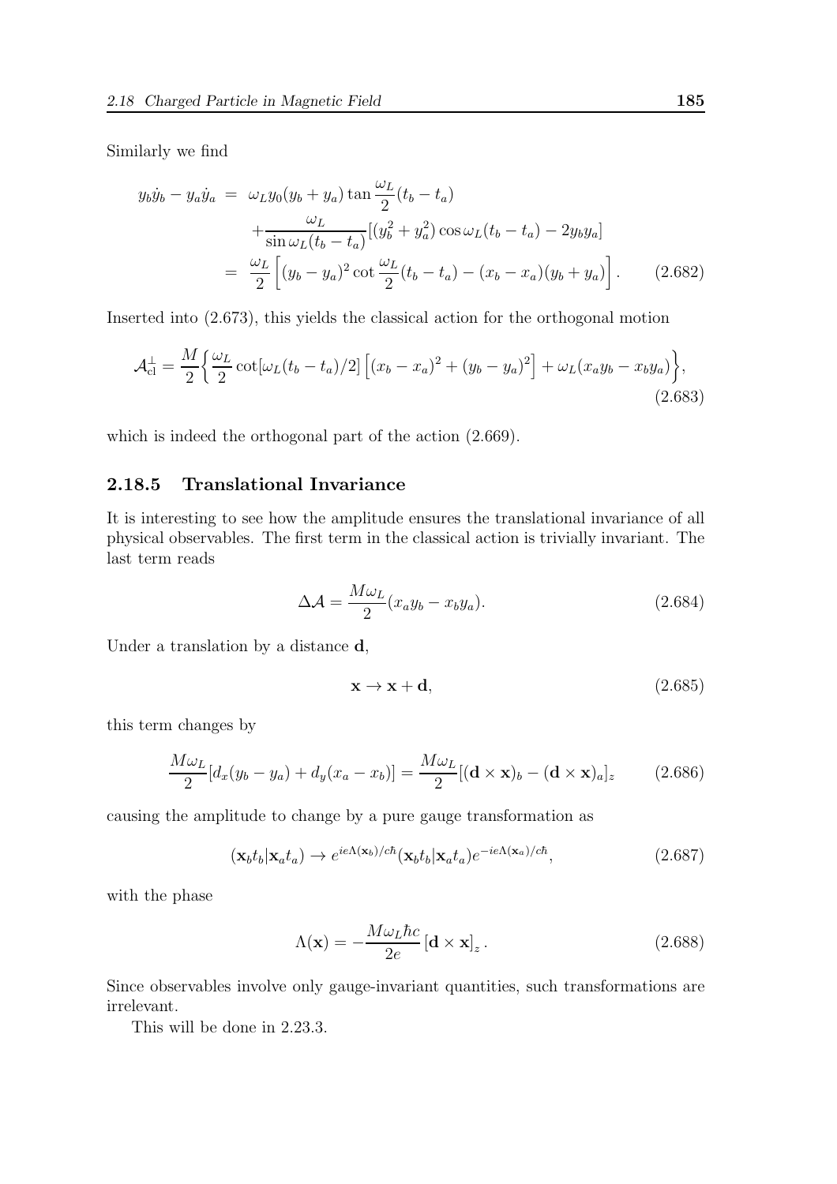Similarly we find

$$
\begin{aligned}
y_b\dot{y}_b - y_a\dot{y}_a &= \omega_L y_0(y_b+y_a)\tan\frac{\omega_L}{2}(t_b-t_a) \\
&\quad +\frac{\omega_L}{\sin\omega_L(t_b-t_a)}[(y_b^2+y_a^2)\cos\omega_L(t_b-t_a)-2y_by_a] \\
&= \frac{\omega_L}{2}\left[(y_b-y_a)^2\cot\frac{\omega_L}{2}(t_b-t_a)-(x_b-x_a)(y_b+y_a)\right]. \qquad (2.682)
\end{aligned}
$$

Inserted into (2.673), this yields the classical action for the orthogonal motion

$$
\mathcal{A}_{\rm cl}^{\perp} = \frac{M}{2}\left\{\frac{\omega_L}{2}\cot[\omega_L(t_b-t_a)/2]\left[(x_b-x_a)^2+(y_b-y_a)^2\right]+\omega_L(x_ay_b-x_by_a)\right\}, \qquad (2.683)
$$

which is indeed the orthogonal part of the action (2.669).

### 2.18.5 Translational Invariance

It is interesting to see how the amplitude ensures the translational invariance of all physical observables. The first term in the classical action is trivially invariant. The last term reads

$$
\Delta\mathcal{A} = \frac{M\omega_L}{2}(x_ay_b-x_by_a). \qquad (2.684)
$$

Under a translation by a distance $\mathbf{d}$,

$$
\mathbf{x}\to\mathbf{x}+\mathbf{d}, \qquad (2.685)
$$

this term changes by

$$
\frac{M\omega_L}{2}[d_x(y_b-y_a)+d_y(x_a-x_b)] = \frac{M\omega_L}{2}[(\mathbf{d}\times\mathbf{x})_b-(\mathbf{d}\times\mathbf{x})_a]_z \qquad (2.686)
$$

causing the amplitude to change by a pure gauge transformation as

$$
(\mathbf{x}_bt_b|\mathbf{x}_at_a)\to e^{ie\Lambda(\mathbf{x}_b)/c\hbar}(\mathbf{x}_bt_b|\mathbf{x}_at_a)e^{-ie\Lambda(\mathbf{x}_a)/c\hbar}, \qquad (2.687)
$$

with the phase

$$
\Lambda(\mathbf{x}) = -\frac{M\omega_L\hbar c}{2e}\left[\mathbf{d}\times\mathbf{x}\right]_z. \qquad (2.688)
$$

Since observables involve only gauge-invariant quantities, such transformations are irrelevant.

This will be done in 2.23.3.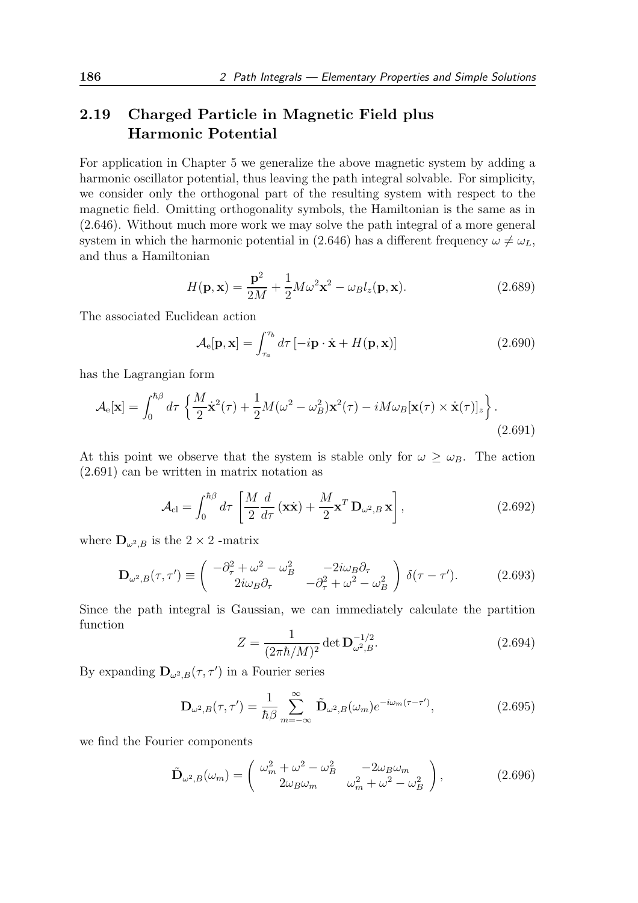## 2.19 Charged Particle in Magnetic Field plus Harmonic Potential

For application in Chapter 5 we generalize the above magnetic system by adding a harmonic oscillator potential, thus leaving the path integral solvable. For simplicity, we consider only the orthogonal part of the resulting system with respect to the magnetic field. Omitting orthogonality symbols, the Hamiltonian is the same as in (2.646). Without much more work we may solve the path integral of a more general system in which the harmonic potential in (2.646) has a different frequency $\omega \neq \omega_L$, and thus a Hamiltonian

$$H(\mathbf{p}, \mathbf{x}) = \frac{\mathbf{p}^2}{2M} + \frac{1}{2} M \omega^2 \mathbf{x}^2 - \omega_B l_z(\mathbf{p}, \mathbf{x}). \tag{2.689}$$

The associated Euclidean action

$$\mathcal{A}_{\mathrm{e}}[\mathbf{p}, \mathbf{x}] = \int_{\tau_a}^{\tau_b} d\tau \left[ -i \mathbf{p} \cdot \dot{\mathbf{x}} + H(\mathbf{p}, \mathbf{x}) \right] \tag{2.690}$$

has the Lagrangian form

$$\mathcal{A}_{\mathrm{e}}[\mathbf{x}] = \int_0^{\hbar\beta} d\tau \left\{ \frac{M}{2} \dot{\mathbf{x}}^2(\tau) + \frac{1}{2} M (\omega^2 - \omega_B^2) \mathbf{x}^2(\tau) - i M \omega_B [\mathbf{x}(\tau) \times \dot{\mathbf{x}}(\tau)]_z \right\}. \tag{2.691}$$

At this point we observe that the system is stable only for $\omega \geq \omega_B$. The action (2.691) can be written in matrix notation as

$$\mathcal{A}_{\mathrm{cl}} = \int_0^{\hbar\beta} d\tau \left[ \frac{M}{2} \frac{d}{d\tau} (\mathbf{x} \dot{\mathbf{x}}) + \frac{M}{2} \mathbf{x}^T \, \mathbf{D}_{\omega^2, B} \, \mathbf{x} \right], \tag{2.692}$$

where $\mathbf{D}_{\omega^2,B}$ is the $2 \times 2$ -matrix

$$\mathbf{D}_{\omega^2, B}(\tau, \tau') \equiv \begin{pmatrix} -\partial_\tau^2 + \omega^2 - \omega_B^2 & -2i\omega_B \partial_\tau \\ 2i\omega_B \partial_\tau & -\partial_\tau^2 + \omega^2 - \omega_B^2 \end{pmatrix} \delta(\tau - \tau'). \tag{2.693}$$

Since the path integral is Gaussian, we can immediately calculate the partition function

$$Z = \frac{1}{(2\pi\hbar/M)^2} \det \mathbf{D}_{\omega^2, B}^{-1/2}. \tag{2.694}$$

By expanding $\mathbf{D}_{\omega^2,B}(\tau, \tau')$ in a Fourier series

$$\mathbf{D}_{\omega^2, B}(\tau, \tau') = \frac{1}{\hbar\beta} \sum_{m=-\infty}^{\infty} \tilde{\mathbf{D}}_{\omega^2, B}(\omega_m) e^{-i\omega_m(\tau - \tau')}, \tag{2.695}$$

we find the Fourier components

$$\tilde{\mathbf{D}}_{\omega^2, B}(\omega_m) = \begin{pmatrix} \omega_m^2 + \omega^2 - \omega_B^2 & -2\omega_B \omega_m \\ 2\omega_B \omega_m & \omega_m^2 + \omega^2 - \omega_B^2 \end{pmatrix}, \tag{2.696}$$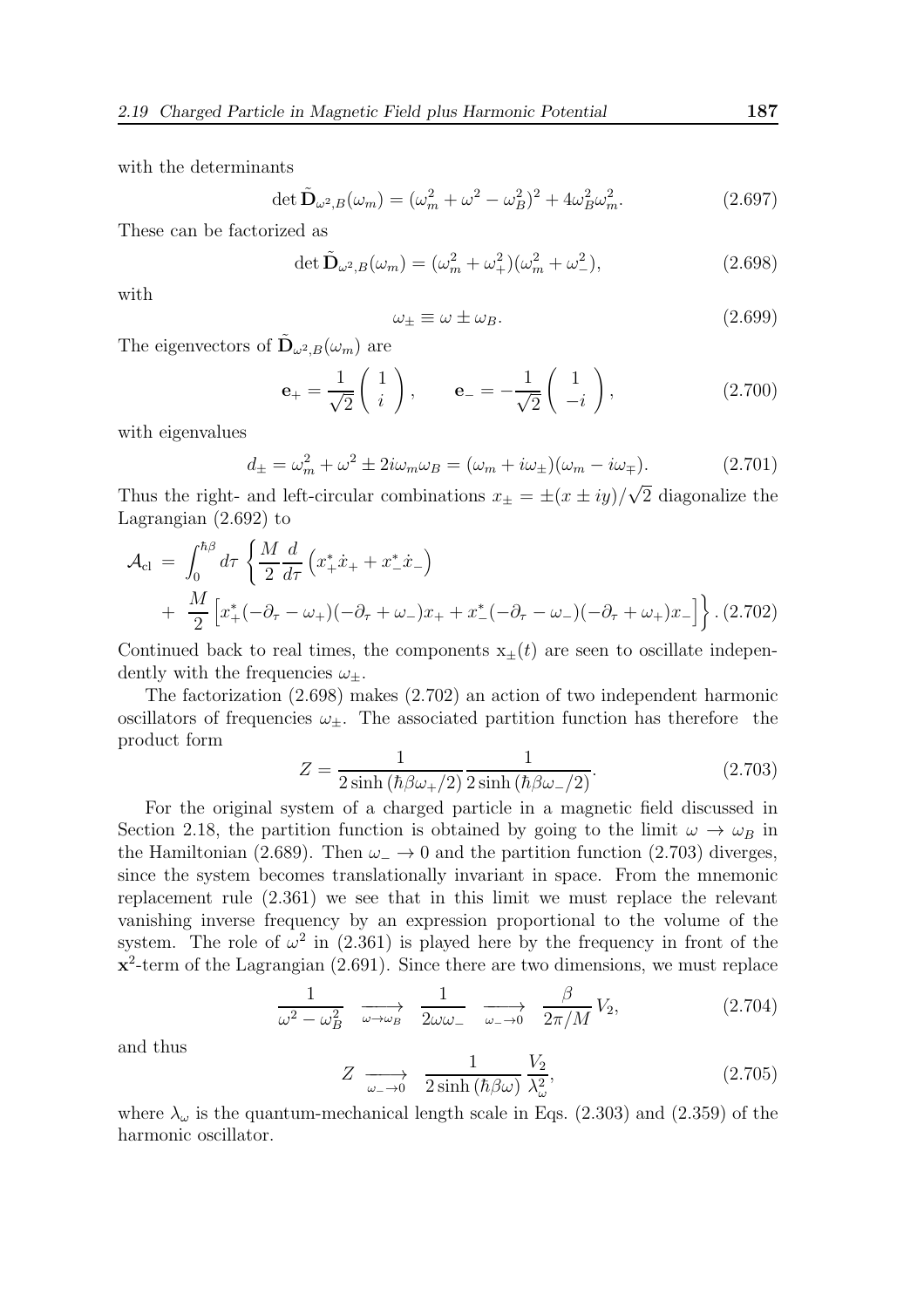with the determinants

$$\det \tilde{\mathbf{D}}_{\omega^2,B}(\omega_m) = (\omega_m^2 + \omega^2 - \omega_B^2)^2 + 4\omega_B^2\omega_m^2. \tag{2.697}$$

These can be factorized as

$$\det \tilde{\mathbf{D}}_{\omega^2,B}(\omega_m) = (\omega_m^2 + \omega_+^2)(\omega_m^2 + \omega_-^2), \tag{2.698}$$

with

$$\omega_\pm \equiv \omega \pm \omega_B. \tag{2.699}$$

The eigenvectors of $\tilde{\mathbf{D}}_{\omega^2,B}(\omega_m)$ are

$$\mathbf{e}_+ = \frac{1}{\sqrt{2}}\begin{pmatrix} 1 \\ i \end{pmatrix}, \qquad \mathbf{e}_- = -\frac{1}{\sqrt{2}}\begin{pmatrix} 1 \\ -i \end{pmatrix}, \tag{2.700}$$

with eigenvalues

$$d_\pm = \omega_m^2 + \omega^2 \pm 2i\omega_m\omega_B = (\omega_m + i\omega_\pm)(\omega_m - i\omega_\mp). \tag{2.701}$$

Thus the right- and left-circular combinations $x_\pm = \pm(x \pm iy)/\sqrt{2}$ diagonalize the Lagrangian (2.692) to

$$\begin{aligned}\mathcal{A}_{\rm cl} \;=\; &\int_0^{\hbar\beta} d\tau \left\{ \frac{M}{2}\frac{d}{d\tau}\left(x_+^*\dot{x}_+ + x_-^*\dot{x}_-\right)\right.\\ &+\left.\frac{M}{2}\left[x_+^*(-\partial_\tau - \omega_+)(-\partial_\tau + \omega_-)x_+ + x_-^*(-\partial_\tau - \omega_-)(-\partial_\tau + \omega_+)x_-\right]\right\}. \end{aligned} \tag{2.702}$$

Continued back to real times, the components $\mathrm{x}_\pm(t)$ are seen to oscillate independently with the frequencies $\omega_\pm$.

The factorization (2.698) makes (2.702) an action of two independent harmonic oscillators of frequencies $\omega_\pm$. The associated partition function has therefore the product form

$$Z = \frac{1}{2\sinh(\hbar\beta\omega_+/2)}\frac{1}{2\sinh(\hbar\beta\omega_-/2)}. \tag{2.703}$$

For the original system of a charged particle in a magnetic field discussed in Section 2.18, the partition function is obtained by going to the limit $\omega \to \omega_B$ in the Hamiltonian (2.689). Then $\omega_- \to 0$ and the partition function (2.703) diverges, since the system becomes translationally invariant in space. From the mnemonic replacement rule (2.361) we see that in this limit we must replace the relevant vanishing inverse frequency by an expression proportional to the volume of the system. The role of $\omega^2$ in (2.361) is played here by the frequency in front of the $\mathbf{x}^2$-term of the Lagrangian (2.691). Since there are two dimensions, we must replace

$$\frac{1}{\omega^2 - \omega_B^2} \;\xrightarrow[\omega\to\omega_B]{}\; \frac{1}{2\omega\omega_-} \;\xrightarrow[\omega_-\to 0]{}\; \frac{\beta}{2\pi/M}V_2, \tag{2.704}$$

and thus

$$Z \;\xrightarrow[\omega_-\to 0]{}\; \frac{1}{2\sinh(\hbar\beta\omega)}\frac{V_2}{\lambda_\omega^2}, \tag{2.705}$$

where $\lambda_\omega$ is the quantum-mechanical length scale in Eqs. (2.303) and (2.359) of the harmonic oscillator.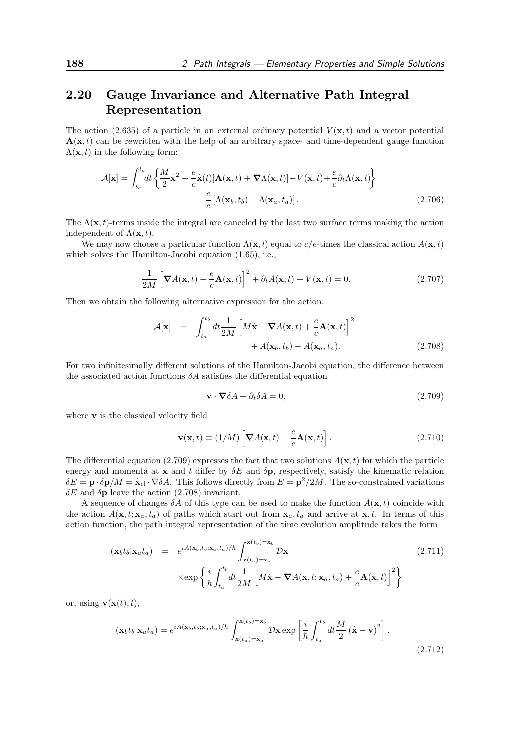## 2.20 Gauge Invariance and Alternative Path Integral Representation

The action (2.635) of a particle in an external ordinary potential $V(\mathbf{x},t)$ and a vector potential $\mathbf{A}(\mathbf{x},t)$ can be rewritten with the help of an arbitrary space- and time-dependent gauge function $\Lambda(\mathbf{x},t)$ in the following form:

$$\mathcal{A}[\mathbf{x}] = \int_{t_a}^{t_b} dt \left\{ \frac{M}{2}\dot{\mathbf{x}}^2 + \frac{e}{c}\dot{\mathbf{x}}(t)[\mathbf{A}(\mathbf{x},t) + \boldsymbol{\nabla}\Lambda(\mathbf{x},t)] - V(\mathbf{x},t) + \frac{e}{c}\partial_t\Lambda(\mathbf{x},t) \right\} - \frac{e}{c}\left[\Lambda(\mathbf{x}_b,t_b) - \Lambda(\mathbf{x}_a,t_a)\right]. \tag{2.706}$$

The $\Lambda(\mathbf{x},t)$-terms inside the integral are canceled by the last two surface terms making the action independent of $\Lambda(\mathbf{x},t)$.

We may now choose a particular function $\Lambda(\mathbf{x},t)$ equal to $c/e$-times the classical action $A(\mathbf{x},t)$ which solves the Hamilton-Jacobi equation (1.65), i.e.,

$$\frac{1}{2M}\left[\boldsymbol{\nabla}A(\mathbf{x},t) - \frac{e}{c}\mathbf{A}(\mathbf{x},t)\right]^2 + \partial_t A(\mathbf{x},t) + V(\mathbf{x},t) = 0. \tag{2.707}$$

Then we obtain the following alternative expression for the action:

$$\mathcal{A}[\mathbf{x}] = \int_{t_a}^{t_b} dt \frac{1}{2M}\left[M\dot{\mathbf{x}} - \boldsymbol{\nabla}A(\mathbf{x},t) + \frac{e}{c}\mathbf{A}(\mathbf{x},t)\right]^2 + A(\mathbf{x}_b,t_b) - A(\mathbf{x}_a,t_a). \tag{2.708}$$

For two infinitesimally different solutions of the Hamilton-Jacobi equation, the difference between the associated action functions $\delta A$ satisfies the differential equation

$$\mathbf{v}\cdot\boldsymbol{\nabla}\delta A + \partial_t \delta A = 0, \tag{2.709}$$

where $\mathbf{v}$ is the classical velocity field

$$\mathbf{v}(\mathbf{x},t) \equiv (1/M)\left[\boldsymbol{\nabla}A(\mathbf{x},t) - \frac{e}{c}\mathbf{A}(\mathbf{x},t)\right]. \tag{2.710}$$

The differential equation (2.709) expresses the fact that two solutions $A(\mathbf{x},t)$ for which the particle energy and momenta at $\mathbf{x}$ and $t$ differ by $\delta E$ and $\delta\mathbf{p}$, respectively, satisfy the kinematic relation $\delta E = \mathbf{p}\cdot\delta\mathbf{p}/M = \dot{\mathbf{x}}_{\rm cl}\cdot\nabla\delta A$. This follows directly from $E = \mathbf{p}^2/2M$. The so-constrained variations $\delta E$ and $\delta\mathbf{p}$ leave the action (2.708) invariant.

A sequence of changes $\delta A$ of this type can be used to make the function $A(\mathbf{x},t)$ coincide with the action $A(\mathbf{x},t;\mathbf{x}_a,t_a)$ of paths which start out from $\mathbf{x}_a,t_a$ and arrive at $\mathbf{x},t$. In terms of this action function, the path integral representation of the time evolution amplitude takes the form

$$(\mathbf{x}_b t_b|\mathbf{x}_a t_a) = e^{iA(\mathbf{x}_b,t_b;\mathbf{x}_a,t_a)/\hbar}\int_{\mathbf{x}(t_a)=\mathbf{x}_a}^{\mathbf{x}(t_b)=\mathbf{x}_b}\mathcal{D}\mathbf{x} \times\exp\left\{\frac{i}{\hbar}\int_{t_a}^{t_b} dt\frac{1}{2M}\left[M\dot{\mathbf{x}} - \boldsymbol{\nabla}A(\mathbf{x},t;\mathbf{x}_a,t_a) + \frac{e}{c}\mathbf{A}(\mathbf{x},t)\right]^2\right\} \tag{2.711}$$

or, using $\mathbf{v}(\mathbf{x}(t),t)$,

$$(\mathbf{x}_b t_b|\mathbf{x}_a t_a) = e^{iA(\mathbf{x}_b,t_b;\mathbf{x}_a,t_a)/\hbar}\int_{\mathbf{x}(t_a)=\mathbf{x}_a}^{\mathbf{x}(t_b)=\mathbf{x}_b}\mathcal{D}\mathbf{x}\exp\left[\frac{i}{\hbar}\int_{t_a}^{t_b} dt\frac{M}{2}\left(\dot{\mathbf{x}} - \mathbf{v}\right)^2\right]. \tag{2.712}$$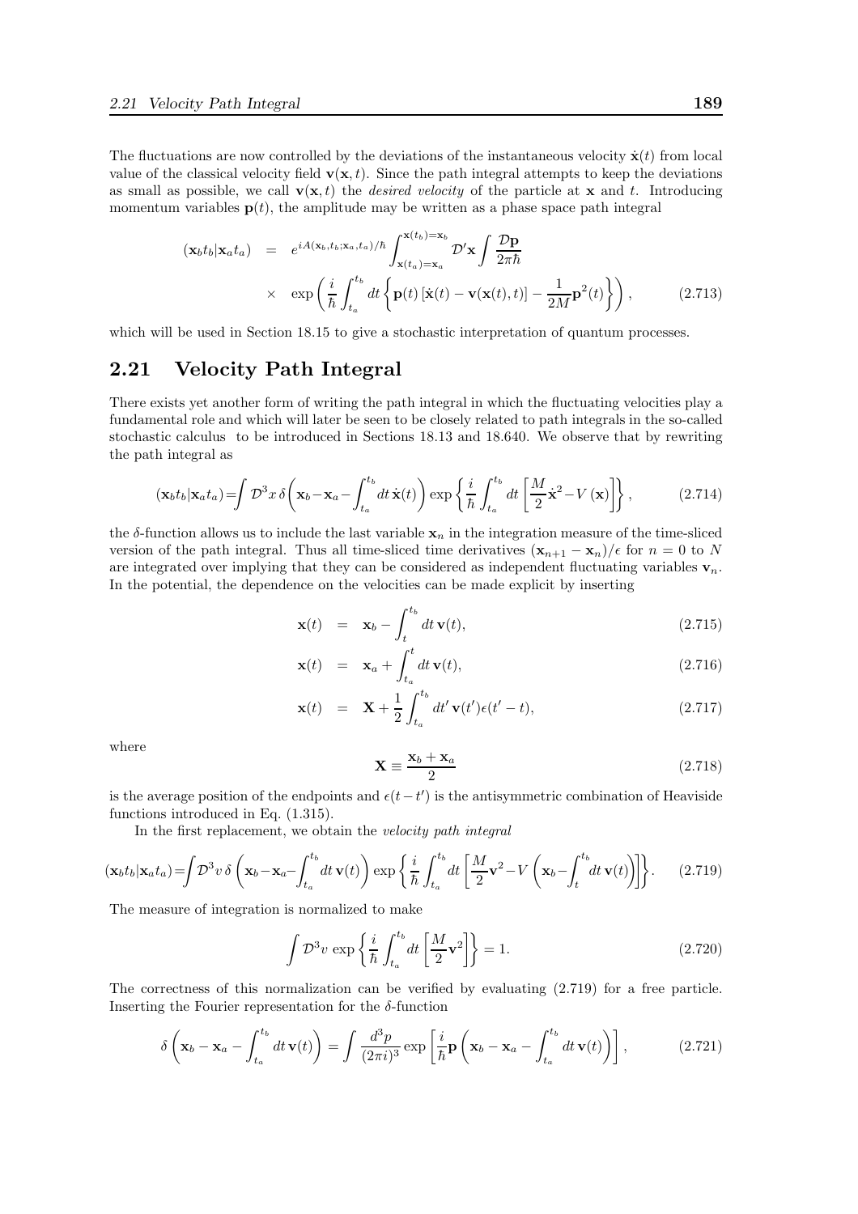The fluctuations are now controlled by the deviations of the instantaneous velocity $\dot{\mathbf{x}}(t)$ from local value of the classical velocity field $\mathbf{v}(\mathbf{x},t)$. Since the path integral attempts to keep the deviations as small as possible, we call $\mathbf{v}(\mathbf{x},t)$ the *desired velocity* of the particle at $\mathbf{x}$ and $t$. Introducing momentum variables $\mathbf{p}(t)$, the amplitude may be written as a phase space path integral

$$
\begin{aligned}
(\mathbf{x}_b t_b|\mathbf{x}_a t_a) &= e^{iA(\mathbf{x}_b,t_b;\mathbf{x}_a,t_a)/\hbar}\int_{\mathbf{x}(t_a)=\mathbf{x}_a}^{\mathbf{x}(t_b)=\mathbf{x}_b}\mathcal{D}'\mathbf{x}\int\frac{\mathcal{D}\mathbf{p}}{2\pi\hbar} \\
&\times \exp\left(\frac{i}{\hbar}\int_{t_a}^{t_b}dt\left\{\mathbf{p}(t)\left[\dot{\mathbf{x}}(t)-\mathbf{v}(\mathbf{x}(t),t)\right]-\frac{1}{2M}\mathbf{p}^2(t)\right\}\right), \qquad (2.713)
\end{aligned}
$$

which will be used in Section 18.15 to give a stochastic interpretation of quantum processes.

## 2.21 Velocity Path Integral

There exists yet another form of writing the path integral in which the fluctuating velocities play a fundamental role and which will later be seen to be closely related to path integrals in the so-called stochastic calculus to be introduced in Sections 18.13 and 18.640. We observe that by rewriting the path integral as

$$
(\mathbf{x}_b t_b|\mathbf{x}_a t_a)=\int\mathcal{D}^3x\,\delta\left(\mathbf{x}_b-\mathbf{x}_a-\int_{t_a}^{t_b}dt\,\dot{\mathbf{x}}(t)\right)\exp\left\{\frac{i}{\hbar}\int_{t_a}^{t_b}dt\left[\frac{M}{2}\dot{\mathbf{x}}^2-V(\mathbf{x})\right]\right\}, \qquad (2.714)
$$

the $\delta$-function allows us to include the last variable $\mathbf{x}_n$ in the integration measure of the time-sliced version of the path integral. Thus all time-sliced time derivatives $(\mathbf{x}_{n+1}-\mathbf{x}_n)/\epsilon$ for $n=0$ to $N$ are integrated over implying that they can be considered as independent fluctuating variables $\mathbf{v}_n$. In the potential, the dependence on the velocities can be made explicit by inserting

$$
\mathbf{x}(t) = \mathbf{x}_b-\int_t^{t_b}dt\,\mathbf{v}(t), \qquad (2.715)
$$

$$
\mathbf{x}(t) = \mathbf{x}_a+\int_{t_a}^{t}dt\,\mathbf{v}(t), \qquad (2.716)
$$

$$
\mathbf{x}(t) = \mathbf{X}+\frac{1}{2}\int_{t_a}^{t_b}dt'\,\mathbf{v}(t')\epsilon(t'-t), \qquad (2.717)
$$

where

$$
\mathbf{X}\equiv\frac{\mathbf{x}_b+\mathbf{x}_a}{2} \qquad (2.718)
$$

is the average position of the endpoints and $\epsilon(t-t')$ is the antisymmetric combination of Heaviside functions introduced in Eq. (1.315).

In the first replacement, we obtain the *velocity path integral*

$$
(\mathbf{x}_b t_b|\mathbf{x}_a t_a)=\int\mathcal{D}^3v\,\delta\left(\mathbf{x}_b-\mathbf{x}_a-\int_{t_a}^{t_b}dt\,\mathbf{v}(t)\right)\exp\left\{\frac{i}{\hbar}\int_{t_a}^{t_b}dt\left[\frac{M}{2}\mathbf{v}^2-V\left(\mathbf{x}_b-\int_t^{t_b}dt\,\mathbf{v}(t)\right)\right]\right\}. \qquad (2.719)
$$

The measure of integration is normalized to make

$$
\int\mathcal{D}^3v\,\exp\left\{\frac{i}{\hbar}\int_{t_a}^{t_b}dt\left[\frac{M}{2}\mathbf{v}^2\right]\right\}=1. \qquad (2.720)
$$

The correctness of this normalization can be verified by evaluating (2.719) for a free particle. Inserting the Fourier representation for the $\delta$-function

$$
\delta\left(\mathbf{x}_b-\mathbf{x}_a-\int_{t_a}^{t_b}dt\,\mathbf{v}(t)\right)=\int\frac{d^3p}{(2\pi i)^3}\exp\left[\frac{i}{\hbar}\mathbf{p}\left(\mathbf{x}_b-\mathbf{x}_a-\int_{t_a}^{t_b}dt\,\mathbf{v}(t)\right)\right], \qquad (2.721)
$$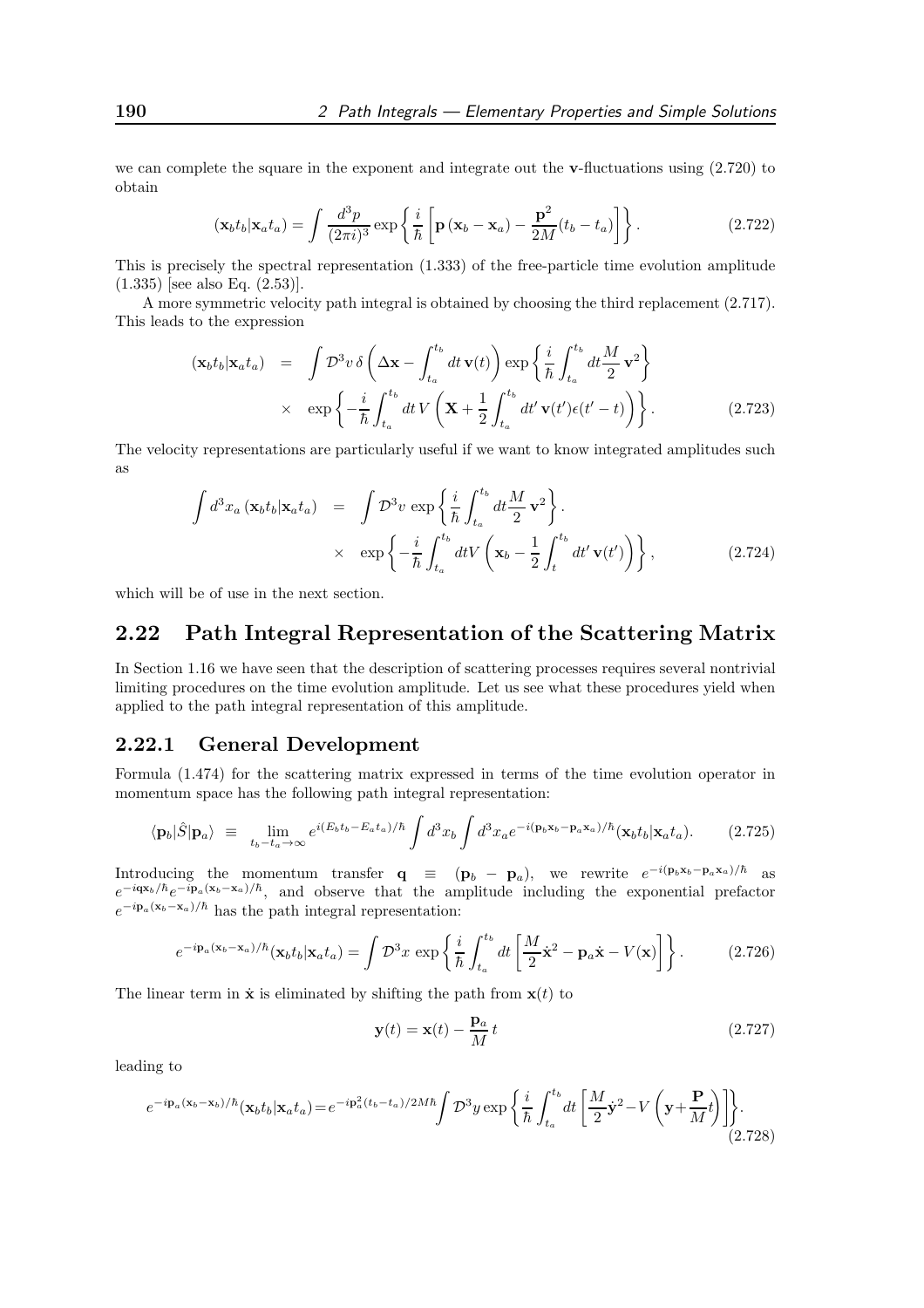we can complete the square in the exponent and integrate out the **v**-fluctuations using (2.720) to obtain

$$
(\mathbf{x}_b t_b|\mathbf{x}_a t_a) = \int \frac{d^3p}{(2\pi i)^3} \exp\left\{ \frac{i}{\hbar}\left[\mathbf{p}\,(\mathbf{x}_b - \mathbf{x}_a) - \frac{\mathbf{p}^2}{2M}(t_b - t_a)\right]\right\}. \tag{2.722}
$$

This is precisely the spectral representation (1.333) of the free-particle time evolution amplitude (1.335) [see also Eq. (2.53)].

A more symmetric velocity path integral is obtained by choosing the third replacement (2.717). This leads to the expression

$$
\begin{aligned}
(\mathbf{x}_b t_b|\mathbf{x}_a t_a) &= \int \mathcal{D}^3 v\, \delta\left(\Delta\mathbf{x} - \int_{t_a}^{t_b} dt\, \mathbf{v}(t)\right) \exp\left\{\frac{i}{\hbar}\int_{t_a}^{t_b} dt \frac{M}{2}\,\mathbf{v}^2\right\} \\
&\times \exp\left\{-\frac{i}{\hbar}\int_{t_a}^{t_b} dt\, V\left(\mathbf{X} + \frac{1}{2}\int_{t_a}^{t_b} dt'\, \mathbf{v}(t')\epsilon(t'-t)\right)\right\}.
\end{aligned} \tag{2.723}
$$

The velocity representations are particularly useful if we want to know integrated amplitudes such as

$$
\begin{aligned}
\int d^3x_a\, (\mathbf{x}_b t_b|\mathbf{x}_a t_a) &= \int \mathcal{D}^3 v\, \exp\left\{\frac{i}{\hbar}\int_{t_a}^{t_b} dt \frac{M}{2}\,\mathbf{v}^2\right\}. \\
&\times \exp\left\{-\frac{i}{\hbar}\int_{t_a}^{t_b} dt V\left(\mathbf{x}_b - \frac{1}{2}\int_{t}^{t_b} dt'\, \mathbf{v}(t')\right)\right\},
\end{aligned} \tag{2.724}
$$

which will be of use in the next section.

## 2.22 Path Integral Representation of the Scattering Matrix

In Section 1.16 we have seen that the description of scattering processes requires several nontrivial limiting procedures on the time evolution amplitude. Let us see what these procedures yield when applied to the path integral representation of this amplitude.

### 2.22.1 General Development

Formula (1.474) for the scattering matrix expressed in terms of the time evolution operator in momentum space has the following path integral representation:

$$
\langle \mathbf{p}_b|\hat{S}|\mathbf{p}_a\rangle \equiv \lim_{t_b - t_a\to\infty} e^{i(E_b t_b - E_a t_a)/\hbar} \int d^3x_b \int d^3x_a e^{-i(\mathbf{p}_b\mathbf{x}_b - \mathbf{p}_a\mathbf{x}_a)/\hbar}(\mathbf{x}_b t_b|\mathbf{x}_a t_a). \tag{2.725}
$$

Introducing the momentum transfer $\mathbf{q} \equiv (\mathbf{p}_b - \mathbf{p}_a)$, we rewrite $e^{-i(\mathbf{p}_b\mathbf{x}_b - \mathbf{p}_a\mathbf{x}_a)/\hbar}$ as $e^{-i\mathbf{q}\mathbf{x}_b/\hbar}e^{-i\mathbf{p}_a(\mathbf{x}_b-\mathbf{x}_a)/\hbar}$, and observe that the amplitude including the exponential prefactor $e^{-i\mathbf{p}_a(\mathbf{x}_b-\mathbf{x}_a)/\hbar}$ has the path integral representation:

$$
e^{-i\mathbf{p}_a(\mathbf{x}_b-\mathbf{x}_a)/\hbar}(\mathbf{x}_b t_b|\mathbf{x}_a t_a) = \int \mathcal{D}^3 x\, \exp\left\{\frac{i}{\hbar}\int_{t_a}^{t_b} dt\left[\frac{M}{2}\dot{\mathbf{x}}^2 - \mathbf{p}_a\dot{\mathbf{x}} - V(\mathbf{x})\right]\right\}. \tag{2.726}
$$

The linear term in $\dot{\mathbf{x}}$ is eliminated by shifting the path from $\mathbf{x}(t)$ to

$$
\mathbf{y}(t) = \mathbf{x}(t) - \frac{\mathbf{p}_a}{M}\,t \tag{2.727}
$$

leading to

$$
e^{-i\mathbf{p}_a(\mathbf{x}_b-\mathbf{x}_b)/\hbar}(\mathbf{x}_b t_b|\mathbf{x}_a t_a) = e^{-i\mathbf{p}_a^2(t_b-t_a)/2M\hbar}\int \mathcal{D}^3 y\, \exp\left\{\frac{i}{\hbar}\int_{t_a}^{t_b} dt\left[\frac{M}{2}\dot{\mathbf{y}}^2 - V\left(\mathbf{y} + \frac{\mathbf{P}}{M}t\right)\right]\right\}. \tag{2.728}
$$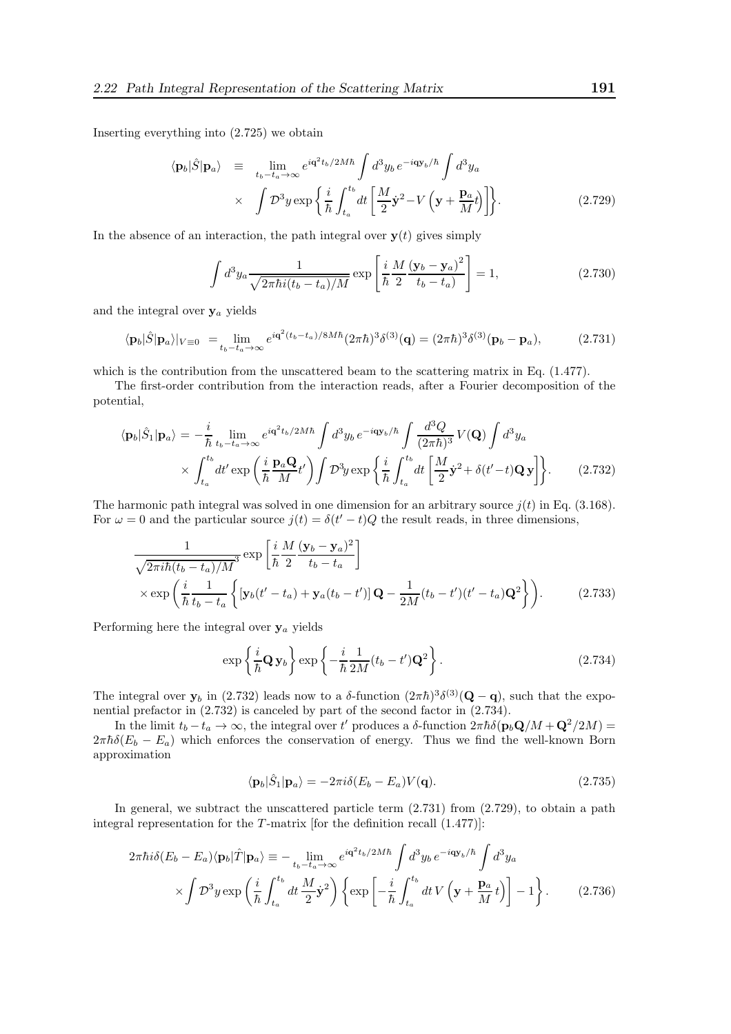Inserting everything into (2.725) we obtain

$$\langle \mathbf{p}_b|\hat{S}|\mathbf{p}_a\rangle \equiv \lim_{t_b-t_a\to\infty} e^{i\mathbf{q}^2 t_b/2M\hbar}\int d^3y_b\, e^{-i\mathbf{q}\mathbf{y}_b/\hbar}\int d^3y_a \times \int \mathcal{D}^3y \exp\left\{\frac{i}{\hbar}\int_{t_a}^{t_b} dt\left[\frac{M}{2}\dot{\mathbf{y}}^2 - V\left(\mathbf{y}+\frac{\mathbf{p}_a}{M}t\right)\right]\right\}. \tag{2.729}$$

In the absence of an interaction, the path integral over $\mathbf{y}(t)$ gives simply

$$\int d^3y_a \frac{1}{\sqrt{2\pi\hbar i(t_b-t_a)/M}}\exp\left[\frac{i}{\hbar}\frac{M}{2}\frac{(\mathbf{y}_b-\mathbf{y}_a)^2}{t_b-t_a)}\right] = 1, \tag{2.730}$$

and the integral over $\mathbf{y}_a$ yields

$$\langle \mathbf{p}_b|\hat{S}|\mathbf{p}_a\rangle|_{V\equiv 0} = \lim_{t_b-t_a\to\infty} e^{i\mathbf{q}^2(t_b-t_a)/8M\hbar}(2\pi\hbar)^3\delta^{(3)}(\mathbf{q}) = (2\pi\hbar)^3\delta^{(3)}(\mathbf{p}_b-\mathbf{p}_a), \tag{2.731}$$

which is the contribution from the unscattered beam to the scattering matrix in Eq. (1.477).

The first-order contribution from the interaction reads, after a Fourier decomposition of the potential,

$$\langle \mathbf{p}_b|\hat{S}_1|\mathbf{p}_a\rangle = -\frac{i}{\hbar}\lim_{t_b-t_a\to\infty} e^{i\mathbf{q}^2 t_b/2M\hbar}\int d^3y_b\, e^{-i\mathbf{q}\mathbf{y}_b/\hbar}\int\frac{d^3Q}{(2\pi\hbar)^3}V(\mathbf{Q})\int d^3y_a \times \int_{t_a}^{t_b} dt' \exp\left(\frac{i}{\hbar}\frac{\mathbf{p}_a\mathbf{Q}}{M}t'\right)\int\mathcal{D}^3y\exp\left\{\frac{i}{\hbar}\int_{t_a}^{t_b}dt\left[\frac{M}{2}\dot{\mathbf{y}}^2 + \delta(t'-t)\mathbf{Q}\,\mathbf{y}\right]\right\}. \tag{2.732}$$

The harmonic path integral was solved in one dimension for an arbitrary source $j(t)$ in Eq. (3.168). For $\omega = 0$ and the particular source $j(t) = \delta(t'-t)Q$ the result reads, in three dimensions,

$$\frac{1}{\sqrt{2\pi i\hbar(t_b-t_a)/M}^3}\exp\left[\frac{i}{\hbar}\frac{M}{2}\frac{(\mathbf{y}_b-\mathbf{y}_a)^2}{t_b-t_a}\right] \times\exp\left(\frac{i}{\hbar}\frac{1}{t_b-t_a}\left\{[\mathbf{y}_b(t'-t_a)+\mathbf{y}_a(t_b-t')]\,\mathbf{Q} - \frac{1}{2M}(t_b-t')(t'-t_a)\mathbf{Q}^2\right\}\right). \tag{2.733}$$

Performing here the integral over $\mathbf{y}_a$ yields

$$\exp\left\{\frac{i}{\hbar}\mathbf{Q}\,\mathbf{y}_b\right\}\exp\left\{-\frac{i}{\hbar}\frac{1}{2M}(t_b-t')\mathbf{Q}^2\right\}. \tag{2.734}$$

The integral over $\mathbf{y}_b$ in (2.732) leads now to a $\delta$-function $(2\pi\hbar)^3\delta^{(3)}(\mathbf{Q}-\mathbf{q})$, such that the exponential prefactor in (2.732) is canceled by part of the second factor in (2.734).

In the limit $t_b - t_a \to \infty$, the integral over $t'$ produces a $\delta$-function $2\pi\hbar\delta(\mathbf{p}_b\mathbf{Q}/M + \mathbf{Q}^2/2M) = 2\pi\hbar\delta(E_b - E_a)$ which enforces the conservation of energy. Thus we find the well-known Born approximation

$$\langle \mathbf{p}_b|\hat{S}_1|\mathbf{p}_a\rangle = -2\pi i\delta(E_b-E_a)V(\mathbf{q}). \tag{2.735}$$

In general, we subtract the unscattered particle term (2.731) from (2.729), to obtain a path integral representation for the $T$-matrix [for the definition recall (1.477)]:

$$2\pi\hbar i\delta(E_b-E_a)\langle \mathbf{p}_b|\hat{T}|\mathbf{p}_a\rangle \equiv -\lim_{t_b-t_a\to\infty} e^{i\mathbf{q}^2 t_b/2M\hbar}\int d^3y_b\, e^{-i\mathbf{q}\mathbf{y}_b/\hbar}\int d^3y_a \times\int\mathcal{D}^3y\exp\left(\frac{i}{\hbar}\int_{t_a}^{t_b}dt\,\frac{M}{2}\dot{\mathbf{y}}^2\right)\left\{\exp\left[-\frac{i}{\hbar}\int_{t_a}^{t_b}dt\,V\left(\mathbf{y}+\frac{\mathbf{p}_a}{M}t\right)\right]-1\right\}. \tag{2.736}$$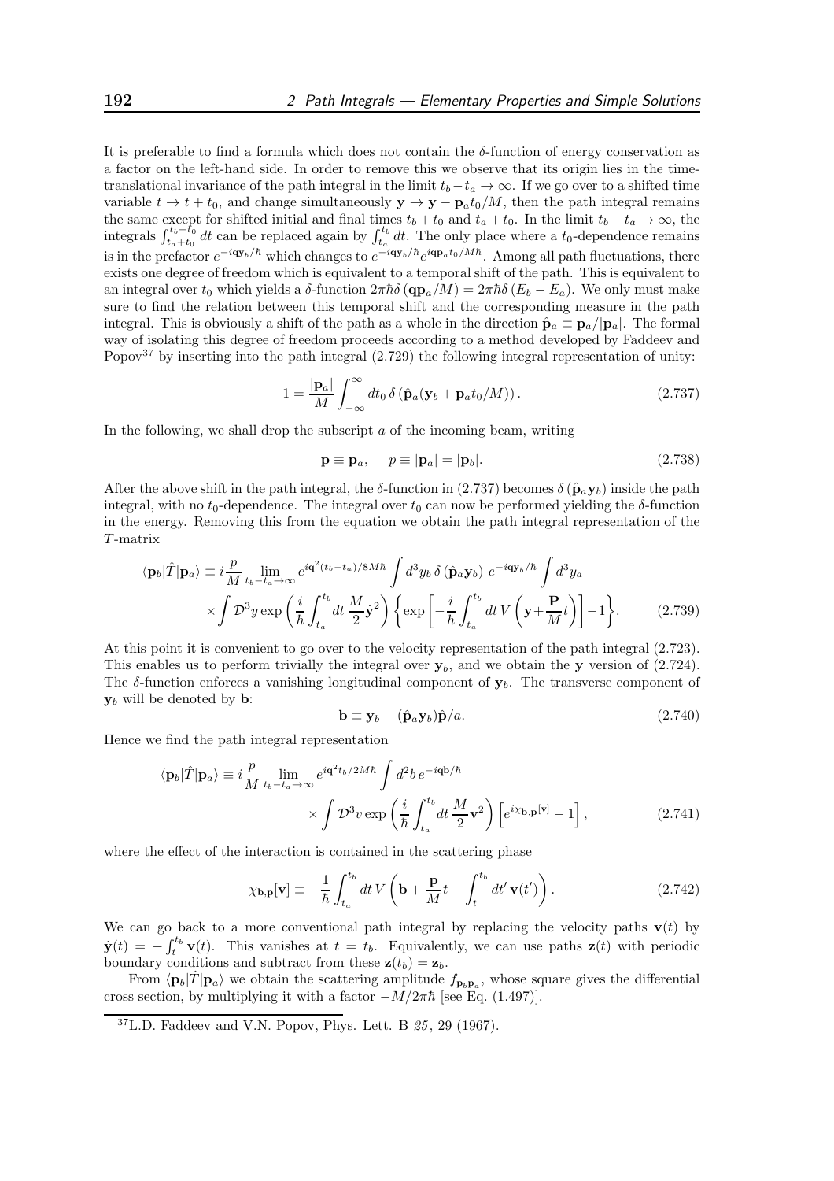It is preferable to find a formula which does not contain the $\delta$-function of energy conservation as a factor on the left-hand side. In order to remove this we observe that its origin lies in the time-translational invariance of the path integral in the limit $t_b - t_a \to \infty$. If we go over to a shifted time variable $t \to t + t_0$, and change simultaneously $\mathbf{y} \to \mathbf{y} - \mathbf{p}_a t_0/M$, then the path integral remains the same except for shifted initial and final times $t_b + t_0$ and $t_a + t_0$. In the limit $t_b - t_a \to \infty$, the integrals $\int_{t_a+t_0}^{t_b+t_0} dt$ can be replaced again by $\int_{t_a}^{t_b} dt$. The only place where a $t_0$-dependence remains is in the prefactor $e^{-i\mathbf{q}\mathbf{y}_b/\hbar}$ which changes to $e^{-i\mathbf{q}\mathbf{y}_b/\hbar} e^{i\mathbf{q}\mathbf{p}_a t_0/M\hbar}$. Among all path fluctuations, there exists one degree of freedom which is equivalent to a temporal shift of the path. This is equivalent to an integral over $t_0$ which yields a $\delta$-function $2\pi\hbar\delta(\mathbf{q}\mathbf{p}_a/M) = 2\pi\hbar\delta(E_b - E_a)$. We only must make sure to find the relation between this temporal shift and the corresponding measure in the path integral. This is obviously a shift of the path as a whole in the direction $\hat{\mathbf{p}}_a \equiv \mathbf{p}_a/|\mathbf{p}_a|$. The formal way of isolating this degree of freedom proceeds according to a method developed by Faddeev and Popov[37] by inserting into the path integral (2.729) the following integral representation of unity:

$$1 = \frac{|\mathbf{p}_a|}{M} \int_{-\infty}^{\infty} dt_0 \, \delta\left(\hat{\mathbf{p}}_a(\mathbf{y}_b + \mathbf{p}_a t_0/M)\right). \tag{2.737}$$

In the following, we shall drop the subscript $a$ of the incoming beam, writing

$$\mathbf{p} \equiv \mathbf{p}_a, \quad p \equiv |\mathbf{p}_a| = |\mathbf{p}_b|. \tag{2.738}$$

After the above shift in the path integral, the $\delta$-function in (2.737) becomes $\delta(\hat{\mathbf{p}}_a \mathbf{y}_b)$ inside the path integral, with no $t_0$-dependence. The integral over $t_0$ can now be performed yielding the $\delta$-function in the energy. Removing this from the equation we obtain the path integral representation of the $T$-matrix

$$\langle \mathbf{p}_b|\hat{T}|\mathbf{p}_a\rangle \equiv i\frac{p}{M} \lim_{t_b - t_a\to\infty} e^{i\mathbf{q}^2(t_b-t_a)/8M\hbar} \int d^3y_b \, \delta(\hat{\mathbf{p}}_a \mathbf{y}_b) \, e^{-i\mathbf{q}\mathbf{y}_b/\hbar} \int d^3 y_a$$
$$\times \int \mathcal{D}^3 y \exp\left(\frac{i}{\hbar}\int_{t_a}^{t_b} dt \, \frac{M}{2}\dot{\mathbf{y}}^2\right)\left\{\exp\left[-\frac{i}{\hbar}\int_{t_a}^{t_b} dt \, V\left(\mathbf{y} + \frac{\mathbf{P}}{M}t\right)\right] - 1\right\}. \tag{2.739}$$

At this point it is convenient to go over to the velocity representation of the path integral (2.723). This enables us to perform trivially the integral over $\mathbf{y}_b$, and we obtain the $\mathbf{y}$ version of (2.724). The $\delta$-function enforces a vanishing longitudinal component of $\mathbf{y}_b$. The transverse component of $\mathbf{y}_b$ will be denoted by $\mathbf{b}$:

$$\mathbf{b} \equiv \mathbf{y}_b - (\hat{\mathbf{p}}_a \mathbf{y}_b)\hat{\mathbf{p}}/a. \tag{2.740}$$

Hence we find the path integral representation

$$\langle \mathbf{p}_b|\hat{T}|\mathbf{p}_a\rangle \equiv i\frac{p}{M} \lim_{t_b - t_a\to\infty} e^{i\mathbf{q}^2 t_b/2M\hbar} \int d^2 b \, e^{-i\mathbf{q}\mathbf{b}/\hbar}$$
$$\times \int \mathcal{D}^3 v \exp\left(\frac{i}{\hbar}\int_{t_a}^{t_b} dt \, \frac{M}{2}\mathbf{v}^2\right)\left[e^{i\chi_{\mathbf{b},\mathbf{p}}[\mathbf{v}]} - 1\right], \tag{2.741}$$

where the effect of the interaction is contained in the scattering phase

$$\chi_{\mathbf{b},\mathbf{p}}[\mathbf{v}] \equiv -\frac{1}{\hbar}\int_{t_a}^{t_b} dt \, V\left(\mathbf{b} + \frac{\mathbf{p}}{M}t - \int_t^{t_b} dt' \, \mathbf{v}(t')\right). \tag{2.742}$$

We can go back to a more conventional path integral by replacing the velocity paths $\mathbf{v}(t)$ by $\dot{\mathbf{y}}(t) = -\int_t^{t_b} \mathbf{v}(t)$. This vanishes at $t = t_b$. Equivalently, we can use paths $\mathbf{z}(t)$ with periodic boundary conditions and subtract from these $\mathbf{z}(t_b) = \mathbf{z}_b$.

From $\langle \mathbf{p}_b|\hat{T}|\mathbf{p}_a\rangle$ we obtain the scattering amplitude $f_{\mathbf{p}_b\mathbf{p}_a}$, whose square gives the differential cross section, by multiplying it with a factor $-M/2\pi\hbar$ [see Eq. (1.497)].

---

[37] L.D. Faddeev and V.N. Popov, Phys. Lett. B *25*, 29 (1967).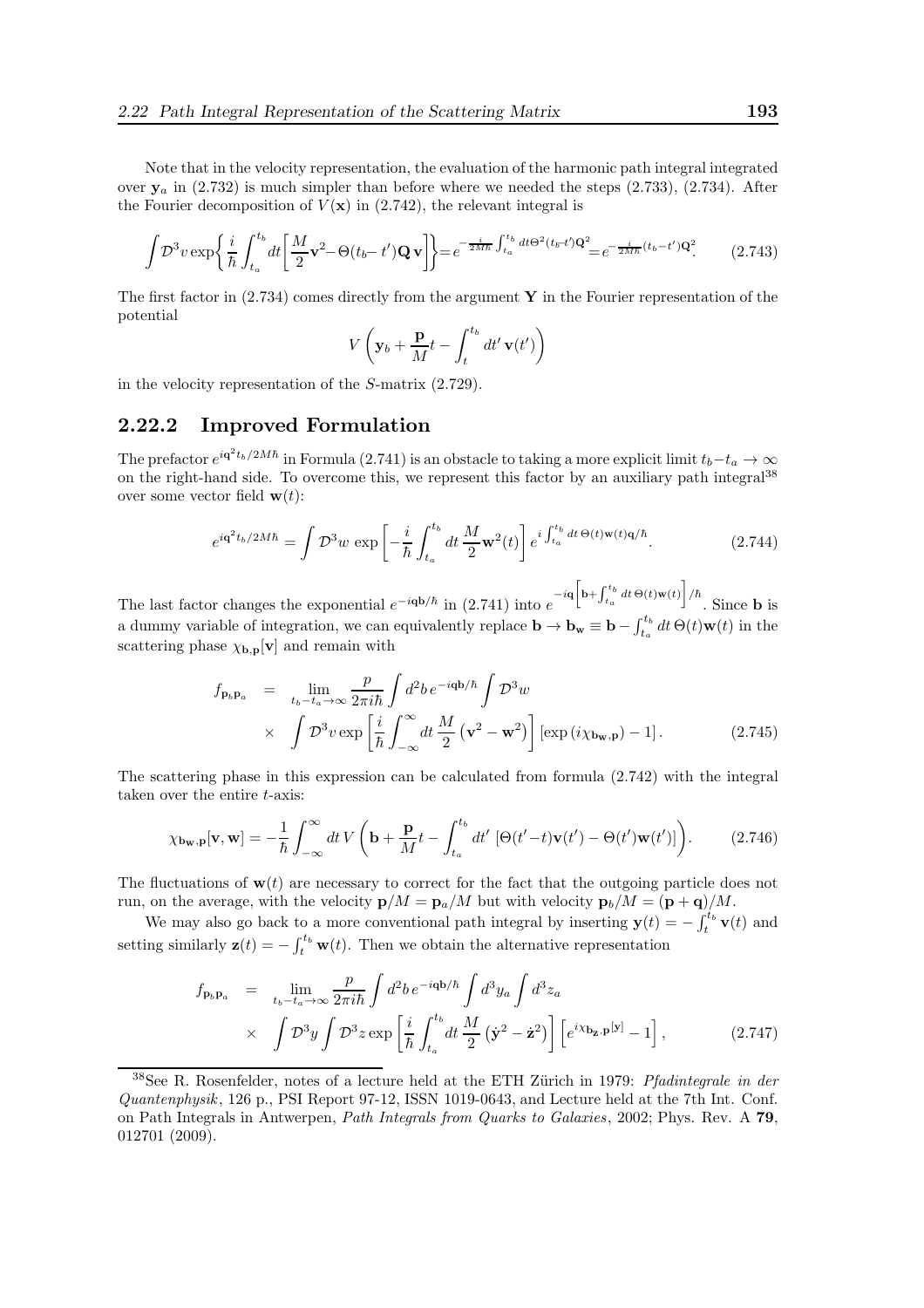Note that in the velocity representation, the evaluation of the harmonic path integral integrated over $\mathbf{y}_a$ in (2.732) is much simpler than before where we needed the steps (2.733), (2.734). After the Fourier decomposition of $V(\mathbf{x})$ in (2.742), the relevant integral is

$$\int \mathcal{D}^3 v \exp\left\{\frac{i}{\hbar}\int_{t_a}^{t_b} dt\left[\frac{M}{2}\mathbf{v}^2 - \Theta(t_b - t')\mathbf{Q}\,\mathbf{v}\right]\right\} = e^{-\frac{i}{2M\hbar}\int_{t_a}^{t_b} dt\Theta^2(t_b - t')\mathbf{Q}^2} = e^{-\frac{i}{2M\hbar}(t_b - t')\mathbf{Q}^2}. \tag{2.743}$$

The first factor in (2.734) comes directly from the argument $\mathbf{Y}$ in the Fourier representation of the potential

$$V\left(\mathbf{y}_b + \frac{\mathbf{p}}{M}t - \int_t^{t_b} dt'\,\mathbf{v}(t')\right)$$

in the velocity representation of the $S$-matrix (2.729).

## 2.22.2 Improved Formulation

The prefactor $e^{i\mathbf{q}^2 t_b/2M\hbar}$ in Formula (2.741) is an obstacle to taking a more explicit limit $t_b - t_a \to \infty$ on the right-hand side. To overcome this, we represent this factor by an auxiliary path integral[38] over some vector field $\mathbf{w}(t)$:

$$e^{i\mathbf{q}^2 t_b/2M\hbar} = \int \mathcal{D}^3 w\, \exp\left[-\frac{i}{\hbar}\int_{t_a}^{t_b} dt\,\frac{M}{2}\mathbf{w}^2(t)\right] e^{i\int_{t_a}^{t_b} dt\,\Theta(t)\mathbf{w}(t)\mathbf{q}/\hbar}. \tag{2.744}$$

The last factor changes the exponential $e^{-i\mathbf{q}\mathbf{b}/\hbar}$ in (2.741) into $e^{-i\mathbf{q}\left[\mathbf{b}+\int_{t_a}^{t_b} dt\,\Theta(t)\mathbf{w}(t)\right]/\hbar}$. Since $\mathbf{b}$ is a dummy variable of integration, we can equivalently replace $\mathbf{b} \to \mathbf{b}_\mathbf{w} \equiv \mathbf{b} - \int_{t_a}^{t_b} dt\,\Theta(t)\mathbf{w}(t)$ in the scattering phase $\chi_{\mathbf{b},\mathbf{p}}[\mathbf{v}]$ and remain with

$$\begin{aligned} f_{\mathbf{p}_b\mathbf{p}_a} &= \lim_{t_b - t_a \to \infty} \frac{p}{2\pi i\hbar}\int d^2 b\, e^{-i\mathbf{q}\mathbf{b}/\hbar}\int \mathcal{D}^3 w \\ &\times \int \mathcal{D}^3 v \exp\left[\frac{i}{\hbar}\int_{-\infty}^{\infty} dt\,\frac{M}{2}\left(\mathbf{v}^2 - \mathbf{w}^2\right)\right]\left[\exp\left(i\chi_{\mathbf{b}_\mathbf{w},\mathbf{p}}\right) - 1\right]. \end{aligned} \tag{2.745}$$

The scattering phase in this expression can be calculated from formula (2.742) with the integral taken over the entire $t$-axis:

$$\chi_{\mathbf{b}_\mathbf{w},\mathbf{p}}[\mathbf{v},\mathbf{w}] = -\frac{1}{\hbar}\int_{-\infty}^{\infty} dt\, V\left(\mathbf{b} + \frac{\mathbf{p}}{M}t - \int_{t_a}^{t_b} dt'\,\left[\Theta(t'-t)\mathbf{v}(t') - \Theta(t')\mathbf{w}(t')\right]\right). \tag{2.746}$$

The fluctuations of $\mathbf{w}(t)$ are necessary to correct for the fact that the outgoing particle does not run, on the average, with the velocity $\mathbf{p}/M = \mathbf{p}_a/M$ but with velocity $\mathbf{p}_b/M = (\mathbf{p}+\mathbf{q})/M$.

We may also go back to a more conventional path integral by inserting $\mathbf{y}(t) = -\int_t^{t_b}\mathbf{v}(t)$ and setting similarly $\mathbf{z}(t) = -\int_t^{t_b}\mathbf{w}(t)$. Then we obtain the alternative representation

$$\begin{aligned} f_{\mathbf{p}_b\mathbf{p}_a} &= \lim_{t_b - t_a \to \infty} \frac{p}{2\pi i\hbar}\int d^2 b\, e^{-i\mathbf{q}\mathbf{b}/\hbar}\int d^3 y_a \int d^3 z_a \\ &\times \int \mathcal{D}^3 y \int \mathcal{D}^3 z \exp\left[\frac{i}{\hbar}\int_{t_a}^{t_b} dt\,\frac{M}{2}\left(\dot{\mathbf{y}}^2 - \dot{\mathbf{z}}^2\right)\right]\left[e^{i\chi_{\mathbf{b}_\mathbf{z},\mathbf{p}}[\mathbf{y}]} - 1\right], \end{aligned} \tag{2.747}$$

[38] See R. Rosenfelder, notes of a lecture held at the ETH Zürich in 1979: *Pfadintegrale in der Quantenphysik*, 126 p., PSI Report 97-12, ISSN 1019-0643, and Lecture held at the 7th Int. Conf. on Path Integrals in Antwerpen, *Path Integrals from Quarks to Galaxies*, 2002; Phys. Rev. A **79**, 012701 (2009).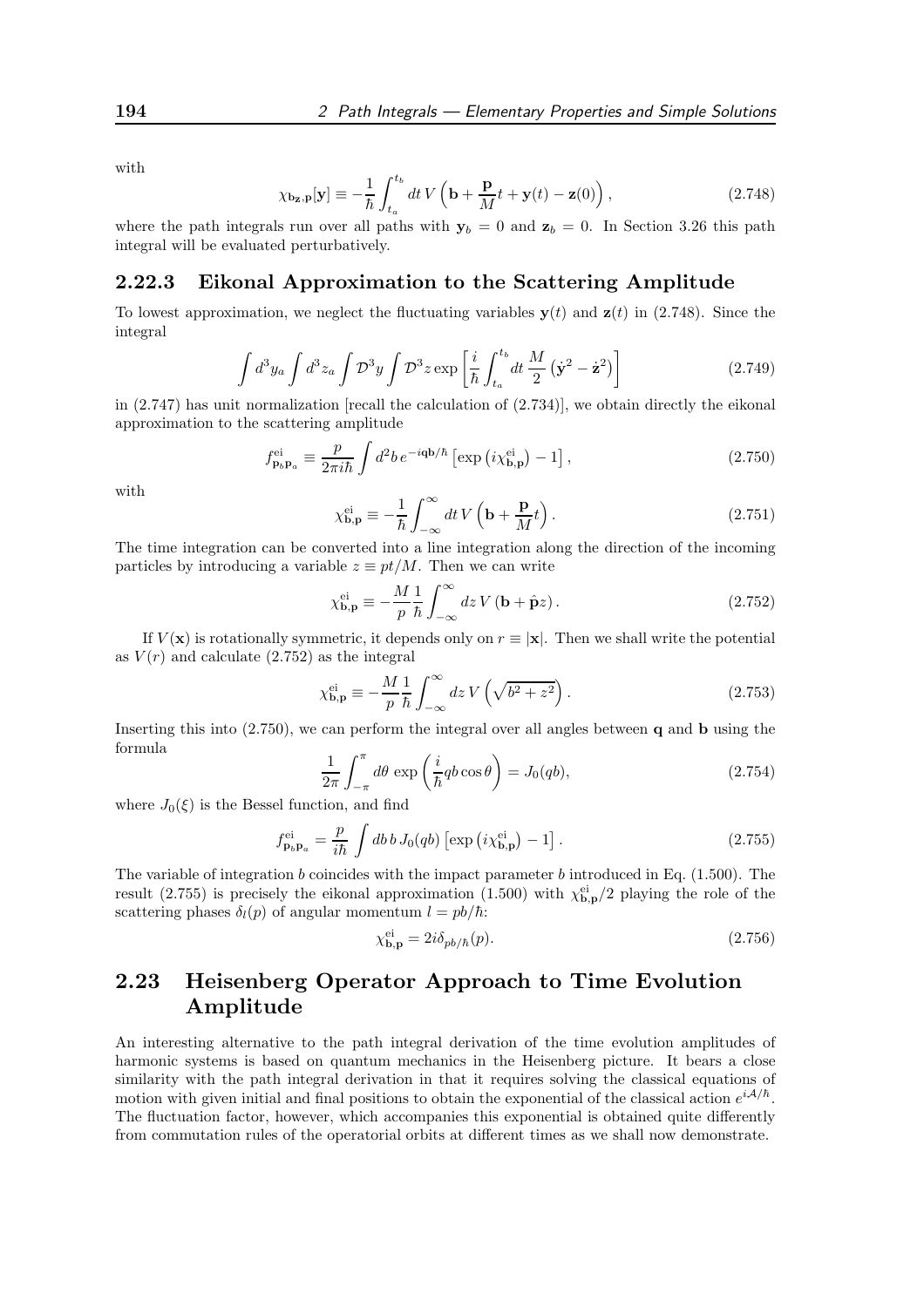with

$$\chi_{\mathbf{b_z},\mathbf{p}}[\mathbf{y}] \equiv -\frac{1}{\hbar}\int_{t_a}^{t_b} dt\, V\left(\mathbf{b} + \frac{\mathbf{p}}{M}t + \mathbf{y}(t) - \mathbf{z}(0)\right), \tag{2.748}$$

where the path integrals run over all paths with $\mathbf{y}_b = 0$ and $\mathbf{z}_b = 0$. In Section 3.26 this path integral will be evaluated perturbatively.

### 2.22.3 Eikonal Approximation to the Scattering Amplitude

To lowest approximation, we neglect the fluctuating variables $\mathbf{y}(t)$ and $\mathbf{z}(t)$ in (2.748). Since the integral

$$\int d^3y_a \int d^3z_a \int \mathcal{D}^3y \int \mathcal{D}^3z \exp\left[\frac{i}{\hbar}\int_{t_a}^{t_b} dt\, \frac{M}{2}\left(\dot{\mathbf{y}}^2 - \dot{\mathbf{z}}^2\right)\right] \tag{2.749}$$

in (2.747) has unit normalization [recall the calculation of (2.734)], we obtain directly the eikonal approximation to the scattering amplitude

$$f^{\rm ei}_{\mathbf{p}_b\mathbf{p}_a} \equiv \frac{p}{2\pi i\hbar}\int d^2b\, e^{-i\mathbf{qb}/\hbar}\left[\exp\left(i\chi^{\rm ei}_{\mathbf{b},\mathbf{p}}\right) - 1\right], \tag{2.750}$$

with

$$\chi^{\rm ei}_{\mathbf{b},\mathbf{p}} \equiv -\frac{1}{\hbar}\int_{-\infty}^{\infty} dt\, V\left(\mathbf{b} + \frac{\mathbf{p}}{M}t\right). \tag{2.751}$$

The time integration can be converted into a line integration along the direction of the incoming particles by introducing a variable $z \equiv pt/M$. Then we can write

$$\chi^{\rm ei}_{\mathbf{b},\mathbf{p}} \equiv -\frac{M}{p}\frac{1}{\hbar}\int_{-\infty}^{\infty} dz\, V\left(\mathbf{b} + \hat{\mathbf{p}}z\right). \tag{2.752}$$

If $V(\mathbf{x})$ is rotationally symmetric, it depends only on $r \equiv |\mathbf{x}|$. Then we shall write the potential as $V(r)$ and calculate (2.752) as the integral

$$\chi^{\rm ei}_{\mathbf{b},\mathbf{p}} \equiv -\frac{M}{p}\frac{1}{\hbar}\int_{-\infty}^{\infty} dz\, V\left(\sqrt{b^2+z^2}\right). \tag{2.753}$$

Inserting this into (2.750), we can perform the integral over all angles between $\mathbf{q}$ and $\mathbf{b}$ using the formula

$$\frac{1}{2\pi}\int_{-\pi}^{\pi} d\theta\, \exp\left(\frac{i}{\hbar}qb\cos\theta\right) = J_0(qb), \tag{2.754}$$

where $J_0(\xi)$ is the Bessel function, and find

$$f^{\rm ei}_{\mathbf{p}_b\mathbf{p}_a} = \frac{p}{i\hbar}\int db\, b\, J_0(qb)\left[\exp\left(i\chi^{\rm ei}_{\mathbf{b},\mathbf{p}}\right) - 1\right]. \tag{2.755}$$

The variable of integration $b$ coincides with the impact parameter $b$ introduced in Eq. (1.500). The result (2.755) is precisely the eikonal approximation (1.500) with $\chi^{\rm ei}_{\mathbf{b},\mathbf{p}}/2$ playing the role of the scattering phases $\delta_l(p)$ of angular momentum $l = pb/\hbar$:

$$\chi^{\rm ei}_{\mathbf{b},\mathbf{p}} = 2i\delta_{pb/\hbar}(p). \tag{2.756}$$

## 2.23 Heisenberg Operator Approach to Time Evolution Amplitude

An interesting alternative to the path integral derivation of the time evolution amplitudes of harmonic systems is based on quantum mechanics in the Heisenberg picture. It bears a close similarity with the path integral derivation in that it requires solving the classical equations of motion with given initial and final positions to obtain the exponential of the classical action $e^{i\mathcal{A}/\hbar}$. The fluctuation factor, however, which accompanies this exponential is obtained quite differently from commutation rules of the operatorial orbits at different times as we shall now demonstrate.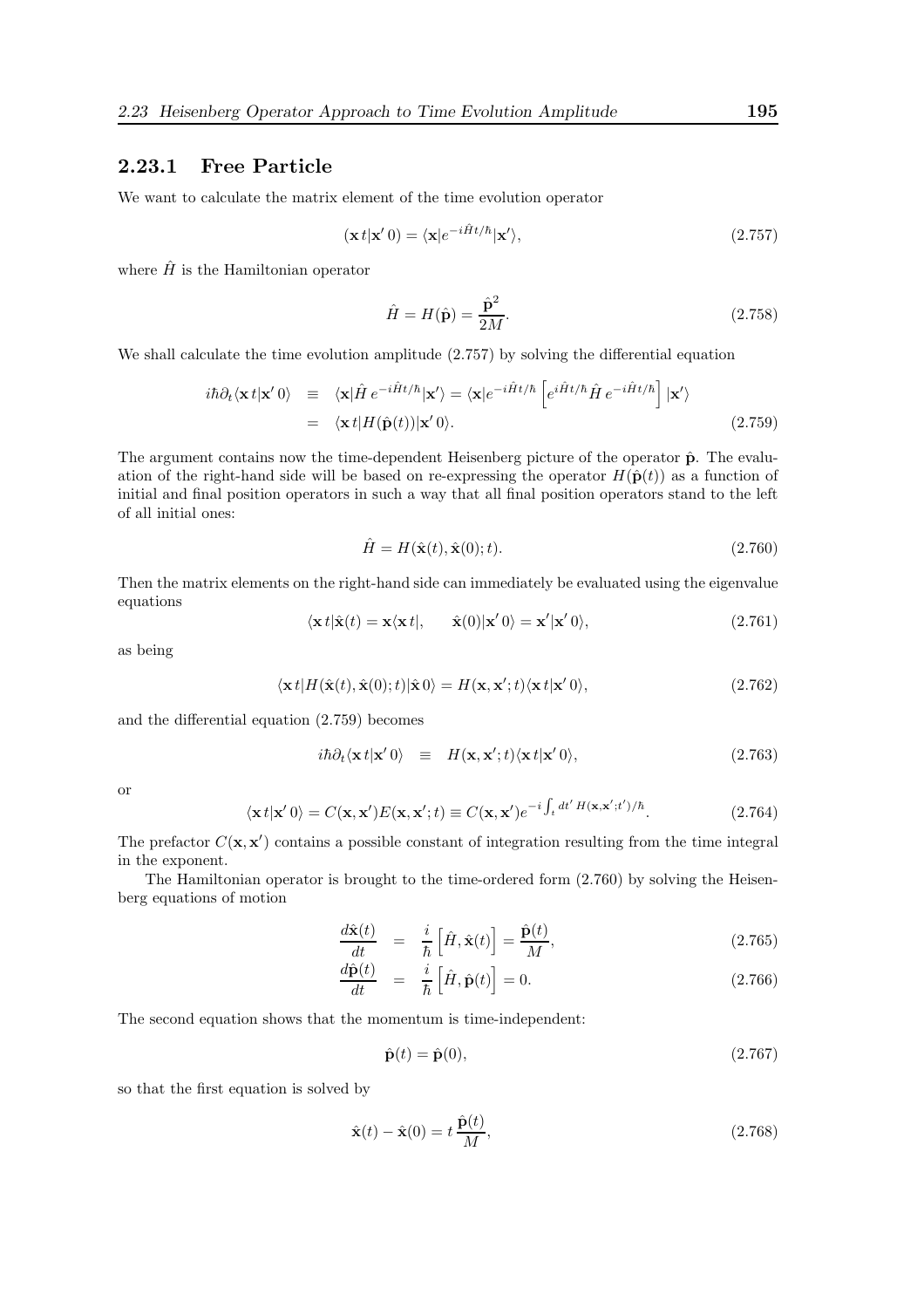### 2.23.1 Free Particle

We want to calculate the matrix element of the time evolution operator

$$(\mathbf{x}\,t|\mathbf{x}'\,0) = \langle \mathbf{x}|e^{-i\hat{H}t/\hbar}|\mathbf{x}'\rangle, \tag{2.757}$$

where $\hat{H}$ is the Hamiltonian operator

$$\hat{H} = H(\hat{\mathbf{p}}) = \frac{\hat{\mathbf{p}}^2}{2M}. \tag{2.758}$$

We shall calculate the time evolution amplitude (2.757) by solving the differential equation

$$\begin{aligned} i\hbar\partial_t\langle \mathbf{x}\,t|\mathbf{x}'\,0\rangle &\equiv \langle \mathbf{x}|\hat{H}\,e^{-i\hat{H}t/\hbar}|\mathbf{x}'\rangle = \langle \mathbf{x}|e^{-i\hat{H}t/\hbar}\left[e^{i\hat{H}t/\hbar}\hat{H}\,e^{-i\hat{H}t/\hbar}\right]|\mathbf{x}'\rangle \\ &= \langle \mathbf{x}\,t|H(\hat{\mathbf{p}}(t))|\mathbf{x}'\,0\rangle. \end{aligned} \tag{2.759}$$

The argument contains now the time-dependent Heisenberg picture of the operator $\hat{\mathbf{p}}$. The evaluation of the right-hand side will be based on re-expressing the operator $H(\hat{\mathbf{p}}(t))$ as a function of initial and final position operators in such a way that all final position operators stand to the left of all initial ones:

$$\hat{H} = H(\hat{\mathbf{x}}(t), \hat{\mathbf{x}}(0); t). \tag{2.760}$$

Then the matrix elements on the right-hand side can immediately be evaluated using the eigenvalue equations

$$\langle \mathbf{x}\,t|\hat{\mathbf{x}}(t) = \mathbf{x}\langle \mathbf{x}\,t|, \qquad \hat{\mathbf{x}}(0)|\mathbf{x}'\,0\rangle = \mathbf{x}'|\mathbf{x}'\,0\rangle, \tag{2.761}$$

as being

$$\langle \mathbf{x}\,t|H(\hat{\mathbf{x}}(t), \hat{\mathbf{x}}(0); t)|\hat{\mathbf{x}}\,0\rangle = H(\mathbf{x}, \mathbf{x}'; t)\langle \mathbf{x}\,t|\mathbf{x}'\,0\rangle, \tag{2.762}$$

and the differential equation (2.759) becomes

$$i\hbar\partial_t\langle \mathbf{x}\,t|\mathbf{x}'\,0\rangle \equiv H(\mathbf{x}, \mathbf{x}'; t)\langle \mathbf{x}\,t|\mathbf{x}'\,0\rangle, \tag{2.763}$$

or

$$\langle \mathbf{x}\,t|\mathbf{x}'\,0\rangle = C(\mathbf{x}, \mathbf{x}')E(\mathbf{x}, \mathbf{x}'; t) \equiv C(\mathbf{x}, \mathbf{x}')e^{-i\int_t dt'\,H(\mathbf{x}, \mathbf{x}'; t')/\hbar}. \tag{2.764}$$

The prefactor $C(\mathbf{x}, \mathbf{x}')$ contains a possible constant of integration resulting from the time integral in the exponent.

The Hamiltonian operator is brought to the time-ordered form (2.760) by solving the Heisenberg equations of motion

$$\frac{d\hat{\mathbf{x}}(t)}{dt} = \frac{i}{\hbar}\left[\hat{H}, \hat{\mathbf{x}}(t)\right] = \frac{\hat{\mathbf{p}}(t)}{M}, \tag{2.765}$$

$$\frac{d\hat{\mathbf{p}}(t)}{dt} = \frac{i}{\hbar}\left[\hat{H}, \hat{\mathbf{p}}(t)\right] = 0. \tag{2.766}$$

The second equation shows that the momentum is time-independent:

$$\hat{\mathbf{p}}(t) = \hat{\mathbf{p}}(0), \tag{2.767}$$

so that the first equation is solved by

$$\hat{\mathbf{x}}(t) - \hat{\mathbf{x}}(0) = t\,\frac{\hat{\mathbf{p}}(t)}{M}, \tag{2.768}$$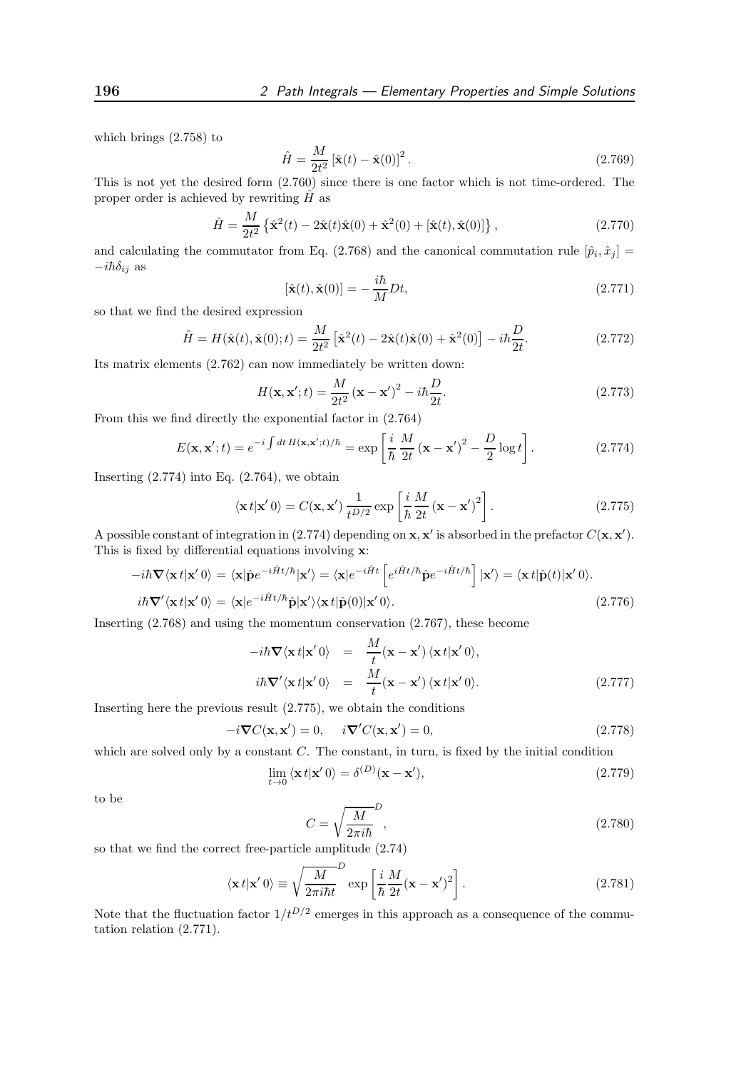which brings (2.758) to

$$\hat{H} = \frac{M}{2t^2}\left[\hat{\mathbf{x}}(t) - \hat{\mathbf{x}}(0)\right]^2. \tag{2.769}$$

This is not yet the desired form (2.760) since there is one factor which is not time-ordered. The proper order is achieved by rewriting $\hat{H}$ as

$$\hat{H} = \frac{M}{2t^2}\left\{\hat{\mathbf{x}}^2(t) - 2\hat{\mathbf{x}}(t)\hat{\mathbf{x}}(0) + \hat{\mathbf{x}}^2(0) + [\hat{\mathbf{x}}(t), \hat{\mathbf{x}}(0)]\right\}, \tag{2.770}$$

and calculating the commutator from Eq. (2.768) and the canonical commutation rule $[\hat{p}_i, \hat{x}_j] = -i\hbar\delta_{ij}$ as

$$[\hat{\mathbf{x}}(t), \hat{\mathbf{x}}(0)] = -\frac{i\hbar}{M}Dt, \tag{2.771}$$

so that we find the desired expression

$$\hat{H} = H(\hat{\mathbf{x}}(t), \hat{\mathbf{x}}(0); t) = \frac{M}{2t^2}\left[\hat{\mathbf{x}}^2(t) - 2\hat{\mathbf{x}}(t)\hat{\mathbf{x}}(0) + \hat{\mathbf{x}}^2(0)\right] - i\hbar\frac{D}{2t}. \tag{2.772}$$

Its matrix elements (2.762) can now immediately be written down:

$$H(\mathbf{x}, \mathbf{x}'; t) = \frac{M}{2t^2}\left(\mathbf{x} - \mathbf{x}'\right)^2 - i\hbar\frac{D}{2t}. \tag{2.773}$$

From this we find directly the exponential factor in (2.764)

$$E(\mathbf{x}, \mathbf{x}'; t) = e^{-i\int dt\, H(\mathbf{x}, \mathbf{x}'; t)/\hbar} = \exp\left[\frac{i}{\hbar}\,\frac{M}{2t}\left(\mathbf{x} - \mathbf{x}'\right)^2 - \frac{D}{2}\log t\right]. \tag{2.774}$$

Inserting (2.774) into Eq. (2.764), we obtain

$$\langle \mathbf{x}\, t|\mathbf{x}'\, 0\rangle = C(\mathbf{x}, \mathbf{x}')\,\frac{1}{t^{D/2}}\exp\left[\frac{i}{\hbar}\frac{M}{2t}\left(\mathbf{x} - \mathbf{x}'\right)^2\right]. \tag{2.775}$$

A possible constant of integration in (2.774) depending on $\mathbf{x}, \mathbf{x}'$ is absorbed in the prefactor $C(\mathbf{x}, \mathbf{x}')$. This is fixed by differential equations involving $\mathbf{x}$:

$$\begin{aligned}
-i\hbar\boldsymbol{\nabla}\langle \mathbf{x}\, t|\mathbf{x}'\, 0\rangle &= \langle \mathbf{x}|\hat{\mathbf{p}}e^{-i\hat{H}t/\hbar}|\mathbf{x}'\rangle = \langle \mathbf{x}|e^{-i\hat{H}t}\left[e^{i\hat{H}t/\hbar}\hat{\mathbf{p}}e^{-i\hat{H}t/\hbar}\right]|\mathbf{x}'\rangle = \langle \mathbf{x}\, t|\hat{\mathbf{p}}(t)|\mathbf{x}'\, 0\rangle. \\
i\hbar\boldsymbol{\nabla}'\langle \mathbf{x}\, t|\mathbf{x}'\, 0\rangle &= \langle \mathbf{x}|e^{-i\hat{H}t/\hbar}\hat{\mathbf{p}}|\mathbf{x}'\rangle\langle \mathbf{x}\, t|\hat{\mathbf{p}}(0)|\mathbf{x}'\, 0\rangle.
\end{aligned} \tag{2.776}$$

Inserting (2.768) and using the momentum conservation (2.767), these become

$$\begin{aligned}
-i\hbar\boldsymbol{\nabla}\langle \mathbf{x}\, t|\mathbf{x}'\, 0\rangle &= \frac{M}{t}(\mathbf{x} - \mathbf{x}')\,\langle \mathbf{x}\, t|\mathbf{x}'\, 0\rangle, \\
i\hbar\boldsymbol{\nabla}'\langle \mathbf{x}\, t|\mathbf{x}'\, 0\rangle &= \frac{M}{t}(\mathbf{x} - \mathbf{x}')\,\langle \mathbf{x}\, t|\mathbf{x}'\, 0\rangle.
\end{aligned} \tag{2.777}$$

Inserting here the previous result (2.775), we obtain the conditions

$$-i\boldsymbol{\nabla}C(\mathbf{x}, \mathbf{x}') = 0, \quad i\boldsymbol{\nabla}'C(\mathbf{x}, \mathbf{x}') = 0, \tag{2.778}$$

which are solved only by a constant $C$. The constant, in turn, is fixed by the initial condition

$$\lim_{t\to 0}\langle \mathbf{x}\, t|\mathbf{x}'\, 0\rangle = \delta^{(D)}(\mathbf{x} - \mathbf{x}'), \tag{2.779}$$

to be

$$C = \sqrt{\frac{M}{2\pi i\hbar}}^{D}, \tag{2.780}$$

so that we find the correct free-particle amplitude (2.74)

$$\langle \mathbf{x}\, t|\mathbf{x}'\, 0\rangle \equiv \sqrt{\frac{M}{2\pi i\hbar t}}^{D}\exp\left[\frac{i}{\hbar}\frac{M}{2t}(\mathbf{x} - \mathbf{x}')^2\right]. \tag{2.781}$$

Note that the fluctuation factor $1/t^{D/2}$ emerges in this approach as a consequence of the commutation relation (2.771).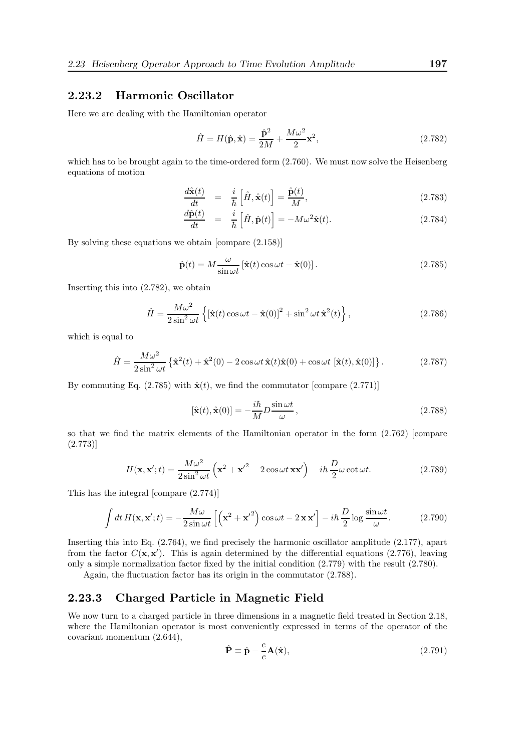### 2.23.2 Harmonic Oscillator

Here we are dealing with the Hamiltonian operator

$$\hat{H} = H(\hat{\mathbf{p}}, \hat{\mathbf{x}}) = \frac{\hat{\mathbf{p}}^2}{2M} + \frac{M\omega^2}{2}\mathbf{x}^2, \tag{2.782}$$

which has to be brought again to the time-ordered form (2.760). We must now solve the Heisenberg equations of motion

$$\frac{d\hat{\mathbf{x}}(t)}{dt} = \frac{i}{\hbar}\left[\hat{H}, \hat{\mathbf{x}}(t)\right] = \frac{\hat{\mathbf{p}}(t)}{M}, \tag{2.783}$$

$$\frac{d\hat{\mathbf{p}}(t)}{dt} = \frac{i}{\hbar}\left[\hat{H}, \hat{\mathbf{p}}(t)\right] = -M\omega^2\hat{\mathbf{x}}(t). \tag{2.784}$$

By solving these equations we obtain [compare (2.158)]

$$\hat{\mathbf{p}}(t) = M\frac{\omega}{\sin\omega t}\left[\hat{\mathbf{x}}(t)\cos\omega t - \hat{\mathbf{x}}(0)\right]. \tag{2.785}$$

Inserting this into (2.782), we obtain

$$\hat{H} = \frac{M\omega^2}{2\sin^2\omega t}\left\{\left[\hat{\mathbf{x}}(t)\cos\omega t - \hat{\mathbf{x}}(0)\right]^2 + \sin^2\omega t\,\hat{\mathbf{x}}^2(t)\right\}, \tag{2.786}$$

which is equal to

$$\hat{H} = \frac{M\omega^2}{2\sin^2\omega t}\left\{\hat{\mathbf{x}}^2(t) + \hat{\mathbf{x}}^2(0) - 2\cos\omega t\,\hat{\mathbf{x}}(t)\hat{\mathbf{x}}(0) + \cos\omega t\,\left[\hat{\mathbf{x}}(t), \hat{\mathbf{x}}(0)\right]\right\}. \tag{2.787}$$

By commuting Eq. (2.785) with $\hat{\mathbf{x}}(t)$, we find the commutator [compare (2.771)]

$$[\hat{\mathbf{x}}(t), \hat{\mathbf{x}}(0)] = -\frac{i\hbar}{M}D\frac{\sin\omega t}{\omega}, \tag{2.788}$$

so that we find the matrix elements of the Hamiltonian operator in the form (2.762) [compare (2.773)]

$$H(\mathbf{x}, \mathbf{x}'; t) = \frac{M\omega^2}{2\sin^2\omega t}\left(\mathbf{x}^2 + \mathbf{x}'^2 - 2\cos\omega t\,\mathbf{x}\mathbf{x}'\right) - i\hbar\frac{D}{2}\omega\cot\omega t. \tag{2.789}$$

This has the integral [compare (2.774)]

$$\int dt\, H(\mathbf{x}, \mathbf{x}'; t) = -\frac{M\omega}{2\sin\omega t}\left[\left(\mathbf{x}^2 + \mathbf{x}'^2\right)\cos\omega t - 2\,\mathbf{x}\,\mathbf{x}'\right] - i\hbar\frac{D}{2}\log\frac{\sin\omega t}{\omega}. \tag{2.790}$$

Inserting this into Eq. (2.764), we find precisely the harmonic oscillator amplitude (2.177), apart from the factor $C(\mathbf{x}, \mathbf{x}')$. This is again determined by the differential equations (2.776), leaving only a simple normalization factor fixed by the initial condition (2.779) with the result (2.780).

Again, the fluctuation factor has its origin in the commutator (2.788).

### 2.23.3 Charged Particle in Magnetic Field

We now turn to a charged particle in three dimensions in a magnetic field treated in Section 2.18, where the Hamiltonian operator is most conveniently expressed in terms of the operator of the covariant momentum (2.644),

$$\hat{\mathbf{P}} \equiv \hat{\mathbf{p}} - \frac{e}{c}\mathbf{A}(\hat{\mathbf{x}}), \tag{2.791}$$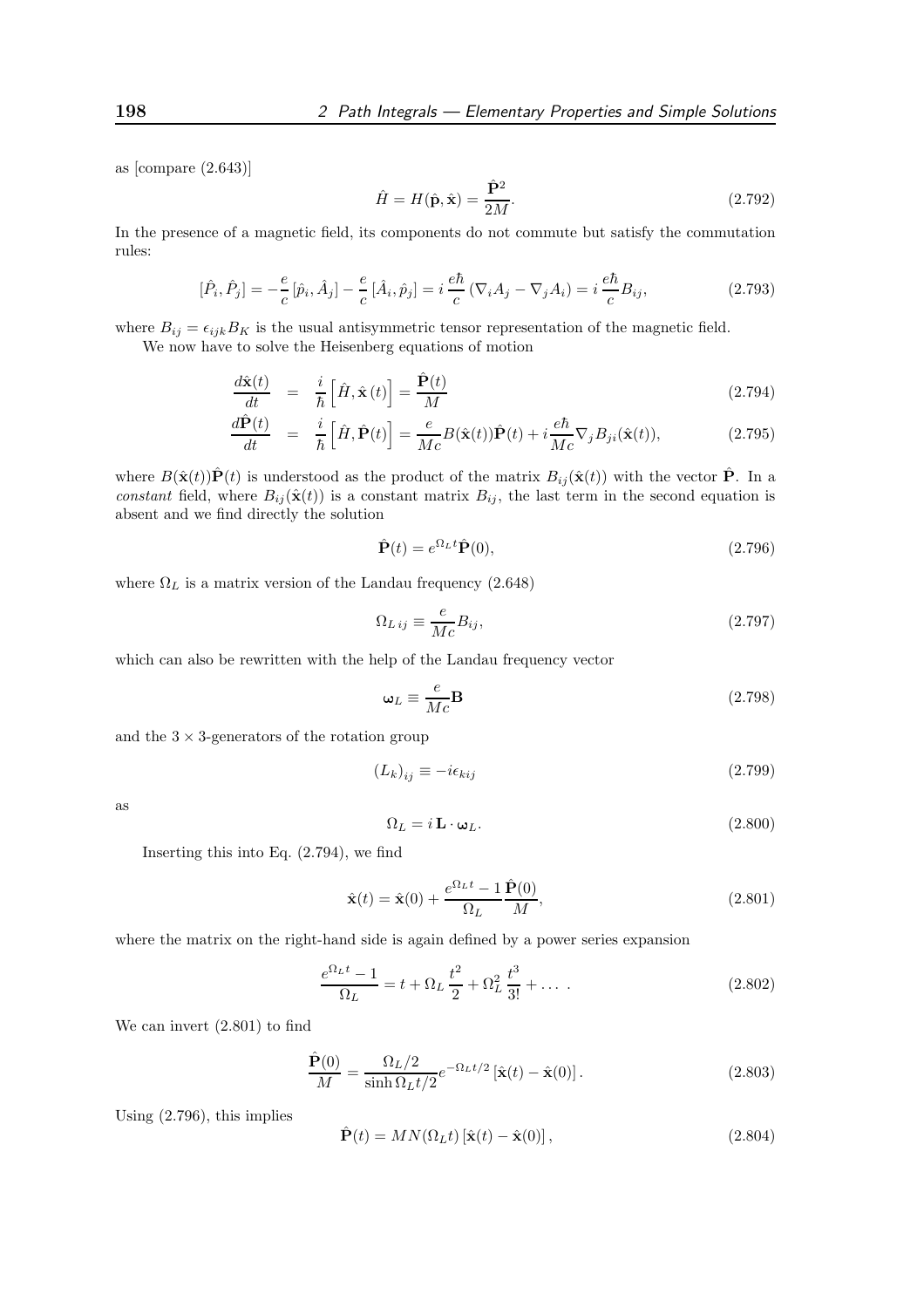as [compare (2.643)]

$$\hat{H} = H(\hat{\mathbf{p}}, \hat{\mathbf{x}}) = \frac{\hat{\mathbf{P}}^2}{2M}. \tag{2.792}$$

In the presence of a magnetic field, its components do not commute but satisfy the commutation rules:

$$[\hat{P}_i, \hat{P}_j] = -\frac{e}{c}\,[\hat{p}_i, \hat{A}_j] - \frac{e}{c}\,[\hat{A}_i, \hat{p}_j] = i\,\frac{e\hbar}{c}\,(\nabla_i A_j - \nabla_j A_i) = i\,\frac{e\hbar}{c} B_{ij}, \tag{2.793}$$

where $B_{ij} = \epsilon_{ijk} B_K$ is the usual antisymmetric tensor representation of the magnetic field.

We now have to solve the Heisenberg equations of motion

$$\frac{d\hat{\mathbf{x}}(t)}{dt} = \frac{i}{\hbar}\left[\hat{H}, \hat{\mathbf{x}}\,(t)\right] = \frac{\hat{\mathbf{P}}(t)}{M} \tag{2.794}$$

$$\frac{d\hat{\mathbf{P}}(t)}{dt} = \frac{i}{\hbar}\left[\hat{H}, \hat{\mathbf{P}}(t)\right] = \frac{e}{Mc} B(\hat{\mathbf{x}}(t))\hat{\mathbf{P}}(t) + i\frac{e\hbar}{Mc}\nabla_j B_{ji}(\hat{\mathbf{x}}(t)), \tag{2.795}$$

where $B(\hat{\mathbf{x}}(t))\hat{\mathbf{P}}(t)$ is understood as the product of the matrix $B_{ij}(\hat{\mathbf{x}}(t))$ with the vector $\hat{\mathbf{P}}$. In a *constant* field, where $B_{ij}(\hat{\mathbf{x}}(t))$ is a constant matrix $B_{ij}$, the last term in the second equation is absent and we find directly the solution

$$\hat{\mathbf{P}}(t) = e^{\Omega_L t}\hat{\mathbf{P}}(0), \tag{2.796}$$

where $\Omega_L$ is a matrix version of the Landau frequency (2.648)

$$\Omega_{L\,ij} \equiv \frac{e}{Mc} B_{ij}, \tag{2.797}$$

which can also be rewritten with the help of the Landau frequency vector

$$\boldsymbol{\omega}_L \equiv \frac{e}{Mc}\mathbf{B} \tag{2.798}$$

and the $3 \times 3$-generators of the rotation group

$$(L_k)_{ij} \equiv -i\epsilon_{kij} \tag{2.799}$$

as

$$\Omega_L = i\,\mathbf{L}\cdot\boldsymbol{\omega}_L. \tag{2.800}$$

Inserting this into Eq. (2.794), we find

$$\hat{\mathbf{x}}(t) = \hat{\mathbf{x}}(0) + \frac{e^{\Omega_L t} - 1}{\Omega_L}\frac{\hat{\mathbf{P}}(0)}{M}, \tag{2.801}$$

where the matrix on the right-hand side is again defined by a power series expansion

$$\frac{e^{\Omega_L t} - 1}{\Omega_L} = t + \Omega_L\,\frac{t^2}{2} + \Omega_L^2\,\frac{t^3}{3!} + \dots\ . \tag{2.802}$$

We can invert (2.801) to find

$$\frac{\hat{\mathbf{P}}(0)}{M} = \frac{\Omega_L/2}{\sinh \Omega_L t/2} e^{-\Omega_L t/2}\left[\hat{\mathbf{x}}(t) - \hat{\mathbf{x}}(0)\right]. \tag{2.803}$$

Using (2.796), this implies

$$\hat{\mathbf{P}}(t) = MN(\Omega_L t)\left[\hat{\mathbf{x}}(t) - \hat{\mathbf{x}}(0)\right], \tag{2.804}$$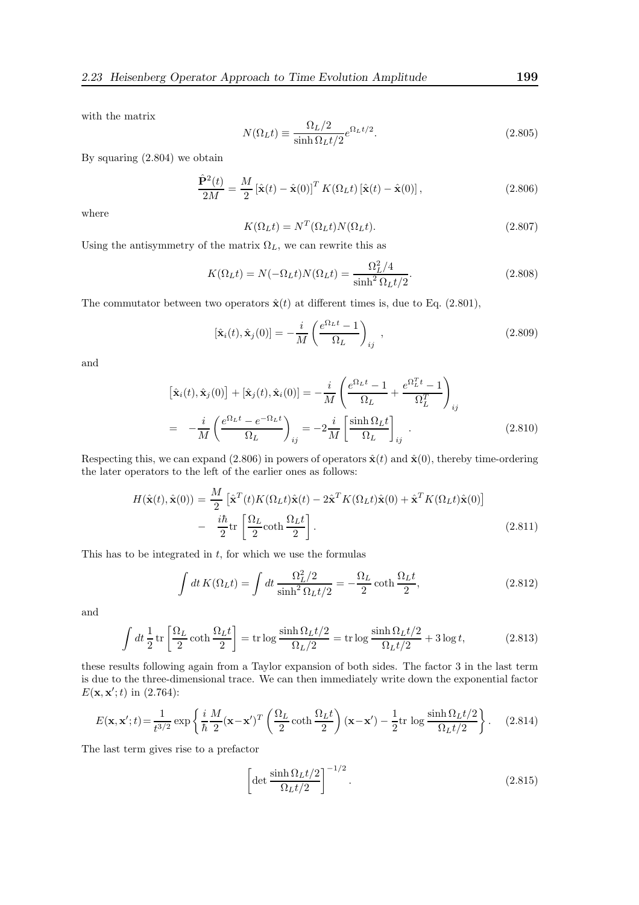with the matrix

$$N(\Omega_L t) \equiv \frac{\Omega_L/2}{\sinh \Omega_L t/2} e^{\Omega_L t/2}. \tag{2.805}$$

By squaring (2.804) we obtain

$$\frac{\hat{\mathbf{P}}^2(t)}{2M} = \frac{M}{2} \left[\hat{\mathbf{x}}(t) - \hat{\mathbf{x}}(0)\right]^T K(\Omega_L t) \left[\hat{\mathbf{x}}(t) - \hat{\mathbf{x}}(0)\right], \tag{2.806}$$

where

$$K(\Omega_L t) = N^T(\Omega_L t) N(\Omega_L t). \tag{2.807}$$

Using the antisymmetry of the matrix $\Omega_L$, we can rewrite this as

$$K(\Omega_L t) = N(-\Omega_L t) N(\Omega_L t) = \frac{\Omega_L^2/4}{\sinh^2 \Omega_L t/2}. \tag{2.808}$$

The commutator between two operators $\hat{\mathbf{x}}(t)$ at different times is, due to Eq. (2.801),

$$[\hat{\mathbf{x}}_i(t), \hat{\mathbf{x}}_j(0)] = -\frac{i}{M} \left(\frac{e^{\Omega_L t} - 1}{\Omega_L}\right)_{ij}, \tag{2.809}$$

and

$$\begin{aligned}\left[\hat{\mathbf{x}}_i(t), \hat{\mathbf{x}}_j(0)\right] + \left[\hat{\mathbf{x}}_j(t), \hat{\mathbf{x}}_i(0)\right] &= -\frac{i}{M} \left(\frac{e^{\Omega_L t} - 1}{\Omega_L} + \frac{e^{\Omega_L^T t} - 1}{\Omega_L^T}\right)_{ij} \\ = \quad -\frac{i}{M} \left(\frac{e^{\Omega_L t} - e^{-\Omega_L t}}{\Omega_L}\right)_{ij} &= -2\frac{i}{M} \left[\frac{\sinh \Omega_L t}{\Omega_L}\right]_{ij}. \end{aligned} \tag{2.810}$$

Respecting this, we can expand (2.806) in powers of operators $\hat{\mathbf{x}}(t)$ and $\hat{\mathbf{x}}(0)$, thereby time-ordering the later operators to the left of the earlier ones as follows:

$$\begin{aligned} H(\hat{\mathbf{x}}(t), \hat{\mathbf{x}}(0)) = \frac{M}{2} \left[\hat{\mathbf{x}}^T(t) K(\Omega_L t) \hat{\mathbf{x}}(t) - 2\hat{\mathbf{x}}^T K(\Omega_L t) \hat{\mathbf{x}}(0) + \hat{\mathbf{x}}^T K(\Omega_L t) \hat{\mathbf{x}}(0)\right] \\ - \quad \frac{i\hbar}{2} \mathrm{tr} \left[\frac{\Omega_L}{2} \coth \frac{\Omega_L t}{2}\right]. \end{aligned} \tag{2.811}$$

This has to be integrated in $t$, for which we use the formulas

$$\int dt\, K(\Omega_L t) = \int dt\, \frac{\Omega_L^2/2}{\sinh^2 \Omega_L t/2} = -\frac{\Omega_L}{2} \coth \frac{\Omega_L t}{2}, \tag{2.812}$$

and

$$\int dt\, \frac{1}{2} \mathrm{tr} \left[\frac{\Omega_L}{2} \coth \frac{\Omega_L t}{2}\right] = \mathrm{tr} \log \frac{\sinh \Omega_L t/2}{\Omega_L/2} = \mathrm{tr} \log \frac{\sinh \Omega_L t/2}{\Omega_L t/2} + 3 \log t, \tag{2.813}$$

these results following again from a Taylor expansion of both sides. The factor 3 in the last term is due to the three-dimensional trace. We can then immediately write down the exponential factor $E(\mathbf{x}, \mathbf{x}'; t)$ in (2.764):

$$E(\mathbf{x}, \mathbf{x}'; t) = \frac{1}{t^{3/2}} \exp\left\{\frac{i}{\hbar} \frac{M}{2} (\mathbf{x} - \mathbf{x}')^T \left(\frac{\Omega_L}{2} \coth \frac{\Omega_L t}{2}\right) (\mathbf{x} - \mathbf{x}') - \frac{1}{2} \mathrm{tr}\, \log \frac{\sinh \Omega_L t/2}{\Omega_L t/2}\right\}. \tag{2.814}$$

The last term gives rise to a prefactor

$$\left[\det \frac{\sinh \Omega_L t/2}{\Omega_L t/2}\right]^{-1/2}. \tag{2.815}$$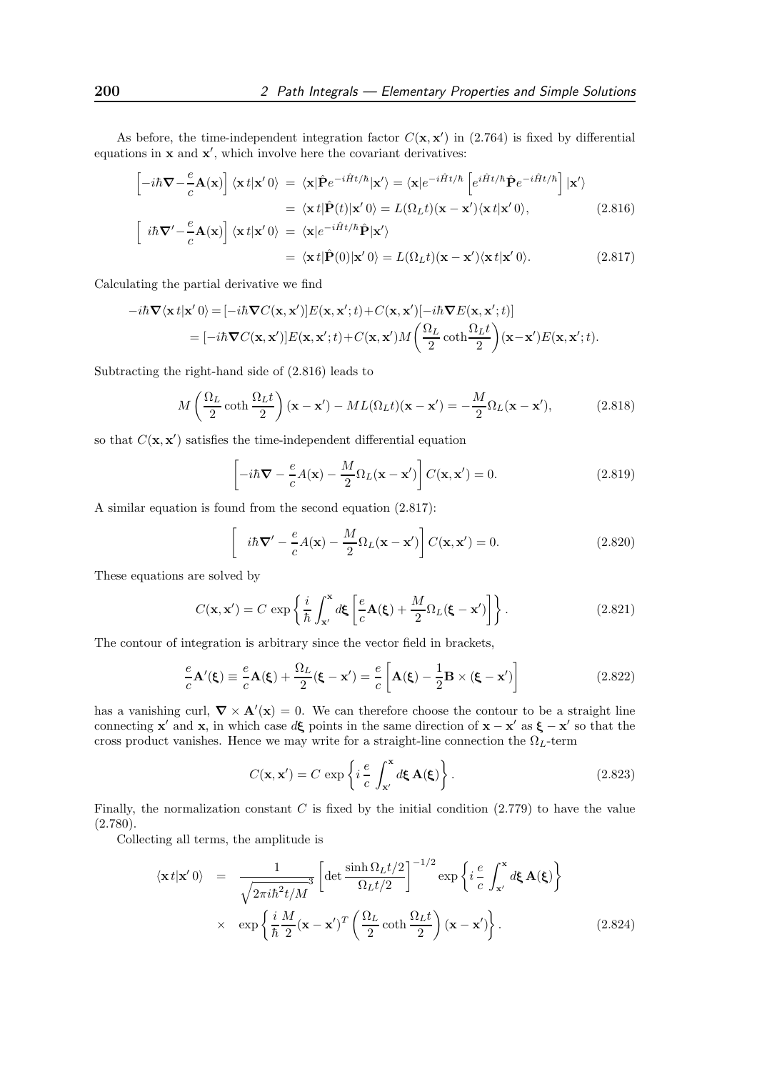As before, the time-independent integration factor $C(\mathbf{x}, \mathbf{x}')$ in (2.764) is fixed by differential equations in $\mathbf{x}$ and $\mathbf{x}'$, which involve here the covariant derivatives:

$$
\begin{aligned}
\left[-i\hbar\boldsymbol{\nabla}-\frac{e}{c}\mathbf{A}(\mathbf{x})\right]\langle\mathbf{x}\,t|\mathbf{x}'\,0\rangle &= \langle\mathbf{x}|\hat{\mathbf{P}}e^{-i\hat{H}t/\hbar}|\mathbf{x}'\rangle = \langle\mathbf{x}|e^{-i\hat{H}t/\hbar}\left[e^{i\hat{H}t/\hbar}\hat{\mathbf{P}}e^{-i\hat{H}t/\hbar}\right]|\mathbf{x}'\rangle \\
&= \langle\mathbf{x}\,t|\hat{\mathbf{P}}(t)|\mathbf{x}'\,0\rangle = L(\Omega_L t)(\mathbf{x}-\mathbf{x}')\langle\mathbf{x}\,t|\mathbf{x}'\,0\rangle, \qquad (2.816)\\
\left[\ i\hbar\boldsymbol{\nabla}'-\frac{e}{c}\mathbf{A}(\mathbf{x})\right]\langle\mathbf{x}\,t|\mathbf{x}'\,0\rangle &= \langle\mathbf{x}|e^{-i\hat{H}t/\hbar}\hat{\mathbf{P}}|\mathbf{x}'\rangle \\
&= \langle\mathbf{x}\,t|\hat{\mathbf{P}}(0)|\mathbf{x}'\,0\rangle = L(\Omega_L t)(\mathbf{x}-\mathbf{x}')\langle\mathbf{x}\,t|\mathbf{x}'\,0\rangle. \qquad (2.817)
\end{aligned}
$$

Calculating the partial derivative we find

$$
\begin{aligned}
-i\hbar\boldsymbol{\nabla}\langle\mathbf{x}\,t|\mathbf{x}'\,0\rangle &= [-i\hbar\boldsymbol{\nabla}C(\mathbf{x},\mathbf{x}')]E(\mathbf{x},\mathbf{x}';t)+C(\mathbf{x},\mathbf{x}')[-i\hbar\boldsymbol{\nabla}E(\mathbf{x},\mathbf{x}';t)]\\
&= [-i\hbar\boldsymbol{\nabla}C(\mathbf{x},\mathbf{x}')]E(\mathbf{x},\mathbf{x}';t)+C(\mathbf{x},\mathbf{x}')M\left(\frac{\Omega_L}{2}\coth\frac{\Omega_L t}{2}\right)(\mathbf{x}-\mathbf{x}')E(\mathbf{x},\mathbf{x}';t).
\end{aligned}
$$

Subtracting the right-hand side of (2.816) leads to

$$
M\left(\frac{\Omega_L}{2}\coth\frac{\Omega_L t}{2}\right)(\mathbf{x}-\mathbf{x}') - ML(\Omega_L t)(\mathbf{x}-\mathbf{x}') = -\frac{M}{2}\Omega_L(\mathbf{x}-\mathbf{x}'), \qquad (2.818)
$$

so that $C(\mathbf{x}, \mathbf{x}')$ satisfies the time-independent differential equation

$$
\left[-i\hbar\boldsymbol{\nabla} - \frac{e}{c}A(\mathbf{x}) - \frac{M}{2}\Omega_L(\mathbf{x}-\mathbf{x}')\right]C(\mathbf{x},\mathbf{x}') = 0. \qquad (2.819)
$$

A similar equation is found from the second equation (2.817):

$$
\left[\ \ i\hbar\boldsymbol{\nabla}' - \frac{e}{c}A(\mathbf{x}) - \frac{M}{2}\Omega_L(\mathbf{x}-\mathbf{x}')\right]C(\mathbf{x},\mathbf{x}') = 0. \qquad (2.820)
$$

These equations are solved by

$$
C(\mathbf{x},\mathbf{x}') = C\,\exp\left\{\frac{i}{\hbar}\int_{\mathbf{x}'}^{\mathbf{x}} d\boldsymbol{\xi}\left[\frac{e}{c}\mathbf{A}(\boldsymbol{\xi}) + \frac{M}{2}\Omega_L(\boldsymbol{\xi}-\mathbf{x}')\right]\right\}. \qquad (2.821)
$$

The contour of integration is arbitrary since the vector field in brackets,

$$
\frac{e}{c}\mathbf{A}'(\boldsymbol{\xi}) \equiv \frac{e}{c}\mathbf{A}(\boldsymbol{\xi}) + \frac{\Omega_L}{2}(\boldsymbol{\xi}-\mathbf{x}') = \frac{e}{c}\left[\mathbf{A}(\boldsymbol{\xi}) - \frac{1}{2}\mathbf{B}\times(\boldsymbol{\xi}-\mathbf{x}')\right] \qquad (2.822)
$$

has a vanishing curl, $\boldsymbol{\nabla}\times\mathbf{A}'(\mathbf{x}) = 0$. We can therefore choose the contour to be a straight line connecting $\mathbf{x}'$ and $\mathbf{x}$, in which case $d\boldsymbol{\xi}$ points in the same direction of $\mathbf{x}-\mathbf{x}'$ as $\boldsymbol{\xi}-\mathbf{x}'$ so that the cross product vanishes. Hence we may write for a straight-line connection the $\Omega_L$-term

$$
C(\mathbf{x},\mathbf{x}') = C\,\exp\left\{i\,\frac{e}{c}\int_{\mathbf{x}'}^{\mathbf{x}} d\boldsymbol{\xi}\,\mathbf{A}(\boldsymbol{\xi})\right\}. \qquad (2.823)
$$

Finally, the normalization constant $C$ is fixed by the initial condition (2.779) to have the value (2.780).

Collecting all terms, the amplitude is

$$
\begin{aligned}
\langle\mathbf{x}\,t|\mathbf{x}'\,0\rangle &= \frac{1}{\sqrt{2\pi i\hbar^2 t/M}^{\,3}}\left[\det\frac{\sinh\Omega_L t/2}{\Omega_L t/2}\right]^{-1/2}\exp\left\{i\,\frac{e}{c}\int_{\mathbf{x}'}^{\mathbf{x}} d\boldsymbol{\xi}\,\mathbf{A}(\boldsymbol{\xi})\right\}\\
&\times\ \exp\left\{\frac{i}{\hbar}\frac{M}{2}(\mathbf{x}-\mathbf{x}')^T\left(\frac{\Omega_L}{2}\coth\frac{\Omega_L t}{2}\right)(\mathbf{x}-\mathbf{x}')\right\}. \qquad (2.824)
\end{aligned}
$$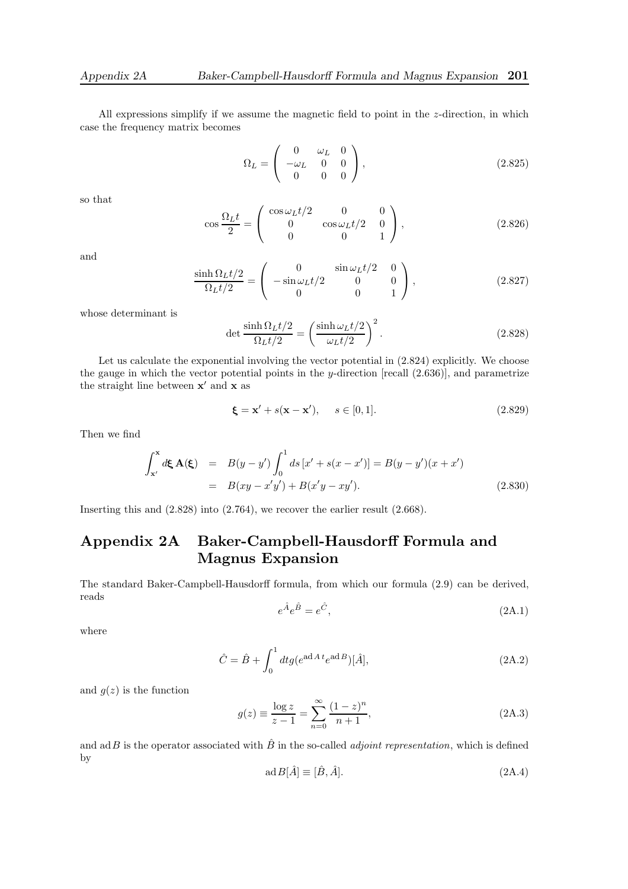All expressions simplify if we assume the magnetic field to point in the $z$-direction, in which case the frequency matrix becomes

$$\Omega_L = \begin{pmatrix} 0 & \omega_L & 0 \\ -\omega_L & 0 & 0 \\ 0 & 0 & 0 \end{pmatrix}, \tag{2.825}$$

so that

$$\cos\frac{\Omega_L t}{2} = \begin{pmatrix} \cos\omega_L t/2 & 0 & 0 \\ 0 & \cos\omega_L t/2 & 0 \\ 0 & 0 & 1 \end{pmatrix}, \tag{2.826}$$

and

$$\frac{\sinh\Omega_L t/2}{\Omega_L t/2} = \begin{pmatrix} 0 & \sin\omega_L t/2 & 0 \\ -\sin\omega_L t/2 & 0 & 0 \\ 0 & 0 & 1 \end{pmatrix}, \tag{2.827}$$

whose determinant is

$$\det\frac{\sinh\Omega_L t/2}{\Omega_L t/2} = \left(\frac{\sinh\omega_L t/2}{\omega_L t/2}\right)^2. \tag{2.828}$$

Let us calculate the exponential involving the vector potential in (2.824) explicitly. We choose the gauge in which the vector potential points in the $y$-direction [recall (2.636)], and parametrize the straight line between $\mathbf{x}'$ and $\mathbf{x}$ as

$$\boldsymbol{\xi} = \mathbf{x}' + s(\mathbf{x} - \mathbf{x}'), \quad s \in [0,1]. \tag{2.829}$$

Then we find

$$\begin{aligned} \int_{\mathbf{x}'}^{\mathbf{x}} d\boldsymbol{\xi}\,\mathbf{A}(\boldsymbol{\xi}) &= B(y-y')\int_0^1 ds\,[x' + s(x-x')] = B(y-y')(x+x') \\ &= B(xy - x'y') + B(x'y - xy'). \end{aligned} \tag{2.830}$$

Inserting this and (2.828) into (2.764), we recover the earlier result (2.668).

## Appendix 2A Baker-Campbell-Hausdorff Formula and Magnus Expansion

The standard Baker-Campbell-Hausdorff formula, from which our formula (2.9) can be derived, reads

$$e^{\hat{A}}e^{\hat{B}} = e^{\hat{C}}, \tag{2A.1}$$

where

$$\hat{C} = \hat{B} + \int_0^1 dt\, g(e^{\mathrm{ad}\,A\,t}e^{\mathrm{ad}\,B})[\hat{A}], \tag{2A.2}$$

and $g(z)$ is the function

$$g(z) \equiv \frac{\log z}{z-1} = \sum_{n=0}^{\infty}\frac{(1-z)^n}{n+1}, \tag{2A.3}$$

and $\mathrm{ad}\,B$ is the operator associated with $\hat{B}$ in the so-called *adjoint representation*, which is defined by

$$\mathrm{ad}\,B[\hat{A}] \equiv [\hat{B},\hat{A}]. \tag{2A.4}$$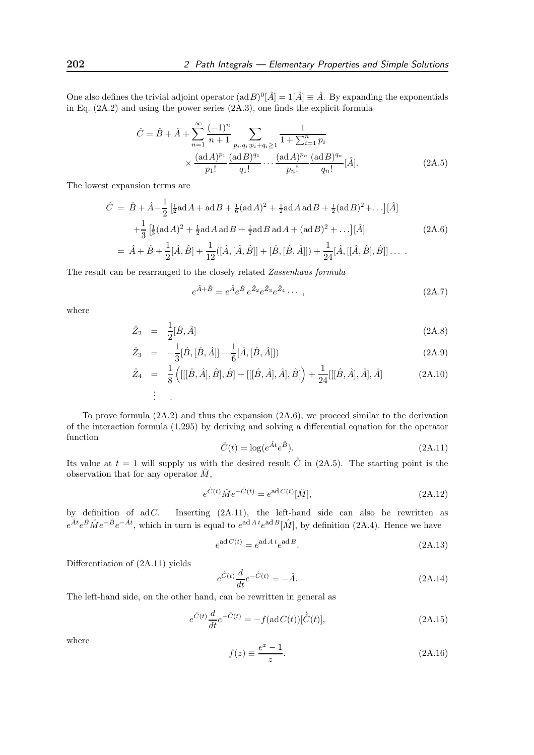One also defines the trivial adjoint operator $(\mathrm{ad}\,B)^0[\hat{A}] = 1[\hat{A}] \equiv \hat{A}$. By expanding the exponentials in Eq. (2A.2) and using the power series (2A.3), one finds the explicit formula

$$
\begin{aligned}
\hat{C} = \hat{B} + \hat{A} + \sum_{n=1}^{\infty} \frac{(-1)^n}{n+1} \sum_{p_i, q_i; p_i + q_i \geq 1} \frac{1}{1 + \sum_{i=1}^{n} p_i} \\
\times \frac{(\mathrm{ad}\,A)^{p_1}}{p_1!} \frac{(\mathrm{ad}\,B)^{q_1}}{q_1!} \cdots \frac{(\mathrm{ad}\,A)^{p_n}}{p_n!} \frac{(\mathrm{ad}\,B)^{q_n}}{q_n!}[\hat{A}].
\end{aligned}
\tag{2A.5}
$$

The lowest expansion terms are

$$
\begin{aligned}
\hat{C} \;=\; & \hat{B} + \hat{A} - \frac{1}{2}\left[\tfrac{1}{2}\mathrm{ad}\,A + \mathrm{ad}\,B + \tfrac{1}{6}(\mathrm{ad}\,A)^2 + \tfrac{1}{2}\mathrm{ad}\,A\,\mathrm{ad}\,B + \tfrac{1}{2}(\mathrm{ad}\,B)^2 + \ldots\right][\hat{A}] \\
& + \frac{1}{3}\left[\tfrac{1}{3}(\mathrm{ad}\,A)^2 + \tfrac{1}{2}\mathrm{ad}\,A\,\mathrm{ad}\,B + \tfrac{1}{2}\mathrm{ad}\,B\,\mathrm{ad}\,A + (\mathrm{ad}\,B)^2 + \ldots\right][\hat{A}] \\
\;=\; & \hat{A} + \hat{B} + \frac{1}{2}[\hat{A}, \hat{B}] + \frac{1}{12}([\hat{A}, [\hat{A}, \hat{B}]] + [\hat{B}, [\hat{B}, \hat{A}]]) + \frac{1}{24}[\hat{A}, [[\hat{A}, \hat{B}], \hat{B}]] \ldots \,.
\end{aligned}
\tag{2A.6}
$$

The result can be rearranged to the closely related *Zassenhaus formula*

$$
e^{\hat{A}+\hat{B}} = e^{\hat{A}} e^{\hat{B}} e^{\hat{Z}_2} e^{\hat{Z}_3} e^{\hat{Z}_4} \cdots \,, \tag{2A.7}
$$

where

$$
\hat{Z}_2 \;=\; \frac{1}{2}[\hat{B}, \hat{A}] \tag{2A.8}
$$

$$
\hat{Z}_3 \;=\; -\frac{1}{3}[\hat{B}, [\hat{B}, \hat{A}]] - \frac{1}{6}[\hat{A}, [\hat{B}, \hat{A}]]) \tag{2A.9}
$$

$$
\hat{Z}_4 \;=\; \frac{1}{8}\left([[[\hat{B}, \hat{A}], \hat{B}], \hat{B}] + [[[\hat{B}, \hat{A}], \hat{A}], \hat{B}]\right) + \frac{1}{24}[[[\hat{B}, \hat{A}], \hat{A}], \hat{A}] \tag{2A.10}
$$

$$
\vdots \quad .
$$

To prove formula (2A.2) and thus the expansion (2A.6), we proceed similar to the derivation of the interaction formula (1.295) by deriving and solving a differential equation for the operator function

$$
\hat{C}(t) = \log(e^{\hat{A}t} e^{\hat{B}}). \tag{2A.11}
$$

Its value at $t = 1$ will supply us with the desired result $\hat{C}$ in (2A.5). The starting point is the observation that for any operator $\hat{M}$,

$$
e^{\hat{C}(t)} \hat{M} e^{-\hat{C}(t)} = e^{\mathrm{ad}\,C(t)}[\hat{M}], \tag{2A.12}
$$

by definition of $\mathrm{ad}C$. Inserting (2A.11), the left-hand side can also be rewritten as $e^{\hat{A}t} e^{\hat{B}} \hat{M} e^{-\hat{B}} e^{-\hat{A}t}$, which in turn is equal to $e^{\mathrm{ad}\,A\,t} e^{\mathrm{ad}\,B}[\hat{M}]$, by definition (2A.4). Hence we have

$$
e^{\mathrm{ad}\,C(t)} = e^{\mathrm{ad}\,A\,t} e^{\mathrm{ad}\,B}. \tag{2A.13}
$$

Differentiation of (2A.11) yields

$$
e^{\hat{C}(t)} \frac{d}{dt} e^{-\hat{C}(t)} = -\hat{A}. \tag{2A.14}
$$

The left-hand side, on the other hand, can be rewritten in general as

$$
e^{\hat{C}(t)} \frac{d}{dt} e^{-\hat{C}(t)} = -f(\mathrm{ad}\,C(t))[\dot{\hat{C}}(t)], \tag{2A.15}
$$

where

$$
f(z) \equiv \frac{e^z - 1}{z}. \tag{2A.16}
$$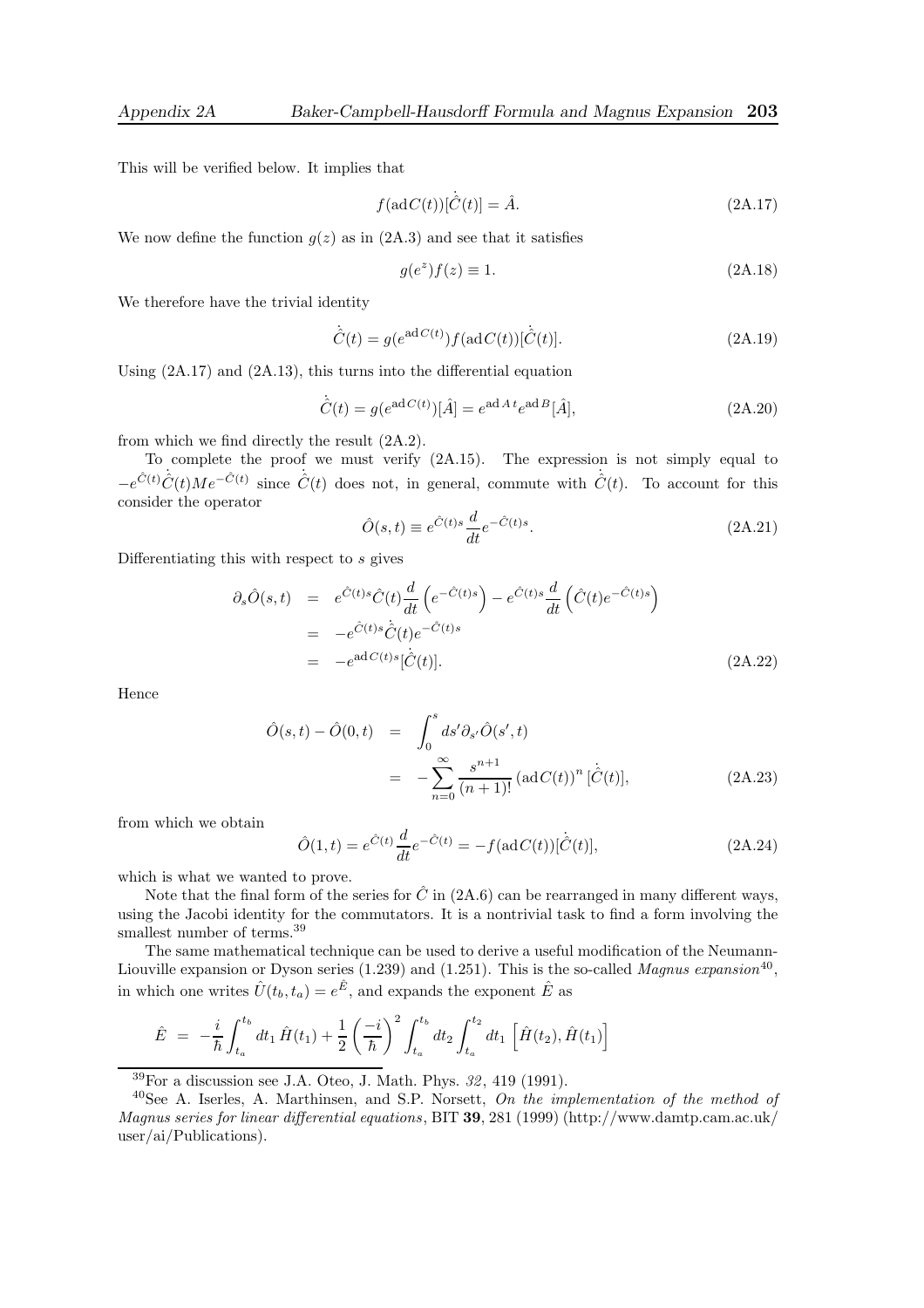This will be verified below. It implies that

$$f(\text{ad}\,C(t))[\dot{\hat{C}}(t)] = \hat{A}. \tag{2A.17}$$

We now define the function $g(z)$ as in (2A.3) and see that it satisfies

$$g(e^z)f(z) \equiv 1. \tag{2A.18}$$

We therefore have the trivial identity

$$\dot{\hat{C}}(t) = g(e^{\text{ad}\,C(t)})f(\text{ad}\,C(t))[\dot{\hat{C}}(t)]. \tag{2A.19}$$

Using (2A.17) and (2A.13), this turns into the differential equation

$$\dot{\hat{C}}(t) = g(e^{\text{ad}\,C(t)})[\hat{A}] = e^{\text{ad}\,A\,t}e^{\text{ad}\,B}[\hat{A}], \tag{2A.20}$$

from which we find directly the result (2A.2).

To complete the proof we must verify (2A.15). The expression is not simply equal to $-e^{\hat{C}(t)}\dot{\hat{C}}(t)Me^{-\hat{C}(t)}$ since $\dot{\hat{C}}(t)$ does not, in general, commute with $\dot{\hat{C}}(t)$. To account for this consider the operator

$$\hat{O}(s,t) \equiv e^{\hat{C}(t)s}\frac{d}{dt}e^{-\hat{C}(t)s}. \tag{2A.21}$$

Differentiating this with respect to $s$ gives

$$\begin{aligned}
\partial_s \hat{O}(s,t) &= e^{\hat{C}(t)s}\hat{C}(t)\frac{d}{dt}\left(e^{-\hat{C}(t)s}\right) - e^{\hat{C}(t)s}\frac{d}{dt}\left(\hat{C}(t)e^{-\hat{C}(t)s}\right) \\
&= -e^{\hat{C}(t)s}\dot{\hat{C}}(t)e^{-\hat{C}(t)s} \\
&= -e^{\text{ad}\,C(t)s}[\dot{\hat{C}}(t)].
\end{aligned} \tag{2A.22}$$

Hence

$$\begin{aligned}
\hat{O}(s,t) - \hat{O}(0,t) &= \int_0^s ds' \partial_{s'}\hat{O}(s',t) \\
&= -\sum_{n=0}^{\infty}\frac{s^{n+1}}{(n+1)!}\left(\text{ad}\,C(t)\right)^n[\dot{\hat{C}}(t)],
\end{aligned} \tag{2A.23}$$

from which we obtain

$$\hat{O}(1,t) = e^{\hat{C}(t)}\frac{d}{dt}e^{-\hat{C}(t)} = -f(\text{ad}\,C(t))[\dot{\hat{C}}(t)], \tag{2A.24}$$

which is what we wanted to prove.

Note that the final form of the series for $\hat{C}$ in (2A.6) can be rearranged in many different ways, using the Jacobi identity for the commutators. It is a nontrivial task to find a form involving the smallest number of terms.[39]

The same mathematical technique can be used to derive a useful modification of the Neumann-Liouville expansion or Dyson series (1.239) and (1.251). This is the so-called *Magnus expansion*[40], in which one writes $\hat{U}(t_b, t_a) = e^{\hat{E}}$, and expands the exponent $\hat{E}$ as

$$\hat{E} \;=\; -\frac{i}{\hbar}\int_{t_a}^{t_b} dt_1\,\hat{H}(t_1) + \frac{1}{2}\left(\frac{-i}{\hbar}\right)^2\int_{t_a}^{t_b} dt_2\int_{t_a}^{t_2} dt_1\,\left[\hat{H}(t_2),\hat{H}(t_1)\right]$$

---

[39] For a discussion see J.A. Oteo, J. Math. Phys. *32*, 419 (1991).

[40] See A. Iserles, A. Marthinsen, and S.P. Norsett, *On the implementation of the method of Magnus series for linear differential equations*, BIT **39**, 281 (1999) (http://www.damtp.cam.ac.uk/user/ai/Publications).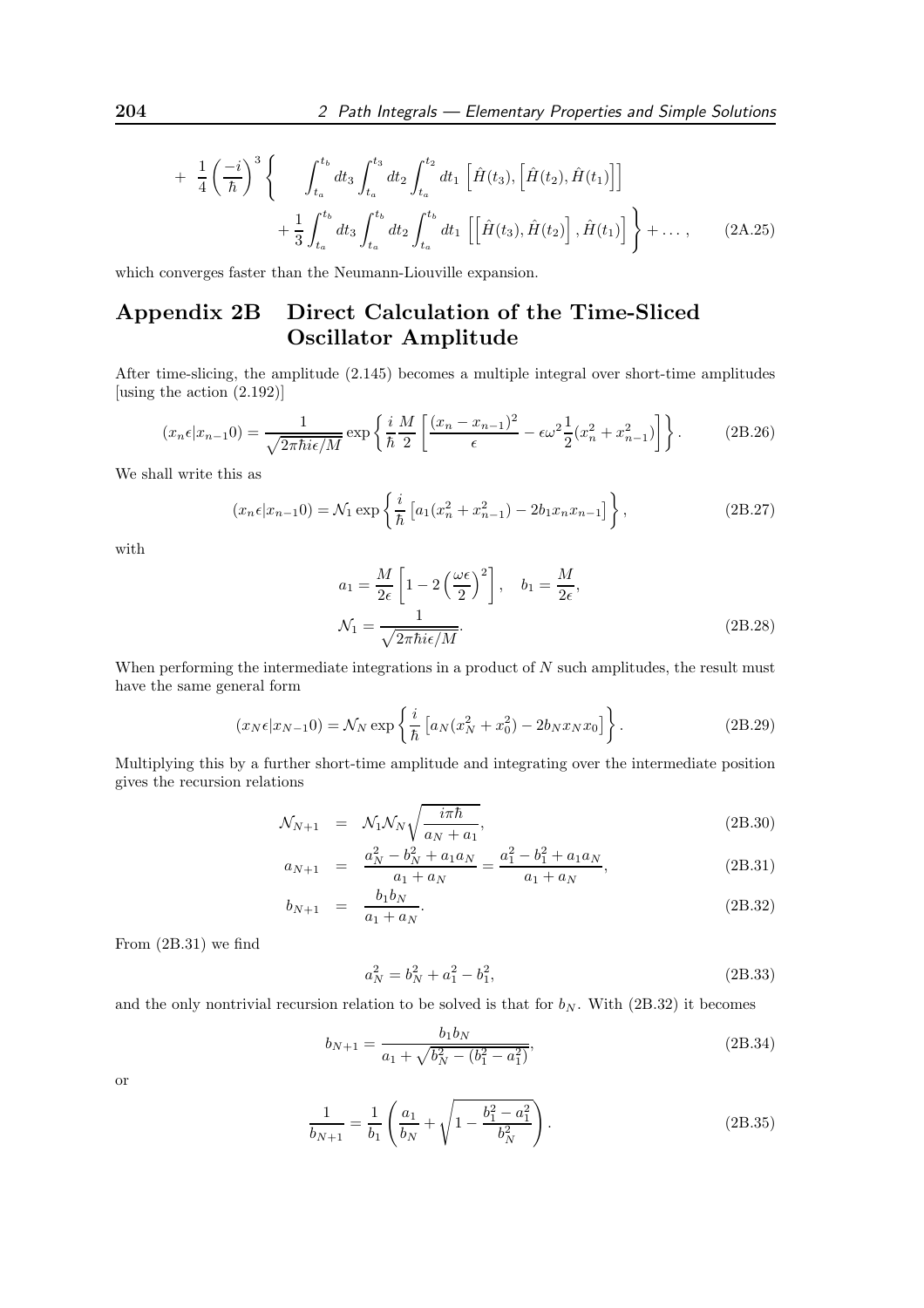$$+\ \frac{1}{4}\left(\frac{-i}{\hbar}\right)^3\left\{\quad \int_{t_a}^{t_b} dt_3 \int_{t_a}^{t_3} dt_2 \int_{t_a}^{t_2} dt_1\ \left[\hat{H}(t_3),\left[\hat{H}(t_2),\hat{H}(t_1)\right]\right] \right.$$
$$\left. +\frac{1}{3}\int_{t_a}^{t_b} dt_3 \int_{t_a}^{t_b} dt_2 \int_{t_a}^{t_b} dt_1\ \left[\left[\hat{H}(t_3),\hat{H}(t_2)\right],\hat{H}(t_1)\right]\right\}+\ldots, \tag{2A.25}$$

which converges faster than the Neumann-Liouville expansion.

## Appendix 2B Direct Calculation of the Time-Sliced Oscillator Amplitude

After time-slicing, the amplitude (2.145) becomes a multiple integral over short-time amplitudes [using the action (2.192)]

$$(x_n\epsilon|x_{n-1}0) = \frac{1}{\sqrt{2\pi\hbar i\epsilon/M}}\exp\left\{\frac{i}{\hbar}\frac{M}{2}\left[\frac{(x_n-x_{n-1})^2}{\epsilon}-\epsilon\omega^2\frac{1}{2}(x_n^2+x_{n-1}^2)\right]\right\}. \tag{2B.26}$$

We shall write this as

$$(x_n\epsilon|x_{n-1}0) = \mathcal{N}_1\exp\left\{\frac{i}{\hbar}\left[a_1(x_n^2+x_{n-1}^2)-2b_1x_nx_{n-1}\right]\right\}, \tag{2B.27}$$

with

$$a_1 = \frac{M}{2\epsilon}\left[1-2\left(\frac{\omega\epsilon}{2}\right)^2\right],\quad b_1=\frac{M}{2\epsilon},$$
$$\mathcal{N}_1 = \frac{1}{\sqrt{2\pi\hbar i\epsilon/M}}. \tag{2B.28}$$

When performing the intermediate integrations in a product of $N$ such amplitudes, the result must have the same general form

$$(x_N\epsilon|x_{N-1}0) = \mathcal{N}_N\exp\left\{\frac{i}{\hbar}\left[a_N(x_N^2+x_0^2)-2b_Nx_Nx_0\right]\right\}. \tag{2B.29}$$

Multiplying this by a further short-time amplitude and integrating over the intermediate position gives the recursion relations

$$\mathcal{N}_{N+1} = \mathcal{N}_1\mathcal{N}_N\sqrt{\frac{i\pi\hbar}{a_N+a_1}}, \tag{2B.30}$$

$$a_{N+1} = \frac{a_N^2-b_N^2+a_1a_N}{a_1+a_N} = \frac{a_1^2-b_1^2+a_1a_N}{a_1+a_N}, \tag{2B.31}$$

$$b_{N+1} = \frac{b_1b_N}{a_1+a_N}. \tag{2B.32}$$

From (2B.31) we find

$$a_N^2 = b_N^2+a_1^2-b_1^2, \tag{2B.33}$$

and the only nontrivial recursion relation to be solved is that for $b_N$. With (2B.32) it becomes

$$b_{N+1} = \frac{b_1b_N}{a_1+\sqrt{b_N^2-(b_1^2-a_1^2)}}, \tag{2B.34}$$

or

$$\frac{1}{b_{N+1}} = \frac{1}{b_1}\left(\frac{a_1}{b_N}+\sqrt{1-\frac{b_1^2-a_1^2}{b_N^2}}\right). \tag{2B.35}$$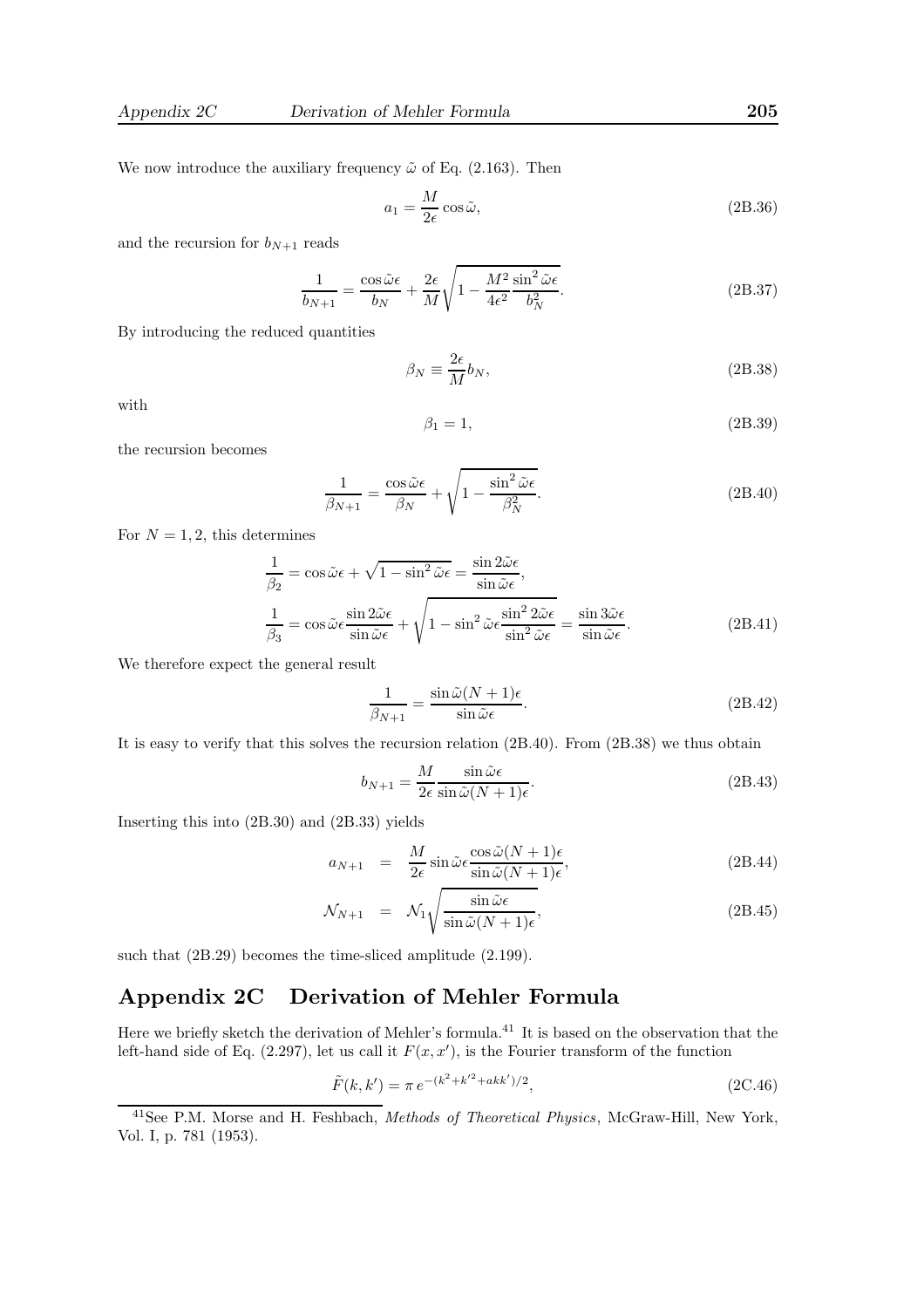We now introduce the auxiliary frequency $\tilde{\omega}$ of Eq. (2.163). Then

$$a_1 = \frac{M}{2\epsilon}\cos\tilde{\omega}, \tag{2B.36}$$

and the recursion for $b_{N+1}$ reads

$$\frac{1}{b_{N+1}} = \frac{\cos\tilde{\omega}\epsilon}{b_N} + \frac{2\epsilon}{M}\sqrt{1 - \frac{M^2}{4\epsilon^2}\frac{\sin^2\tilde{\omega}\epsilon}{b_N^2}}. \tag{2B.37}$$

By introducing the reduced quantities

$$\beta_N \equiv \frac{2\epsilon}{M} b_N, \tag{2B.38}$$

with

$$\beta_1 = 1, \tag{2B.39}$$

the recursion becomes

$$\frac{1}{\beta_{N+1}} = \frac{\cos\tilde{\omega}\epsilon}{\beta_N} + \sqrt{1 - \frac{\sin^2\tilde{\omega}\epsilon}{\beta_N^2}}. \tag{2B.40}$$

For $N = 1, 2$, this determines

$$\begin{aligned}
\frac{1}{\beta_2} &= \cos\tilde{\omega}\epsilon + \sqrt{1 - \sin^2\tilde{\omega}\epsilon} = \frac{\sin 2\tilde{\omega}\epsilon}{\sin\tilde{\omega}\epsilon}, \\
\frac{1}{\beta_3} &= \cos\tilde{\omega}\epsilon\frac{\sin 2\tilde{\omega}\epsilon}{\sin\tilde{\omega}\epsilon} + \sqrt{1 - \sin^2\tilde{\omega}\epsilon\frac{\sin^2 2\tilde{\omega}\epsilon}{\sin^2\tilde{\omega}\epsilon}} = \frac{\sin 3\tilde{\omega}\epsilon}{\sin\tilde{\omega}\epsilon}.
\end{aligned} \tag{2B.41}$$

We therefore expect the general result

$$\frac{1}{\beta_{N+1}} = \frac{\sin\tilde{\omega}(N+1)\epsilon}{\sin\tilde{\omega}\epsilon}. \tag{2B.42}$$

It is easy to verify that this solves the recursion relation (2B.40). From (2B.38) we thus obtain

$$b_{N+1} = \frac{M}{2\epsilon}\frac{\sin\tilde{\omega}\epsilon}{\sin\tilde{\omega}(N+1)\epsilon}. \tag{2B.43}$$

Inserting this into (2B.30) and (2B.33) yields

$$a_{N+1} = \frac{M}{2\epsilon}\sin\tilde{\omega}\epsilon\frac{\cos\tilde{\omega}(N+1)\epsilon}{\sin\tilde{\omega}(N+1)\epsilon}, \tag{2B.44}$$

$$\mathcal{N}_{N+1} = \mathcal{N}_1\sqrt{\frac{\sin\tilde{\omega}\epsilon}{\sin\tilde{\omega}(N+1)\epsilon}}, \tag{2B.45}$$

such that (2B.29) becomes the time-sliced amplitude (2.199).

## Appendix 2C Derivation of Mehler Formula

Here we briefly sketch the derivation of Mehler's formula.[41] It is based on the observation that the left-hand side of Eq. (2.297), let us call it $F(x, x')$, is the Fourier transform of the function

$$\tilde{F}(k, k') = \pi\, e^{-(k^2 + k'^2 + akk')/2}, \tag{2C.46}$$

---

[41] See P.M. Morse and H. Feshbach, *Methods of Theoretical Physics*, McGraw-Hill, New York, Vol. I, p. 781 (1953).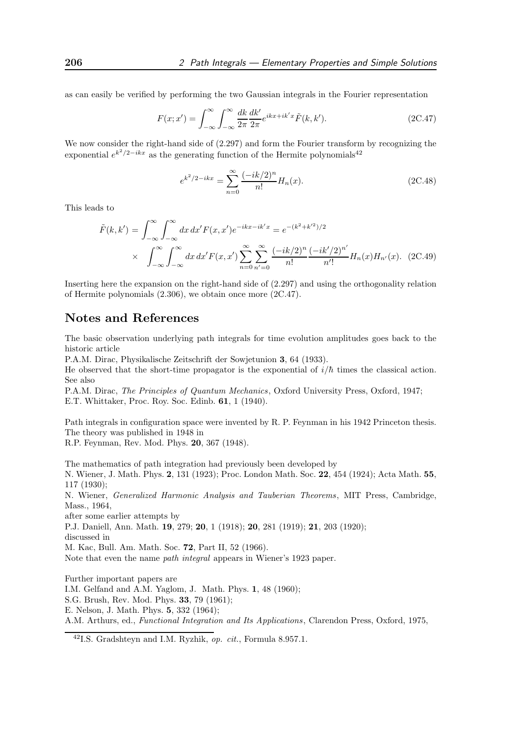as can easily be verified by performing the two Gaussian integrals in the Fourier representation

$$F(x;x') = \int_{-\infty}^{\infty} \int_{-\infty}^{\infty} \frac{dk}{2\pi} \frac{dk'}{2\pi} e^{ikx+ik'x} \tilde{F}(k,k'). \tag{2C.47}$$

We now consider the right-hand side of (2.297) and form the Fourier transform by recognizing the exponential $e^{k^2/2-ikx}$ as the generating function of the Hermite polynomials[42]

$$e^{k^2/2-ikx} = \sum_{n=0}^{\infty} \frac{(-ik/2)^n}{n!} H_n(x). \tag{2C.48}$$

This leads to

$$\begin{aligned}
\tilde{F}(k,k') &= \int_{-\infty}^{\infty} \int_{-\infty}^{\infty} dx\, dx' F(x,x') e^{-ikx-ik'x} = e^{-(k^2+k'^2)/2} \\
&\times \int_{-\infty}^{\infty} \int_{-\infty}^{\infty} dx\, dx' F(x,x') \sum_{n=0}^{\infty} \sum_{n'=0}^{\infty} \frac{(-ik/2)^n}{n!} \frac{(-ik'/2)^{n'}}{n'!} H_n(x) H_{n'}(x).
\end{aligned} \tag{2C.49}$$

Inserting here the expansion on the right-hand side of (2.297) and using the orthogonality relation of Hermite polynomials (2.306), we obtain once more (2C.47).

## Notes and References

The basic observation underlying path integrals for time evolution amplitudes goes back to the historic article

P.A.M. Dirac, Physikalische Zeitschrift der Sowjetunion **3**, 64 (1933).

He observed that the short-time propagator is the exponential of $i/\hbar$ times the classical action. See also

P.A.M. Dirac, *The Principles of Quantum Mechanics*, Oxford University Press, Oxford, 1947;
E.T. Whittaker, Proc. Roy. Soc. Edinb. **61**, 1 (1940).

Path integrals in configuration space were invented by R. P. Feynman in his 1942 Princeton thesis. The theory was published in 1948 in

R.P. Feynman, Rev. Mod. Phys. **20**, 367 (1948).

The mathematics of path integration had previously been developed by

N. Wiener, J. Math. Phys. **2**, 131 (1923); Proc. London Math. Soc. **22**, 454 (1924); Acta Math. **55**, 117 (1930);
N. Wiener, *Generalized Harmonic Analysis and Tauberian Theorems*, MIT Press, Cambridge, Mass., 1964,

after some earlier attempts by

P.J. Daniell, Ann. Math. **19**, 279; **20**, 1 (1918); **20**, 281 (1919); **21**, 203 (1920);

discussed in

M. Kac, Bull. Am. Math. Soc. **72**, Part II, 52 (1966).

Note that even the name *path integral* appears in Wiener's 1923 paper.

Further important papers are

I.M. Gelfand and A.M. Yaglom, J. Math. Phys. **1**, 48 (1960);
S.G. Brush, Rev. Mod. Phys. **33**, 79 (1961);
E. Nelson, J. Math. Phys. **5**, 332 (1964);
A.M. Arthurs, ed., *Functional Integration and Its Applications*, Clarendon Press, Oxford, 1975,

[42] I.S. Gradshteyn and I.M. Ryzhik, *op. cit.*, Formula 8.957.1.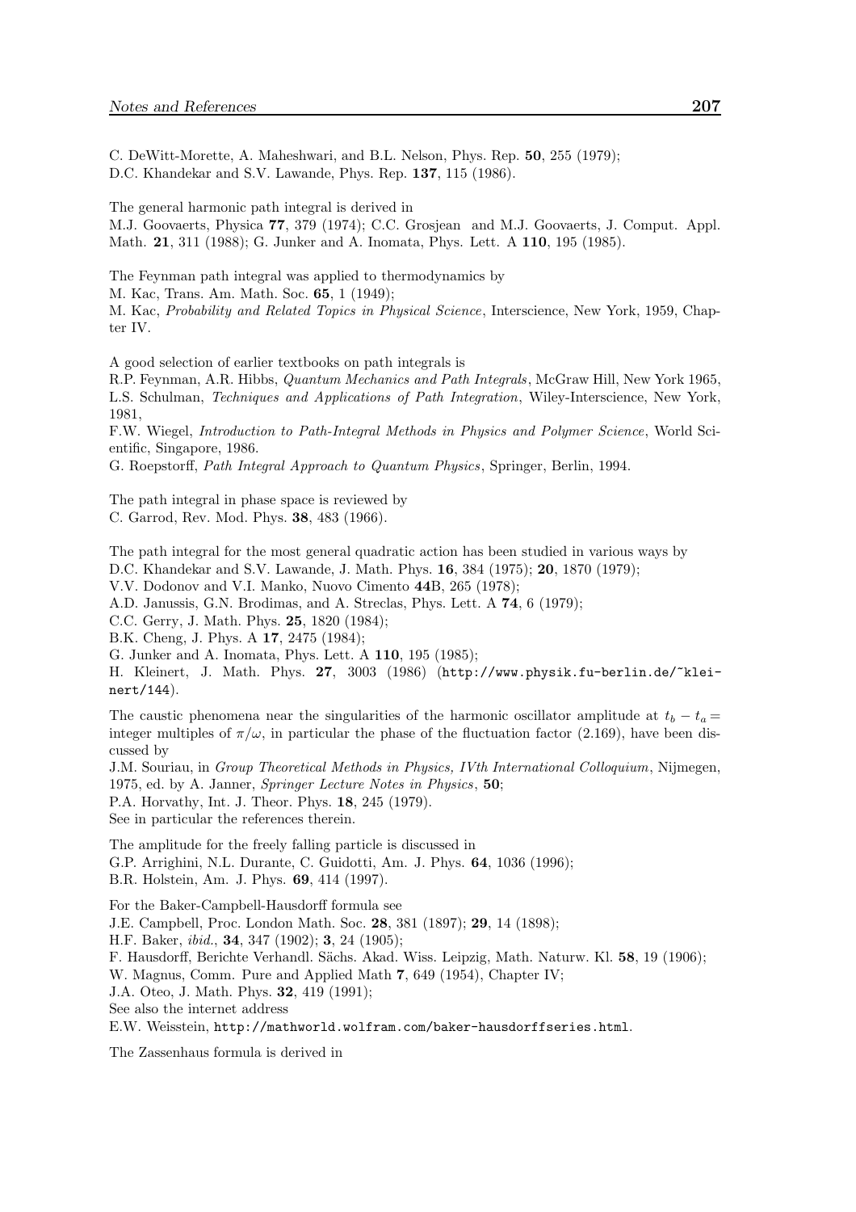C. DeWitt-Morette, A. Maheshwari, and B.L. Nelson, Phys. Rep. **50**, 255 (1979);
D.C. Khandekar and S.V. Lawande, Phys. Rep. **137**, 115 (1986).

The general harmonic path integral is derived in
M.J. Goovaerts, Physica **77**, 379 (1974); C.C. Grosjean and M.J. Goovaerts, J. Comput. Appl. Math. **21**, 311 (1988); G. Junker and A. Inomata, Phys. Lett. A **110**, 195 (1985).

The Feynman path integral was applied to thermodynamics by
M. Kac, Trans. Am. Math. Soc. **65**, 1 (1949);
M. Kac, *Probability and Related Topics in Physical Science*, Interscience, New York, 1959, Chapter IV.

A good selection of earlier textbooks on path integrals is
R.P. Feynman, A.R. Hibbs, *Quantum Mechanics and Path Integrals*, McGraw Hill, New York 1965,
L.S. Schulman, *Techniques and Applications of Path Integration*, Wiley-Interscience, New York, 1981,
F.W. Wiegel, *Introduction to Path-Integral Methods in Physics and Polymer Science*, World Scientific, Singapore, 1986.
G. Roepstorff, *Path Integral Approach to Quantum Physics*, Springer, Berlin, 1994.

The path integral in phase space is reviewed by
C. Garrod, Rev. Mod. Phys. **38**, 483 (1966).

The path integral for the most general quadratic action has been studied in various ways by
D.C. Khandekar and S.V. Lawande, J. Math. Phys. **16**, 384 (1975); **20**, 1870 (1979);
V.V. Dodonov and V.I. Manko, Nuovo Cimento **44**B, 265 (1978);
A.D. Janussis, G.N. Brodimas, and A. Streclas, Phys. Lett. A **74**, 6 (1979);
C.C. Gerry, J. Math. Phys. **25**, 1820 (1984);
B.K. Cheng, J. Phys. A **17**, 2475 (1984);
G. Junker and A. Inomata, Phys. Lett. A **110**, 195 (1985);
H. Kleinert, J. Math. Phys. **27**, 3003 (1986) (`http://www.physik.fu-berlin.de/~kleinert/144`).

The caustic phenomena near the singularities of the harmonic oscillator amplitude at $t_b - t_a =$ integer multiples of $\pi/\omega$, in particular the phase of the fluctuation factor (2.169), have been discussed by
J.M. Souriau, in *Group Theoretical Methods in Physics, IVth International Colloquium*, Nijmegen, 1975, ed. by A. Janner, *Springer Lecture Notes in Physics*, **50**;
P.A. Horvathy, Int. J. Theor. Phys. **18**, 245 (1979).
See in particular the references therein.

The amplitude for the freely falling particle is discussed in
G.P. Arrighini, N.L. Durante, C. Guidotti, Am. J. Phys. **64**, 1036 (1996);
B.R. Holstein, Am. J. Phys. **69**, 414 (1997).

For the Baker-Campbell-Hausdorff formula see
J.E. Campbell, Proc. London Math. Soc. **28**, 381 (1897); **29**, 14 (1898);
H.F. Baker, *ibid.*, **34**, 347 (1902); **3**, 24 (1905);
F. Hausdorff, Berichte Verhandl. Sächs. Akad. Wiss. Leipzig, Math. Naturw. Kl. **58**, 19 (1906);
W. Magnus, Comm. Pure and Applied Math **7**, 649 (1954), Chapter IV;
J.A. Oteo, J. Math. Phys. **32**, 419 (1991);
See also the internet address
E.W. Weisstein, `http://mathworld.wolfram.com/baker-hausdorffseries.html`.

The Zassenhaus formula is derived in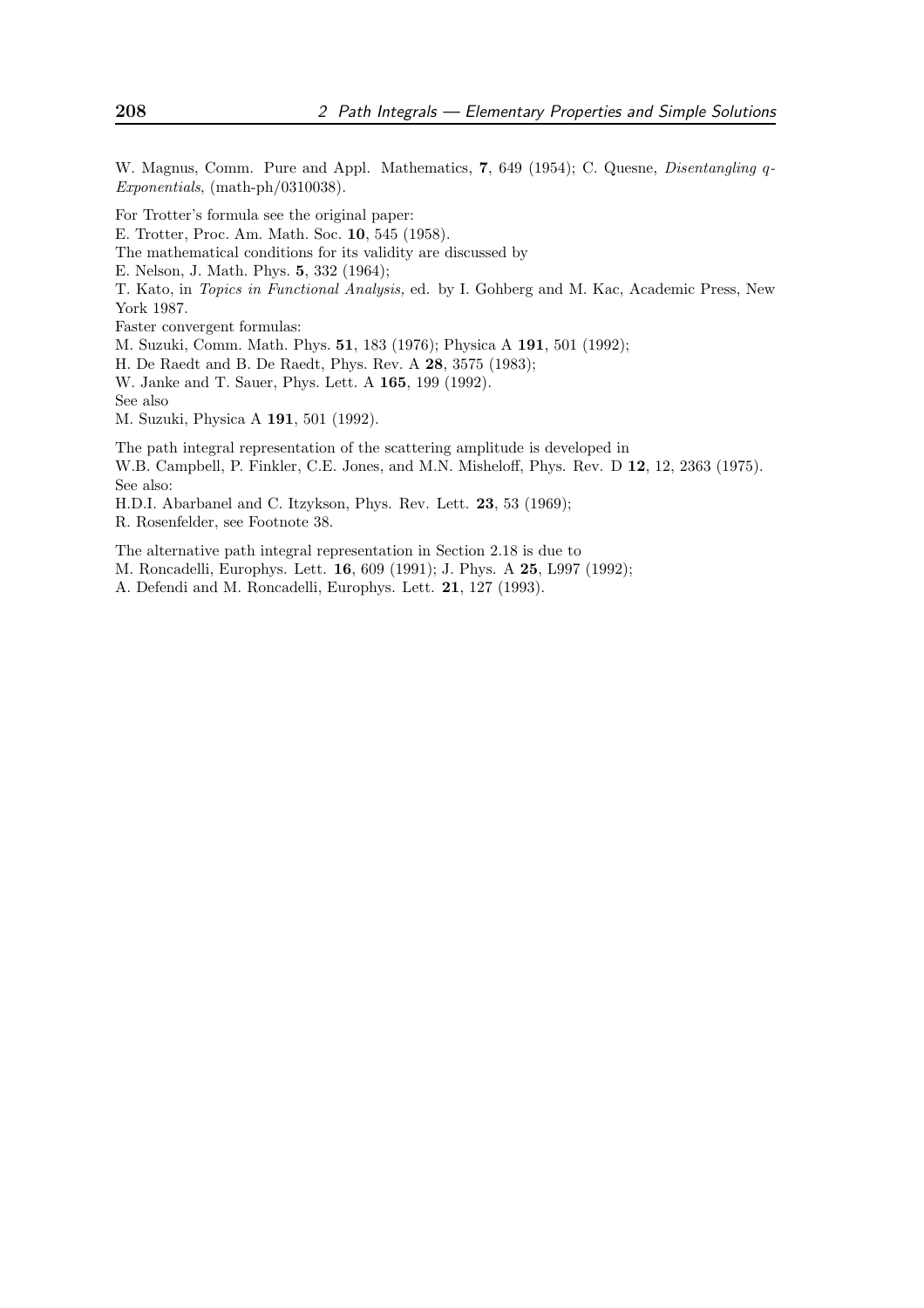W. Magnus, Comm. Pure and Appl. Mathematics, **7**, 649 (1954); C. Quesne, *Disentangling q-Exponentials*, (math-ph/0310038).

For Trotter's formula see the original paper:
E. Trotter, Proc. Am. Math. Soc. **10**, 545 (1958).
The mathematical conditions for its validity are discussed by
E. Nelson, J. Math. Phys. **5**, 332 (1964);
T. Kato, in *Topics in Functional Analysis*, ed. by I. Gohberg and M. Kac, Academic Press, New York 1987.
Faster convergent formulas:
M. Suzuki, Comm. Math. Phys. **51**, 183 (1976); Physica A **191**, 501 (1992);
H. De Raedt and B. De Raedt, Phys. Rev. A **28**, 3575 (1983);
W. Janke and T. Sauer, Phys. Lett. A **165**, 199 (1992).
See also
M. Suzuki, Physica A **191**, 501 (1992).

The path integral representation of the scattering amplitude is developed in
W.B. Campbell, P. Finkler, C.E. Jones, and M.N. Misheloff, Phys. Rev. D **12**, 12, 2363 (1975).
See also:
H.D.I. Abarbanel and C. Itzykson, Phys. Rev. Lett. **23**, 53 (1969);
R. Rosenfelder, see Footnote 38.

The alternative path integral representation in Section 2.18 is due to
M. Roncadelli, Europhys. Lett. **16**, 609 (1991); J. Phys. A **25**, L997 (1992);
A. Defendi and M. Roncadelli, Europhys. Lett. **21**, 127 (1993).